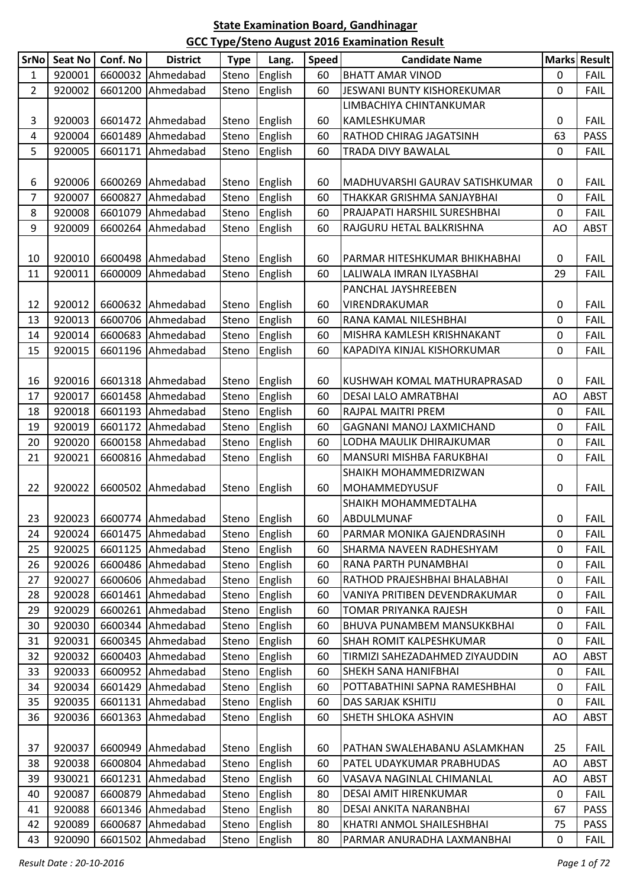# State Examination Board, Gandhinagar

## GCC Type/Steno August 2016 Examination Result

| SrNo | Seat No | Conf. No | District | Type | Lang. | Speed | Candidate Name | Marks | Result |
|---|---|---|---|---|---|---|---|---|---|
| 1 | 920001 | 6600032 | Ahmedabad | Steno | English | 60 | BHATT AMAR VINOD | 0 | FAIL |
| 2 | 920002 | 6601200 | Ahmedabad | Steno | English | 60 | JESWANI BUNTY KISHOREKUMAR | 0 | FAIL |
| 3 | 920003 | 6601472 | Ahmedabad | Steno | English | 60 | LIMBACHIYA CHINTANKUMAR KAMLESHKUMAR | 0 | FAIL |
| 4 | 920004 | 6601489 | Ahmedabad | Steno | English | 60 | RATHOD CHIRAG JAGATSINH | 63 | PASS |
| 5 | 920005 | 6601171 | Ahmedabad | Steno | English | 60 | TRADA DIVY BAWALAL | 0 | FAIL |
| 6 | 920006 | 6600269 | Ahmedabad | Steno | English | 60 | MADHUVARSHI GAURAV SATISHKUMAR | 0 | FAIL |
| 7 | 920007 | 6600827 | Ahmedabad | Steno | English | 60 | THAKKAR GRISHMA SANJAYBHAI | 0 | FAIL |
| 8 | 920008 | 6601079 | Ahmedabad | Steno | English | 60 | PRAJAPATI HARSHIL SURESHBHAI | 0 | FAIL |
| 9 | 920009 | 6600264 | Ahmedabad | Steno | English | 60 | RAJGURU HETAL BALKRISHNA | AO | ABST |
| 10 | 920010 | 6600498 | Ahmedabad | Steno | English | 60 | PARMAR HITESHKUMAR BHIKHABHAI | 0 | FAIL |
| 11 | 920011 | 6600009 | Ahmedabad | Steno | English | 60 | LALIWALA IMRAN ILYASBHAI | 29 | FAIL |
| 12 | 920012 | 6600632 | Ahmedabad | Steno | English | 60 | PANCHAL JAYSHREEBEN VIRENDRAKUMAR | 0 | FAIL |
| 13 | 920013 | 6600706 | Ahmedabad | Steno | English | 60 | RANA KAMAL NILESHBHAI | 0 | FAIL |
| 14 | 920014 | 6600683 | Ahmedabad | Steno | English | 60 | MISHRA KAMLESH KRISHNAKANT | 0 | FAIL |
| 15 | 920015 | 6601196 | Ahmedabad | Steno | English | 60 | KAPADIYA KINJAL KISHORKUMAR | 0 | FAIL |
| 16 | 920016 | 6601318 | Ahmedabad | Steno | English | 60 | KUSHWAH KOMAL MATHURAPRASAD | 0 | FAIL |
| 17 | 920017 | 6601458 | Ahmedabad | Steno | English | 60 | DESAI LALO AMRATBHAI | AO | ABST |
| 18 | 920018 | 6601193 | Ahmedabad | Steno | English | 60 | RAJPAL MAITRI PREM | 0 | FAIL |
| 19 | 920019 | 6601172 | Ahmedabad | Steno | English | 60 | GAGNANI MANOJ LAXMICHAND | 0 | FAIL |
| 20 | 920020 | 6600158 | Ahmedabad | Steno | English | 60 | LODHA MAULIK DHIRAJKUMAR | 0 | FAIL |
| 21 | 920021 | 6600816 | Ahmedabad | Steno | English | 60 | MANSURI MISHBA FARUKBHAI | 0 | FAIL |
| 22 | 920022 | 6600502 | Ahmedabad | Steno | English | 60 | SHAIKH MOHAMMEDRIZWAN MOHAMMEDYUSUF | 0 | FAIL |
| 23 | 920023 | 6600774 | Ahmedabad | Steno | English | 60 | SHAIKH MOHAMMEDTALHA ABDULMUNAF | 0 | FAIL |
| 24 | 920024 | 6601475 | Ahmedabad | Steno | English | 60 | PARMAR MONIKA GAJENDRASINH | 0 | FAIL |
| 25 | 920025 | 6601125 | Ahmedabad | Steno | English | 60 | SHARMA NAVEEN RADHESHYAM | 0 | FAIL |
| 26 | 920026 | 6600486 | Ahmedabad | Steno | English | 60 | RANA PARTH PUNAMBHAI | 0 | FAIL |
| 27 | 920027 | 6600606 | Ahmedabad | Steno | English | 60 | RATHOD PRAJESHBHAI BHALABHAI | 0 | FAIL |
| 28 | 920028 | 6601461 | Ahmedabad | Steno | English | 60 | VANIYA PRITIBEN DEVENDRAKUMAR | 0 | FAIL |
| 29 | 920029 | 6600261 | Ahmedabad | Steno | English | 60 | TOMAR PRIYANKA RAJESH | 0 | FAIL |
| 30 | 920030 | 6600344 | Ahmedabad | Steno | English | 60 | BHUVA PUNAMBEM MANSUKKBHAI | 0 | FAIL |
| 31 | 920031 | 6600345 | Ahmedabad | Steno | English | 60 | SHAH ROMIT KALPESHKUMAR | 0 | FAIL |
| 32 | 920032 | 6600403 | Ahmedabad | Steno | English | 60 | TIRMIZI SAHEZADAHMED ZIYAUDDIN | AO | ABST |
| 33 | 920033 | 6600952 | Ahmedabad | Steno | English | 60 | SHEKH SANA HANIFBHAI | 0 | FAIL |
| 34 | 920034 | 6601429 | Ahmedabad | Steno | English | 60 | POTTABATHINI SAPNA RAMESHBHAI | 0 | FAIL |
| 35 | 920035 | 6601131 | Ahmedabad | Steno | English | 60 | DAS SARJAK KSHITIJ | 0 | FAIL |
| 36 | 920036 | 6601363 | Ahmedabad | Steno | English | 60 | SHETH SHLOKA ASHVIN | AO | ABST |
| 37 | 920037 | 6600949 | Ahmedabad | Steno | English | 60 | PATHAN SWALEHABANU ASLAMKHAN | 25 | FAIL |
| 38 | 920038 | 6600804 | Ahmedabad | Steno | English | 60 | PATEL UDAYKUMAR PRABHUDAS | AO | ABST |
| 39 | 930021 | 6601231 | Ahmedabad | Steno | English | 60 | VASAVA NAGINLAL CHIMANLAL | AO | ABST |
| 40 | 920087 | 6600879 | Ahmedabad | Steno | English | 80 | DESAI AMIT HIRENKUMAR | 0 | FAIL |
| 41 | 920088 | 6601346 | Ahmedabad | Steno | English | 80 | DESAI ANKITA NARANBHAI | 67 | PASS |
| 42 | 920089 | 6600687 | Ahmedabad | Steno | English | 80 | KHATRI ANMOL SHAILESHBHAI | 75 | PASS |
| 43 | 920090 | 6601502 | Ahmedabad | Steno | English | 80 | PARMAR ANURADHA LAXMANBHAI | 0 | FAIL |

*Result Date : 20-10-2016*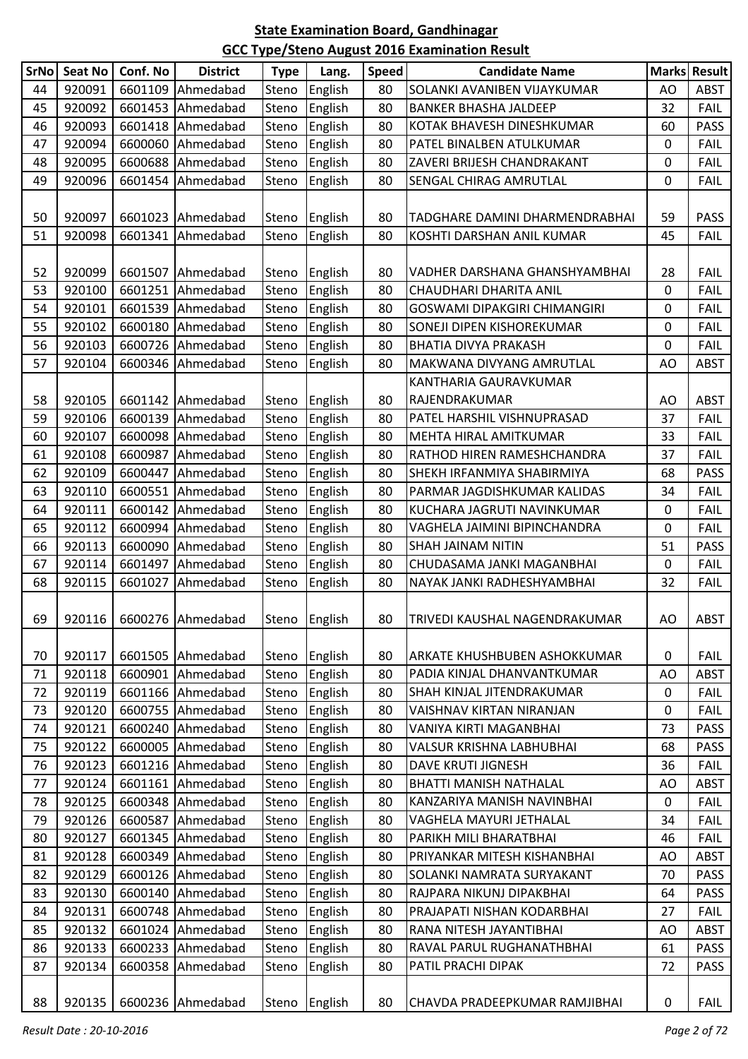**State Examination Board, Gandhinagar**

**GCC Type/Steno August 2016 Examination Result**

| SrNo | Seat No | Conf. No | District | Type | Lang. | Speed | Candidate Name | Marks | Result |
|---|---|---|---|---|---|---|---|---|---|
| 44 | 920091 | 6601109 | Ahmedabad | Steno | English | 80 | SOLANKI AVANIBEN VIJAYKUMAR | AO | ABST |
| 45 | 920092 | 6601453 | Ahmedabad | Steno | English | 80 | BANKER BHASHA JALDEEP | 32 | FAIL |
| 46 | 920093 | 6601418 | Ahmedabad | Steno | English | 80 | KOTAK BHAVESH DINESHKUMAR | 60 | PASS |
| 47 | 920094 | 6600060 | Ahmedabad | Steno | English | 80 | PATEL BINALBEN ATULKUMAR | 0 | FAIL |
| 48 | 920095 | 6600688 | Ahmedabad | Steno | English | 80 | ZAVERI BRIJESH CHANDRAKANT | 0 | FAIL |
| 49 | 920096 | 6601454 | Ahmedabad | Steno | English | 80 | SENGAL CHIRAG AMRUTLAL | 0 | FAIL |
| 50 | 920097 | 6601023 | Ahmedabad | Steno | English | 80 | TADGHARE DAMINI DHARMENDRABHAI | 59 | PASS |
| 51 | 920098 | 6601341 | Ahmedabad | Steno | English | 80 | KOSHTI DARSHAN ANIL KUMAR | 45 | FAIL |
| 52 | 920099 | 6601507 | Ahmedabad | Steno | English | 80 | VADHER DARSHANA GHANSHYAMBHAI | 28 | FAIL |
| 53 | 920100 | 6601251 | Ahmedabad | Steno | English | 80 | CHAUDHARI DHARITA ANIL | 0 | FAIL |
| 54 | 920101 | 6601539 | Ahmedabad | Steno | English | 80 | GOSWAMI DIPAKGIRI CHIMANGIRI | 0 | FAIL |
| 55 | 920102 | 6600180 | Ahmedabad | Steno | English | 80 | SONEJI DIPEN KISHOREKUMAR | 0 | FAIL |
| 56 | 920103 | 6600726 | Ahmedabad | Steno | English | 80 | BHATIA DIVYA PRAKASH | 0 | FAIL |
| 57 | 920104 | 6600346 | Ahmedabad | Steno | English | 80 | MAKWANA DIVYANG AMRUTLAL | AO | ABST |
| 58 | 920105 | 6601142 | Ahmedabad | Steno | English | 80 | KANTHARIA GAURAVKUMAR RAJENDRAKUMAR | AO | ABST |
| 59 | 920106 | 6600139 | Ahmedabad | Steno | English | 80 | PATEL HARSHIL VISHNUPRASAD | 37 | FAIL |
| 60 | 920107 | 6600098 | Ahmedabad | Steno | English | 80 | MEHTA HIRAL AMITKUMAR | 33 | FAIL |
| 61 | 920108 | 6600987 | Ahmedabad | Steno | English | 80 | RATHOD HIREN RAMESHCHANDRA | 37 | FAIL |
| 62 | 920109 | 6600447 | Ahmedabad | Steno | English | 80 | SHEKH IRFANMIYA SHABIRMIYA | 68 | PASS |
| 63 | 920110 | 6600551 | Ahmedabad | Steno | English | 80 | PARMAR JAGDISHKUMAR KALIDAS | 34 | FAIL |
| 64 | 920111 | 6600142 | Ahmedabad | Steno | English | 80 | KUCHARA JAGRUTI NAVINKUMAR | 0 | FAIL |
| 65 | 920112 | 6600994 | Ahmedabad | Steno | English | 80 | VAGHELA JAIMINI BIPINCHANDRA | 0 | FAIL |
| 66 | 920113 | 6600090 | Ahmedabad | Steno | English | 80 | SHAH JAINAM NITIN | 51 | PASS |
| 67 | 920114 | 6601497 | Ahmedabad | Steno | English | 80 | CHUDASAMA JANKI MAGANBHAI | 0 | FAIL |
| 68 | 920115 | 6601027 | Ahmedabad | Steno | English | 80 | NAYAK JANKI RADHESHYAMBHAI | 32 | FAIL |
| 69 | 920116 | 6600276 | Ahmedabad | Steno | English | 80 | TRIVEDI KAUSHAL NAGENDRAKUMAR | AO | ABST |
| 70 | 920117 | 6601505 | Ahmedabad | Steno | English | 80 | ARKATE KHUSHBUBEN ASHOKKUMAR | 0 | FAIL |
| 71 | 920118 | 6600901 | Ahmedabad | Steno | English | 80 | PADIA KINJAL DHANVANTKUMAR | AO | ABST |
| 72 | 920119 | 6601166 | Ahmedabad | Steno | English | 80 | SHAH KINJAL JITENDRAKUMAR | 0 | FAIL |
| 73 | 920120 | 6600755 | Ahmedabad | Steno | English | 80 | VAISHNAV KIRTAN NIRANJAN | 0 | FAIL |
| 74 | 920121 | 6600240 | Ahmedabad | Steno | English | 80 | VANIYA KIRTI MAGANBHAI | 73 | PASS |
| 75 | 920122 | 6600005 | Ahmedabad | Steno | English | 80 | VALSUR KRISHNA LABHUBHAI | 68 | PASS |
| 76 | 920123 | 6601216 | Ahmedabad | Steno | English | 80 | DAVE KRUTI JIGNESH | 36 | FAIL |
| 77 | 920124 | 6601161 | Ahmedabad | Steno | English | 80 | BHATTI MANISH NATHALAL | AO | ABST |
| 78 | 920125 | 6600348 | Ahmedabad | Steno | English | 80 | KANZARIYA MANISH NAVINBHAI | 0 | FAIL |
| 79 | 920126 | 6600587 | Ahmedabad | Steno | English | 80 | VAGHELA MAYURI JETHALAL | 34 | FAIL |
| 80 | 920127 | 6601345 | Ahmedabad | Steno | English | 80 | PARIKH MILI BHARATBHAI | 46 | FAIL |
| 81 | 920128 | 6600349 | Ahmedabad | Steno | English | 80 | PRIYANKAR MITESH KISHANBHAI | AO | ABST |
| 82 | 920129 | 6600126 | Ahmedabad | Steno | English | 80 | SOLANKI NAMRATA SURYAKANT | 70 | PASS |
| 83 | 920130 | 6600140 | Ahmedabad | Steno | English | 80 | RAJPARA NIKUNJ DIPAKBHAI | 64 | PASS |
| 84 | 920131 | 6600748 | Ahmedabad | Steno | English | 80 | PRAJAPATI NISHAN KODARBHAI | 27 | FAIL |
| 85 | 920132 | 6601024 | Ahmedabad | Steno | English | 80 | RANA NITESH JAYANTIBHAI | AO | ABST |
| 86 | 920133 | 6600233 | Ahmedabad | Steno | English | 80 | RAVAL PARUL RUGHANATHBHAI | 61 | PASS |
| 87 | 920134 | 6600358 | Ahmedabad | Steno | English | 80 | PATIL PRACHI DIPAK | 72 | PASS |
| 88 | 920135 | 6600236 | Ahmedabad | Steno | English | 80 | CHAVDA PRADEEPKUMAR RAMJIBHAI | 0 | FAIL |

*Result Date : 20-10-2016*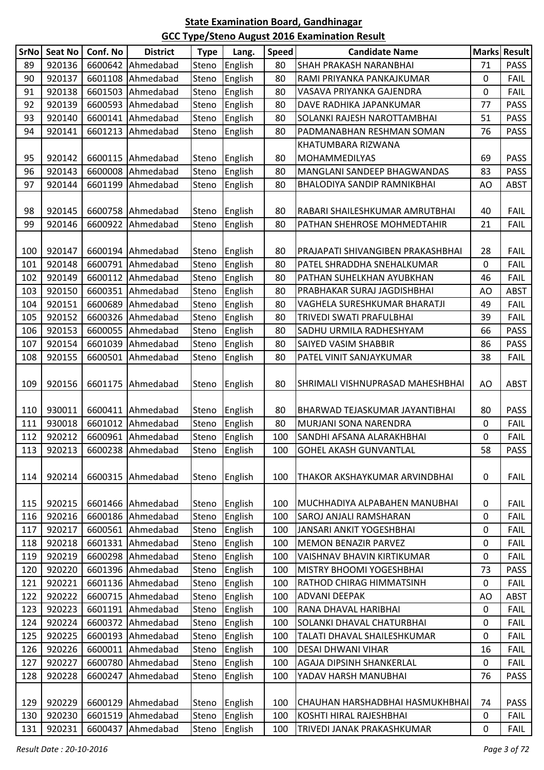**State Examination Board, Gandhinagar**

**GCC Type/Steno August 2016 Examination Result**

| SrNo | Seat No | Conf. No | District | Type | Lang. | Speed | Candidate Name | Marks | Result |
|---|---|---|---|---|---|---|---|---|---|
| 89 | 920136 | 6600642 | Ahmedabad | Steno | English | 80 | SHAH PRAKASH NARANBHAI | 71 | PASS |
| 90 | 920137 | 6601108 | Ahmedabad | Steno | English | 80 | RAMI PRIYANKA PANKAJKUMAR | 0 | FAIL |
| 91 | 920138 | 6601503 | Ahmedabad | Steno | English | 80 | VASAVA PRIYANKA GAJENDRA | 0 | FAIL |
| 92 | 920139 | 6600593 | Ahmedabad | Steno | English | 80 | DAVE RADHIKA JAPANKUMAR | 77 | PASS |
| 93 | 920140 | 6600141 | Ahmedabad | Steno | English | 80 | SOLANKI RAJESH NAROTTAMBHAI | 51 | PASS |
| 94 | 920141 | 6601213 | Ahmedabad | Steno | English | 80 | PADMANABHAN RESHMAN SOMAN | 76 | PASS |
| 95 | 920142 | 6600115 | Ahmedabad | Steno | English | 80 | KHATUMBARA RIZWANA MOHAMMEDILYAS | 69 | PASS |
| 96 | 920143 | 6600008 | Ahmedabad | Steno | English | 80 | MANGLANI SANDEEP BHAGWANDAS | 83 | PASS |
| 97 | 920144 | 6601199 | Ahmedabad | Steno | English | 80 | BHALODIYA SANDIP RAMNIKBHAI | AO | ABST |
| 98 | 920145 | 6600758 | Ahmedabad | Steno | English | 80 | RABARI SHAILESHKUMAR AMRUTBHAI | 40 | FAIL |
| 99 | 920146 | 6600922 | Ahmedabad | Steno | English | 80 | PATHAN SHEHROSE MOHMEDTAHIR | 21 | FAIL |
| 100 | 920147 | 6600194 | Ahmedabad | Steno | English | 80 | PRAJAPATI SHIVANGIBEN PRAKASHBHAI | 28 | FAIL |
| 101 | 920148 | 6600791 | Ahmedabad | Steno | English | 80 | PATEL SHRADDHA SNEHALKUMAR | 0 | FAIL |
| 102 | 920149 | 6600112 | Ahmedabad | Steno | English | 80 | PATHAN SUHELKHAN AYUBKHAN | 46 | FAIL |
| 103 | 920150 | 6600351 | Ahmedabad | Steno | English | 80 | PRABHAKAR SURAJ JAGDISHBHAI | AO | ABST |
| 104 | 920151 | 6600689 | Ahmedabad | Steno | English | 80 | VAGHELA SURESHKUMAR BHARATJI | 49 | FAIL |
| 105 | 920152 | 6600326 | Ahmedabad | Steno | English | 80 | TRIVEDI SWATI PRAFULBHAI | 39 | FAIL |
| 106 | 920153 | 6600055 | Ahmedabad | Steno | English | 80 | SADHU URMILA RADHESHYAM | 66 | PASS |
| 107 | 920154 | 6601039 | Ahmedabad | Steno | English | 80 | SAIYED VASIM SHABBIR | 86 | PASS |
| 108 | 920155 | 6600501 | Ahmedabad | Steno | English | 80 | PATEL VINIT SANJAYKUMAR | 38 | FAIL |
| 109 | 920156 | 6601175 | Ahmedabad | Steno | English | 80 | SHRIMALI VISHNUPRASAD MAHESHBHAI | AO | ABST |
| 110 | 930011 | 6600411 | Ahmedabad | Steno | English | 80 | BHARWAD TEJASKUMAR JAYANTIBHAI | 80 | PASS |
| 111 | 930018 | 6601012 | Ahmedabad | Steno | English | 80 | MURJANI SONA NARENDRA | 0 | FAIL |
| 112 | 920212 | 6600961 | Ahmedabad | Steno | English | 100 | SANDHI AFSANA ALARAKHBHAI | 0 | FAIL |
| 113 | 920213 | 6600238 | Ahmedabad | Steno | English | 100 | GOHEL AKASH GUNVANTLAL | 58 | PASS |
| 114 | 920214 | 6600315 | Ahmedabad | Steno | English | 100 | THAKOR AKSHAYKUMAR ARVINDBHAI | 0 | FAIL |
| 115 | 920215 | 6601466 | Ahmedabad | Steno | English | 100 | MUCHHADIYA ALPABAHEN MANUBHAI | 0 | FAIL |
| 116 | 920216 | 6600186 | Ahmedabad | Steno | English | 100 | SAROJ ANJALI RAMSHARAN | 0 | FAIL |
| 117 | 920217 | 6600561 | Ahmedabad | Steno | English | 100 | JANSARI ANKIT YOGESHBHAI | 0 | FAIL |
| 118 | 920218 | 6601331 | Ahmedabad | Steno | English | 100 | MEMON BENAZIR PARVEZ | 0 | FAIL |
| 119 | 920219 | 6600298 | Ahmedabad | Steno | English | 100 | VAISHNAV BHAVIN KIRTIKUMAR | 0 | FAIL |
| 120 | 920220 | 6601396 | Ahmedabad | Steno | English | 100 | MISTRY BHOOMI YOGESHBHAI | 73 | PASS |
| 121 | 920221 | 6601136 | Ahmedabad | Steno | English | 100 | RATHOD CHIRAG HIMMATSINH | 0 | FAIL |
| 122 | 920222 | 6600715 | Ahmedabad | Steno | English | 100 | ADVANI DEEPAK | AO | ABST |
| 123 | 920223 | 6601191 | Ahmedabad | Steno | English | 100 | RANA DHAVAL HARIBHAI | 0 | FAIL |
| 124 | 920224 | 6600372 | Ahmedabad | Steno | English | 100 | SOLANKI DHAVAL CHATURBHAI | 0 | FAIL |
| 125 | 920225 | 6600193 | Ahmedabad | Steno | English | 100 | TALATI DHAVAL SHAILESHKUMAR | 0 | FAIL |
| 126 | 920226 | 6600011 | Ahmedabad | Steno | English | 100 | DESAI DHWANI VIHAR | 16 | FAIL |
| 127 | 920227 | 6600780 | Ahmedabad | Steno | English | 100 | AGAJA DIPSINH SHANKERLAL | 0 | FAIL |
| 128 | 920228 | 6600247 | Ahmedabad | Steno | English | 100 | YADAV HARSH MANUBHAI | 76 | PASS |
| 129 | 920229 | 6600129 | Ahmedabad | Steno | English | 100 | CHAUHAN HARSHADBHAI HASMUKHBHAI | 74 | PASS |
| 130 | 920230 | 6601519 | Ahmedabad | Steno | English | 100 | KOSHTI HIRAL RAJESHBHAI | 0 | FAIL |
| 131 | 920231 | 6600437 | Ahmedabad | Steno | English | 100 | TRIVEDI JANAK PRAKASHKUMAR | 0 | FAIL |

*Result Date : 20-10-2016*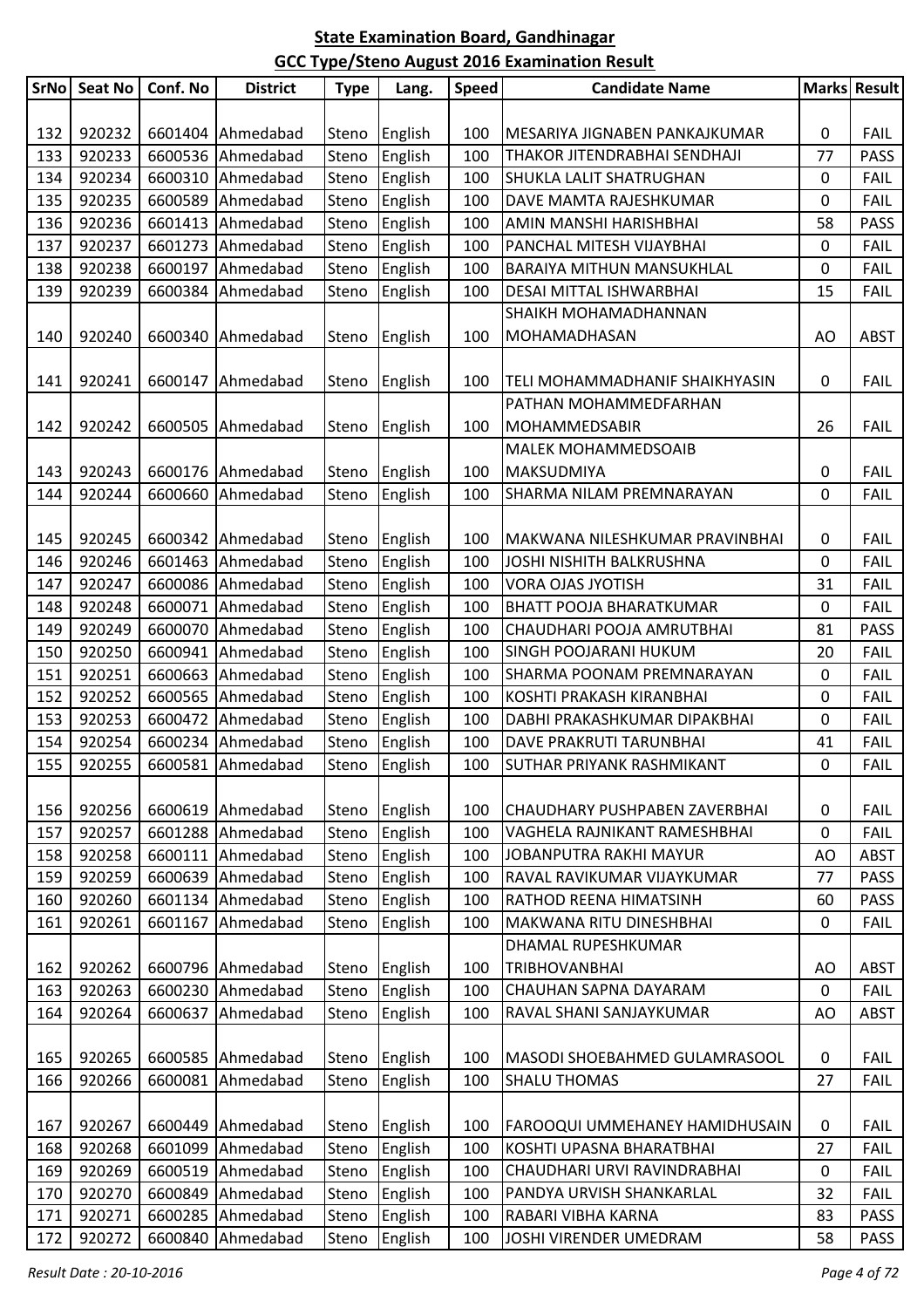**State Examination Board, Gandhinagar**

**GCC Type/Steno August 2016 Examination Result**

| SrNo | Seat No | Conf. No | District | Type | Lang. | Speed | Candidate Name | Marks | Result |
|---|---|---|---|---|---|---|---|---|---|
| 132 | 920232 | 6601404 | Ahmedabad | Steno | English | 100 | MESARIYA JIGNABEN PANKAJKUMAR | 0 | FAIL |
| 133 | 920233 | 6600536 | Ahmedabad | Steno | English | 100 | THAKOR JITENDRABHAI SENDHAJI | 77 | PASS |
| 134 | 920234 | 6600310 | Ahmedabad | Steno | English | 100 | SHUKLA LALIT SHATRUGHAN | 0 | FAIL |
| 135 | 920235 | 6600589 | Ahmedabad | Steno | English | 100 | DAVE MAMTA RAJESHKUMAR | 0 | FAIL |
| 136 | 920236 | 6601413 | Ahmedabad | Steno | English | 100 | AMIN MANSHI HARISHBHAI | 58 | PASS |
| 137 | 920237 | 6601273 | Ahmedabad | Steno | English | 100 | PANCHAL MITESH VIJAYBHAI | 0 | FAIL |
| 138 | 920238 | 6600197 | Ahmedabad | Steno | English | 100 | BARAIYA MITHUN MANSUKHLAL | 0 | FAIL |
| 139 | 920239 | 6600384 | Ahmedabad | Steno | English | 100 | DESAI MITTAL ISHWARBHAI | 15 | FAIL |
| 140 | 920240 | 6600340 | Ahmedabad | Steno | English | 100 | SHAIKH MOHAMADHANNAN MOHAMADHASAN | AO | ABST |
| 141 | 920241 | 6600147 | Ahmedabad | Steno | English | 100 | TELI MOHAMMADHANIF SHAIKHYASIN | 0 | FAIL |
| 142 | 920242 | 6600505 | Ahmedabad | Steno | English | 100 | PATHAN MOHAMMEDFARHAN MOHAMMEDSABIR | 26 | FAIL |
| 143 | 920243 | 6600176 | Ahmedabad | Steno | English | 100 | MALEK MOHAMMEDSOAIB MAKSUDMIYA | 0 | FAIL |
| 144 | 920244 | 6600660 | Ahmedabad | Steno | English | 100 | SHARMA NILAM PREMNARAYAN | 0 | FAIL |
| 145 | 920245 | 6600342 | Ahmedabad | Steno | English | 100 | MAKWANA NILESHKUMAR PRAVINBHAI | 0 | FAIL |
| 146 | 920246 | 6601463 | Ahmedabad | Steno | English | 100 | JOSHI NISHITH BALKRUSHNA | 0 | FAIL |
| 147 | 920247 | 6600086 | Ahmedabad | Steno | English | 100 | VORA OJAS JYOTISH | 31 | FAIL |
| 148 | 920248 | 6600071 | Ahmedabad | Steno | English | 100 | BHATT POOJA BHARATKUMAR | 0 | FAIL |
| 149 | 920249 | 6600070 | Ahmedabad | Steno | English | 100 | CHAUDHARI POOJA AMRUTBHAI | 81 | PASS |
| 150 | 920250 | 6600941 | Ahmedabad | Steno | English | 100 | SINGH POOJARANI HUKUM | 20 | FAIL |
| 151 | 920251 | 6600663 | Ahmedabad | Steno | English | 100 | SHARMA POONAM PREMNARAYAN | 0 | FAIL |
| 152 | 920252 | 6600565 | Ahmedabad | Steno | English | 100 | KOSHTI PRAKASH KIRANBHAI | 0 | FAIL |
| 153 | 920253 | 6600472 | Ahmedabad | Steno | English | 100 | DABHI PRAKASHKUMAR DIPAKBHAI | 0 | FAIL |
| 154 | 920254 | 6600234 | Ahmedabad | Steno | English | 100 | DAVE PRAKRUTI TARUNBHAI | 41 | FAIL |
| 155 | 920255 | 6600581 | Ahmedabad | Steno | English | 100 | SUTHAR PRIYANK RASHMIKANT | 0 | FAIL |
| 156 | 920256 | 6600619 | Ahmedabad | Steno | English | 100 | CHAUDHARY PUSHPABEN ZAVERBHAI | 0 | FAIL |
| 157 | 920257 | 6601288 | Ahmedabad | Steno | English | 100 | VAGHELA RAJNIKANT RAMESHBHAI | 0 | FAIL |
| 158 | 920258 | 6600111 | Ahmedabad | Steno | English | 100 | JOBANPUTRA RAKHI MAYUR | AO | ABST |
| 159 | 920259 | 6600639 | Ahmedabad | Steno | English | 100 | RAVAL RAVIKUMAR VIJAYKUMAR | 77 | PASS |
| 160 | 920260 | 6601134 | Ahmedabad | Steno | English | 100 | RATHOD REENA HIMATSINH | 60 | PASS |
| 161 | 920261 | 6601167 | Ahmedabad | Steno | English | 100 | MAKWANA RITU DINESHBHAI | 0 | FAIL |
| 162 | 920262 | 6600796 | Ahmedabad | Steno | English | 100 | DHAMAL RUPESHKUMAR TRIBHOVANBHAI | AO | ABST |
| 163 | 920263 | 6600230 | Ahmedabad | Steno | English | 100 | CHAUHAN SAPNA DAYARAM | 0 | FAIL |
| 164 | 920264 | 6600637 | Ahmedabad | Steno | English | 100 | RAVAL SHANI SANJAYKUMAR | AO | ABST |
| 165 | 920265 | 6600585 | Ahmedabad | Steno | English | 100 | MASODI SHOEBAHMED GULAMRASOOL | 0 | FAIL |
| 166 | 920266 | 6600081 | Ahmedabad | Steno | English | 100 | SHALU THOMAS | 27 | FAIL |
| 167 | 920267 | 6600449 | Ahmedabad | Steno | English | 100 | FAROOQUI UMMEHANEY HAMIDHUSAIN | 0 | FAIL |
| 168 | 920268 | 6601099 | Ahmedabad | Steno | English | 100 | KOSHTI UPASNA BHARATBHAI | 27 | FAIL |
| 169 | 920269 | 6600519 | Ahmedabad | Steno | English | 100 | CHAUDHARI URVI RAVINDRABHAI | 0 | FAIL |
| 170 | 920270 | 6600849 | Ahmedabad | Steno | English | 100 | PANDYA URVISH SHANKARLAL | 32 | FAIL |
| 171 | 920271 | 6600285 | Ahmedabad | Steno | English | 100 | RABARI VIBHA KARNA | 83 | PASS |
| 172 | 920272 | 6600840 | Ahmedabad | Steno | English | 100 | JOSHI VIRENDER UMEDRAM | 58 | PASS |

*Result Date : 20-10-2016*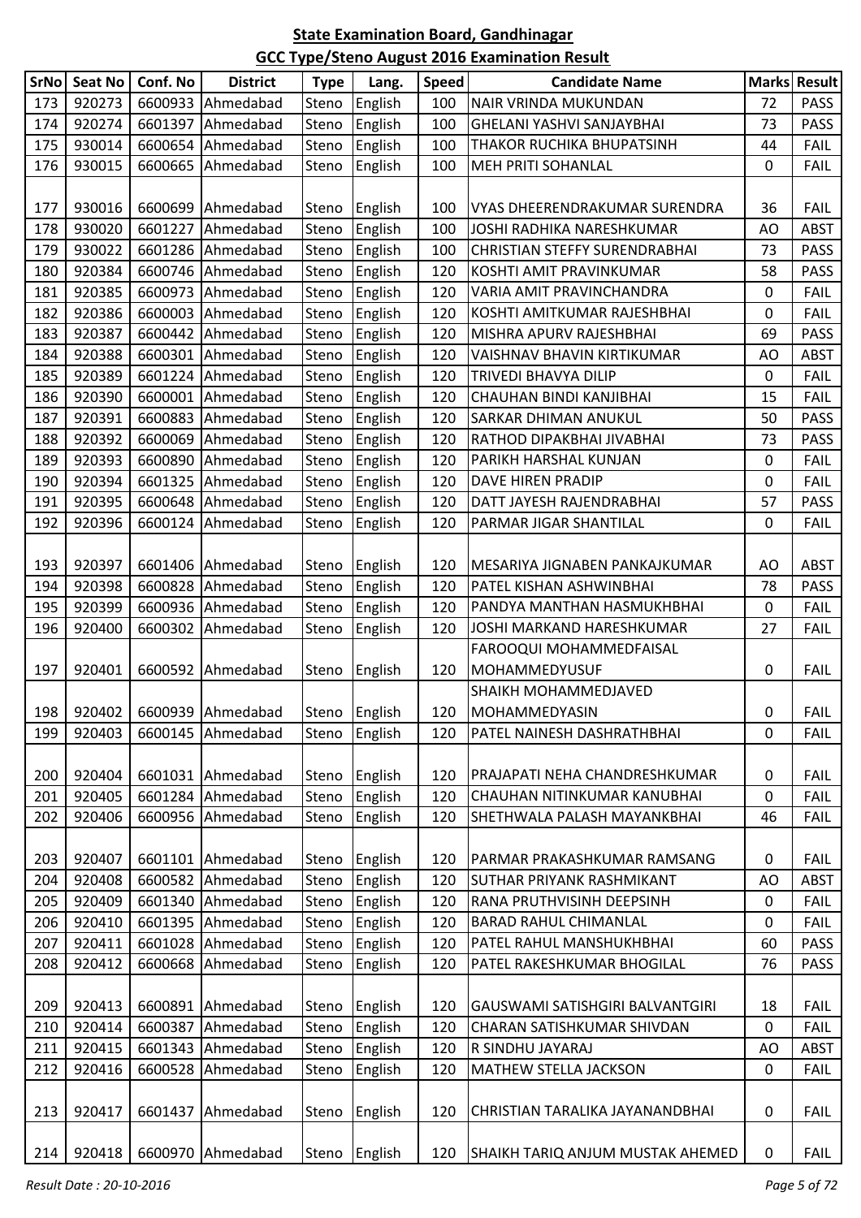## State Examination Board, Gandhinagar

## GCC Type/Steno August 2016 Examination Result

| SrNo | Seat No | Conf. No | District | Type | Lang. | Speed | Candidate Name | Marks | Result |
|---|---|---|---|---|---|---|---|---|---|
| 173 | 920273 | 6600933 | Ahmedabad | Steno | English | 100 | NAIR VRINDA MUKUNDAN | 72 | PASS |
| 174 | 920274 | 6601397 | Ahmedabad | Steno | English | 100 | GHELANI YASHVI SANJAYBHAI | 73 | PASS |
| 175 | 930014 | 6600654 | Ahmedabad | Steno | English | 100 | THAKOR RUCHIKA BHUPATSINH | 44 | FAIL |
| 176 | 930015 | 6600665 | Ahmedabad | Steno | English | 100 | MEH PRITI SOHANLAL | 0 | FAIL |
| 177 | 930016 | 6600699 | Ahmedabad | Steno | English | 100 | VYAS DHEERENDRAKUMAR SURENDRA | 36 | FAIL |
| 178 | 930020 | 6601227 | Ahmedabad | Steno | English | 100 | JOSHI RADHIKA NARESHKUMAR | AO | ABST |
| 179 | 930022 | 6601286 | Ahmedabad | Steno | English | 100 | CHRISTIAN STEFFY SURENDRABHAI | 73 | PASS |
| 180 | 920384 | 6600746 | Ahmedabad | Steno | English | 120 | KOSHTI AMIT PRAVINKUMAR | 58 | PASS |
| 181 | 920385 | 6600973 | Ahmedabad | Steno | English | 120 | VARIA AMIT PRAVINCHANDRA | 0 | FAIL |
| 182 | 920386 | 6600003 | Ahmedabad | Steno | English | 120 | KOSHTI AMITKUMAR RAJESHBHAI | 0 | FAIL |
| 183 | 920387 | 6600442 | Ahmedabad | Steno | English | 120 | MISHRA APURV RAJESHBHAI | 69 | PASS |
| 184 | 920388 | 6600301 | Ahmedabad | Steno | English | 120 | VAISHNAV BHAVIN KIRTIKUMAR | AO | ABST |
| 185 | 920389 | 6601224 | Ahmedabad | Steno | English | 120 | TRIVEDI BHAVYA DILIP | 0 | FAIL |
| 186 | 920390 | 6600001 | Ahmedabad | Steno | English | 120 | CHAUHAN BINDI KANJIBHAI | 15 | FAIL |
| 187 | 920391 | 6600883 | Ahmedabad | Steno | English | 120 | SARKAR DHIMAN ANUKUL | 50 | PASS |
| 188 | 920392 | 6600069 | Ahmedabad | Steno | English | 120 | RATHOD DIPAKBHAI JIVABHAI | 73 | PASS |
| 189 | 920393 | 6600890 | Ahmedabad | Steno | English | 120 | PARIKH HARSHAL KUNJAN | 0 | FAIL |
| 190 | 920394 | 6601325 | Ahmedabad | Steno | English | 120 | DAVE HIREN PRADIP | 0 | FAIL |
| 191 | 920395 | 6600648 | Ahmedabad | Steno | English | 120 | DATT JAYESH RAJENDRABHAI | 57 | PASS |
| 192 | 920396 | 6600124 | Ahmedabad | Steno | English | 120 | PARMAR JIGAR SHANTILAL | 0 | FAIL |
| 193 | 920397 | 6601406 | Ahmedabad | Steno | English | 120 | MESARIYA JIGNABEN PANKAJKUMAR | AO | ABST |
| 194 | 920398 | 6600828 | Ahmedabad | Steno | English | 120 | PATEL KISHAN ASHWINBHAI | 78 | PASS |
| 195 | 920399 | 6600936 | Ahmedabad | Steno | English | 120 | PANDYA MANTHAN HASMUKHBHAI | 0 | FAIL |
| 196 | 920400 | 6600302 | Ahmedabad | Steno | English | 120 | JOSHI MARKAND HARESHKUMAR | 27 | FAIL |
| 197 | 920401 | 6600592 | Ahmedabad | Steno | English | 120 | FAROOQUI MOHAMMEDFAISAL MOHAMMEDYUSUF | 0 | FAIL |
| 198 | 920402 | 6600939 | Ahmedabad | Steno | English | 120 | SHAIKH MOHAMMEDJAVED MOHAMMEDYASIN | 0 | FAIL |
| 199 | 920403 | 6600145 | Ahmedabad | Steno | English | 120 | PATEL NAINESH DASHRATHBHAI | 0 | FAIL |
| 200 | 920404 | 6601031 | Ahmedabad | Steno | English | 120 | PRAJAPATI NEHA CHANDRESHKUMAR | 0 | FAIL |
| 201 | 920405 | 6601284 | Ahmedabad | Steno | English | 120 | CHAUHAN NITINKUMAR KANUBHAI | 0 | FAIL |
| 202 | 920406 | 6600956 | Ahmedabad | Steno | English | 120 | SHETHWALA PALASH MAYANKBHAI | 46 | FAIL |
| 203 | 920407 | 6601101 | Ahmedabad | Steno | English | 120 | PARMAR PRAKASHKUMAR RAMSANG | 0 | FAIL |
| 204 | 920408 | 6600582 | Ahmedabad | Steno | English | 120 | SUTHAR PRIYANK RASHMIKANT | AO | ABST |
| 205 | 920409 | 6601340 | Ahmedabad | Steno | English | 120 | RANA PRUTHVISINH DEEPSINH | 0 | FAIL |
| 206 | 920410 | 6601395 | Ahmedabad | Steno | English | 120 | BARAD RAHUL CHIMANLAL | 0 | FAIL |
| 207 | 920411 | 6601028 | Ahmedabad | Steno | English | 120 | PATEL RAHUL MANSHUKHBHAI | 60 | PASS |
| 208 | 920412 | 6600668 | Ahmedabad | Steno | English | 120 | PATEL RAKESHKUMAR BHOGILAL | 76 | PASS |
| 209 | 920413 | 6600891 | Ahmedabad | Steno | English | 120 | GAUSWAMI SATISHGIRI BALVANTGIRI | 18 | FAIL |
| 210 | 920414 | 6600387 | Ahmedabad | Steno | English | 120 | CHARAN SATISHKUMAR SHIVDAN | 0 | FAIL |
| 211 | 920415 | 6601343 | Ahmedabad | Steno | English | 120 | R SINDHU JAYARAJ | AO | ABST |
| 212 | 920416 | 6600528 | Ahmedabad | Steno | English | 120 | MATHEW STELLA JACKSON | 0 | FAIL |
| 213 | 920417 | 6601437 | Ahmedabad | Steno | English | 120 | CHRISTIAN TARALIKA JAYANANDBHAI | 0 | FAIL |
| 214 | 920418 | 6600970 | Ahmedabad | Steno | English | 120 | SHAIKH TARIQ ANJUM MUSTAK AHEMED | 0 | FAIL |

*Result Date : 20-10-2016*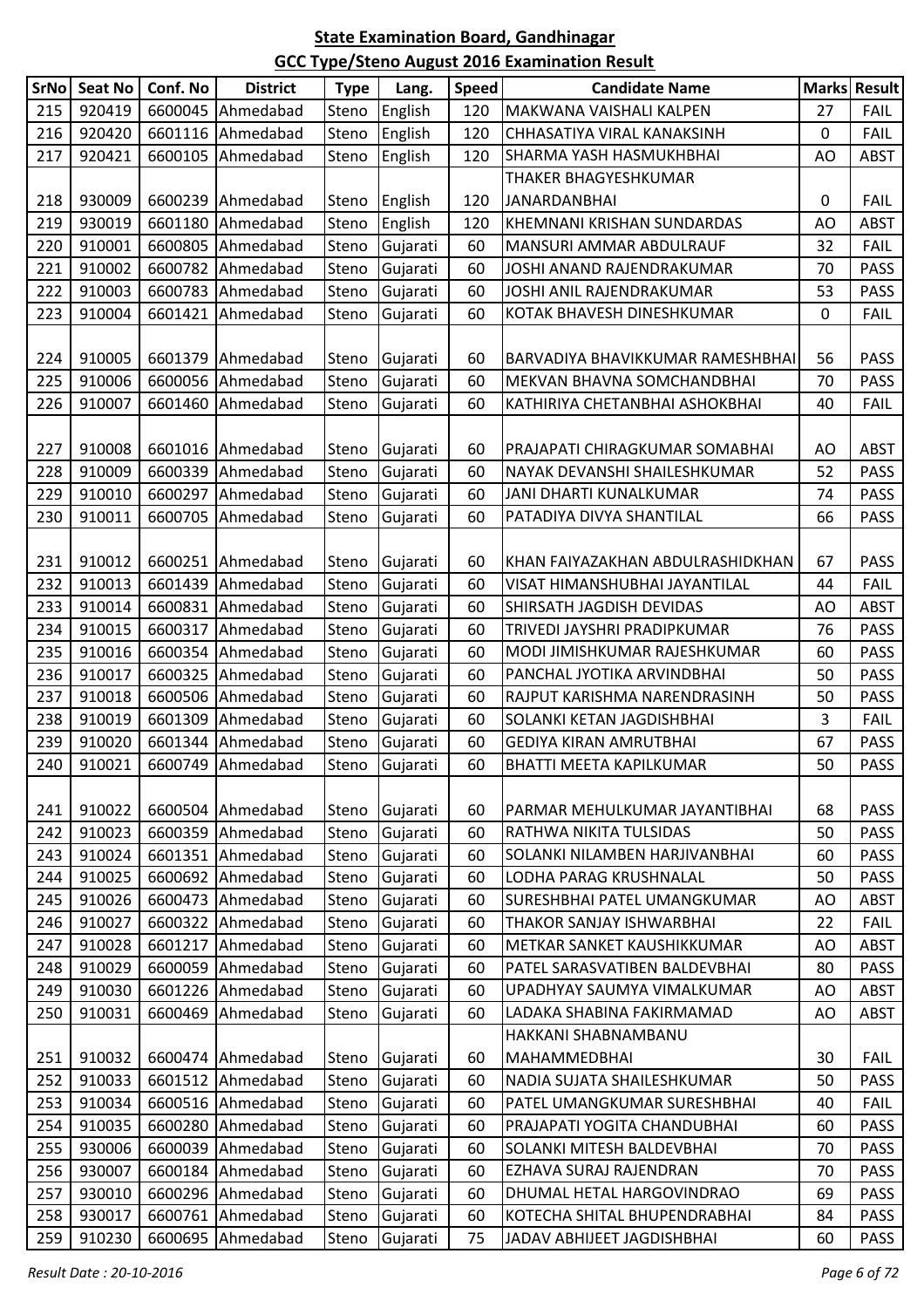**State Examination Board, Gandhinagar**

**GCC Type/Steno August 2016 Examination Result**

| SrNo | Seat No | Conf. No | District | Type | Lang. | Speed | Candidate Name | Marks | Result |
|---|---|---|---|---|---|---|---|---|---|
| 215 | 920419 | 6600045 | Ahmedabad | Steno | English | 120 | MAKWANA VAISHALI KALPEN | 27 | FAIL |
| 216 | 920420 | 6601116 | Ahmedabad | Steno | English | 120 | CHHASATIYA VIRAL KANAKSINH | 0 | FAIL |
| 217 | 920421 | 6600105 | Ahmedabad | Steno | English | 120 | SHARMA YASH HASMUKHBHAI | AO | ABST |
| 218 | 930009 | 6600239 | Ahmedabad | Steno | English | 120 | THAKER BHAGYESHKUMAR JANARDANBHAI | 0 | FAIL |
| 219 | 930019 | 6601180 | Ahmedabad | Steno | English | 120 | KHEMNANI KRISHAN SUNDARDAS | AO | ABST |
| 220 | 910001 | 6600805 | Ahmedabad | Steno | Gujarati | 60 | MANSURI AMMAR ABDULRAUF | 32 | FAIL |
| 221 | 910002 | 6600782 | Ahmedabad | Steno | Gujarati | 60 | JOSHI ANAND RAJENDRAKUMAR | 70 | PASS |
| 222 | 910003 | 6600783 | Ahmedabad | Steno | Gujarati | 60 | JOSHI ANIL RAJENDRAKUMAR | 53 | PASS |
| 223 | 910004 | 6601421 | Ahmedabad | Steno | Gujarati | 60 | KOTAK BHAVESH DINESHKUMAR | 0 | FAIL |
| 224 | 910005 | 6601379 | Ahmedabad | Steno | Gujarati | 60 | BARVADIYA BHAVIKKUMAR RAMESHBHAI | 56 | PASS |
| 225 | 910006 | 6600056 | Ahmedabad | Steno | Gujarati | 60 | MEKVAN BHAVNA SOMCHANDBHAI | 70 | PASS |
| 226 | 910007 | 6601460 | Ahmedabad | Steno | Gujarati | 60 | KATHIRIYA CHETANBHAI ASHOKBHAI | 40 | FAIL |
| 227 | 910008 | 6601016 | Ahmedabad | Steno | Gujarati | 60 | PRAJAPATI CHIRAGKUMAR SOMABHAI | AO | ABST |
| 228 | 910009 | 6600339 | Ahmedabad | Steno | Gujarati | 60 | NAYAK DEVANSHI SHAILESHKUMAR | 52 | PASS |
| 229 | 910010 | 6600297 | Ahmedabad | Steno | Gujarati | 60 | JANI DHARTI KUNALKUMAR | 74 | PASS |
| 230 | 910011 | 6600705 | Ahmedabad | Steno | Gujarati | 60 | PATADIYA DIVYA SHANTILAL | 66 | PASS |
| 231 | 910012 | 6600251 | Ahmedabad | Steno | Gujarati | 60 | KHAN FAIYAZAKHAN ABDULRASHIDKHAN | 67 | PASS |
| 232 | 910013 | 6601439 | Ahmedabad | Steno | Gujarati | 60 | VISAT HIMANSHUBHAI JAYANTILAL | 44 | FAIL |
| 233 | 910014 | 6600831 | Ahmedabad | Steno | Gujarati | 60 | SHIRSATH JAGDISH DEVIDAS | AO | ABST |
| 234 | 910015 | 6600317 | Ahmedabad | Steno | Gujarati | 60 | TRIVEDI JAYSHRI PRADIPKUMAR | 76 | PASS |
| 235 | 910016 | 6600354 | Ahmedabad | Steno | Gujarati | 60 | MODI JIMISHKUMAR RAJESHKUMAR | 60 | PASS |
| 236 | 910017 | 6600325 | Ahmedabad | Steno | Gujarati | 60 | PANCHAL JYOTIKA ARVINDBHAI | 50 | PASS |
| 237 | 910018 | 6600506 | Ahmedabad | Steno | Gujarati | 60 | RAJPUT KARISHMA NARENDRASINH | 50 | PASS |
| 238 | 910019 | 6601309 | Ahmedabad | Steno | Gujarati | 60 | SOLANKI KETAN JAGDISHBHAI | 3 | FAIL |
| 239 | 910020 | 6601344 | Ahmedabad | Steno | Gujarati | 60 | GEDIYA KIRAN AMRUTBHAI | 67 | PASS |
| 240 | 910021 | 6600749 | Ahmedabad | Steno | Gujarati | 60 | BHATTI MEETA KAPILKUMAR | 50 | PASS |
| 241 | 910022 | 6600504 | Ahmedabad | Steno | Gujarati | 60 | PARMAR MEHULKUMAR JAYANTIBHAI | 68 | PASS |
| 242 | 910023 | 6600359 | Ahmedabad | Steno | Gujarati | 60 | RATHWA NIKITA TULSIDAS | 50 | PASS |
| 243 | 910024 | 6601351 | Ahmedabad | Steno | Gujarati | 60 | SOLANKI NILAMBEN HARJIVANBHAI | 60 | PASS |
| 244 | 910025 | 6600692 | Ahmedabad | Steno | Gujarati | 60 | LODHA PARAG KRUSHNALAL | 50 | PASS |
| 245 | 910026 | 6600473 | Ahmedabad | Steno | Gujarati | 60 | SURESHBHAI PATEL UMANGKUMAR | AO | ABST |
| 246 | 910027 | 6600322 | Ahmedabad | Steno | Gujarati | 60 | THAKOR SANJAY ISHWARBHAI | 22 | FAIL |
| 247 | 910028 | 6601217 | Ahmedabad | Steno | Gujarati | 60 | METKAR SANKET KAUSHIKKUMAR | AO | ABST |
| 248 | 910029 | 6600059 | Ahmedabad | Steno | Gujarati | 60 | PATEL SARASVATIBEN BALDEVBHAI | 80 | PASS |
| 249 | 910030 | 6601226 | Ahmedabad | Steno | Gujarati | 60 | UPADHYAY SAUMYA VIMALKUMAR | AO | ABST |
| 250 | 910031 | 6600469 | Ahmedabad | Steno | Gujarati | 60 | LADAKA SHABINA FAKIRMAMAD | AO | ABST |
| 251 | 910032 | 6600474 | Ahmedabad | Steno | Gujarati | 60 | HAKKANI SHABNAMBANU MAHAMMEDBHAI | 30 | FAIL |
| 252 | 910033 | 6601512 | Ahmedabad | Steno | Gujarati | 60 | NADIA SUJATA SHAILESHKUMAR | 50 | PASS |
| 253 | 910034 | 6600516 | Ahmedabad | Steno | Gujarati | 60 | PATEL UMANGKUMAR SURESHBHAI | 40 | FAIL |
| 254 | 910035 | 6600280 | Ahmedabad | Steno | Gujarati | 60 | PRAJAPATI YOGITA CHANDUBHAI | 60 | PASS |
| 255 | 930006 | 6600039 | Ahmedabad | Steno | Gujarati | 60 | SOLANKI MITESH BALDEVBHAI | 70 | PASS |
| 256 | 930007 | 6600184 | Ahmedabad | Steno | Gujarati | 60 | EZHAVA SURAJ RAJENDRAN | 70 | PASS |
| 257 | 930010 | 6600296 | Ahmedabad | Steno | Gujarati | 60 | DHUMAL HETAL HARGOVINDRAO | 69 | PASS |
| 258 | 930017 | 6600761 | Ahmedabad | Steno | Gujarati | 60 | KOTECHA SHITAL BHUPENDRABHAI | 84 | PASS |
| 259 | 910230 | 6600695 | Ahmedabad | Steno | Gujarati | 75 | JADAV ABHIJEET JAGDISHBHAI | 60 | PASS |

*Result Date : 20-10-2016*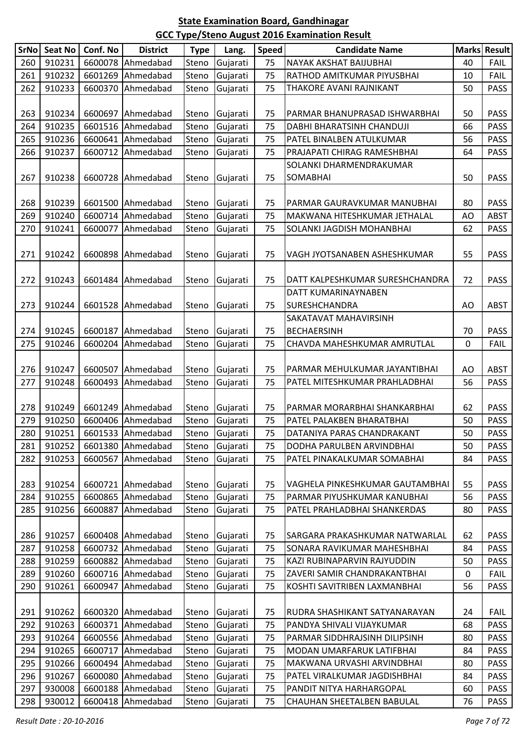**State Examination Board, Gandhinagar**

**GCC Type/Steno August 2016 Examination Result**

| SrNo | Seat No | Conf. No | District | Type | Lang. | Speed | Candidate Name | Marks | Result |
|---|---|---|---|---|---|---|---|---|---|
| 260 | 910231 | 6600078 | Ahmedabad | Steno | Gujarati | 75 | NAYAK AKSHAT BAIJUBHAI | 40 | FAIL |
| 261 | 910232 | 6601269 | Ahmedabad | Steno | Gujarati | 75 | RATHOD AMITKUMAR PIYUSBHAI | 10 | FAIL |
| 262 | 910233 | 6600370 | Ahmedabad | Steno | Gujarati | 75 | THAKORE AVANI RAJNIKANT | 50 | PASS |
| 263 | 910234 | 6600697 | Ahmedabad | Steno | Gujarati | 75 | PARMAR BHANUPRASAD ISHWARBHAI | 50 | PASS |
| 264 | 910235 | 6601516 | Ahmedabad | Steno | Gujarati | 75 | DABHI BHARATSINH CHANDUJI | 66 | PASS |
| 265 | 910236 | 6600641 | Ahmedabad | Steno | Gujarati | 75 | PATEL BINALBEN ATULKUMAR | 56 | PASS |
| 266 | 910237 | 6600712 | Ahmedabad | Steno | Gujarati | 75 | PRAJAPATI CHIRAG RAMESHBHAI | 64 | PASS |
| 267 | 910238 | 6600728 | Ahmedabad | Steno | Gujarati | 75 | SOLANKI DHARMENDRAKUMAR SOMABHAI | 50 | PASS |
| 268 | 910239 | 6601500 | Ahmedabad | Steno | Gujarati | 75 | PARMAR GAURAVKUMAR MANUBHAI | 80 | PASS |
| 269 | 910240 | 6600714 | Ahmedabad | Steno | Gujarati | 75 | MAKWANA HITESHKUMAR JETHALAL | AO | ABST |
| 270 | 910241 | 6600077 | Ahmedabad | Steno | Gujarati | 75 | SOLANKI JAGDISH MOHANBHAI | 62 | PASS |
| 271 | 910242 | 6600898 | Ahmedabad | Steno | Gujarati | 75 | VAGH JYOTSANABEN ASHESHKUMAR | 55 | PASS |
| 272 | 910243 | 6601484 | Ahmedabad | Steno | Gujarati | 75 | DATT KALPESHKUMAR SURESHCHANDRA | 72 | PASS |
| 273 | 910244 | 6601528 | Ahmedabad | Steno | Gujarati | 75 | DATT KUMARINAYNABEN SURESHCHANDRA | AO | ABST |
| 274 | 910245 | 6600187 | Ahmedabad | Steno | Gujarati | 75 | SAKATAVAT MAHAVIRSINH BECHAERSINH | 70 | PASS |
| 275 | 910246 | 6600204 | Ahmedabad | Steno | Gujarati | 75 | CHAVDA MAHESHKUMAR AMRUTLAL | 0 | FAIL |
| 276 | 910247 | 6600507 | Ahmedabad | Steno | Gujarati | 75 | PARMAR MEHULKUMAR JAYANTIBHAI | AO | ABST |
| 277 | 910248 | 6600493 | Ahmedabad | Steno | Gujarati | 75 | PATEL MITESHKUMAR PRAHLADBHAI | 56 | PASS |
| 278 | 910249 | 6601249 | Ahmedabad | Steno | Gujarati | 75 | PARMAR MORARBHAI SHANKARBHAI | 62 | PASS |
| 279 | 910250 | 6600406 | Ahmedabad | Steno | Gujarati | 75 | PATEL PALAKBEN BHARATBHAI | 50 | PASS |
| 280 | 910251 | 6601533 | Ahmedabad | Steno | Gujarati | 75 | DATANIYA PARAS CHANDRAKANT | 50 | PASS |
| 281 | 910252 | 6601380 | Ahmedabad | Steno | Gujarati | 75 | DODHA PARULBEN ARVINDBHAI | 50 | PASS |
| 282 | 910253 | 6600567 | Ahmedabad | Steno | Gujarati | 75 | PATEL PINAKALKUMAR SOMABHAI | 84 | PASS |
| 283 | 910254 | 6600721 | Ahmedabad | Steno | Gujarati | 75 | VAGHELA PINKESHKUMAR GAUTAMBHAI | 55 | PASS |
| 284 | 910255 | 6600865 | Ahmedabad | Steno | Gujarati | 75 | PARMAR PIYUSHKUMAR KANUBHAI | 56 | PASS |
| 285 | 910256 | 6600887 | Ahmedabad | Steno | Gujarati | 75 | PATEL PRAHLADBHAI SHANKERDAS | 80 | PASS |
| 286 | 910257 | 6600408 | Ahmedabad | Steno | Gujarati | 75 | SARGARA PRAKASHKUMAR NATWARLAL | 62 | PASS |
| 287 | 910258 | 6600732 | Ahmedabad | Steno | Gujarati | 75 | SONARA RAVIKUMAR MAHESHBHAI | 84 | PASS |
| 288 | 910259 | 6600882 | Ahmedabad | Steno | Gujarati | 75 | KAZI RUBINAPARVIN RAJYUDDIN | 50 | PASS |
| 289 | 910260 | 6600716 | Ahmedabad | Steno | Gujarati | 75 | ZAVERI SAMIR CHANDRAKANTBHAI | 0 | FAIL |
| 290 | 910261 | 6600947 | Ahmedabad | Steno | Gujarati | 75 | KOSHTI SAVITRIBEN LAXMANBHAI | 56 | PASS |
| 291 | 910262 | 6600320 | Ahmedabad | Steno | Gujarati | 75 | RUDRA SHASHIKANT SATYANARAYAN | 24 | FAIL |
| 292 | 910263 | 6600371 | Ahmedabad | Steno | Gujarati | 75 | PANDYA SHIVALI VIJAYKUMAR | 68 | PASS |
| 293 | 910264 | 6600556 | Ahmedabad | Steno | Gujarati | 75 | PARMAR SIDDHRAJSINH DILIPSINH | 80 | PASS |
| 294 | 910265 | 6600717 | Ahmedabad | Steno | Gujarati | 75 | MODAN UMARFARUK LATIFBHAI | 84 | PASS |
| 295 | 910266 | 6600494 | Ahmedabad | Steno | Gujarati | 75 | MAKWANA URVASHI ARVINDBHAI | 80 | PASS |
| 296 | 910267 | 6600080 | Ahmedabad | Steno | Gujarati | 75 | PATEL VIRALKUMAR JAGDISHBHAI | 84 | PASS |
| 297 | 930008 | 6600188 | Ahmedabad | Steno | Gujarati | 75 | PANDIT NITYA HARHARGOPAL | 60 | PASS |
| 298 | 930012 | 6600418 | Ahmedabad | Steno | Gujarati | 75 | CHAUHAN SHEETALBEN BABULAL | 76 | PASS |

*Result Date : 20-10-2016*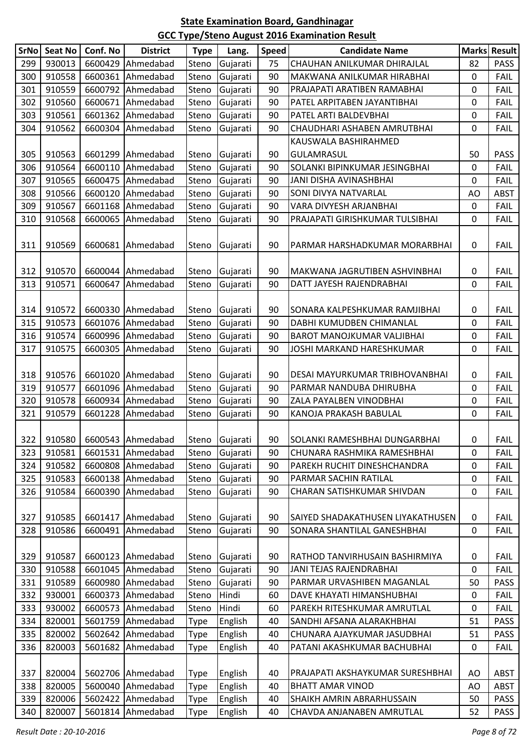## State Examination Board, Gandhinagar

## GCC Type/Steno August 2016 Examination Result

| SrNo | Seat No | Conf. No | District | Type | Lang. | Speed | Candidate Name | Marks | Result |
|---|---|---|---|---|---|---|---|---|---|
| 299 | 930013 | 6600429 | Ahmedabad | Steno | Gujarati | 75 | CHAUHAN ANILKUMAR DHIRAJLAL | 82 | PASS |
| 300 | 910558 | 6600361 | Ahmedabad | Steno | Gujarati | 90 | MAKWANA ANILKUMAR HIRABHAI | 0 | FAIL |
| 301 | 910559 | 6600792 | Ahmedabad | Steno | Gujarati | 90 | PRAJAPATI ARATIBEN RAMABHAI | 0 | FAIL |
| 302 | 910560 | 6600671 | Ahmedabad | Steno | Gujarati | 90 | PATEL ARPITABEN JAYANTIBHAI | 0 | FAIL |
| 303 | 910561 | 6601362 | Ahmedabad | Steno | Gujarati | 90 | PATEL ARTI BALDEVBHAI | 0 | FAIL |
| 304 | 910562 | 6600304 | Ahmedabad | Steno | Gujarati | 90 | CHAUDHARI ASHABEN AMRUTBHAI | 0 | FAIL |
| 305 | 910563 | 6601299 | Ahmedabad | Steno | Gujarati | 90 | KAUSWALA BASHIRAHMED GULAMRASUL | 50 | PASS |
| 306 | 910564 | 6600110 | Ahmedabad | Steno | Gujarati | 90 | SOLANKI BIPINKUMAR JESINGBHAI | 0 | FAIL |
| 307 | 910565 | 6600475 | Ahmedabad | Steno | Gujarati | 90 | JANI DISHA AVINASHBHAI | 0 | FAIL |
| 308 | 910566 | 6600120 | Ahmedabad | Steno | Gujarati | 90 | SONI DIVYA NATVARLAL | AO | ABST |
| 309 | 910567 | 6601168 | Ahmedabad | Steno | Gujarati | 90 | VARA DIVYESH ARJANBHAI | 0 | FAIL |
| 310 | 910568 | 6600065 | Ahmedabad | Steno | Gujarati | 90 | PRAJAPATI GIRISHKUMAR TULSIBHAI | 0 | FAIL |
| 311 | 910569 | 6600681 | Ahmedabad | Steno | Gujarati | 90 | PARMAR HARSHADKUMAR MORARBHAI | 0 | FAIL |
| 312 | 910570 | 6600044 | Ahmedabad | Steno | Gujarati | 90 | MAKWANA JAGRUTIBEN ASHVINBHAI | 0 | FAIL |
| 313 | 910571 | 6600647 | Ahmedabad | Steno | Gujarati | 90 | DATT JAYESH RAJENDRABHAI | 0 | FAIL |
| 314 | 910572 | 6600330 | Ahmedabad | Steno | Gujarati | 90 | SONARA KALPESHKUMAR RAMJIBHAI | 0 | FAIL |
| 315 | 910573 | 6601076 | Ahmedabad | Steno | Gujarati | 90 | DABHI KUMUDBEN CHIMANLAL | 0 | FAIL |
| 316 | 910574 | 6600996 | Ahmedabad | Steno | Gujarati | 90 | BAROT MANOJKUMAR VALJIBHAI | 0 | FAIL |
| 317 | 910575 | 6600305 | Ahmedabad | Steno | Gujarati | 90 | JOSHI MARKAND HARESHKUMAR | 0 | FAIL |
| 318 | 910576 | 6601020 | Ahmedabad | Steno | Gujarati | 90 | DESAI MAYURKUMAR TRIBHOVANBHAI | 0 | FAIL |
| 319 | 910577 | 6601096 | Ahmedabad | Steno | Gujarati | 90 | PARMAR NANDUBA DHIRUBHA | 0 | FAIL |
| 320 | 910578 | 6600934 | Ahmedabad | Steno | Gujarati | 90 | ZALA PAYALBEN VINODBHAI | 0 | FAIL |
| 321 | 910579 | 6601228 | Ahmedabad | Steno | Gujarati | 90 | KANOJA PRAKASH BABULAL | 0 | FAIL |
| 322 | 910580 | 6600543 | Ahmedabad | Steno | Gujarati | 90 | SOLANKI RAMESHBHAI DUNGARBHAI | 0 | FAIL |
| 323 | 910581 | 6601531 | Ahmedabad | Steno | Gujarati | 90 | CHUNARA RASHMIKA RAMESHBHAI | 0 | FAIL |
| 324 | 910582 | 6600808 | Ahmedabad | Steno | Gujarati | 90 | PAREKH RUCHIT DINESHCHANDRA | 0 | FAIL |
| 325 | 910583 | 6600138 | Ahmedabad | Steno | Gujarati | 90 | PARMAR SACHIN RATILAL | 0 | FAIL |
| 326 | 910584 | 6600390 | Ahmedabad | Steno | Gujarati | 90 | CHARAN SATISHKUMAR SHIVDAN | 0 | FAIL |
| 327 | 910585 | 6601417 | Ahmedabad | Steno | Gujarati | 90 | SAIYED SHADAKATHUSEN LIYAKATHUSEN | 0 | FAIL |
| 328 | 910586 | 6600491 | Ahmedabad | Steno | Gujarati | 90 | SONARA SHANTILAL GANESHBHAI | 0 | FAIL |
| 329 | 910587 | 6600123 | Ahmedabad | Steno | Gujarati | 90 | RATHOD TANVIRHUSAIN BASHIRMIYA | 0 | FAIL |
| 330 | 910588 | 6601045 | Ahmedabad | Steno | Gujarati | 90 | JANI TEJAS RAJENDRABHAI | 0 | FAIL |
| 331 | 910589 | 6600980 | Ahmedabad | Steno | Gujarati | 90 | PARMAR URVASHIBEN MAGANLAL | 50 | PASS |
| 332 | 930001 | 6600373 | Ahmedabad | Steno | Hindi | 60 | DAVE KHAYATI HIMANSHUBHAI | 0 | FAIL |
| 333 | 930002 | 6600573 | Ahmedabad | Steno | Hindi | 60 | PAREKH RITESHKUMAR AMRUTLAL | 0 | FAIL |
| 334 | 820001 | 5601759 | Ahmedabad | Type | English | 40 | SANDHI AFSANA ALARAKHBHAI | 51 | PASS |
| 335 | 820002 | 5602642 | Ahmedabad | Type | English | 40 | CHUNARA AJAYKUMAR JASUDBHAI | 51 | PASS |
| 336 | 820003 | 5601682 | Ahmedabad | Type | English | 40 | PATANI AKASHKUMAR BACHUBHAI | 0 | FAIL |
| 337 | 820004 | 5602706 | Ahmedabad | Type | English | 40 | PRAJAPATI AKSHAYKUMAR SURESHBHAI | AO | ABST |
| 338 | 820005 | 5600040 | Ahmedabad | Type | English | 40 | BHATT AMAR VINOD | AO | ABST |
| 339 | 820006 | 5602422 | Ahmedabad | Type | English | 40 | SHAIKH AMRIN ABRARHUSSAIN | 50 | PASS |
| 340 | 820007 | 5601814 | Ahmedabad | Type | English | 40 | CHAVDA ANJANABEN AMRUTLAL | 52 | PASS |

*Result Date : 20-10-2016*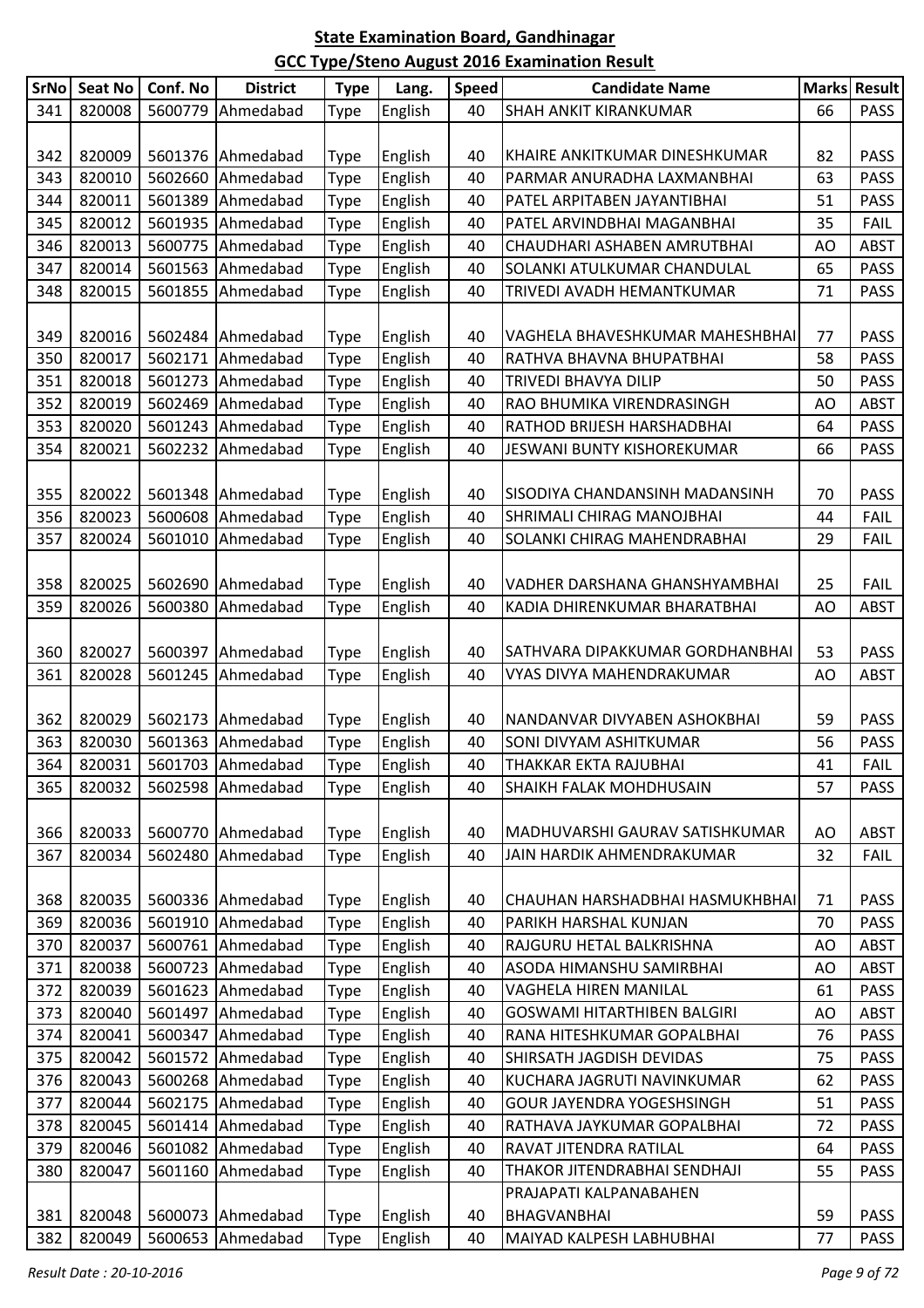**State Examination Board, Gandhinagar**

**GCC Type/Steno August 2016 Examination Result**

| SrNo | Seat No | Conf. No | District | Type | Lang. | Speed | Candidate Name | Marks | Result |
|---|---|---|---|---|---|---|---|---|---|
| 341 | 820008 | 5600779 | Ahmedabad | Type | English | 40 | SHAH ANKIT KIRANKUMAR | 66 | PASS |
| 342 | 820009 | 5601376 | Ahmedabad | Type | English | 40 | KHAIRE ANKITKUMAR DINESHKUMAR | 82 | PASS |
| 343 | 820010 | 5602660 | Ahmedabad | Type | English | 40 | PARMAR ANURADHA LAXMANBHAI | 63 | PASS |
| 344 | 820011 | 5601389 | Ahmedabad | Type | English | 40 | PATEL ARPITABEN JAYANTIBHAI | 51 | PASS |
| 345 | 820012 | 5601935 | Ahmedabad | Type | English | 40 | PATEL ARVINDBHAI MAGANBHAI | 35 | FAIL |
| 346 | 820013 | 5600775 | Ahmedabad | Type | English | 40 | CHAUDHARI ASHABEN AMRUTBHAI | AO | ABST |
| 347 | 820014 | 5601563 | Ahmedabad | Type | English | 40 | SOLANKI ATULKUMAR CHANDULAL | 65 | PASS |
| 348 | 820015 | 5601855 | Ahmedabad | Type | English | 40 | TRIVEDI AVADH HEMANTKUMAR | 71 | PASS |
| 349 | 820016 | 5602484 | Ahmedabad | Type | English | 40 | VAGHELA BHAVESHKUMAR MAHESHBHAI | 77 | PASS |
| 350 | 820017 | 5602171 | Ahmedabad | Type | English | 40 | RATHVA BHAVNA BHUPATBHAI | 58 | PASS |
| 351 | 820018 | 5601273 | Ahmedabad | Type | English | 40 | TRIVEDI BHAVYA DILIP | 50 | PASS |
| 352 | 820019 | 5602469 | Ahmedabad | Type | English | 40 | RAO BHUMIKA VIRENDRASINGH | AO | ABST |
| 353 | 820020 | 5601243 | Ahmedabad | Type | English | 40 | RATHOD BRIJESH HARSHADBHAI | 64 | PASS |
| 354 | 820021 | 5602232 | Ahmedabad | Type | English | 40 | JESWANI BUNTY KISHOREKUMAR | 66 | PASS |
| 355 | 820022 | 5601348 | Ahmedabad | Type | English | 40 | SISODIYA CHANDANSINH MADANSINH | 70 | PASS |
| 356 | 820023 | 5600608 | Ahmedabad | Type | English | 40 | SHRIMALI CHIRAG MANOJBHAI | 44 | FAIL |
| 357 | 820024 | 5601010 | Ahmedabad | Type | English | 40 | SOLANKI CHIRAG MAHENDRABHAI | 29 | FAIL |
| 358 | 820025 | 5602690 | Ahmedabad | Type | English | 40 | VADHER DARSHANA GHANSHYAMBHAI | 25 | FAIL |
| 359 | 820026 | 5600380 | Ahmedabad | Type | English | 40 | KADIA DHIRENKUMAR BHARATBHAI | AO | ABST |
| 360 | 820027 | 5600397 | Ahmedabad | Type | English | 40 | SATHVARA DIPAKKUMAR GORDHANBHAI | 53 | PASS |
| 361 | 820028 | 5601245 | Ahmedabad | Type | English | 40 | VYAS DIVYA MAHENDRAKUMAR | AO | ABST |
| 362 | 820029 | 5602173 | Ahmedabad | Type | English | 40 | NANDANVAR DIVYABEN ASHOKBHAI | 59 | PASS |
| 363 | 820030 | 5601363 | Ahmedabad | Type | English | 40 | SONI DIVYAM ASHITKUMAR | 56 | PASS |
| 364 | 820031 | 5601703 | Ahmedabad | Type | English | 40 | THAKKAR EKTA RAJUBHAI | 41 | FAIL |
| 365 | 820032 | 5602598 | Ahmedabad | Type | English | 40 | SHAIKH FALAK MOHDHUSAIN | 57 | PASS |
| 366 | 820033 | 5600770 | Ahmedabad | Type | English | 40 | MADHUVARSHI GAURAV SATISHKUMAR | AO | ABST |
| 367 | 820034 | 5602480 | Ahmedabad | Type | English | 40 | JAIN HARDIK AHMENDRAKUMAR | 32 | FAIL |
| 368 | 820035 | 5600336 | Ahmedabad | Type | English | 40 | CHAUHAN HARSHADBHAI HASMUKHBHAI | 71 | PASS |
| 369 | 820036 | 5601910 | Ahmedabad | Type | English | 40 | PARIKH HARSHAL KUNJAN | 70 | PASS |
| 370 | 820037 | 5600761 | Ahmedabad | Type | English | 40 | RAJGURU HETAL BALKRISHNA | AO | ABST |
| 371 | 820038 | 5600723 | Ahmedabad | Type | English | 40 | ASODA HIMANSHU SAMIRBHAI | AO | ABST |
| 372 | 820039 | 5601623 | Ahmedabad | Type | English | 40 | VAGHELA HIREN MANILAL | 61 | PASS |
| 373 | 820040 | 5601497 | Ahmedabad | Type | English | 40 | GOSWAMI HITARTHIBEN BALGIRI | AO | ABST |
| 374 | 820041 | 5600347 | Ahmedabad | Type | English | 40 | RANA HITESHKUMAR GOPALBHAI | 76 | PASS |
| 375 | 820042 | 5601572 | Ahmedabad | Type | English | 40 | SHIRSATH JAGDISH DEVIDAS | 75 | PASS |
| 376 | 820043 | 5600268 | Ahmedabad | Type | English | 40 | KUCHARA JAGRUTI NAVINKUMAR | 62 | PASS |
| 377 | 820044 | 5602175 | Ahmedabad | Type | English | 40 | GOUR JAYENDRA YOGESHSINGH | 51 | PASS |
| 378 | 820045 | 5601414 | Ahmedabad | Type | English | 40 | RATHAVA JAYKUMAR GOPALBHAI | 72 | PASS |
| 379 | 820046 | 5601082 | Ahmedabad | Type | English | 40 | RAVAT JITENDRA RATILAL | 64 | PASS |
| 380 | 820047 | 5601160 | Ahmedabad | Type | English | 40 | THAKOR JITENDRABHAI SENDHAJI | 55 | PASS |
| 381 | 820048 | 5600073 | Ahmedabad | Type | English | 40 | PRAJAPATI KALPANABAHEN BHAGVANBHAI | 59 | PASS |
| 382 | 820049 | 5600653 | Ahmedabad | Type | English | 40 | MAIYAD KALPESH LABHUBHAI | 77 | PASS |

*Result Date : 20-10-2016*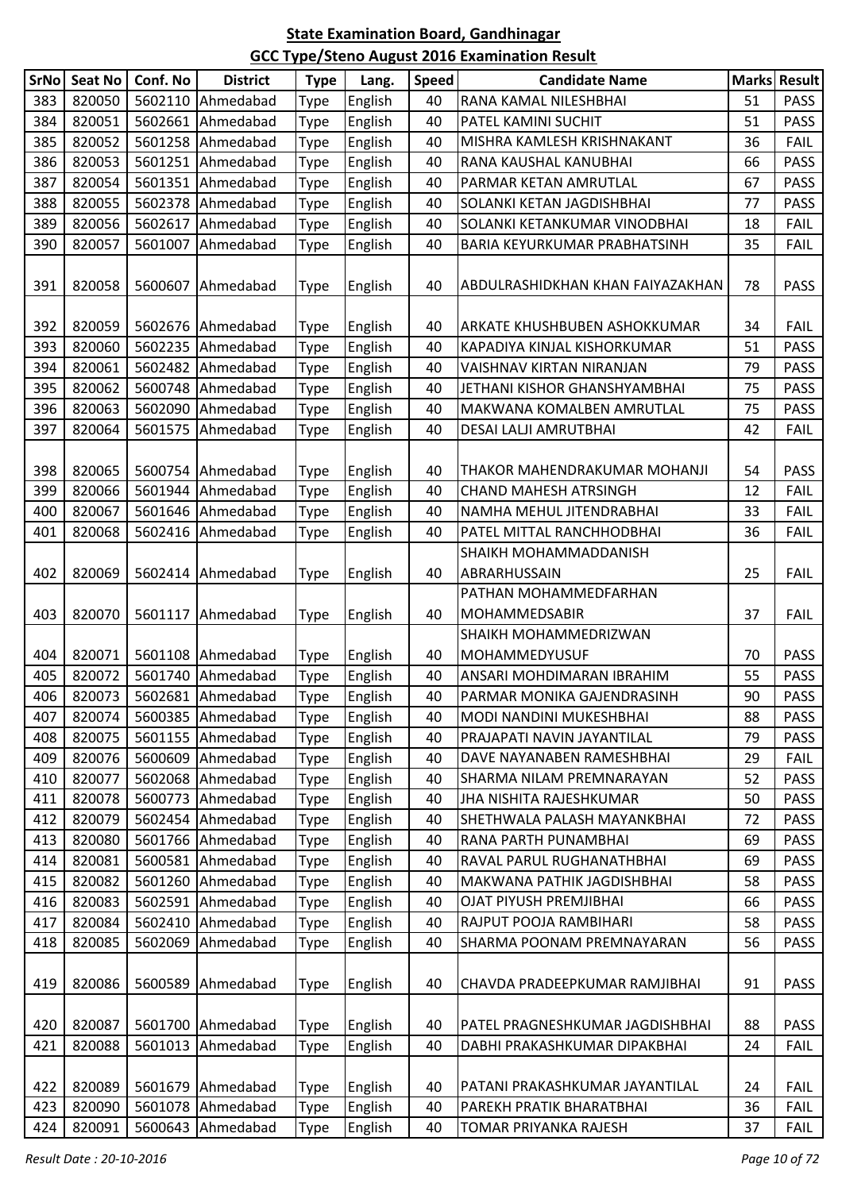## State Examination Board, Gandhinagar

## GCC Type/Steno August 2016 Examination Result

| SrNo | Seat No | Conf. No | District | Type | Lang. | Speed | Candidate Name | Marks | Result |
|---|---|---|---|---|---|---|---|---|---|
| 383 | 820050 | 5602110 | Ahmedabad | Type | English | 40 | RANA KAMAL NILESHBHAI | 51 | PASS |
| 384 | 820051 | 5602661 | Ahmedabad | Type | English | 40 | PATEL KAMINI SUCHIT | 51 | PASS |
| 385 | 820052 | 5601258 | Ahmedabad | Type | English | 40 | MISHRA KAMLESH KRISHNAKANT | 36 | FAIL |
| 386 | 820053 | 5601251 | Ahmedabad | Type | English | 40 | RANA KAUSHAL KANUBHAI | 66 | PASS |
| 387 | 820054 | 5601351 | Ahmedabad | Type | English | 40 | PARMAR KETAN AMRUTLAL | 67 | PASS |
| 388 | 820055 | 5602378 | Ahmedabad | Type | English | 40 | SOLANKI KETAN JAGDISHBHAI | 77 | PASS |
| 389 | 820056 | 5602617 | Ahmedabad | Type | English | 40 | SOLANKI KETANKUMAR VINODBHAI | 18 | FAIL |
| 390 | 820057 | 5601007 | Ahmedabad | Type | English | 40 | BARIA KEYURKUMAR PRABHATSINH | 35 | FAIL |
| 391 | 820058 | 5600607 | Ahmedabad | Type | English | 40 | ABDULRASHIDKHAN KHAN FAIYAZAKHAN | 78 | PASS |
| 392 | 820059 | 5602676 | Ahmedabad | Type | English | 40 | ARKATE KHUSHBUBEN ASHOKKUMAR | 34 | FAIL |
| 393 | 820060 | 5602235 | Ahmedabad | Type | English | 40 | KAPADIYA KINJAL KISHORKUMAR | 51 | PASS |
| 394 | 820061 | 5602482 | Ahmedabad | Type | English | 40 | VAISHNAV KIRTAN NIRANJAN | 79 | PASS |
| 395 | 820062 | 5600748 | Ahmedabad | Type | English | 40 | JETHANI KISHOR GHANSHYAMBHAI | 75 | PASS |
| 396 | 820063 | 5602090 | Ahmedabad | Type | English | 40 | MAKWANA KOMALBEN AMRUTLAL | 75 | PASS |
| 397 | 820064 | 5601575 | Ahmedabad | Type | English | 40 | DESAI LALJI AMRUTBHAI | 42 | FAIL |
| 398 | 820065 | 5600754 | Ahmedabad | Type | English | 40 | THAKOR MAHENDRAKUMAR MOHANJI | 54 | PASS |
| 399 | 820066 | 5601944 | Ahmedabad | Type | English | 40 | CHAND MAHESH ATRSINGH | 12 | FAIL |
| 400 | 820067 | 5601646 | Ahmedabad | Type | English | 40 | NAMHA MEHUL JITENDRABHAI | 33 | FAIL |
| 401 | 820068 | 5602416 | Ahmedabad | Type | English | 40 | PATEL MITTAL RANCHHODBHAI | 36 | FAIL |
| 402 | 820069 | 5602414 | Ahmedabad | Type | English | 40 | SHAIKH MOHAMMADDANISH ABRARHUSSAIN | 25 | FAIL |
| 403 | 820070 | 5601117 | Ahmedabad | Type | English | 40 | PATHAN MOHAMMEDFARHAN MOHAMMEDSABIR | 37 | FAIL |
| 404 | 820071 | 5601108 | Ahmedabad | Type | English | 40 | SHAIKH MOHAMMEDRIZWAN MOHAMMEDYUSUF | 70 | PASS |
| 405 | 820072 | 5601740 | Ahmedabad | Type | English | 40 | ANSARI MOHDIMARAN IBRAHIM | 55 | PASS |
| 406 | 820073 | 5602681 | Ahmedabad | Type | English | 40 | PARMAR MONIKA GAJENDRASINH | 90 | PASS |
| 407 | 820074 | 5600385 | Ahmedabad | Type | English | 40 | MODI NANDINI MUKESHBHAI | 88 | PASS |
| 408 | 820075 | 5601155 | Ahmedabad | Type | English | 40 | PRAJAPATI NAVIN JAYANTILAL | 79 | PASS |
| 409 | 820076 | 5600609 | Ahmedabad | Type | English | 40 | DAVE NAYANABEN RAMESHBHAI | 29 | FAIL |
| 410 | 820077 | 5602068 | Ahmedabad | Type | English | 40 | SHARMA NILAM PREMNARAYAN | 52 | PASS |
| 411 | 820078 | 5600773 | Ahmedabad | Type | English | 40 | JHA NISHITA RAJESHKUMAR | 50 | PASS |
| 412 | 820079 | 5602454 | Ahmedabad | Type | English | 40 | SHETHWALA PALASH MAYANKBHAI | 72 | PASS |
| 413 | 820080 | 5601766 | Ahmedabad | Type | English | 40 | RANA PARTH PUNAMBHAI | 69 | PASS |
| 414 | 820081 | 5600581 | Ahmedabad | Type | English | 40 | RAVAL PARUL RUGHANATHBHAI | 69 | PASS |
| 415 | 820082 | 5601260 | Ahmedabad | Type | English | 40 | MAKWANA PATHIK JAGDISHBHAI | 58 | PASS |
| 416 | 820083 | 5602591 | Ahmedabad | Type | English | 40 | OJAT PIYUSH PREMJIBHAI | 66 | PASS |
| 417 | 820084 | 5602410 | Ahmedabad | Type | English | 40 | RAJPUT POOJA RAMBIHARI | 58 | PASS |
| 418 | 820085 | 5602069 | Ahmedabad | Type | English | 40 | SHARMA POONAM PREMNAYARAN | 56 | PASS |
| 419 | 820086 | 5600589 | Ahmedabad | Type | English | 40 | CHAVDA PRADEEPKUMAR RAMJIBHAI | 91 | PASS |
| 420 | 820087 | 5601700 | Ahmedabad | Type | English | 40 | PATEL PRAGNESHKUMAR JAGDISHBHAI | 88 | PASS |
| 421 | 820088 | 5601013 | Ahmedabad | Type | English | 40 | DABHI PRAKASHKUMAR DIPAKBHAI | 24 | FAIL |
| 422 | 820089 | 5601679 | Ahmedabad | Type | English | 40 | PATANI PRAKASHKUMAR JAYANTILAL | 24 | FAIL |
| 423 | 820090 | 5601078 | Ahmedabad | Type | English | 40 | PAREKH PRATIK BHARATBHAI | 36 | FAIL |
| 424 | 820091 | 5600643 | Ahmedabad | Type | English | 40 | TOMAR PRIYANKA RAJESH | 37 | FAIL |

*Result Date : 20-10-2016*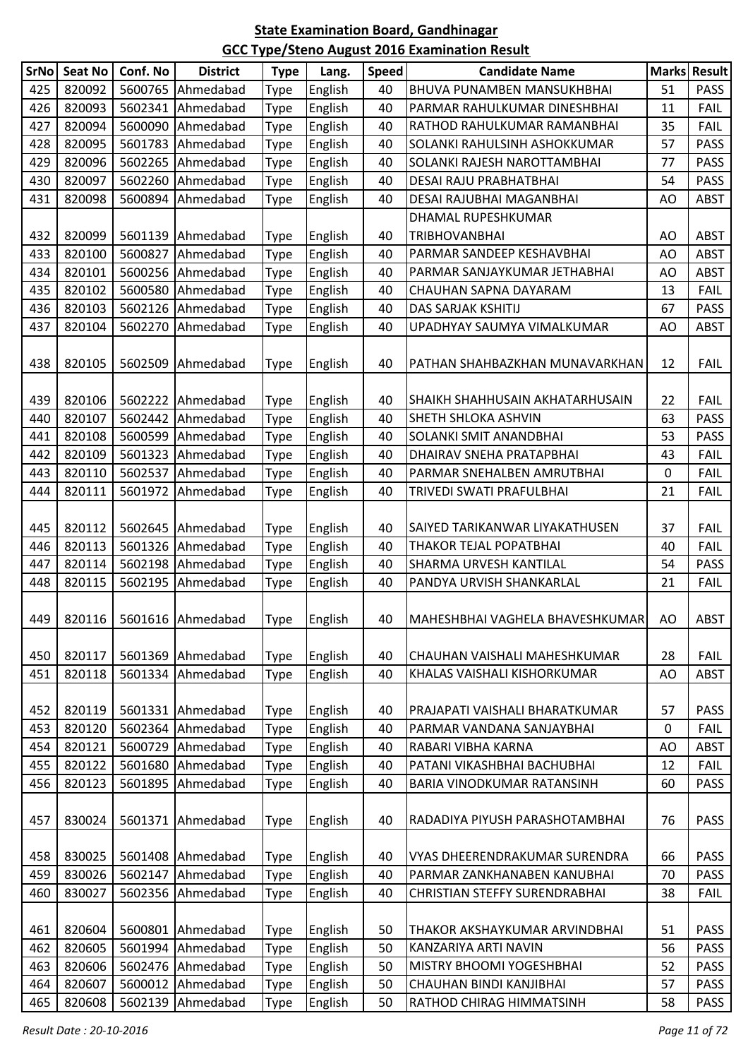## State Examination Board, Gandhinagar

## GCC Type/Steno August 2016 Examination Result

| SrNo | Seat No | Conf. No | District | Type | Lang. | Speed | Candidate Name | Marks | Result |
|---|---|---|---|---|---|---|---|---|---|
| 425 | 820092 | 5600765 | Ahmedabad | Type | English | 40 | BHUVA PUNAMBEN MANSUKHBHAI | 51 | PASS |
| 426 | 820093 | 5602341 | Ahmedabad | Type | English | 40 | PARMAR RAHULKUMAR DINESHBHAI | 11 | FAIL |
| 427 | 820094 | 5600090 | Ahmedabad | Type | English | 40 | RATHOD RAHULKUMAR RAMANBHAI | 35 | FAIL |
| 428 | 820095 | 5601783 | Ahmedabad | Type | English | 40 | SOLANKI RAHULSINH ASHOKKUMAR | 57 | PASS |
| 429 | 820096 | 5602265 | Ahmedabad | Type | English | 40 | SOLANKI RAJESH NAROTTAMBHAI | 77 | PASS |
| 430 | 820097 | 5602260 | Ahmedabad | Type | English | 40 | DESAI RAJU PRABHATBHAI | 54 | PASS |
| 431 | 820098 | 5600894 | Ahmedabad | Type | English | 40 | DESAI RAJUBHAI MAGANBHAI | AO | ABST |
| 432 | 820099 | 5601139 | Ahmedabad | Type | English | 40 | DHAMAL RUPESHKUMAR TRIBHOVANBHAI | AO | ABST |
| 433 | 820100 | 5600827 | Ahmedabad | Type | English | 40 | PARMAR SANDEEP KESHAVBHAI | AO | ABST |
| 434 | 820101 | 5600256 | Ahmedabad | Type | English | 40 | PARMAR SANJAYKUMAR JETHABHAI | AO | ABST |
| 435 | 820102 | 5600580 | Ahmedabad | Type | English | 40 | CHAUHAN SAPNA DAYARAM | 13 | FAIL |
| 436 | 820103 | 5602126 | Ahmedabad | Type | English | 40 | DAS SARJAK KSHITIJ | 67 | PASS |
| 437 | 820104 | 5602270 | Ahmedabad | Type | English | 40 | UPADHYAY SAUMYA VIMALKUMAR | AO | ABST |
| 438 | 820105 | 5602509 | Ahmedabad | Type | English | 40 | PATHAN SHAHBAZKHAN MUNAVARKHAN | 12 | FAIL |
| 439 | 820106 | 5602222 | Ahmedabad | Type | English | 40 | SHAIKH SHAHHUSAIN AKHATARHUSAIN | 22 | FAIL |
| 440 | 820107 | 5602442 | Ahmedabad | Type | English | 40 | SHETH SHLOKA ASHVIN | 63 | PASS |
| 441 | 820108 | 5600599 | Ahmedabad | Type | English | 40 | SOLANKI SMIT ANANDBHAI | 53 | PASS |
| 442 | 820109 | 5601323 | Ahmedabad | Type | English | 40 | DHAIRAV SNEHA PRATAPBHAI | 43 | FAIL |
| 443 | 820110 | 5602537 | Ahmedabad | Type | English | 40 | PARMAR SNEHALBEN AMRUTBHAI | 0 | FAIL |
| 444 | 820111 | 5601972 | Ahmedabad | Type | English | 40 | TRIVEDI SWATI PRAFULBHAI | 21 | FAIL |
| 445 | 820112 | 5602645 | Ahmedabad | Type | English | 40 | SAIYED TARIKANWAR LIYAKATHUSEN | 37 | FAIL |
| 446 | 820113 | 5601326 | Ahmedabad | Type | English | 40 | THAKOR TEJAL POPATBHAI | 40 | FAIL |
| 447 | 820114 | 5602198 | Ahmedabad | Type | English | 40 | SHARMA URVESH KANTILAL | 54 | PASS |
| 448 | 820115 | 5602195 | Ahmedabad | Type | English | 40 | PANDYA URVISH SHANKARLAL | 21 | FAIL |
| 449 | 820116 | 5601616 | Ahmedabad | Type | English | 40 | MAHESHBHAI VAGHELA BHAVESHKUMAR | AO | ABST |
| 450 | 820117 | 5601369 | Ahmedabad | Type | English | 40 | CHAUHAN VAISHALI MAHESHKUMAR | 28 | FAIL |
| 451 | 820118 | 5601334 | Ahmedabad | Type | English | 40 | KHALAS VAISHALI KISHORKUMAR | AO | ABST |
| 452 | 820119 | 5601331 | Ahmedabad | Type | English | 40 | PRAJAPATI VAISHALI BHARATKUMAR | 57 | PASS |
| 453 | 820120 | 5602364 | Ahmedabad | Type | English | 40 | PARMAR VANDANA SANJAYBHAI | 0 | FAIL |
| 454 | 820121 | 5600729 | Ahmedabad | Type | English | 40 | RABARI VIBHA KARNA | AO | ABST |
| 455 | 820122 | 5601680 | Ahmedabad | Type | English | 40 | PATANI VIKASHBHAI BACHUBHAI | 12 | FAIL |
| 456 | 820123 | 5601895 | Ahmedabad | Type | English | 40 | BARIA VINODKUMAR RATANSINH | 60 | PASS |
| 457 | 830024 | 5601371 | Ahmedabad | Type | English | 40 | RADADIYA PIYUSH PARASHOTAMBHAI | 76 | PASS |
| 458 | 830025 | 5601408 | Ahmedabad | Type | English | 40 | VYAS DHEERENDRAKUMAR SURENDRA | 66 | PASS |
| 459 | 830026 | 5602147 | Ahmedabad | Type | English | 40 | PARMAR ZANKHANABEN KANUBHAI | 70 | PASS |
| 460 | 830027 | 5602356 | Ahmedabad | Type | English | 40 | CHRISTIAN STEFFY SURENDRABHAI | 38 | FAIL |
| 461 | 820604 | 5600801 | Ahmedabad | Type | English | 50 | THAKOR AKSHAYKUMAR ARVINDBHAI | 51 | PASS |
| 462 | 820605 | 5601994 | Ahmedabad | Type | English | 50 | KANZARIYA ARTI NAVIN | 56 | PASS |
| 463 | 820606 | 5602476 | Ahmedabad | Type | English | 50 | MISTRY BHOOMI YOGESHBHAI | 52 | PASS |
| 464 | 820607 | 5600012 | Ahmedabad | Type | English | 50 | CHAUHAN BINDI KANJIBHAI | 57 | PASS |
| 465 | 820608 | 5602139 | Ahmedabad | Type | English | 50 | RATHOD CHIRAG HIMMATSINH | 58 | PASS |

*Result Date : 20-10-2016*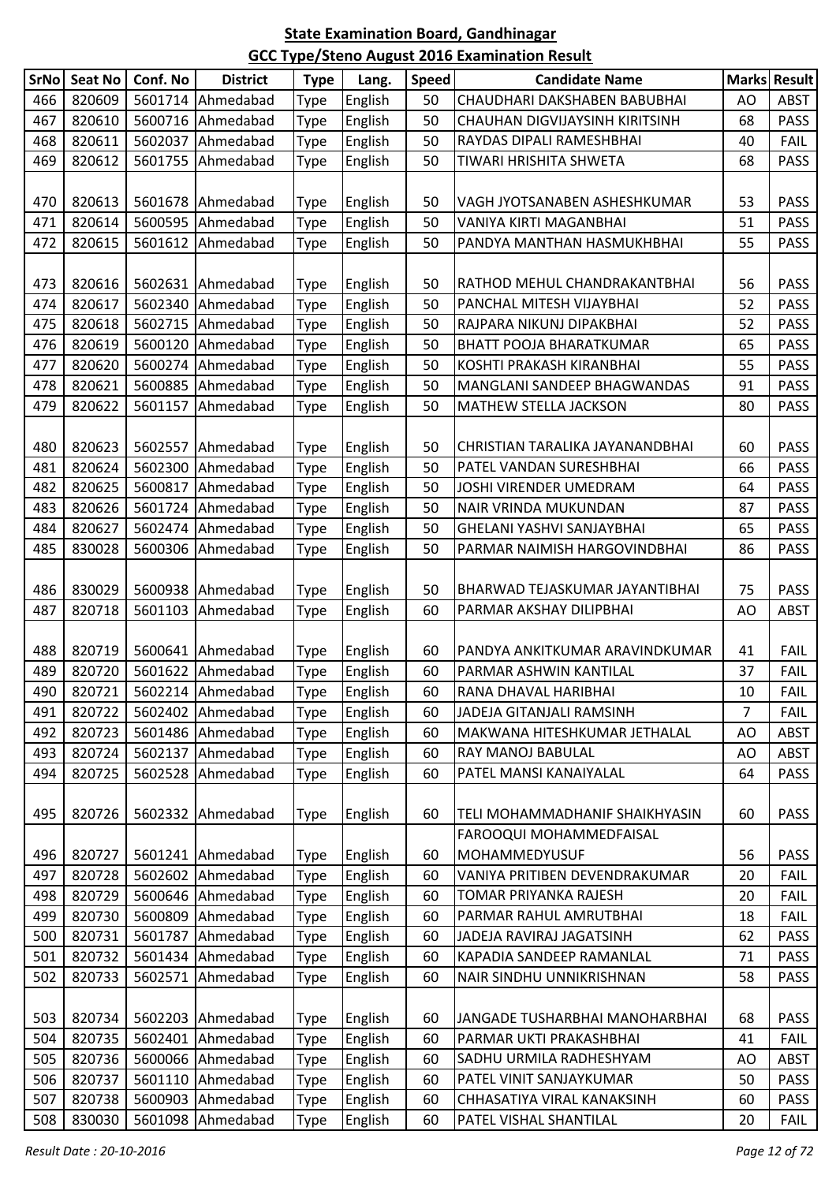## State Examination Board, Gandhinagar

## GCC Type/Steno August 2016 Examination Result

| SrNo | Seat No | Conf. No | District | Type | Lang. | Speed | Candidate Name | Marks | Result |
|---|---|---|---|---|---|---|---|---|---|
| 466 | 820609 | 5601714 | Ahmedabad | Type | English | 50 | CHAUDHARI DAKSHABEN BABUBHAI | AO | ABST |
| 467 | 820610 | 5600716 | Ahmedabad | Type | English | 50 | CHAUHAN DIGVIJAYSINH KIRITSINH | 68 | PASS |
| 468 | 820611 | 5602037 | Ahmedabad | Type | English | 50 | RAYDAS DIPALI RAMESHBHAI | 40 | FAIL |
| 469 | 820612 | 5601755 | Ahmedabad | Type | English | 50 | TIWARI HRISHITA SHWETA | 68 | PASS |
| 470 | 820613 | 5601678 | Ahmedabad | Type | English | 50 | VAGH JYOTSANABEN ASHESHKUMAR | 53 | PASS |
| 471 | 820614 | 5600595 | Ahmedabad | Type | English | 50 | VANIYA KIRTI MAGANBHAI | 51 | PASS |
| 472 | 820615 | 5601612 | Ahmedabad | Type | English | 50 | PANDYA MANTHAN HASMUKHBHAI | 55 | PASS |
| 473 | 820616 | 5602631 | Ahmedabad | Type | English | 50 | RATHOD MEHUL CHANDRAKANTBHAI | 56 | PASS |
| 474 | 820617 | 5602340 | Ahmedabad | Type | English | 50 | PANCHAL MITESH VIJAYBHAI | 52 | PASS |
| 475 | 820618 | 5602715 | Ahmedabad | Type | English | 50 | RAJPARA NIKUNJ DIPAKBHAI | 52 | PASS |
| 476 | 820619 | 5600120 | Ahmedabad | Type | English | 50 | BHATT POOJA BHARATKUMAR | 65 | PASS |
| 477 | 820620 | 5600274 | Ahmedabad | Type | English | 50 | KOSHTI PRAKASH KIRANBHAI | 55 | PASS |
| 478 | 820621 | 5600885 | Ahmedabad | Type | English | 50 | MANGLANI SANDEEP BHAGWANDAS | 91 | PASS |
| 479 | 820622 | 5601157 | Ahmedabad | Type | English | 50 | MATHEW STELLA JACKSON | 80 | PASS |
| 480 | 820623 | 5602557 | Ahmedabad | Type | English | 50 | CHRISTIAN TARALIKA JAYANANDBHAI | 60 | PASS |
| 481 | 820624 | 5602300 | Ahmedabad | Type | English | 50 | PATEL VANDAN SURESHBHAI | 66 | PASS |
| 482 | 820625 | 5600817 | Ahmedabad | Type | English | 50 | JOSHI VIRENDER UMEDRAM | 64 | PASS |
| 483 | 820626 | 5601724 | Ahmedabad | Type | English | 50 | NAIR VRINDA MUKUNDAN | 87 | PASS |
| 484 | 820627 | 5602474 | Ahmedabad | Type | English | 50 | GHELANI YASHVI SANJAYBHAI | 65 | PASS |
| 485 | 830028 | 5600306 | Ahmedabad | Type | English | 50 | PARMAR NAIMISH HARGOVINDBHAI | 86 | PASS |
| 486 | 830029 | 5600938 | Ahmedabad | Type | English | 50 | BHARWAD TEJASKUMAR JAYANTIBHAI | 75 | PASS |
| 487 | 820718 | 5601103 | Ahmedabad | Type | English | 60 | PARMAR AKSHAY DILIPBHAI | AO | ABST |
| 488 | 820719 | 5600641 | Ahmedabad | Type | English | 60 | PANDYA ANKITKUMAR ARAVINDKUMAR | 41 | FAIL |
| 489 | 820720 | 5601622 | Ahmedabad | Type | English | 60 | PARMAR ASHWIN KANTILAL | 37 | FAIL |
| 490 | 820721 | 5602214 | Ahmedabad | Type | English | 60 | RANA DHAVAL HARIBHAI | 10 | FAIL |
| 491 | 820722 | 5602402 | Ahmedabad | Type | English | 60 | JADEJA GITANJALI RAMSINH | 7 | FAIL |
| 492 | 820723 | 5601486 | Ahmedabad | Type | English | 60 | MAKWANA HITESHKUMAR JETHALAL | AO | ABST |
| 493 | 820724 | 5602137 | Ahmedabad | Type | English | 60 | RAY MANOJ BABULAL | AO | ABST |
| 494 | 820725 | 5602528 | Ahmedabad | Type | English | 60 | PATEL MANSI KANAIYALAL | 64 | PASS |
| 495 | 820726 | 5602332 | Ahmedabad | Type | English | 60 | TELI MOHAMMADHANIF SHAIKHYASIN | 60 | PASS |
| 496 | 820727 | 5601241 | Ahmedabad | Type | English | 60 | FAROOQUI MOHAMMEDFAISAL MOHAMMEDYUSUF | 56 | PASS |
| 497 | 820728 | 5602602 | Ahmedabad | Type | English | 60 | VANIYA PRITIBEN DEVENDRAKUMAR | 20 | FAIL |
| 498 | 820729 | 5600646 | Ahmedabad | Type | English | 60 | TOMAR PRIYANKA RAJESH | 20 | FAIL |
| 499 | 820730 | 5600809 | Ahmedabad | Type | English | 60 | PARMAR RAHUL AMRUTBHAI | 18 | FAIL |
| 500 | 820731 | 5601787 | Ahmedabad | Type | English | 60 | JADEJA RAVIRAJ JAGATSINH | 62 | PASS |
| 501 | 820732 | 5601434 | Ahmedabad | Type | English | 60 | KAPADIA SANDEEP RAMANLAL | 71 | PASS |
| 502 | 820733 | 5602571 | Ahmedabad | Type | English | 60 | NAIR SINDHU UNNIKRISHNAN | 58 | PASS |
| 503 | 820734 | 5602203 | Ahmedabad | Type | English | 60 | JANGADE TUSHARBHAI MANOHARBHAI | 68 | PASS |
| 504 | 820735 | 5602401 | Ahmedabad | Type | English | 60 | PARMAR UKTI PRAKASHBHAI | 41 | FAIL |
| 505 | 820736 | 5600066 | Ahmedabad | Type | English | 60 | SADHU URMILA RADHESHYAM | AO | ABST |
| 506 | 820737 | 5601110 | Ahmedabad | Type | English | 60 | PATEL VINIT SANJAYKUMAR | 50 | PASS |
| 507 | 820738 | 5600903 | Ahmedabad | Type | English | 60 | CHHASATIYA VIRAL KANAKSINH | 60 | PASS |
| 508 | 830030 | 5601098 | Ahmedabad | Type | English | 60 | PATEL VISHAL SHANTILAL | 20 | FAIL |

*Result Date : 20-10-2016*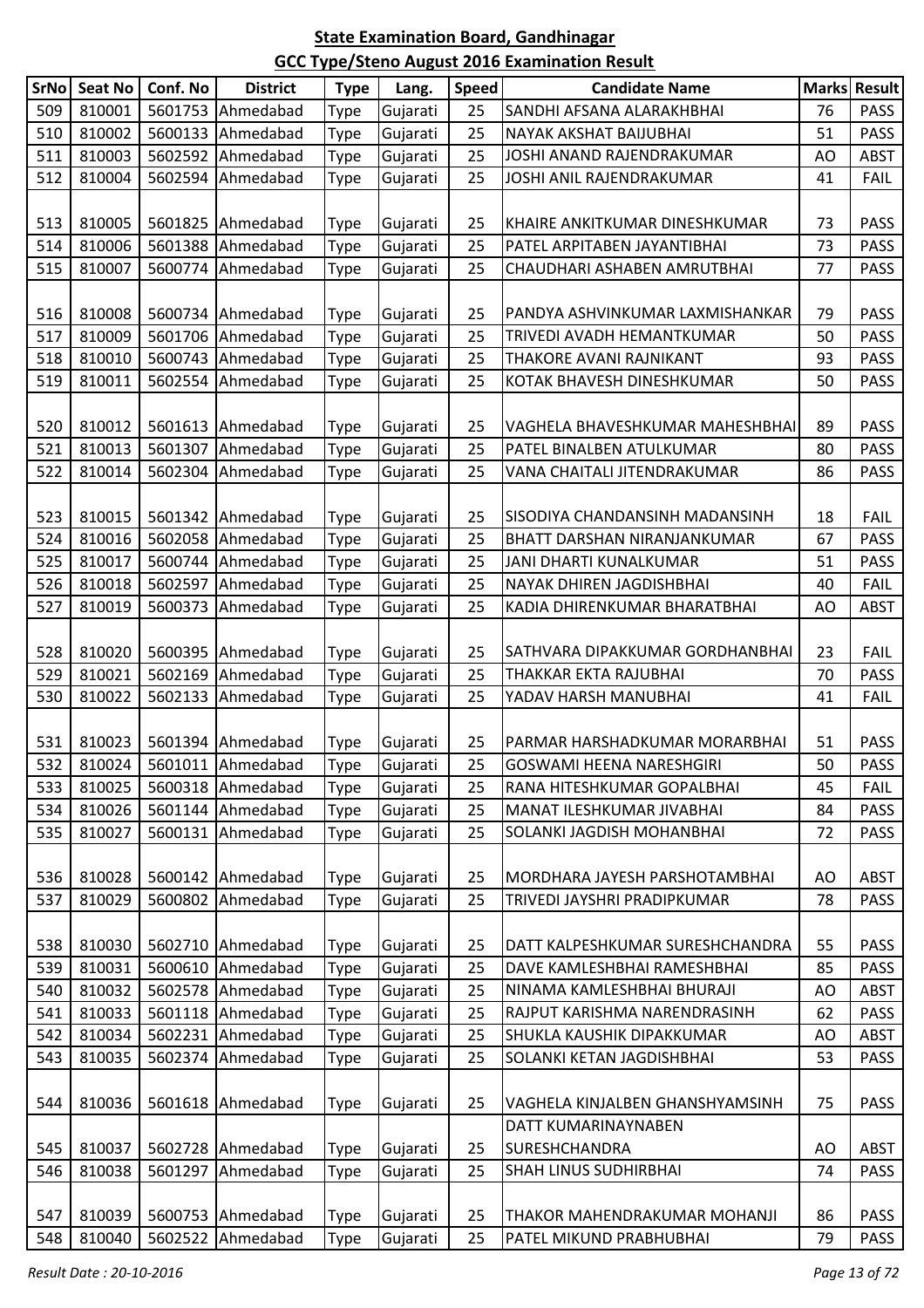## State Examination Board, Gandhinagar

## GCC Type/Steno August 2016 Examination Result

| SrNo | Seat No | Conf. No | District | Type | Lang. | Speed | Candidate Name | Marks | Result |
|---|---|---|---|---|---|---|---|---|---|
| 509 | 810001 | 5601753 | Ahmedabad | Type | Gujarati | 25 | SANDHI AFSANA ALARAKHBHAI | 76 | PASS |
| 510 | 810002 | 5600133 | Ahmedabad | Type | Gujarati | 25 | NAYAK AKSHAT BAIJUBHAI | 51 | PASS |
| 511 | 810003 | 5602592 | Ahmedabad | Type | Gujarati | 25 | JOSHI ANAND RAJENDRAKUMAR | AO | ABST |
| 512 | 810004 | 5602594 | Ahmedabad | Type | Gujarati | 25 | JOSHI ANIL RAJENDRAKUMAR | 41 | FAIL |
| 513 | 810005 | 5601825 | Ahmedabad | Type | Gujarati | 25 | KHAIRE ANKITKUMAR DINESHKUMAR | 73 | PASS |
| 514 | 810006 | 5601388 | Ahmedabad | Type | Gujarati | 25 | PATEL ARPITABEN JAYANTIBHAI | 73 | PASS |
| 515 | 810007 | 5600774 | Ahmedabad | Type | Gujarati | 25 | CHAUDHARI ASHABEN AMRUTBHAI | 77 | PASS |
| 516 | 810008 | 5600734 | Ahmedabad | Type | Gujarati | 25 | PANDYA ASHVINKUMAR LAXMISHANKAR | 79 | PASS |
| 517 | 810009 | 5601706 | Ahmedabad | Type | Gujarati | 25 | TRIVEDI AVADH HEMANTKUMAR | 50 | PASS |
| 518 | 810010 | 5600743 | Ahmedabad | Type | Gujarati | 25 | THAKORE AVANI RAJNIKANT | 93 | PASS |
| 519 | 810011 | 5602554 | Ahmedabad | Type | Gujarati | 25 | KOTAK BHAVESH DINESHKUMAR | 50 | PASS |
| 520 | 810012 | 5601613 | Ahmedabad | Type | Gujarati | 25 | VAGHELA BHAVESHKUMAR MAHESHBHAI | 89 | PASS |
| 521 | 810013 | 5601307 | Ahmedabad | Type | Gujarati | 25 | PATEL BINALBEN ATULKUMAR | 80 | PASS |
| 522 | 810014 | 5602304 | Ahmedabad | Type | Gujarati | 25 | VANA CHAITALI JITENDRAKUMAR | 86 | PASS |
| 523 | 810015 | 5601342 | Ahmedabad | Type | Gujarati | 25 | SISODIYA CHANDANSINH MADANSINH | 18 | FAIL |
| 524 | 810016 | 5602058 | Ahmedabad | Type | Gujarati | 25 | BHATT DARSHAN NIRANJANKUMAR | 67 | PASS |
| 525 | 810017 | 5600744 | Ahmedabad | Type | Gujarati | 25 | JANI DHARTI KUNALKUMAR | 51 | PASS |
| 526 | 810018 | 5602597 | Ahmedabad | Type | Gujarati | 25 | NAYAK DHIREN JAGDISHBHAI | 40 | FAIL |
| 527 | 810019 | 5600373 | Ahmedabad | Type | Gujarati | 25 | KADIA DHIRENKUMAR BHARATBHAI | AO | ABST |
| 528 | 810020 | 5600395 | Ahmedabad | Type | Gujarati | 25 | SATHVARA DIPAKKUMAR GORDHANBHAI | 23 | FAIL |
| 529 | 810021 | 5602169 | Ahmedabad | Type | Gujarati | 25 | THAKKAR EKTA RAJUBHAI | 70 | PASS |
| 530 | 810022 | 5602133 | Ahmedabad | Type | Gujarati | 25 | YADAV HARSH MANUBHAI | 41 | FAIL |
| 531 | 810023 | 5601394 | Ahmedabad | Type | Gujarati | 25 | PARMAR HARSHADKUMAR MORARBHAI | 51 | PASS |
| 532 | 810024 | 5601011 | Ahmedabad | Type | Gujarati | 25 | GOSWAMI HEENA NARESHGIRI | 50 | PASS |
| 533 | 810025 | 5600318 | Ahmedabad | Type | Gujarati | 25 | RANA HITESHKUMAR GOPALBHAI | 45 | FAIL |
| 534 | 810026 | 5601144 | Ahmedabad | Type | Gujarati | 25 | MANAT ILESHKUMAR JIVABHAI | 84 | PASS |
| 535 | 810027 | 5600131 | Ahmedabad | Type | Gujarati | 25 | SOLANKI JAGDISH MOHANBHAI | 72 | PASS |
| 536 | 810028 | 5600142 | Ahmedabad | Type | Gujarati | 25 | MORDHARA JAYESH PARSHOTAMBHAI | AO | ABST |
| 537 | 810029 | 5600802 | Ahmedabad | Type | Gujarati | 25 | TRIVEDI JAYSHRI PRADIPKUMAR | 78 | PASS |
| 538 | 810030 | 5602710 | Ahmedabad | Type | Gujarati | 25 | DATT KALPESHKUMAR SURESHCHANDRA | 55 | PASS |
| 539 | 810031 | 5600610 | Ahmedabad | Type | Gujarati | 25 | DAVE KAMLESHBHAI RAMESHBHAI | 85 | PASS |
| 540 | 810032 | 5602578 | Ahmedabad | Type | Gujarati | 25 | NINAMA KAMLESHBHAI BHURAJI | AO | ABST |
| 541 | 810033 | 5601118 | Ahmedabad | Type | Gujarati | 25 | RAJPUT KARISHMA NARENDRASINH | 62 | PASS |
| 542 | 810034 | 5602231 | Ahmedabad | Type | Gujarati | 25 | SHUKLA KAUSHIK DIPAKKUMAR | AO | ABST |
| 543 | 810035 | 5602374 | Ahmedabad | Type | Gujarati | 25 | SOLANKI KETAN JAGDISHBHAI | 53 | PASS |
| 544 | 810036 | 5601618 | Ahmedabad | Type | Gujarati | 25 | VAGHELA KINJALBEN GHANSHYAMSINH | 75 | PASS |
| 545 | 810037 | 5602728 | Ahmedabad | Type | Gujarati | 25 | DATT KUMARINAYNABEN SURESHCHANDRA | AO | ABST |
| 546 | 810038 | 5601297 | Ahmedabad | Type | Gujarati | 25 | SHAH LINUS SUDHIRBHAI | 74 | PASS |
| 547 | 810039 | 5600753 | Ahmedabad | Type | Gujarati | 25 | THAKOR MAHENDRAKUMAR MOHANJI | 86 | PASS |
| 548 | 810040 | 5602522 | Ahmedabad | Type | Gujarati | 25 | PATEL MIKUND PRABHUBHAI | 79 | PASS |

*Result Date : 20-10-2016*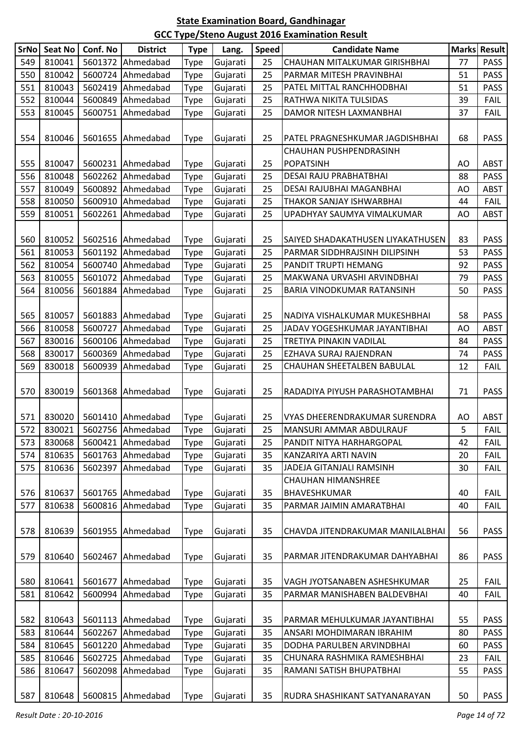# State Examination Board, Gandhinagar

## GCC Type/Steno August 2016 Examination Result

| SrNo | Seat No | Conf. No | District | Type | Lang. | Speed | Candidate Name | Marks | Result |
|---|---|---|---|---|---|---|---|---|---|
| 549 | 810041 | 5601372 | Ahmedabad | Type | Gujarati | 25 | CHAUHAN MITALKUMAR GIRISHBHAI | 77 | PASS |
| 550 | 810042 | 5600724 | Ahmedabad | Type | Gujarati | 25 | PARMAR MITESH PRAVINBHAI | 51 | PASS |
| 551 | 810043 | 5602419 | Ahmedabad | Type | Gujarati | 25 | PATEL MITTAL RANCHHODBHAI | 51 | PASS |
| 552 | 810044 | 5600849 | Ahmedabad | Type | Gujarati | 25 | RATHWA NIKITA TULSIDAS | 39 | FAIL |
| 553 | 810045 | 5600751 | Ahmedabad | Type | Gujarati | 25 | DAMOR NITESH LAXMANBHAI | 37 | FAIL |
| 554 | 810046 | 5601655 | Ahmedabad | Type | Gujarati | 25 | PATEL PRAGNESHKUMAR JAGDISHBHAI | 68 | PASS |
| 555 | 810047 | 5600231 | Ahmedabad | Type | Gujarati | 25 | CHAUHAN PUSHPENDRASINH POPATSINH | AO | ABST |
| 556 | 810048 | 5602262 | Ahmedabad | Type | Gujarati | 25 | DESAI RAJU PRABHATBHAI | 88 | PASS |
| 557 | 810049 | 5600892 | Ahmedabad | Type | Gujarati | 25 | DESAI RAJUBHAI MAGANBHAI | AO | ABST |
| 558 | 810050 | 5600910 | Ahmedabad | Type | Gujarati | 25 | THAKOR SANJAY ISHWARBHAI | 44 | FAIL |
| 559 | 810051 | 5602261 | Ahmedabad | Type | Gujarati | 25 | UPADHYAY SAUMYA VIMALKUMAR | AO | ABST |
| 560 | 810052 | 5602516 | Ahmedabad | Type | Gujarati | 25 | SAIYED SHADAKATHUSEN LIYAKATHUSEN | 83 | PASS |
| 561 | 810053 | 5601192 | Ahmedabad | Type | Gujarati | 25 | PARMAR SIDDHRAJSINH DILIPSINH | 53 | PASS |
| 562 | 810054 | 5600740 | Ahmedabad | Type | Gujarati | 25 | PANDIT TRUPTI HEMANG | 92 | PASS |
| 563 | 810055 | 5601072 | Ahmedabad | Type | Gujarati | 25 | MAKWANA URVASHI ARVINDBHAI | 79 | PASS |
| 564 | 810056 | 5601884 | Ahmedabad | Type | Gujarati | 25 | BARIA VINODKUMAR RATANSINH | 50 | PASS |
| 565 | 810057 | 5601883 | Ahmedabad | Type | Gujarati | 25 | NADIYA VISHALKUMAR MUKESHBHAI | 58 | PASS |
| 566 | 810058 | 5600727 | Ahmedabad | Type | Gujarati | 25 | JADAV YOGESHKUMAR JAYANTIBHAI | AO | ABST |
| 567 | 830016 | 5600106 | Ahmedabad | Type | Gujarati | 25 | TRETIYA PINAKIN VADILAL | 84 | PASS |
| 568 | 830017 | 5600369 | Ahmedabad | Type | Gujarati | 25 | EZHAVA SURAJ RAJENDRAN | 74 | PASS |
| 569 | 830018 | 5600939 | Ahmedabad | Type | Gujarati | 25 | CHAUHAN SHEETALBEN BABULAL | 12 | FAIL |
| 570 | 830019 | 5601368 | Ahmedabad | Type | Gujarati | 25 | RADADIYA PIYUSH PARASHOTAMBHAI | 71 | PASS |
| 571 | 830020 | 5601410 | Ahmedabad | Type | Gujarati | 25 | VYAS DHEERENDRAKUMAR SURENDRA | AO | ABST |
| 572 | 830021 | 5602756 | Ahmedabad | Type | Gujarati | 25 | MANSURI AMMAR ABDULRAUF | 5 | FAIL |
| 573 | 830068 | 5600421 | Ahmedabad | Type | Gujarati | 25 | PANDIT NITYA HARHARGOPAL | 42 | FAIL |
| 574 | 810635 | 5601763 | Ahmedabad | Type | Gujarati | 35 | KANZARIYA ARTI NAVIN | 20 | FAIL |
| 575 | 810636 | 5602397 | Ahmedabad | Type | Gujarati | 35 | JADEJA GITANJALI RAMSINH | 30 | FAIL |
| 576 | 810637 | 5601765 | Ahmedabad | Type | Gujarati | 35 | CHAUHAN HIMANSHREE BHAVESHKUMAR | 40 | FAIL |
| 577 | 810638 | 5600816 | Ahmedabad | Type | Gujarati | 35 | PARMAR JAIMIN AMARATBHAI | 40 | FAIL |
| 578 | 810639 | 5601955 | Ahmedabad | Type | Gujarati | 35 | CHAVDA JITENDRAKUMAR MANILALBHAI | 56 | PASS |
| 579 | 810640 | 5602467 | Ahmedabad | Type | Gujarati | 35 | PARMAR JITENDRAKUMAR DAHYABHAI | 86 | PASS |
| 580 | 810641 | 5601677 | Ahmedabad | Type | Gujarati | 35 | VAGH JYOTSANABEN ASHESHKUMAR | 25 | FAIL |
| 581 | 810642 | 5600994 | Ahmedabad | Type | Gujarati | 35 | PARMAR MANISHABEN BALDEVBHAI | 40 | FAIL |
| 582 | 810643 | 5601113 | Ahmedabad | Type | Gujarati | 35 | PARMAR MEHULKUMAR JAYANTIBHAI | 55 | PASS |
| 583 | 810644 | 5602267 | Ahmedabad | Type | Gujarati | 35 | ANSARI MOHDIMARAN IBRAHIM | 80 | PASS |
| 584 | 810645 | 5601220 | Ahmedabad | Type | Gujarati | 35 | DODHA PARULBEN ARVINDBHAI | 60 | PASS |
| 585 | 810646 | 5602725 | Ahmedabad | Type | Gujarati | 35 | CHUNARA RASHMIKA RAMESHBHAI | 23 | FAIL |
| 586 | 810647 | 5602098 | Ahmedabad | Type | Gujarati | 35 | RAMANI SATISH BHUPATBHAI | 55 | PASS |
| 587 | 810648 | 5600815 | Ahmedabad | Type | Gujarati | 35 | RUDRA SHASHIKANT SATYANARAYAN | 50 | PASS |

*Result Date : 20-10-2016*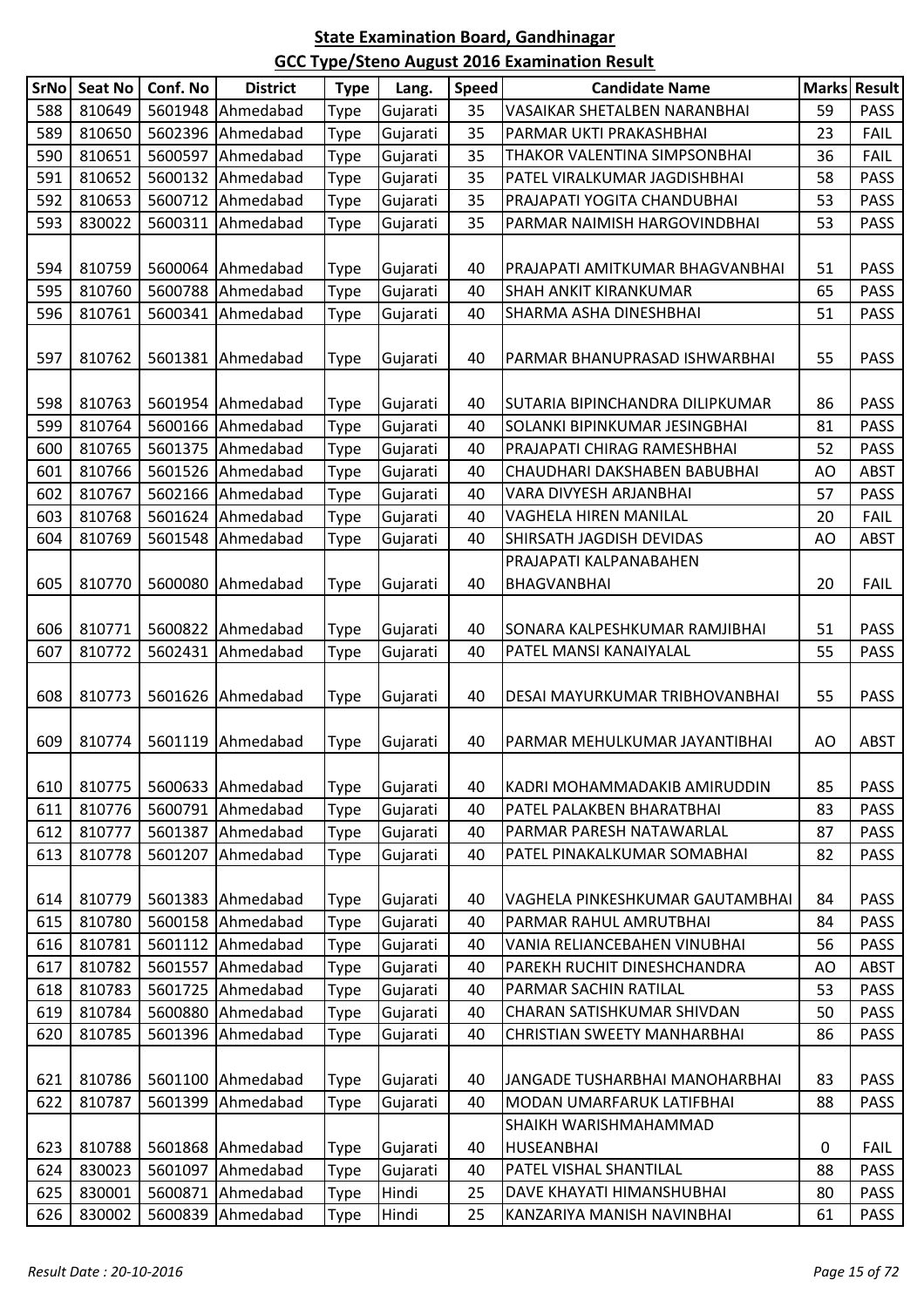# State Examination Board, Gandhinagar

## GCC Type/Steno August 2016 Examination Result

| SrNo | Seat No | Conf. No | District | Type | Lang. | Speed | Candidate Name | Marks | Result |
|---|---|---|---|---|---|---|---|---|---|
| 588 | 810649 | 5601948 | Ahmedabad | Type | Gujarati | 35 | VASAIKAR SHETALBEN NARANBHAI | 59 | PASS |
| 589 | 810650 | 5602396 | Ahmedabad | Type | Gujarati | 35 | PARMAR UKTI PRAKASHBHAI | 23 | FAIL |
| 590 | 810651 | 5600597 | Ahmedabad | Type | Gujarati | 35 | THAKOR VALENTINA SIMPSONBHAI | 36 | FAIL |
| 591 | 810652 | 5600132 | Ahmedabad | Type | Gujarati | 35 | PATEL VIRALKUMAR JAGDISHBHAI | 58 | PASS |
| 592 | 810653 | 5600712 | Ahmedabad | Type | Gujarati | 35 | PRAJAPATI YOGITA CHANDUBHAI | 53 | PASS |
| 593 | 830022 | 5600311 | Ahmedabad | Type | Gujarati | 35 | PARMAR NAIMISH HARGOVINDBHAI | 53 | PASS |
| 594 | 810759 | 5600064 | Ahmedabad | Type | Gujarati | 40 | PRAJAPATI AMITKUMAR BHAGVANBHAI | 51 | PASS |
| 595 | 810760 | 5600788 | Ahmedabad | Type | Gujarati | 40 | SHAH ANKIT KIRANKUMAR | 65 | PASS |
| 596 | 810761 | 5600341 | Ahmedabad | Type | Gujarati | 40 | SHARMA ASHA DINESHBHAI | 51 | PASS |
| 597 | 810762 | 5601381 | Ahmedabad | Type | Gujarati | 40 | PARMAR BHANUPRASAD ISHWARBHAI | 55 | PASS |
| 598 | 810763 | 5601954 | Ahmedabad | Type | Gujarati | 40 | SUTARIA BIPINCHANDRA DILIPKUMAR | 86 | PASS |
| 599 | 810764 | 5600166 | Ahmedabad | Type | Gujarati | 40 | SOLANKI BIPINKUMAR JESINGBHAI | 81 | PASS |
| 600 | 810765 | 5601375 | Ahmedabad | Type | Gujarati | 40 | PRAJAPATI CHIRAG RAMESHBHAI | 52 | PASS |
| 601 | 810766 | 5601526 | Ahmedabad | Type | Gujarati | 40 | CHAUDHARI DAKSHABEN BABUBHAI | AO | ABST |
| 602 | 810767 | 5602166 | Ahmedabad | Type | Gujarati | 40 | VARA DIVYESH ARJANBHAI | 57 | PASS |
| 603 | 810768 | 5601624 | Ahmedabad | Type | Gujarati | 40 | VAGHELA HIREN MANILAL | 20 | FAIL |
| 604 | 810769 | 5601548 | Ahmedabad | Type | Gujarati | 40 | SHIRSATH JAGDISH DEVIDAS | AO | ABST |
| 605 | 810770 | 5600080 | Ahmedabad | Type | Gujarati | 40 | PRAJAPATI KALPANABAHEN BHAGVANBHAI | 20 | FAIL |
| 606 | 810771 | 5600822 | Ahmedabad | Type | Gujarati | 40 | SONARA KALPESHKUMAR RAMJIBHAI | 51 | PASS |
| 607 | 810772 | 5602431 | Ahmedabad | Type | Gujarati | 40 | PATEL MANSI KANAIYALAL | 55 | PASS |
| 608 | 810773 | 5601626 | Ahmedabad | Type | Gujarati | 40 | DESAI MAYURKUMAR TRIBHOVANBHAI | 55 | PASS |
| 609 | 810774 | 5601119 | Ahmedabad | Type | Gujarati | 40 | PARMAR MEHULKUMAR JAYANTIBHAI | AO | ABST |
| 610 | 810775 | 5600633 | Ahmedabad | Type | Gujarati | 40 | KADRI MOHAMMADAKIB AMIRUDDIN | 85 | PASS |
| 611 | 810776 | 5600791 | Ahmedabad | Type | Gujarati | 40 | PATEL PALAKBEN BHARATBHAI | 83 | PASS |
| 612 | 810777 | 5601387 | Ahmedabad | Type | Gujarati | 40 | PARMAR PARESH NATAWARLAL | 87 | PASS |
| 613 | 810778 | 5601207 | Ahmedabad | Type | Gujarati | 40 | PATEL PINAKALKUMAR SOMABHAI | 82 | PASS |
| 614 | 810779 | 5601383 | Ahmedabad | Type | Gujarati | 40 | VAGHELA PINKESHKUMAR GAUTAMBHAI | 84 | PASS |
| 615 | 810780 | 5600158 | Ahmedabad | Type | Gujarati | 40 | PARMAR RAHUL AMRUTBHAI | 84 | PASS |
| 616 | 810781 | 5601112 | Ahmedabad | Type | Gujarati | 40 | VANIA RELIANCEBAHEN VINUBHAI | 56 | PASS |
| 617 | 810782 | 5601557 | Ahmedabad | Type | Gujarati | 40 | PAREKH RUCHIT DINESHCHANDRA | AO | ABST |
| 618 | 810783 | 5601725 | Ahmedabad | Type | Gujarati | 40 | PARMAR SACHIN RATILAL | 53 | PASS |
| 619 | 810784 | 5600880 | Ahmedabad | Type | Gujarati | 40 | CHARAN SATISHKUMAR SHIVDAN | 50 | PASS |
| 620 | 810785 | 5601396 | Ahmedabad | Type | Gujarati | 40 | CHRISTIAN SWEETY MANHARBHAI | 86 | PASS |
| 621 | 810786 | 5601100 | Ahmedabad | Type | Gujarati | 40 | JANGADE TUSHARBHAI MANOHARBHAI | 83 | PASS |
| 622 | 810787 | 5601399 | Ahmedabad | Type | Gujarati | 40 | MODAN UMARFARUK LATIFBHAI | 88 | PASS |
| 623 | 810788 | 5601868 | Ahmedabad | Type | Gujarati | 40 | SHAIKH WARISHMAHAMMAD HUSEANBHAI | 0 | FAIL |
| 624 | 830023 | 5601097 | Ahmedabad | Type | Gujarati | 40 | PATEL VISHAL SHANTILAL | 88 | PASS |
| 625 | 830001 | 5600871 | Ahmedabad | Type | Hindi | 25 | DAVE KHAYATI HIMANSHUBHAI | 80 | PASS |
| 626 | 830002 | 5600839 | Ahmedabad | Type | Hindi | 25 | KANZARIYA MANISH NAVINBHAI | 61 | PASS |

*Result Date : 20-10-2016*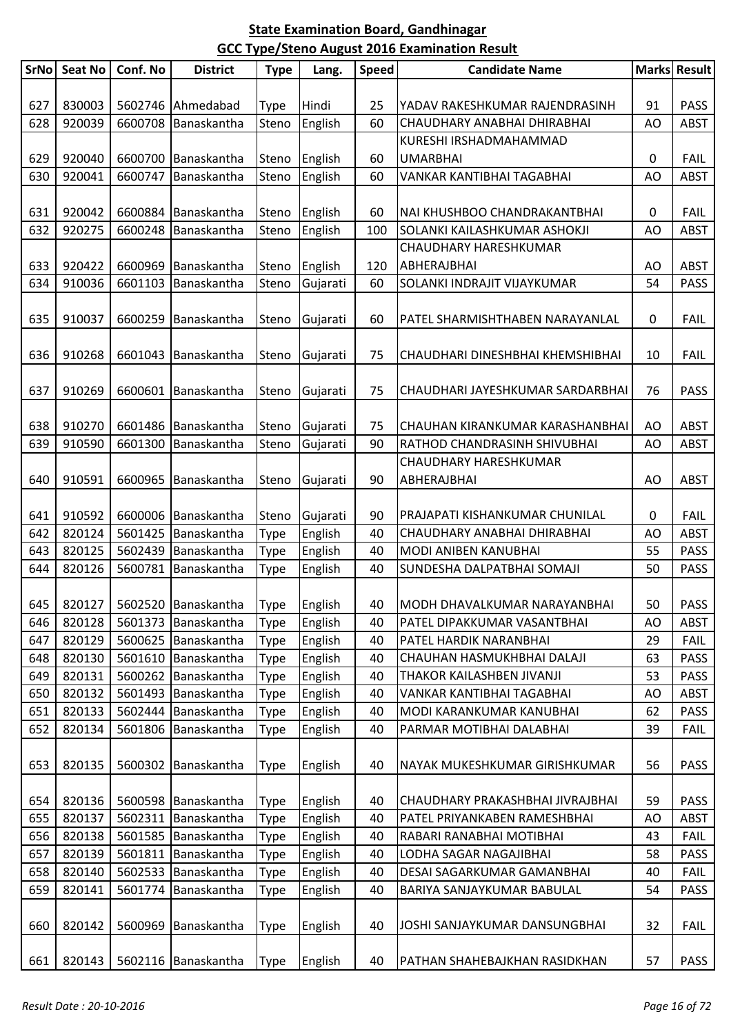## State Examination Board, Gandhinagar

## GCC Type/Steno August 2016 Examination Result

| SrNo | Seat No | Conf. No | District | Type | Lang. | Speed | Candidate Name | Marks | Result |
|---|---|---|---|---|---|---|---|---|---|
| 627 | 830003 | 5602746 | Ahmedabad | Type | Hindi | 25 | YADAV RAKESHKUMAR RAJENDRASINH | 91 | PASS |
| 628 | 920039 | 6600708 | Banaskantha | Steno | English | 60 | CHAUDHARY ANABHAI DHIRABHAI | AO | ABST |
| 629 | 920040 | 6600700 | Banaskantha | Steno | English | 60 | KURESHI IRSHADMAHAMMAD UMARBHAI | 0 | FAIL |
| 630 | 920041 | 6600747 | Banaskantha | Steno | English | 60 | VANKAR KANTIBHAI TAGABHAI | AO | ABST |
| 631 | 920042 | 6600884 | Banaskantha | Steno | English | 60 | NAI KHUSHBOO CHANDRAKANTBHAI | 0 | FAIL |
| 632 | 920275 | 6600248 | Banaskantha | Steno | English | 100 | SOLANKI KAILASHKUMAR ASHOKJI | AO | ABST |
| 633 | 920422 | 6600969 | Banaskantha | Steno | English | 120 | CHAUDHARY HARESHKUMAR ABHERAJBHAI | AO | ABST |
| 634 | 910036 | 6601103 | Banaskantha | Steno | Gujarati | 60 | SOLANKI INDRAJIT VIJAYKUMAR | 54 | PASS |
| 635 | 910037 | 6600259 | Banaskantha | Steno | Gujarati | 60 | PATEL SHARMISHTHABEN NARAYANLAL | 0 | FAIL |
| 636 | 910268 | 6601043 | Banaskantha | Steno | Gujarati | 75 | CHAUDHARI DINESHBHAI KHEMSHIBHAI | 10 | FAIL |
| 637 | 910269 | 6600601 | Banaskantha | Steno | Gujarati | 75 | CHAUDHARI JAYESHKUMAR SARDARBHAI | 76 | PASS |
| 638 | 910270 | 6601486 | Banaskantha | Steno | Gujarati | 75 | CHAUHAN KIRANKUMAR KARASHANBHAI | AO | ABST |
| 639 | 910590 | 6601300 | Banaskantha | Steno | Gujarati | 90 | RATHOD CHANDRASINH SHIVUBHAI | AO | ABST |
| 640 | 910591 | 6600965 | Banaskantha | Steno | Gujarati | 90 | CHAUDHARY HARESHKUMAR ABHERAJBHAI | AO | ABST |
| 641 | 910592 | 6600006 | Banaskantha | Steno | Gujarati | 90 | PRAJAPATI KISHANKUMAR CHUNILAL | 0 | FAIL |
| 642 | 820124 | 5601425 | Banaskantha | Type | English | 40 | CHAUDHARY ANABHAI DHIRABHAI | AO | ABST |
| 643 | 820125 | 5602439 | Banaskantha | Type | English | 40 | MODI ANIBEN KANUBHAI | 55 | PASS |
| 644 | 820126 | 5600781 | Banaskantha | Type | English | 40 | SUNDESHA DALPATBHAI SOMAJI | 50 | PASS |
| 645 | 820127 | 5602520 | Banaskantha | Type | English | 40 | MODH DHAVALKUMAR NARAYANBHAI | 50 | PASS |
| 646 | 820128 | 5601373 | Banaskantha | Type | English | 40 | PATEL DIPAKKUMAR VASANTBHAI | AO | ABST |
| 647 | 820129 | 5600625 | Banaskantha | Type | English | 40 | PATEL HARDIK NARANBHAI | 29 | FAIL |
| 648 | 820130 | 5601610 | Banaskantha | Type | English | 40 | CHAUHAN HASMUKHBHAI DALAJI | 63 | PASS |
| 649 | 820131 | 5600262 | Banaskantha | Type | English | 40 | THAKOR KAILASHBEN JIVANJI | 53 | PASS |
| 650 | 820132 | 5601493 | Banaskantha | Type | English | 40 | VANKAR KANTIBHAI TAGABHAI | AO | ABST |
| 651 | 820133 | 5602444 | Banaskantha | Type | English | 40 | MODI KARANKUMAR KANUBHAI | 62 | PASS |
| 652 | 820134 | 5601806 | Banaskantha | Type | English | 40 | PARMAR MOTIBHAI DALABHAI | 39 | FAIL |
| 653 | 820135 | 5600302 | Banaskantha | Type | English | 40 | NAYAK MUKESHKUMAR GIRISHKUMAR | 56 | PASS |
| 654 | 820136 | 5600598 | Banaskantha | Type | English | 40 | CHAUDHARY PRAKASHBHAI JIVRAJBHAI | 59 | PASS |
| 655 | 820137 | 5602311 | Banaskantha | Type | English | 40 | PATEL PRIYANKABEN RAMESHBHAI | AO | ABST |
| 656 | 820138 | 5601585 | Banaskantha | Type | English | 40 | RABARI RANABHAI MOTIBHAI | 43 | FAIL |
| 657 | 820139 | 5601811 | Banaskantha | Type | English | 40 | LODHA SAGAR NAGAJIBHAI | 58 | PASS |
| 658 | 820140 | 5602533 | Banaskantha | Type | English | 40 | DESAI SAGARKUMAR GAMANBHAI | 40 | FAIL |
| 659 | 820141 | 5601774 | Banaskantha | Type | English | 40 | BARIYA SANJAYKUMAR BABULAL | 54 | PASS |
| 660 | 820142 | 5600969 | Banaskantha | Type | English | 40 | JOSHI SANJAYKUMAR DANSUNGBHAI | 32 | FAIL |
| 661 | 820143 | 5602116 | Banaskantha | Type | English | 40 | PATHAN SHAHEBAJKHAN RASIDKHAN | 57 | PASS |

*Result Date : 20-10-2016*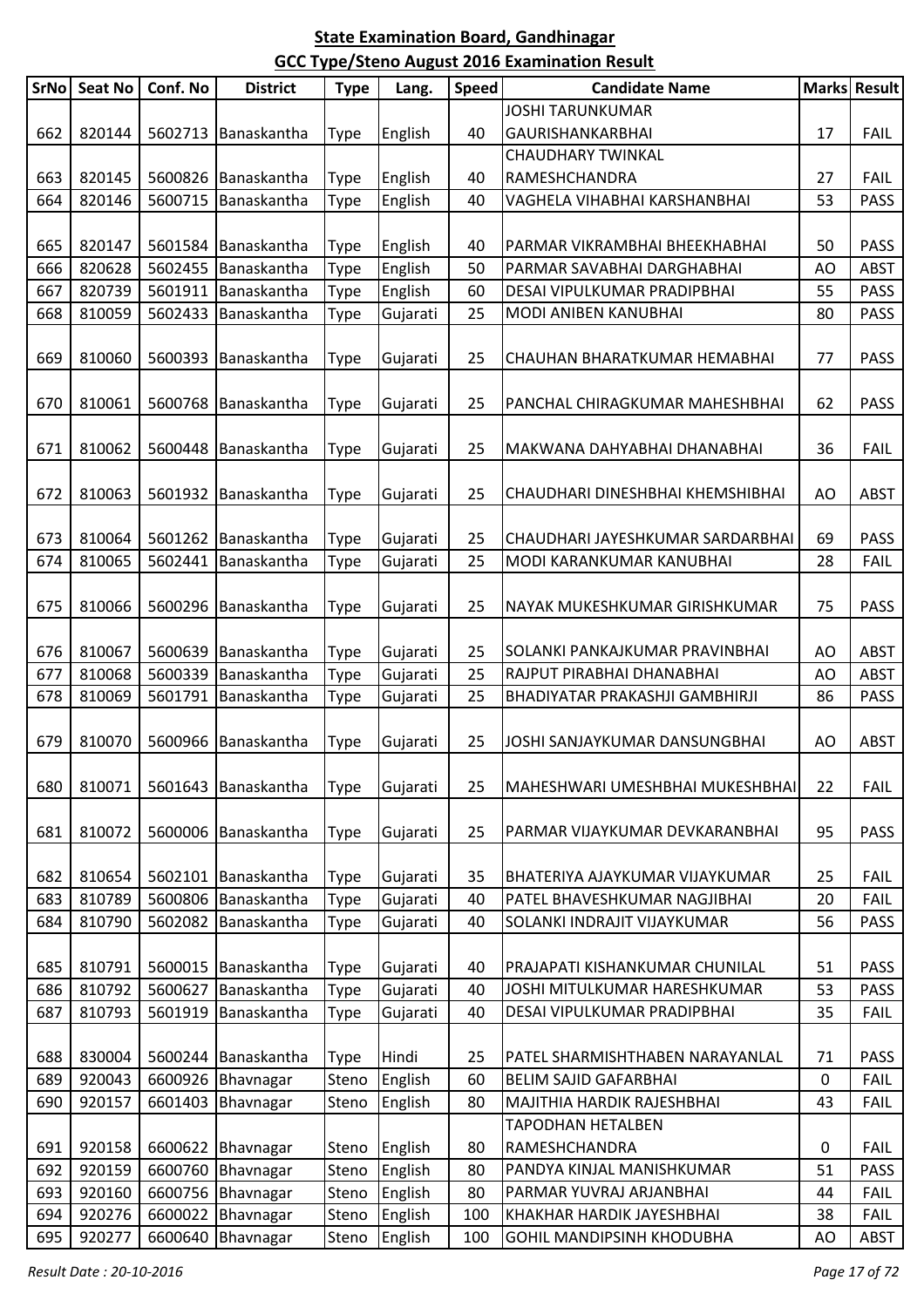**State Examination Board, Gandhinagar**

**GCC Type/Steno August 2016 Examination Result**

| SrNo | Seat No | Conf. No | District | Type | Lang. | Speed | Candidate Name | Marks | Result |
|---|---|---|---|---|---|---|---|---|---|
| 662 | 820144 | 5602713 | Banaskantha | Type | English | 40 | JOSHI TARUNKUMAR GAURISHANKARBHAI | 17 | FAIL |
| 663 | 820145 | 5600826 | Banaskantha | Type | English | 40 | CHAUDHARY TWINKAL RAMESHCHANDRA | 27 | FAIL |
| 664 | 820146 | 5600715 | Banaskantha | Type | English | 40 | VAGHELA VIHABHAI KARSHANBHAI | 53 | PASS |
| 665 | 820147 | 5601584 | Banaskantha | Type | English | 40 | PARMAR VIKRAMBHAI BHEEKHABHAI | 50 | PASS |
| 666 | 820628 | 5602455 | Banaskantha | Type | English | 50 | PARMAR SAVABHAI DARGHABHAI | AO | ABST |
| 667 | 820739 | 5601911 | Banaskantha | Type | English | 60 | DESAI VIPULKUMAR PRADIPBHAI | 55 | PASS |
| 668 | 810059 | 5602433 | Banaskantha | Type | Gujarati | 25 | MODI ANIBEN KANUBHAI | 80 | PASS |
| 669 | 810060 | 5600393 | Banaskantha | Type | Gujarati | 25 | CHAUHAN BHARATKUMAR HEMABHAI | 77 | PASS |
| 670 | 810061 | 5600768 | Banaskantha | Type | Gujarati | 25 | PANCHAL CHIRAGKUMAR MAHESHBHAI | 62 | PASS |
| 671 | 810062 | 5600448 | Banaskantha | Type | Gujarati | 25 | MAKWANA DAHYABHAI DHANABHAI | 36 | FAIL |
| 672 | 810063 | 5601932 | Banaskantha | Type | Gujarati | 25 | CHAUDHARI DINESHBHAI KHEMSHIBHAI | AO | ABST |
| 673 | 810064 | 5601262 | Banaskantha | Type | Gujarati | 25 | CHAUDHARI JAYESHKUMAR SARDARBHAI | 69 | PASS |
| 674 | 810065 | 5602441 | Banaskantha | Type | Gujarati | 25 | MODI KARANKUMAR KANUBHAI | 28 | FAIL |
| 675 | 810066 | 5600296 | Banaskantha | Type | Gujarati | 25 | NAYAK MUKESHKUMAR GIRISHKUMAR | 75 | PASS |
| 676 | 810067 | 5600639 | Banaskantha | Type | Gujarati | 25 | SOLANKI PANKAJKUMAR PRAVINBHAI | AO | ABST |
| 677 | 810068 | 5600339 | Banaskantha | Type | Gujarati | 25 | RAJPUT PIRABHAI DHANABHAI | AO | ABST |
| 678 | 810069 | 5601791 | Banaskantha | Type | Gujarati | 25 | BHADIYATAR PRAKASHJI GAMBHIRJI | 86 | PASS |
| 679 | 810070 | 5600966 | Banaskantha | Type | Gujarati | 25 | JOSHI SANJAYKUMAR DANSUNGBHAI | AO | ABST |
| 680 | 810071 | 5601643 | Banaskantha | Type | Gujarati | 25 | MAHESHWARI UMESHBHAI MUKESHBHAI | 22 | FAIL |
| 681 | 810072 | 5600006 | Banaskantha | Type | Gujarati | 25 | PARMAR VIJAYKUMAR DEVKARANBHAI | 95 | PASS |
| 682 | 810654 | 5602101 | Banaskantha | Type | Gujarati | 35 | BHATERIYA AJAYKUMAR VIJAYKUMAR | 25 | FAIL |
| 683 | 810789 | 5600806 | Banaskantha | Type | Gujarati | 40 | PATEL BHAVESHKUMAR NAGJIBHAI | 20 | FAIL |
| 684 | 810790 | 5602082 | Banaskantha | Type | Gujarati | 40 | SOLANKI INDRAJIT VIJAYKUMAR | 56 | PASS |
| 685 | 810791 | 5600015 | Banaskantha | Type | Gujarati | 40 | PRAJAPATI KISHANKUMAR CHUNILAL | 51 | PASS |
| 686 | 810792 | 5600627 | Banaskantha | Type | Gujarati | 40 | JOSHI MITULKUMAR HARESHKUMAR | 53 | PASS |
| 687 | 810793 | 5601919 | Banaskantha | Type | Gujarati | 40 | DESAI VIPULKUMAR PRADIPBHAI | 35 | FAIL |
| 688 | 830004 | 5600244 | Banaskantha | Type | Hindi | 25 | PATEL SHARMISHTHABEN NARAYANLAL | 71 | PASS |
| 689 | 920043 | 6600926 | Bhavnagar | Steno | English | 60 | BELIM SAJID GAFARBHAI | 0 | FAIL |
| 690 | 920157 | 6601403 | Bhavnagar | Steno | English | 80 | MAJITHIA HARDIK RAJESHBHAI | 43 | FAIL |
| 691 | 920158 | 6600622 | Bhavnagar | Steno | English | 80 | TAPODHAN HETALBEN RAMESHCHANDRA | 0 | FAIL |
| 692 | 920159 | 6600760 | Bhavnagar | Steno | English | 80 | PANDYA KINJAL MANISHKUMAR | 51 | PASS |
| 693 | 920160 | 6600756 | Bhavnagar | Steno | English | 80 | PARMAR YUVRAJ ARJANBHAI | 44 | FAIL |
| 694 | 920276 | 6600022 | Bhavnagar | Steno | English | 100 | KHAKHAR HARDIK JAYESHBHAI | 38 | FAIL |
| 695 | 920277 | 6600640 | Bhavnagar | Steno | English | 100 | GOHIL MANDIPSINH KHODUBHA | AO | ABST |

*Result Date : 20-10-2016*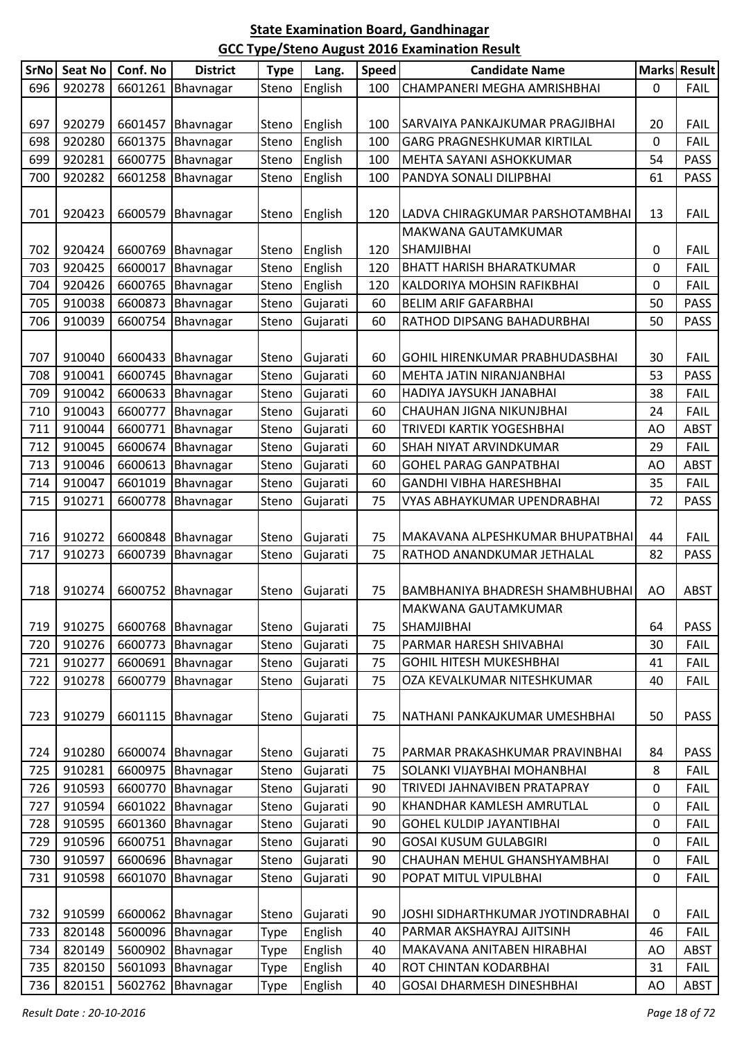**State Examination Board, Gandhinagar**

**GCC Type/Steno August 2016 Examination Result**

| SrNo | Seat No | Conf. No | District | Type | Lang. | Speed | Candidate Name | Marks | Result |
|---|---|---|---|---|---|---|---|---|---|
| 696 | 920278 | 6601261 | Bhavnagar | Steno | English | 100 | CHAMPANERI MEGHA AMRISHBHAI | 0 | FAIL |
| 697 | 920279 | 6601457 | Bhavnagar | Steno | English | 100 | SARVAIYA PANKAJKUMAR PRAGJIBHAI | 20 | FAIL |
| 698 | 920280 | 6601375 | Bhavnagar | Steno | English | 100 | GARG PRAGNESHKUMAR KIRTILAL | 0 | FAIL |
| 699 | 920281 | 6600775 | Bhavnagar | Steno | English | 100 | MEHTA SAYANI ASHOKKUMAR | 54 | PASS |
| 700 | 920282 | 6601258 | Bhavnagar | Steno | English | 100 | PANDYA SONALI DILIPBHAI | 61 | PASS |
| 701 | 920423 | 6600579 | Bhavnagar | Steno | English | 120 | LADVA CHIRAGKUMAR PARSHOTAMBHAI | 13 | FAIL |
| 702 | 920424 | 6600769 | Bhavnagar | Steno | English | 120 | MAKWANA GAUTAMKUMAR SHAMJIBHAI | 0 | FAIL |
| 703 | 920425 | 6600017 | Bhavnagar | Steno | English | 120 | BHATT HARISH BHARATKUMAR | 0 | FAIL |
| 704 | 920426 | 6600765 | Bhavnagar | Steno | English | 120 | KALDORIYA MOHSIN RAFIKBHAI | 0 | FAIL |
| 705 | 910038 | 6600873 | Bhavnagar | Steno | Gujarati | 60 | BELIM ARIF GAFARBHAI | 50 | PASS |
| 706 | 910039 | 6600754 | Bhavnagar | Steno | Gujarati | 60 | RATHOD DIPSANG BAHADURBHAI | 50 | PASS |
| 707 | 910040 | 6600433 | Bhavnagar | Steno | Gujarati | 60 | GOHIL HIRENKUMAR PRABHUDASBHAI | 30 | FAIL |
| 708 | 910041 | 6600745 | Bhavnagar | Steno | Gujarati | 60 | MEHTA JATIN NIRANJANBHAI | 53 | PASS |
| 709 | 910042 | 6600633 | Bhavnagar | Steno | Gujarati | 60 | HADIYA JAYSUKH JANABHAI | 38 | FAIL |
| 710 | 910043 | 6600777 | Bhavnagar | Steno | Gujarati | 60 | CHAUHAN JIGNA NIKUNJBHAI | 24 | FAIL |
| 711 | 910044 | 6600771 | Bhavnagar | Steno | Gujarati | 60 | TRIVEDI KARTIK YOGESHBHAI | AO | ABST |
| 712 | 910045 | 6600674 | Bhavnagar | Steno | Gujarati | 60 | SHAH NIYAT ARVINDKUMAR | 29 | FAIL |
| 713 | 910046 | 6600613 | Bhavnagar | Steno | Gujarati | 60 | GOHEL PARAG GANPATBHAI | AO | ABST |
| 714 | 910047 | 6601019 | Bhavnagar | Steno | Gujarati | 60 | GANDHI VIBHA HARESHBHAI | 35 | FAIL |
| 715 | 910271 | 6600778 | Bhavnagar | Steno | Gujarati | 75 | VYAS ABHAYKUMAR UPENDRABHAI | 72 | PASS |
| 716 | 910272 | 6600848 | Bhavnagar | Steno | Gujarati | 75 | MAKAVANA ALPESHKUMAR BHUPATBHAI | 44 | FAIL |
| 717 | 910273 | 6600739 | Bhavnagar | Steno | Gujarati | 75 | RATHOD ANANDKUMAR JETHALAL | 82 | PASS |
| 718 | 910274 | 6600752 | Bhavnagar | Steno | Gujarati | 75 | BAMBHANIYA BHADRESH SHAMBHUBHAI | AO | ABST |
| 719 | 910275 | 6600768 | Bhavnagar | Steno | Gujarati | 75 | MAKWANA GAUTAMKUMAR SHAMJIBHAI | 64 | PASS |
| 720 | 910276 | 6600773 | Bhavnagar | Steno | Gujarati | 75 | PARMAR HARESH SHIVABHAI | 30 | FAIL |
| 721 | 910277 | 6600691 | Bhavnagar | Steno | Gujarati | 75 | GOHIL HITESH MUKESHBHAI | 41 | FAIL |
| 722 | 910278 | 6600779 | Bhavnagar | Steno | Gujarati | 75 | OZA KEVALKUMAR NITESHKUMAR | 40 | FAIL |
| 723 | 910279 | 6601115 | Bhavnagar | Steno | Gujarati | 75 | NATHANI PANKAJKUMAR UMESHBHAI | 50 | PASS |
| 724 | 910280 | 6600074 | Bhavnagar | Steno | Gujarati | 75 | PARMAR PRAKASHKUMAR PRAVINBHAI | 84 | PASS |
| 725 | 910281 | 6600975 | Bhavnagar | Steno | Gujarati | 75 | SOLANKI VIJAYBHAI MOHANBHAI | 8 | FAIL |
| 726 | 910593 | 6600770 | Bhavnagar | Steno | Gujarati | 90 | TRIVEDI JAHNAVIBEN PRATAPRAY | 0 | FAIL |
| 727 | 910594 | 6601022 | Bhavnagar | Steno | Gujarati | 90 | KHANDHAR KAMLESH AMRUTLAL | 0 | FAIL |
| 728 | 910595 | 6601360 | Bhavnagar | Steno | Gujarati | 90 | GOHEL KULDIP JAYANTIBHAI | 0 | FAIL |
| 729 | 910596 | 6600751 | Bhavnagar | Steno | Gujarati | 90 | GOSAI KUSUM GULABGIRI | 0 | FAIL |
| 730 | 910597 | 6600696 | Bhavnagar | Steno | Gujarati | 90 | CHAUHAN MEHUL GHANSHYAMBHAI | 0 | FAIL |
| 731 | 910598 | 6601070 | Bhavnagar | Steno | Gujarati | 90 | POPAT MITUL VIPULBHAI | 0 | FAIL |
| 732 | 910599 | 6600062 | Bhavnagar | Steno | Gujarati | 90 | JOSHI SIDHARTHKUMAR JYOTINDRABHAI | 0 | FAIL |
| 733 | 820148 | 5600096 | Bhavnagar | Type | English | 40 | PARMAR AKSHAYRAJ AJITSINH | 46 | FAIL |
| 734 | 820149 | 5600902 | Bhavnagar | Type | English | 40 | MAKAVANA ANITABEN HIRABHAI | AO | ABST |
| 735 | 820150 | 5601093 | Bhavnagar | Type | English | 40 | ROT CHINTAN KODARBHAI | 31 | FAIL |
| 736 | 820151 | 5602762 | Bhavnagar | Type | English | 40 | GOSAI DHARMESH DINESHBHAI | AO | ABST |

*Result Date : 20-10-2016*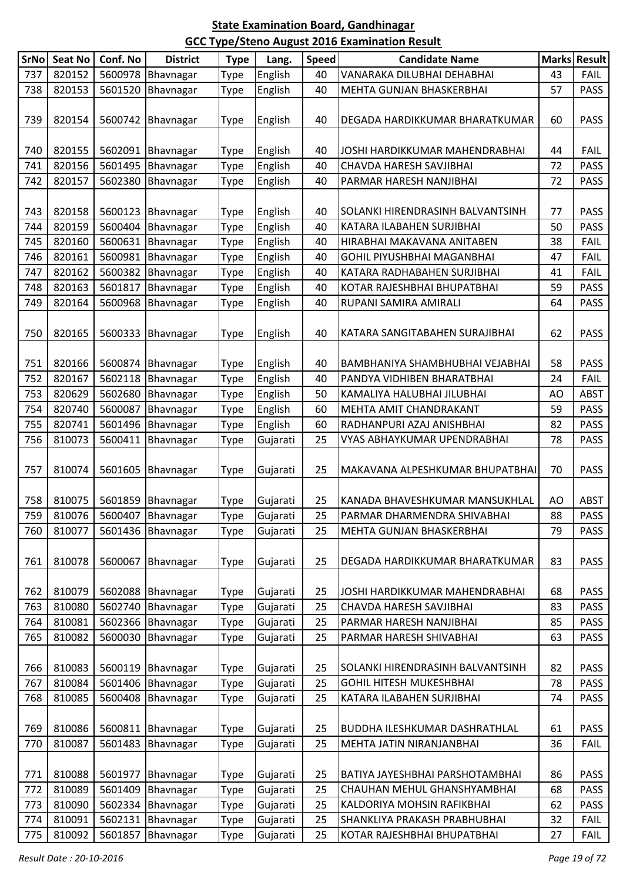## State Examination Board, Gandhinagar

## GCC Type/Steno August 2016 Examination Result

| SrNo | Seat No | Conf. No | District | Type | Lang. | Speed | Candidate Name | Marks | Result |
|---|---|---|---|---|---|---|---|---|---|
| 737 | 820152 | 5600978 | Bhavnagar | Type | English | 40 | VANARAKA DILUBHAI DEHABHAI | 43 | FAIL |
| 738 | 820153 | 5601520 | Bhavnagar | Type | English | 40 | MEHTA GUNJAN BHASKERBHAI | 57 | PASS |
| 739 | 820154 | 5600742 | Bhavnagar | Type | English | 40 | DEGADA HARDIKKUMAR BHARATKUMAR | 60 | PASS |
| 740 | 820155 | 5602091 | Bhavnagar | Type | English | 40 | JOSHI HARDIKKUMAR MAHENDRABHAI | 44 | FAIL |
| 741 | 820156 | 5601495 | Bhavnagar | Type | English | 40 | CHAVDA HARESH SAVJIBHAI | 72 | PASS |
| 742 | 820157 | 5602380 | Bhavnagar | Type | English | 40 | PARMAR HARESH NANJIBHAI | 72 | PASS |
| 743 | 820158 | 5600123 | Bhavnagar | Type | English | 40 | SOLANKI HIRENDRASINH BALVANTSINH | 77 | PASS |
| 744 | 820159 | 5600404 | Bhavnagar | Type | English | 40 | KATARA ILABAHEN SURJIBHAI | 50 | PASS |
| 745 | 820160 | 5600631 | Bhavnagar | Type | English | 40 | HIRABHAI MAKAVANA ANITABEN | 38 | FAIL |
| 746 | 820161 | 5600981 | Bhavnagar | Type | English | 40 | GOHIL PIYUSHBHAI MAGANBHAI | 47 | FAIL |
| 747 | 820162 | 5600382 | Bhavnagar | Type | English | 40 | KATARA RADHABAHEN SURJIBHAI | 41 | FAIL |
| 748 | 820163 | 5601817 | Bhavnagar | Type | English | 40 | KOTAR RAJESHBHAI BHUPATBHAI | 59 | PASS |
| 749 | 820164 | 5600968 | Bhavnagar | Type | English | 40 | RUPANI SAMIRA AMIRALI | 64 | PASS |
| 750 | 820165 | 5600333 | Bhavnagar | Type | English | 40 | KATARA SANGITABAHEN SURAJIBHAI | 62 | PASS |
| 751 | 820166 | 5600874 | Bhavnagar | Type | English | 40 | BAMBHANIYA SHAMBHUBHAI VEJABHAI | 58 | PASS |
| 752 | 820167 | 5602118 | Bhavnagar | Type | English | 40 | PANDYA VIDHIBEN BHARATBHAI | 24 | FAIL |
| 753 | 820629 | 5602680 | Bhavnagar | Type | English | 50 | KAMALIYA HALUBHAI JILUBHAI | AO | ABST |
| 754 | 820740 | 5600087 | Bhavnagar | Type | English | 60 | MEHTA AMIT CHANDRAKANT | 59 | PASS |
| 755 | 820741 | 5601496 | Bhavnagar | Type | English | 60 | RADHANPURI AZAJ ANISHBHAI | 82 | PASS |
| 756 | 810073 | 5600411 | Bhavnagar | Type | Gujarati | 25 | VYAS ABHAYKUMAR UPENDRABHAI | 78 | PASS |
| 757 | 810074 | 5601605 | Bhavnagar | Type | Gujarati | 25 | MAKAVANA ALPESHKUMAR BHUPATBHAI | 70 | PASS |
| 758 | 810075 | 5601859 | Bhavnagar | Type | Gujarati | 25 | KANADA BHAVESHKUMAR MANSUKHLAL | AO | ABST |
| 759 | 810076 | 5600407 | Bhavnagar | Type | Gujarati | 25 | PARMAR DHARMENDRA SHIVABHAI | 88 | PASS |
| 760 | 810077 | 5601436 | Bhavnagar | Type | Gujarati | 25 | MEHTA GUNJAN BHASKERBHAI | 79 | PASS |
| 761 | 810078 | 5600067 | Bhavnagar | Type | Gujarati | 25 | DEGADA HARDIKKUMAR BHARATKUMAR | 83 | PASS |
| 762 | 810079 | 5602088 | Bhavnagar | Type | Gujarati | 25 | JOSHI HARDIKKUMAR MAHENDRABHAI | 68 | PASS |
| 763 | 810080 | 5602740 | Bhavnagar | Type | Gujarati | 25 | CHAVDA HARESH SAVJIBHAI | 83 | PASS |
| 764 | 810081 | 5602366 | Bhavnagar | Type | Gujarati | 25 | PARMAR HARESH NANJIBHAI | 85 | PASS |
| 765 | 810082 | 5600030 | Bhavnagar | Type | Gujarati | 25 | PARMAR HARESH SHIVABHAI | 63 | PASS |
| 766 | 810083 | 5600119 | Bhavnagar | Type | Gujarati | 25 | SOLANKI HIRENDRASINH BALVANTSINH | 82 | PASS |
| 767 | 810084 | 5601406 | Bhavnagar | Type | Gujarati | 25 | GOHIL HITESH MUKESHBHAI | 78 | PASS |
| 768 | 810085 | 5600408 | Bhavnagar | Type | Gujarati | 25 | KATARA ILABAHEN SURJIBHAI | 74 | PASS |
| 769 | 810086 | 5600811 | Bhavnagar | Type | Gujarati | 25 | BUDDHA ILESHKUMAR DASHRATHLAL | 61 | PASS |
| 770 | 810087 | 5601483 | Bhavnagar | Type | Gujarati | 25 | MEHTA JATIN NIRANJANBHAI | 36 | FAIL |
| 771 | 810088 | 5601977 | Bhavnagar | Type | Gujarati | 25 | BATIYA JAYESHBHAI PARSHOTAMBHAI | 86 | PASS |
| 772 | 810089 | 5601409 | Bhavnagar | Type | Gujarati | 25 | CHAUHAN MEHUL GHANSHYAMBHAI | 68 | PASS |
| 773 | 810090 | 5602334 | Bhavnagar | Type | Gujarati | 25 | KALDORIYA MOHSIN RAFIKBHAI | 62 | PASS |
| 774 | 810091 | 5602131 | Bhavnagar | Type | Gujarati | 25 | SHANKLIYA PRAKASH PRABHUBHAI | 32 | FAIL |
| 775 | 810092 | 5601857 | Bhavnagar | Type | Gujarati | 25 | KOTAR RAJESHBHAI BHUPATBHAI | 27 | FAIL |

*Result Date : 20-10-2016*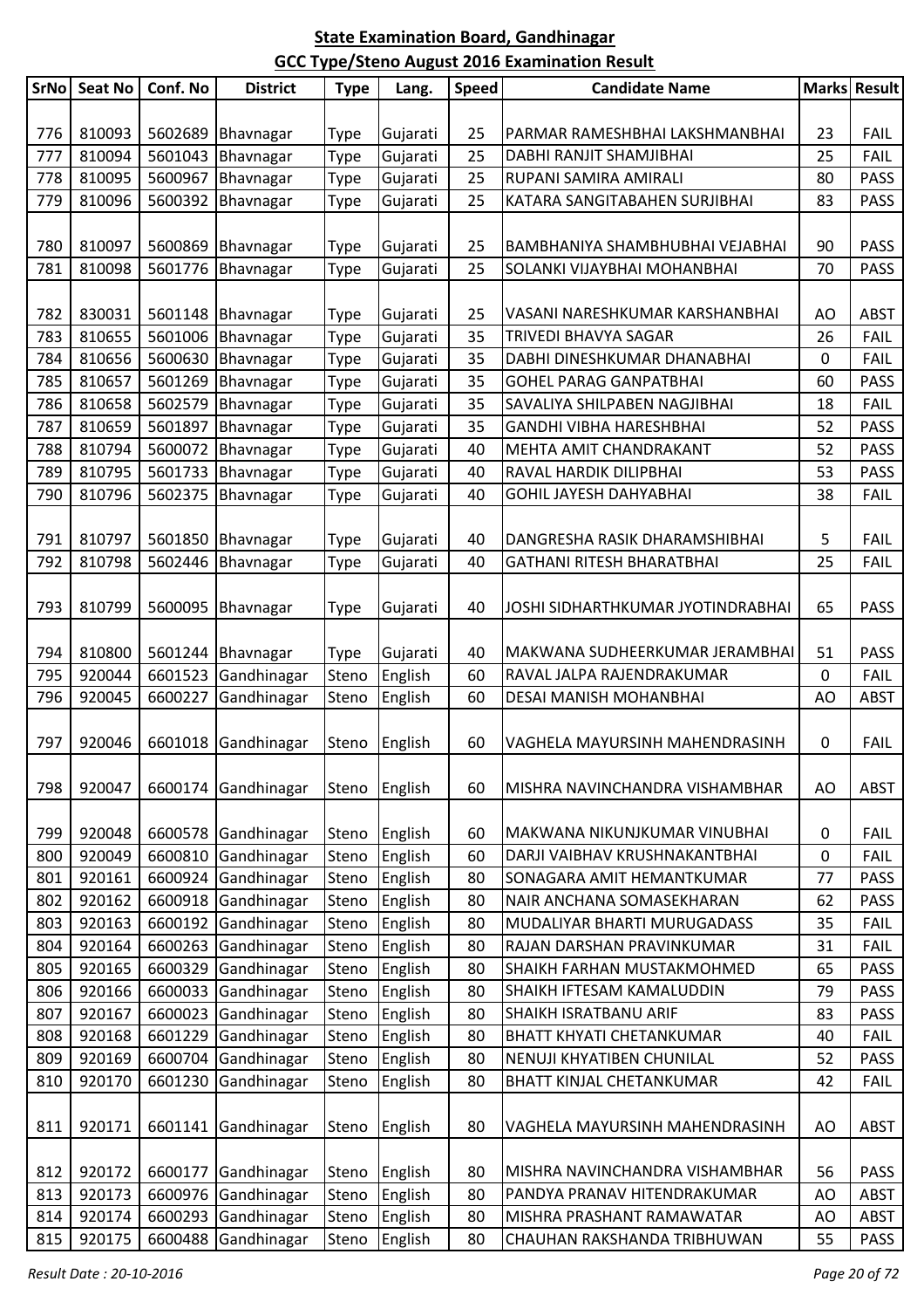# State Examination Board, Gandhinagar

## GCC Type/Steno August 2016 Examination Result

| SrNo | Seat No | Conf. No | District | Type | Lang. | Speed | Candidate Name | Marks | Result |
|---|---|---|---|---|---|---|---|---|---|
| 776 | 810093 | 5602689 | Bhavnagar | Type | Gujarati | 25 | PARMAR RAMESHBHAI LAKSHMANBHAI | 23 | FAIL |
| 777 | 810094 | 5601043 | Bhavnagar | Type | Gujarati | 25 | DABHI RANJIT SHAMJIBHAI | 25 | FAIL |
| 778 | 810095 | 5600967 | Bhavnagar | Type | Gujarati | 25 | RUPANI SAMIRA AMIRALI | 80 | PASS |
| 779 | 810096 | 5600392 | Bhavnagar | Type | Gujarati | 25 | KATARA SANGITABAHEN SURJIBHAI | 83 | PASS |
| 780 | 810097 | 5600869 | Bhavnagar | Type | Gujarati | 25 | BAMBHANIYA SHAMBHUBHAI VEJABHAI | 90 | PASS |
| 781 | 810098 | 5601776 | Bhavnagar | Type | Gujarati | 25 | SOLANKI VIJAYBHAI MOHANBHAI | 70 | PASS |
| 782 | 830031 | 5601148 | Bhavnagar | Type | Gujarati | 25 | VASANI NARESHKUMAR KARSHANBHAI | AO | ABST |
| 783 | 810655 | 5601006 | Bhavnagar | Type | Gujarati | 35 | TRIVEDI BHAVYA SAGAR | 26 | FAIL |
| 784 | 810656 | 5600630 | Bhavnagar | Type | Gujarati | 35 | DABHI DINESHKUMAR DHANABHAI | 0 | FAIL |
| 785 | 810657 | 5601269 | Bhavnagar | Type | Gujarati | 35 | GOHEL PARAG GANPATBHAI | 60 | PASS |
| 786 | 810658 | 5602579 | Bhavnagar | Type | Gujarati | 35 | SAVALIYA SHILPABEN NAGJIBHAI | 18 | FAIL |
| 787 | 810659 | 5601897 | Bhavnagar | Type | Gujarati | 35 | GANDHI VIBHA HARESHBHAI | 52 | PASS |
| 788 | 810794 | 5600072 | Bhavnagar | Type | Gujarati | 40 | MEHTA AMIT CHANDRAKANT | 52 | PASS |
| 789 | 810795 | 5601733 | Bhavnagar | Type | Gujarati | 40 | RAVAL HARDIK DILIPBHAI | 53 | PASS |
| 790 | 810796 | 5602375 | Bhavnagar | Type | Gujarati | 40 | GOHIL JAYESH DAHYABHAI | 38 | FAIL |
| 791 | 810797 | 5601850 | Bhavnagar | Type | Gujarati | 40 | DANGRESHA RASIK DHARAMSHIBHAI | 5 | FAIL |
| 792 | 810798 | 5602446 | Bhavnagar | Type | Gujarati | 40 | GATHANI RITESH BHARATBHAI | 25 | FAIL |
| 793 | 810799 | 5600095 | Bhavnagar | Type | Gujarati | 40 | JOSHI SIDHARTHKUMAR JYOTINDRABHAI | 65 | PASS |
| 794 | 810800 | 5601244 | Bhavnagar | Type | Gujarati | 40 | MAKWANA SUDHEERKUMAR JERAMBHAI | 51 | PASS |
| 795 | 920044 | 6601523 | Gandhinagar | Steno | English | 60 | RAVAL JALPA RAJENDRAKUMAR | 0 | FAIL |
| 796 | 920045 | 6600227 | Gandhinagar | Steno | English | 60 | DESAI MANISH MOHANBHAI | AO | ABST |
| 797 | 920046 | 6601018 | Gandhinagar | Steno | English | 60 | VAGHELA MAYURSINH MAHENDRASINH | 0 | FAIL |
| 798 | 920047 | 6600174 | Gandhinagar | Steno | English | 60 | MISHRA NAVINCHANDRA VISHAMBHAR | AO | ABST |
| 799 | 920048 | 6600578 | Gandhinagar | Steno | English | 60 | MAKWANA NIKUNJKUMAR VINUBHAI | 0 | FAIL |
| 800 | 920049 | 6600810 | Gandhinagar | Steno | English | 60 | DARJI VAIBHAV KRUSHNAKANTBHAI | 0 | FAIL |
| 801 | 920161 | 6600924 | Gandhinagar | Steno | English | 80 | SONAGARA AMIT HEMANTKUMAR | 77 | PASS |
| 802 | 920162 | 6600918 | Gandhinagar | Steno | English | 80 | NAIR ANCHANA SOMASEKHARAN | 62 | PASS |
| 803 | 920163 | 6600192 | Gandhinagar | Steno | English | 80 | MUDALIYAR BHARTI MURUGADASS | 35 | FAIL |
| 804 | 920164 | 6600263 | Gandhinagar | Steno | English | 80 | RAJAN DARSHAN PRAVINKUMAR | 31 | FAIL |
| 805 | 920165 | 6600329 | Gandhinagar | Steno | English | 80 | SHAIKH FARHAN MUSTAKMOHMED | 65 | PASS |
| 806 | 920166 | 6600033 | Gandhinagar | Steno | English | 80 | SHAIKH IFTESAM KAMALUDDIN | 79 | PASS |
| 807 | 920167 | 6600023 | Gandhinagar | Steno | English | 80 | SHAIKH ISRATBANU ARIF | 83 | PASS |
| 808 | 920168 | 6601229 | Gandhinagar | Steno | English | 80 | BHATT KHYATI CHETANKUMAR | 40 | FAIL |
| 809 | 920169 | 6600704 | Gandhinagar | Steno | English | 80 | NENUJI KHYATIBEN CHUNILAL | 52 | PASS |
| 810 | 920170 | 6601230 | Gandhinagar | Steno | English | 80 | BHATT KINJAL CHETANKUMAR | 42 | FAIL |
| 811 | 920171 | 6601141 | Gandhinagar | Steno | English | 80 | VAGHELA MAYURSINH MAHENDRASINH | AO | ABST |
| 812 | 920172 | 6600177 | Gandhinagar | Steno | English | 80 | MISHRA NAVINCHANDRA VISHAMBHAR | 56 | PASS |
| 813 | 920173 | 6600976 | Gandhinagar | Steno | English | 80 | PANDYA PRANAV HITENDRAKUMAR | AO | ABST |
| 814 | 920174 | 6600293 | Gandhinagar | Steno | English | 80 | MISHRA PRASHANT RAMAWATAR | AO | ABST |
| 815 | 920175 | 6600488 | Gandhinagar | Steno | English | 80 | CHAUHAN RAKSHANDA TRIBHUWAN | 55 | PASS |

*Result Date : 20-10-2016*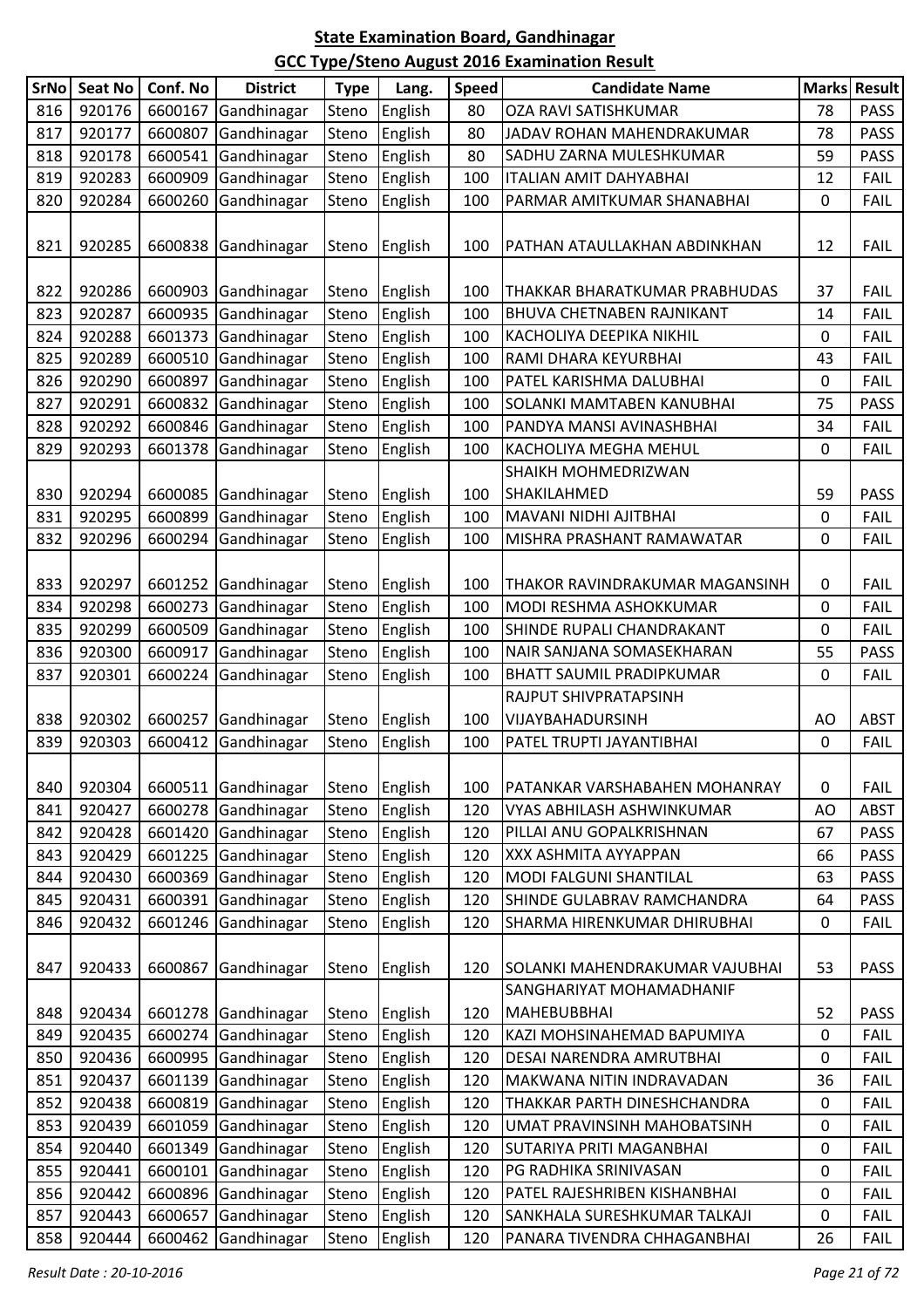**State Examination Board, Gandhinagar**

**GCC Type/Steno August 2016 Examination Result**

| SrNo | Seat No | Conf. No | District | Type | Lang. | Speed | Candidate Name | Marks | Result |
|---|---|---|---|---|---|---|---|---|---|
| 816 | 920176 | 6600167 | Gandhinagar | Steno | English | 80 | OZA RAVI SATISHKUMAR | 78 | PASS |
| 817 | 920177 | 6600807 | Gandhinagar | Steno | English | 80 | JADAV ROHAN MAHENDRAKUMAR | 78 | PASS |
| 818 | 920178 | 6600541 | Gandhinagar | Steno | English | 80 | SADHU ZARNA MULESHKUMAR | 59 | PASS |
| 819 | 920283 | 6600909 | Gandhinagar | Steno | English | 100 | ITALIAN AMIT DAHYABHAI | 12 | FAIL |
| 820 | 920284 | 6600260 | Gandhinagar | Steno | English | 100 | PARMAR AMITKUMAR SHANABHAI | 0 | FAIL |
| 821 | 920285 | 6600838 | Gandhinagar | Steno | English | 100 | PATHAN ATAULLAKHAN ABDINKHAN | 12 | FAIL |
| 822 | 920286 | 6600903 | Gandhinagar | Steno | English | 100 | THAKKAR BHARATKUMAR PRABHUDAS | 37 | FAIL |
| 823 | 920287 | 6600935 | Gandhinagar | Steno | English | 100 | BHUVA CHETNABEN RAJNIKANT | 14 | FAIL |
| 824 | 920288 | 6601373 | Gandhinagar | Steno | English | 100 | KACHOLIYA DEEPIKA NIKHIL | 0 | FAIL |
| 825 | 920289 | 6600510 | Gandhinagar | Steno | English | 100 | RAMI DHARA KEYURBHAI | 43 | FAIL |
| 826 | 920290 | 6600897 | Gandhinagar | Steno | English | 100 | PATEL KARISHMA DALUBHAI | 0 | FAIL |
| 827 | 920291 | 6600832 | Gandhinagar | Steno | English | 100 | SOLANKI MAMTABEN KANUBHAI | 75 | PASS |
| 828 | 920292 | 6600846 | Gandhinagar | Steno | English | 100 | PANDYA MANSI AVINASHBHAI | 34 | FAIL |
| 829 | 920293 | 6601378 | Gandhinagar | Steno | English | 100 | KACHOLIYA MEGHA MEHUL | 0 | FAIL |
| 830 | 920294 | 6600085 | Gandhinagar | Steno | English | 100 | SHAIKH MOHMEDRIZWAN SHAKILAHMED | 59 | PASS |
| 831 | 920295 | 6600899 | Gandhinagar | Steno | English | 100 | MAVANI NIDHI AJITBHAI | 0 | FAIL |
| 832 | 920296 | 6600294 | Gandhinagar | Steno | English | 100 | MISHRA PRASHANT RAMAWATAR | 0 | FAIL |
| 833 | 920297 | 6601252 | Gandhinagar | Steno | English | 100 | THAKOR RAVINDRAKUMAR MAGANSINH | 0 | FAIL |
| 834 | 920298 | 6600273 | Gandhinagar | Steno | English | 100 | MODI RESHMA ASHOKKUMAR | 0 | FAIL |
| 835 | 920299 | 6600509 | Gandhinagar | Steno | English | 100 | SHINDE RUPALI CHANDRAKANT | 0 | FAIL |
| 836 | 920300 | 6600917 | Gandhinagar | Steno | English | 100 | NAIR SANJANA SOMASEKHARAN | 55 | PASS |
| 837 | 920301 | 6600224 | Gandhinagar | Steno | English | 100 | BHATT SAUMIL PRADIPKUMAR | 0 | FAIL |
| 838 | 920302 | 6600257 | Gandhinagar | Steno | English | 100 | RAJPUT SHIVPRATAPSINH VIJAYBAHADURSINH | AO | ABST |
| 839 | 920303 | 6600412 | Gandhinagar | Steno | English | 100 | PATEL TRUPTI JAYANTIBHAI | 0 | FAIL |
| 840 | 920304 | 6600511 | Gandhinagar | Steno | English | 100 | PATANKAR VARSHABAHEN MOHANRAY | 0 | FAIL |
| 841 | 920427 | 6600278 | Gandhinagar | Steno | English | 120 | VYAS ABHILASH ASHWINKUMAR | AO | ABST |
| 842 | 920428 | 6601420 | Gandhinagar | Steno | English | 120 | PILLAI ANU GOPALKRISHNAN | 67 | PASS |
| 843 | 920429 | 6601225 | Gandhinagar | Steno | English | 120 | XXX ASHMITA AYYAPPAN | 66 | PASS |
| 844 | 920430 | 6600369 | Gandhinagar | Steno | English | 120 | MODI FALGUNI SHANTILAL | 63 | PASS |
| 845 | 920431 | 6600391 | Gandhinagar | Steno | English | 120 | SHINDE GULABRAV RAMCHANDRA | 64 | PASS |
| 846 | 920432 | 6601246 | Gandhinagar | Steno | English | 120 | SHARMA HIRENKUMAR DHIRUBHAI | 0 | FAIL |
| 847 | 920433 | 6600867 | Gandhinagar | Steno | English | 120 | SOLANKI MAHENDRAKUMAR VAJUBHAI | 53 | PASS |
| 848 | 920434 | 6601278 | Gandhinagar | Steno | English | 120 | SANGHARIYAT MOHAMADHANIF MAHEBUBBHAI | 52 | PASS |
| 849 | 920435 | 6600274 | Gandhinagar | Steno | English | 120 | KAZI MOHSINAHEMAD BAPUMIYA | 0 | FAIL |
| 850 | 920436 | 6600995 | Gandhinagar | Steno | English | 120 | DESAI NARENDRA AMRUTBHAI | 0 | FAIL |
| 851 | 920437 | 6601139 | Gandhinagar | Steno | English | 120 | MAKWANA NITIN INDRAVADAN | 36 | FAIL |
| 852 | 920438 | 6600819 | Gandhinagar | Steno | English | 120 | THAKKAR PARTH DINESHCHANDRA | 0 | FAIL |
| 853 | 920439 | 6601059 | Gandhinagar | Steno | English | 120 | UMAT PRAVINSINH MAHOBATSINH | 0 | FAIL |
| 854 | 920440 | 6601349 | Gandhinagar | Steno | English | 120 | SUTARIYA PRITI MAGANBHAI | 0 | FAIL |
| 855 | 920441 | 6600101 | Gandhinagar | Steno | English | 120 | PG RADHIKA SRINIVASAN | 0 | FAIL |
| 856 | 920442 | 6600896 | Gandhinagar | Steno | English | 120 | PATEL RAJESHRIBEN KISHANBHAI | 0 | FAIL |
| 857 | 920443 | 6600657 | Gandhinagar | Steno | English | 120 | SANKHALA SURESHKUMAR TALKAJI | 0 | FAIL |
| 858 | 920444 | 6600462 | Gandhinagar | Steno | English | 120 | PANARA TIVENDRA CHHAGANBHAI | 26 | FAIL |

*Result Date : 20-10-2016*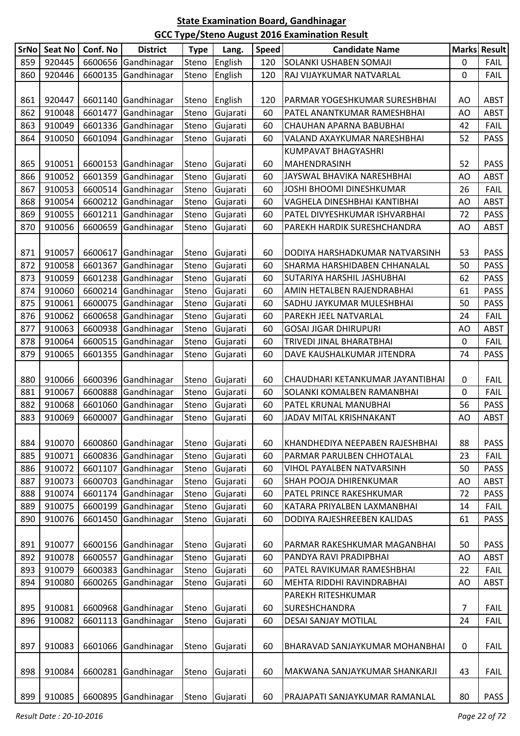## State Examination Board, Gandhinagar

## GCC Type/Steno August 2016 Examination Result

| SrNo | Seat No | Conf. No | District | Type | Lang. | Speed | Candidate Name | Marks | Result |
|---|---|---|---|---|---|---|---|---|---|
| 859 | 920445 | 6600656 | Gandhinagar | Steno | English | 120 | SOLANKI USHABEN SOMAJI | 0 | FAIL |
| 860 | 920446 | 6600135 | Gandhinagar | Steno | English | 120 | RAJ VIJAYKUMAR NATVARLAL | 0 | FAIL |
| 861 | 920447 | 6601140 | Gandhinagar | Steno | English | 120 | PARMAR YOGESHKUMAR SURESHBHAI | AO | ABST |
| 862 | 910048 | 6601477 | Gandhinagar | Steno | Gujarati | 60 | PATEL ANANTKUMAR RAMESHBHAI | AO | ABST |
| 863 | 910049 | 6601336 | Gandhinagar | Steno | Gujarati | 60 | CHAUHAN APARNA BABUBHAI | 42 | FAIL |
| 864 | 910050 | 6601094 | Gandhinagar | Steno | Gujarati | 60 | VALAND AXAYKUMAR NARESHBHAI | 52 | PASS |
| 865 | 910051 | 6600153 | Gandhinagar | Steno | Gujarati | 60 | KUMPAVAT BHAGYASHRI MAHENDRASINH | 52 | PASS |
| 866 | 910052 | 6601359 | Gandhinagar | Steno | Gujarati | 60 | JAYSWAL BHAVIKA NARESHBHAI | AO | ABST |
| 867 | 910053 | 6600514 | Gandhinagar | Steno | Gujarati | 60 | JOSHI BHOOMI DINESHKUMAR | 26 | FAIL |
| 868 | 910054 | 6600212 | Gandhinagar | Steno | Gujarati | 60 | VAGHELA DINESHBHAI KANTIBHAI | AO | ABST |
| 869 | 910055 | 6601211 | Gandhinagar | Steno | Gujarati | 60 | PATEL DIVYESHKUMAR ISHVARBHAI | 72 | PASS |
| 870 | 910056 | 6600659 | Gandhinagar | Steno | Gujarati | 60 | PAREKH HARDIK SURESHCHANDRA | AO | ABST |
| 871 | 910057 | 6600617 | Gandhinagar | Steno | Gujarati | 60 | DODIYA HARSHADKUMAR NATVARSINH | 53 | PASS |
| 872 | 910058 | 6601367 | Gandhinagar | Steno | Gujarati | 60 | SHARMA HARSHIDABEN CHHANALAL | 50 | PASS |
| 873 | 910059 | 6601238 | Gandhinagar | Steno | Gujarati | 60 | SUTARIYA HARSHIL JASHUBHAI | 62 | PASS |
| 874 | 910060 | 6600214 | Gandhinagar | Steno | Gujarati | 60 | AMIN HETALBEN RAJENDRABHAI | 61 | PASS |
| 875 | 910061 | 6600075 | Gandhinagar | Steno | Gujarati | 60 | SADHU JAYKUMAR MULESHBHAI | 50 | PASS |
| 876 | 910062 | 6600658 | Gandhinagar | Steno | Gujarati | 60 | PAREKH JEEL NATVARLAL | 24 | FAIL |
| 877 | 910063 | 6600938 | Gandhinagar | Steno | Gujarati | 60 | GOSAI JIGAR DHIRUPURI | AO | ABST |
| 878 | 910064 | 6600515 | Gandhinagar | Steno | Gujarati | 60 | TRIVEDI JINAL BHARATBHAI | 0 | FAIL |
| 879 | 910065 | 6601355 | Gandhinagar | Steno | Gujarati | 60 | DAVE KAUSHALKUMAR JITENDRA | 74 | PASS |
| 880 | 910066 | 6600396 | Gandhinagar | Steno | Gujarati | 60 | CHAUDHARI KETANKUMAR JAYANTIBHAI | 0 | FAIL |
| 881 | 910067 | 6600888 | Gandhinagar | Steno | Gujarati | 60 | SOLANKI KOMALBEN RAMANBHAI | 0 | FAIL |
| 882 | 910068 | 6601060 | Gandhinagar | Steno | Gujarati | 60 | PATEL KRUNAL MANUBHAI | 56 | PASS |
| 883 | 910069 | 6600007 | Gandhinagar | Steno | Gujarati | 60 | JADAV MITAL KRISHNAKANT | AO | ABST |
| 884 | 910070 | 6600860 | Gandhinagar | Steno | Gujarati | 60 | KHANDHEDIYA NEEPABEN RAJESHBHAI | 88 | PASS |
| 885 | 910071 | 6600836 | Gandhinagar | Steno | Gujarati | 60 | PARMAR PARULBEN CHHOTALAL | 23 | FAIL |
| 886 | 910072 | 6601107 | Gandhinagar | Steno | Gujarati | 60 | VIHOL PAYALBEN NATVARSINH | 50 | PASS |
| 887 | 910073 | 6600703 | Gandhinagar | Steno | Gujarati | 60 | SHAH POOJA DHIRENKUMAR | AO | ABST |
| 888 | 910074 | 6601174 | Gandhinagar | Steno | Gujarati | 60 | PATEL PRINCE RAKESHKUMAR | 72 | PASS |
| 889 | 910075 | 6600199 | Gandhinagar | Steno | Gujarati | 60 | KATARA PRIYALBEN LAXMANBHAI | 14 | FAIL |
| 890 | 910076 | 6601450 | Gandhinagar | Steno | Gujarati | 60 | DODIYA RAJESHREEBEN KALIDAS | 61 | PASS |
| 891 | 910077 | 6600156 | Gandhinagar | Steno | Gujarati | 60 | PARMAR RAKESHKUMAR MAGANBHAI | 50 | PASS |
| 892 | 910078 | 6600557 | Gandhinagar | Steno | Gujarati | 60 | PANDYA RAVI PRADIPBHAI | AO | ABST |
| 893 | 910079 | 6600383 | Gandhinagar | Steno | Gujarati | 60 | PATEL RAVIKUMAR RAMESHBHAI | 22 | FAIL |
| 894 | 910080 | 6600265 | Gandhinagar | Steno | Gujarati | 60 | MEHTA RIDDHI RAVINDRABHAI | AO | ABST |
| 895 | 910081 | 6600968 | Gandhinagar | Steno | Gujarati | 60 | PAREKH RITESHKUMAR SURESHCHANDRA | 7 | FAIL |
| 896 | 910082 | 6601113 | Gandhinagar | Steno | Gujarati | 60 | DESAI SANJAY MOTILAL | 24 | FAIL |
| 897 | 910083 | 6601066 | Gandhinagar | Steno | Gujarati | 60 | BHARAVAD SANJAYKUMAR MOHANBHAI | 0 | FAIL |
| 898 | 910084 | 6600281 | Gandhinagar | Steno | Gujarati | 60 | MAKWANA SANJAYKUMAR SHANKARJI | 43 | FAIL |
| 899 | 910085 | 6600895 | Gandhinagar | Steno | Gujarati | 60 | PRAJAPATI SANJAYKUMAR RAMANLAL | 80 | PASS |

*Result Date : 20-10-2016*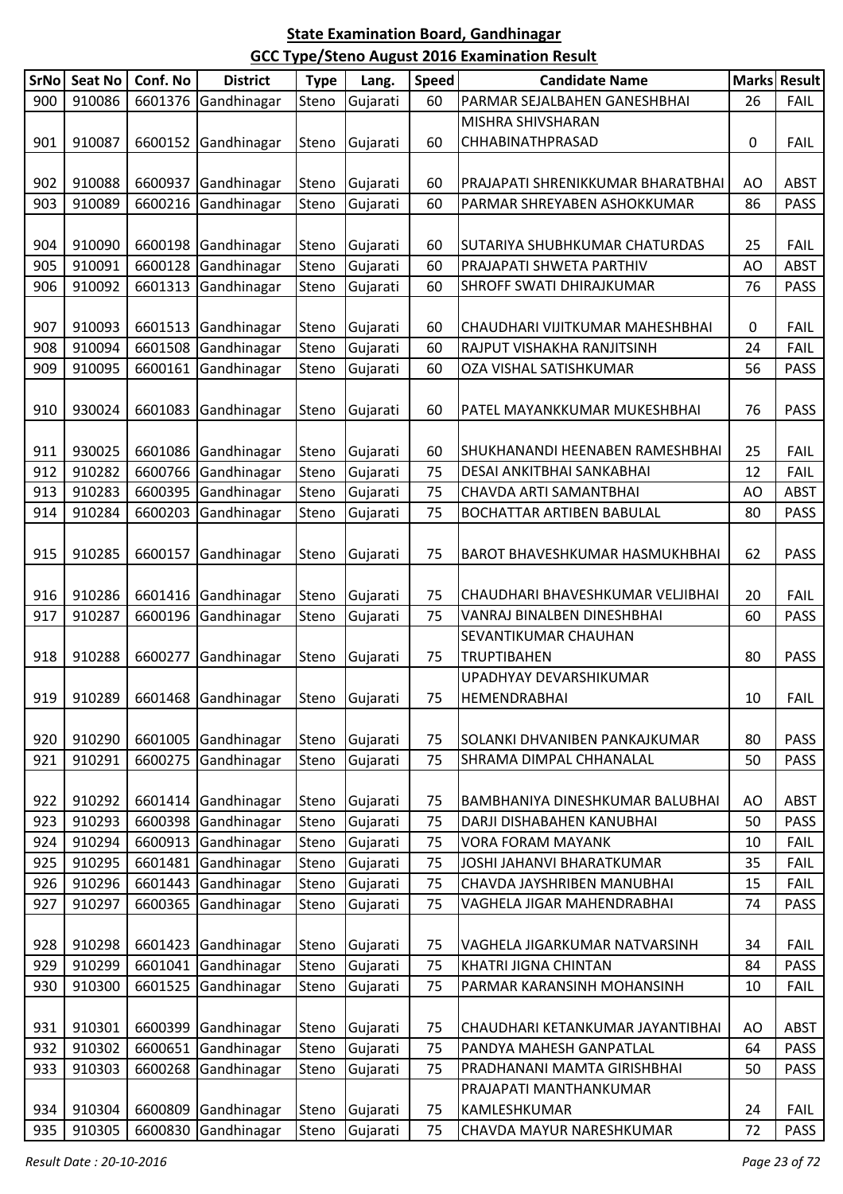**State Examination Board, Gandhinagar**

**GCC Type/Steno August 2016 Examination Result**

| SrNo | Seat No | Conf. No | District | Type | Lang. | Speed | Candidate Name | Marks | Result |
|---|---|---|---|---|---|---|---|---|---|
| 900 | 910086 | 6601376 | Gandhinagar | Steno | Gujarati | 60 | PARMAR SEJALBAHEN GANESHBHAI | 26 | FAIL |
| 901 | 910087 | 6600152 | Gandhinagar | Steno | Gujarati | 60 | MISHRA SHIVSHARAN CHHABINATHPRASAD | 0 | FAIL |
| 902 | 910088 | 6600937 | Gandhinagar | Steno | Gujarati | 60 | PRAJAPATI SHRENIKKUMAR BHARATBHAI | AO | ABST |
| 903 | 910089 | 6600216 | Gandhinagar | Steno | Gujarati | 60 | PARMAR SHREYABEN ASHOKKUMAR | 86 | PASS |
| 904 | 910090 | 6600198 | Gandhinagar | Steno | Gujarati | 60 | SUTARIYA SHUBHKUMAR CHATURDAS | 25 | FAIL |
| 905 | 910091 | 6600128 | Gandhinagar | Steno | Gujarati | 60 | PRAJAPATI SHWETA PARTHIV | AO | ABST |
| 906 | 910092 | 6601313 | Gandhinagar | Steno | Gujarati | 60 | SHROFF SWATI DHIRAJKUMAR | 76 | PASS |
| 907 | 910093 | 6601513 | Gandhinagar | Steno | Gujarati | 60 | CHAUDHARI VIJITKUMAR MAHESHBHAI | 0 | FAIL |
| 908 | 910094 | 6601508 | Gandhinagar | Steno | Gujarati | 60 | RAJPUT VISHAKHA RANJITSINH | 24 | FAIL |
| 909 | 910095 | 6600161 | Gandhinagar | Steno | Gujarati | 60 | OZA VISHAL SATISHKUMAR | 56 | PASS |
| 910 | 930024 | 6601083 | Gandhinagar | Steno | Gujarati | 60 | PATEL MAYANKKUMAR MUKESHBHAI | 76 | PASS |
| 911 | 930025 | 6601086 | Gandhinagar | Steno | Gujarati | 60 | SHUKHANANDI HEENABEN RAMESHBHAI | 25 | FAIL |
| 912 | 910282 | 6600766 | Gandhinagar | Steno | Gujarati | 75 | DESAI ANKITBHAI SANKABHAI | 12 | FAIL |
| 913 | 910283 | 6600395 | Gandhinagar | Steno | Gujarati | 75 | CHAVDA ARTI SAMANTBHAI | AO | ABST |
| 914 | 910284 | 6600203 | Gandhinagar | Steno | Gujarati | 75 | BOCHATTAR ARTIBEN BABULAL | 80 | PASS |
| 915 | 910285 | 6600157 | Gandhinagar | Steno | Gujarati | 75 | BAROT BHAVESHKUMAR HASMUKHBHAI | 62 | PASS |
| 916 | 910286 | 6601416 | Gandhinagar | Steno | Gujarati | 75 | CHAUDHARI BHAVESHKUMAR VELJIBHAI | 20 | FAIL |
| 917 | 910287 | 6600196 | Gandhinagar | Steno | Gujarati | 75 | VANRAJ BINALBEN DINESHBHAI | 60 | PASS |
| 918 | 910288 | 6600277 | Gandhinagar | Steno | Gujarati | 75 | SEVANTIKUMAR CHAUHAN TRUPTIBAHEN | 80 | PASS |
| 919 | 910289 | 6601468 | Gandhinagar | Steno | Gujarati | 75 | UPADHYAY DEVARSHIKUMAR HEMENDRABHAI | 10 | FAIL |
| 920 | 910290 | 6601005 | Gandhinagar | Steno | Gujarati | 75 | SOLANKI DHVANIBEN PANKAJKUMAR | 80 | PASS |
| 921 | 910291 | 6600275 | Gandhinagar | Steno | Gujarati | 75 | SHRAMA DIMPAL CHHANALAL | 50 | PASS |
| 922 | 910292 | 6601414 | Gandhinagar | Steno | Gujarati | 75 | BAMBHANIYA DINESHKUMAR BALUBHAI | AO | ABST |
| 923 | 910293 | 6600398 | Gandhinagar | Steno | Gujarati | 75 | DARJI DISHABAHEN KANUBHAI | 50 | PASS |
| 924 | 910294 | 6600913 | Gandhinagar | Steno | Gujarati | 75 | VORA FORAM MAYANK | 10 | FAIL |
| 925 | 910295 | 6601481 | Gandhinagar | Steno | Gujarati | 75 | JOSHI JAHANVI BHARATKUMAR | 35 | FAIL |
| 926 | 910296 | 6601443 | Gandhinagar | Steno | Gujarati | 75 | CHAVDA JAYSHRIBEN MANUBHAI | 15 | FAIL |
| 927 | 910297 | 6600365 | Gandhinagar | Steno | Gujarati | 75 | VAGHELA JIGAR MAHENDRABHAI | 74 | PASS |
| 928 | 910298 | 6601423 | Gandhinagar | Steno | Gujarati | 75 | VAGHELA JIGARKUMAR NATVARSINH | 34 | FAIL |
| 929 | 910299 | 6601041 | Gandhinagar | Steno | Gujarati | 75 | KHATRI JIGNA CHINTAN | 84 | PASS |
| 930 | 910300 | 6601525 | Gandhinagar | Steno | Gujarati | 75 | PARMAR KARANSINH MOHANSINH | 10 | FAIL |
| 931 | 910301 | 6600399 | Gandhinagar | Steno | Gujarati | 75 | CHAUDHARI KETANKUMAR JAYANTIBHAI | AO | ABST |
| 932 | 910302 | 6600651 | Gandhinagar | Steno | Gujarati | 75 | PANDYA MAHESH GANPATLAL | 64 | PASS |
| 933 | 910303 | 6600268 | Gandhinagar | Steno | Gujarati | 75 | PRADHANANI MAMTA GIRISHBHAI | 50 | PASS |
| 934 | 910304 | 6600809 | Gandhinagar | Steno | Gujarati | 75 | PRAJAPATI MANTHANKUMAR KAMLESHKUMAR | 24 | FAIL |
| 935 | 910305 | 6600830 | Gandhinagar | Steno | Gujarati | 75 | CHAVDA MAYUR NARESHKUMAR | 72 | PASS |

*Result Date : 20-10-2016*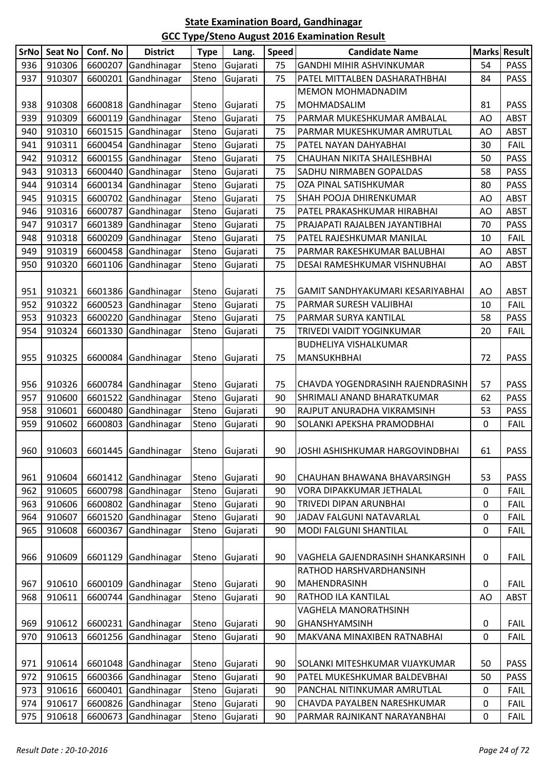## State Examination Board, Gandhinagar

## GCC Type/Steno August 2016 Examination Result

| SrNo | Seat No | Conf. No | District | Type | Lang. | Speed | Candidate Name | Marks | Result |
|---|---|---|---|---|---|---|---|---|---|
| 936 | 910306 | 6600207 | Gandhinagar | Steno | Gujarati | 75 | GANDHI MIHIR ASHVINKUMAR | 54 | PASS |
| 937 | 910307 | 6600201 | Gandhinagar | Steno | Gujarati | 75 | PATEL MITTALBEN DASHARATHBHAI | 84 | PASS |
| 938 | 910308 | 6600818 | Gandhinagar | Steno | Gujarati | 75 | MEMON MOHMADNADIM MOHMADSALIM | 81 | PASS |
| 939 | 910309 | 6600119 | Gandhinagar | Steno | Gujarati | 75 | PARMAR MUKESHKUMAR AMBALAL | AO | ABST |
| 940 | 910310 | 6601515 | Gandhinagar | Steno | Gujarati | 75 | PARMAR MUKESHKUMAR AMRUTLAL | AO | ABST |
| 941 | 910311 | 6600454 | Gandhinagar | Steno | Gujarati | 75 | PATEL NAYAN DAHYABHAI | 30 | FAIL |
| 942 | 910312 | 6600155 | Gandhinagar | Steno | Gujarati | 75 | CHAUHAN NIKITA SHAILESHBHAI | 50 | PASS |
| 943 | 910313 | 6600440 | Gandhinagar | Steno | Gujarati | 75 | SADHU NIRMABEN GOPALDAS | 58 | PASS |
| 944 | 910314 | 6600134 | Gandhinagar | Steno | Gujarati | 75 | OZA PINAL SATISHKUMAR | 80 | PASS |
| 945 | 910315 | 6600702 | Gandhinagar | Steno | Gujarati | 75 | SHAH POOJA DHIRENKUMAR | AO | ABST |
| 946 | 910316 | 6600787 | Gandhinagar | Steno | Gujarati | 75 | PATEL PRAKASHKUMAR HIRABHAI | AO | ABST |
| 947 | 910317 | 6601389 | Gandhinagar | Steno | Gujarati | 75 | PRAJAPATI RAJALBEN JAYANTIBHAI | 70 | PASS |
| 948 | 910318 | 6600209 | Gandhinagar | Steno | Gujarati | 75 | PATEL RAJESHKUMAR MANILAL | 10 | FAIL |
| 949 | 910319 | 6600458 | Gandhinagar | Steno | Gujarati | 75 | PARMAR RAKESHKUMAR BALUBHAI | AO | ABST |
| 950 | 910320 | 6601106 | Gandhinagar | Steno | Gujarati | 75 | DESAI RAMESHKUMAR VISHNUBHAI | AO | ABST |
| 951 | 910321 | 6601386 | Gandhinagar | Steno | Gujarati | 75 | GAMIT SANDHYAKUMARI KESARIYABHAI | AO | ABST |
| 952 | 910322 | 6600523 | Gandhinagar | Steno | Gujarati | 75 | PARMAR SURESH VALJIBHAI | 10 | FAIL |
| 953 | 910323 | 6600220 | Gandhinagar | Steno | Gujarati | 75 | PARMAR SURYA KANTILAL | 58 | PASS |
| 954 | 910324 | 6601330 | Gandhinagar | Steno | Gujarati | 75 | TRIVEDI VAIDIT YOGINKUMAR | 20 | FAIL |
| 955 | 910325 | 6600084 | Gandhinagar | Steno | Gujarati | 75 | BUDHELIYA VISHALKUMAR MANSUKHBHAI | 72 | PASS |
| 956 | 910326 | 6600784 | Gandhinagar | Steno | Gujarati | 75 | CHAVDA YOGENDRASINH RAJENDRASINH | 57 | PASS |
| 957 | 910600 | 6601522 | Gandhinagar | Steno | Gujarati | 90 | SHRIMALI ANAND BHARATKUMAR | 62 | PASS |
| 958 | 910601 | 6600480 | Gandhinagar | Steno | Gujarati | 90 | RAJPUT ANURADHA VIKRAMSINH | 53 | PASS |
| 959 | 910602 | 6600803 | Gandhinagar | Steno | Gujarati | 90 | SOLANKI APEKSHA PRAMODBHAI | 0 | FAIL |
| 960 | 910603 | 6601445 | Gandhinagar | Steno | Gujarati | 90 | JOSHI ASHISHKUMAR HARGOVINDBHAI | 61 | PASS |
| 961 | 910604 | 6601412 | Gandhinagar | Steno | Gujarati | 90 | CHAUHAN BHAWANA BHAVARSINGH | 53 | PASS |
| 962 | 910605 | 6600798 | Gandhinagar | Steno | Gujarati | 90 | VORA DIPAKKUMAR JETHALAL | 0 | FAIL |
| 963 | 910606 | 6600802 | Gandhinagar | Steno | Gujarati | 90 | TRIVEDI DIPAN ARUNBHAI | 0 | FAIL |
| 964 | 910607 | 6601520 | Gandhinagar | Steno | Gujarati | 90 | JADAV FALGUNI NATAVARLAL | 0 | FAIL |
| 965 | 910608 | 6600367 | Gandhinagar | Steno | Gujarati | 90 | MODI FALGUNI SHANTILAL | 0 | FAIL |
| 966 | 910609 | 6601129 | Gandhinagar | Steno | Gujarati | 90 | VAGHELA GAJENDRASINH SHANKARSINH | 0 | FAIL |
| 967 | 910610 | 6600109 | Gandhinagar | Steno | Gujarati | 90 | RATHOD HARSHVARDHANSINH MAHENDRASINH | 0 | FAIL |
| 968 | 910611 | 6600744 | Gandhinagar | Steno | Gujarati | 90 | RATHOD ILA KANTILAL | AO | ABST |
| 969 | 910612 | 6600231 | Gandhinagar | Steno | Gujarati | 90 | VAGHELA MANORATHSINH GHANSHYAMSINH | 0 | FAIL |
| 970 | 910613 | 6601256 | Gandhinagar | Steno | Gujarati | 90 | MAKVANA MINAXIBEN RATNABHAI | 0 | FAIL |
| 971 | 910614 | 6601048 | Gandhinagar | Steno | Gujarati | 90 | SOLANKI MITESHKUMAR VIJAYKUMAR | 50 | PASS |
| 972 | 910615 | 6600366 | Gandhinagar | Steno | Gujarati | 90 | PATEL MUKESHKUMAR BALDEVBHAI | 50 | PASS |
| 973 | 910616 | 6600401 | Gandhinagar | Steno | Gujarati | 90 | PANCHAL NITINKUMAR AMRUTLAL | 0 | FAIL |
| 974 | 910617 | 6600826 | Gandhinagar | Steno | Gujarati | 90 | CHAVDA PAYALBEN NARESHKUMAR | 0 | FAIL |
| 975 | 910618 | 6600673 | Gandhinagar | Steno | Gujarati | 90 | PARMAR RAJNIKANT NARAYANBHAI | 0 | FAIL |

*Result Date : 20-10-2016*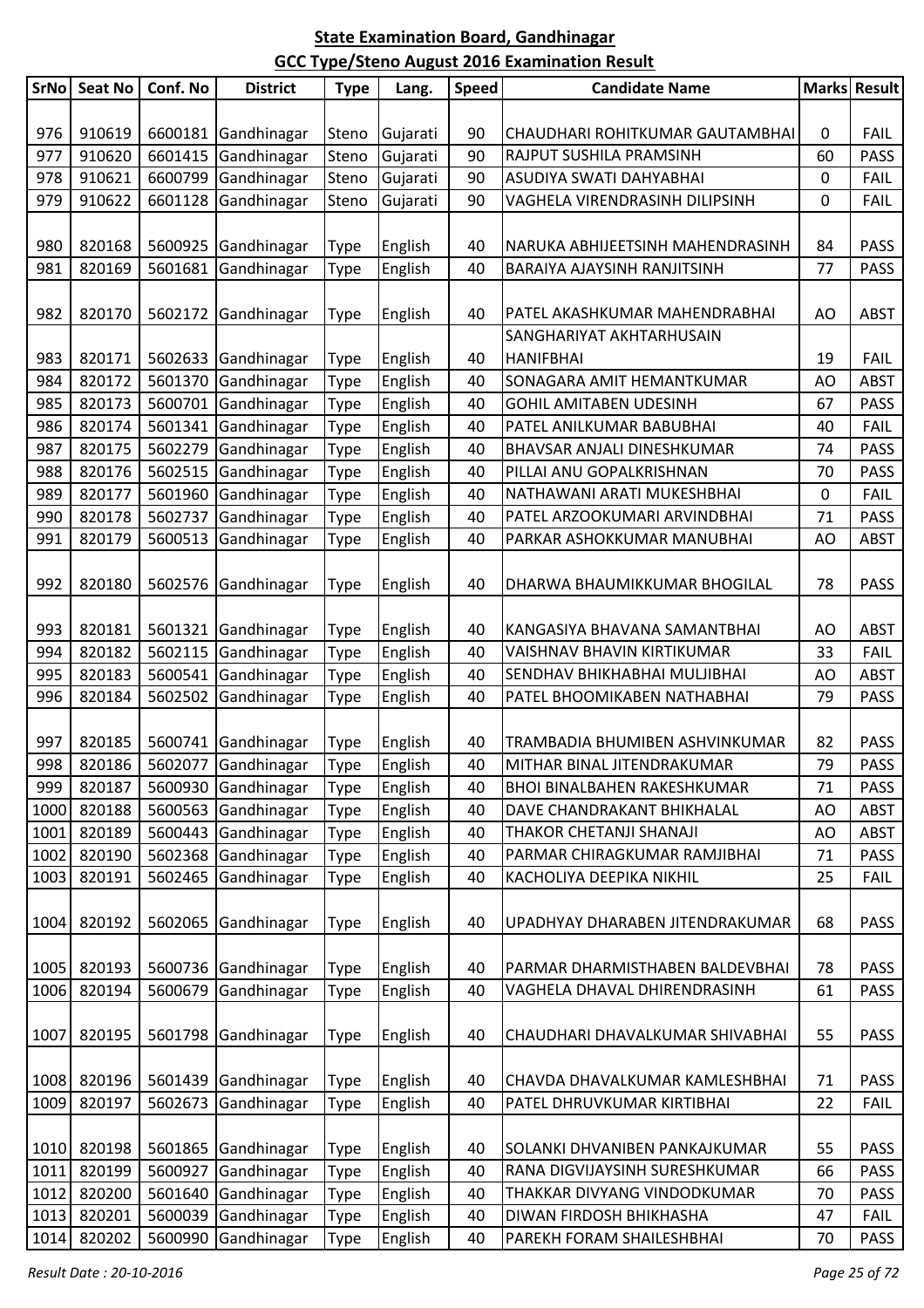**State Examination Board, Gandhinagar**

**GCC Type/Steno August 2016 Examination Result**

| SrNo | Seat No | Conf. No | District | Type | Lang. | Speed | Candidate Name | Marks | Result |
|---|---|---|---|---|---|---|---|---|---|
| 976 | 910619 | 6600181 | Gandhinagar | Steno | Gujarati | 90 | CHAUDHARI ROHITKUMAR GAUTAMBHAI | 0 | FAIL |
| 977 | 910620 | 6601415 | Gandhinagar | Steno | Gujarati | 90 | RAJPUT SUSHILA PRAMSINH | 60 | PASS |
| 978 | 910621 | 6600799 | Gandhinagar | Steno | Gujarati | 90 | ASUDIYA SWATI DAHYABHAI | 0 | FAIL |
| 979 | 910622 | 6601128 | Gandhinagar | Steno | Gujarati | 90 | VAGHELA VIRENDRASINH DILIPSINH | 0 | FAIL |
| 980 | 820168 | 5600925 | Gandhinagar | Type | English | 40 | NARUKA ABHIJEETSINH MAHENDRASINH | 84 | PASS |
| 981 | 820169 | 5601681 | Gandhinagar | Type | English | 40 | BARAIYA AJAYSINH RANJITSINH | 77 | PASS |
| 982 | 820170 | 5602172 | Gandhinagar | Type | English | 40 | PATEL AKASHKUMAR MAHENDRABHAI | AO | ABST |
| 983 | 820171 | 5602633 | Gandhinagar | Type | English | 40 | SANGHARIYAT AKHTARHUSAIN HANIFBHAI | 19 | FAIL |
| 984 | 820172 | 5601370 | Gandhinagar | Type | English | 40 | SONAGARA AMIT HEMANTKUMAR | AO | ABST |
| 985 | 820173 | 5600701 | Gandhinagar | Type | English | 40 | GOHIL AMITABEN UDESINH | 67 | PASS |
| 986 | 820174 | 5601341 | Gandhinagar | Type | English | 40 | PATEL ANILKUMAR BABUBHAI | 40 | FAIL |
| 987 | 820175 | 5602279 | Gandhinagar | Type | English | 40 | BHAVSAR ANJALI DINESHKUMAR | 74 | PASS |
| 988 | 820176 | 5602515 | Gandhinagar | Type | English | 40 | PILLAI ANU GOPALKRISHNAN | 70 | PASS |
| 989 | 820177 | 5601960 | Gandhinagar | Type | English | 40 | NATHAWANI ARATI MUKESHBHAI | 0 | FAIL |
| 990 | 820178 | 5602737 | Gandhinagar | Type | English | 40 | PATEL ARZOOKUMARI ARVINDBHAI | 71 | PASS |
| 991 | 820179 | 5600513 | Gandhinagar | Type | English | 40 | PARKAR ASHOKKUMAR MANUBHAI | AO | ABST |
| 992 | 820180 | 5602576 | Gandhinagar | Type | English | 40 | DHARWA BHAUMIKKUMAR BHOGILAL | 78 | PASS |
| 993 | 820181 | 5601321 | Gandhinagar | Type | English | 40 | KANGASIYA BHAVANA SAMANTBHAI | AO | ABST |
| 994 | 820182 | 5602115 | Gandhinagar | Type | English | 40 | VAISHNAV BHAVIN KIRTIKUMAR | 33 | FAIL |
| 995 | 820183 | 5600541 | Gandhinagar | Type | English | 40 | SENDHAV BHIKHABHAI MULJIBHAI | AO | ABST |
| 996 | 820184 | 5602502 | Gandhinagar | Type | English | 40 | PATEL BHOOMIKABEN NATHABHAI | 79 | PASS |
| 997 | 820185 | 5600741 | Gandhinagar | Type | English | 40 | TRAMBADIA BHUMIBEN ASHVINKUMAR | 82 | PASS |
| 998 | 820186 | 5602077 | Gandhinagar | Type | English | 40 | MITHAR BINAL JITENDRAKUMAR | 79 | PASS |
| 999 | 820187 | 5600930 | Gandhinagar | Type | English | 40 | BHOI BINALBAHEN RAKESHKUMAR | 71 | PASS |
| 1000 | 820188 | 5600563 | Gandhinagar | Type | English | 40 | DAVE CHANDRAKANT BHIKHALAL | AO | ABST |
| 1001 | 820189 | 5600443 | Gandhinagar | Type | English | 40 | THAKOR CHETANJI SHANAJI | AO | ABST |
| 1002 | 820190 | 5602368 | Gandhinagar | Type | English | 40 | PARMAR CHIRAGKUMAR RAMJIBHAI | 71 | PASS |
| 1003 | 820191 | 5602465 | Gandhinagar | Type | English | 40 | KACHOLIYA DEEPIKA NIKHIL | 25 | FAIL |
| 1004 | 820192 | 5602065 | Gandhinagar | Type | English | 40 | UPADHYAY DHARABEN JITENDRAKUMAR | 68 | PASS |
| 1005 | 820193 | 5600736 | Gandhinagar | Type | English | 40 | PARMAR DHARMISTHABEN BALDEVBHAI | 78 | PASS |
| 1006 | 820194 | 5600679 | Gandhinagar | Type | English | 40 | VAGHELA DHAVAL DHIRENDRASINH | 61 | PASS |
| 1007 | 820195 | 5601798 | Gandhinagar | Type | English | 40 | CHAUDHARI DHAVALKUMAR SHIVABHAI | 55 | PASS |
| 1008 | 820196 | 5601439 | Gandhinagar | Type | English | 40 | CHAVDA DHAVALKUMAR KAMLESHBHAI | 71 | PASS |
| 1009 | 820197 | 5602673 | Gandhinagar | Type | English | 40 | PATEL DHRUVKUMAR KIRTIBHAI | 22 | FAIL |
| 1010 | 820198 | 5601865 | Gandhinagar | Type | English | 40 | SOLANKI DHVANIBEN PANKAJKUMAR | 55 | PASS |
| 1011 | 820199 | 5600927 | Gandhinagar | Type | English | 40 | RANA DIGVIJAYSINH SURESHKUMAR | 66 | PASS |
| 1012 | 820200 | 5601640 | Gandhinagar | Type | English | 40 | THAKKAR DIVYANG VINDODKUMAR | 70 | PASS |
| 1013 | 820201 | 5600039 | Gandhinagar | Type | English | 40 | DIWAN FIRDOSH BHIKHASHA | 47 | FAIL |
| 1014 | 820202 | 5600990 | Gandhinagar | Type | English | 40 | PAREKH FORAM SHAILESHBHAI | 70 | PASS |

*Result Date : 20-10-2016*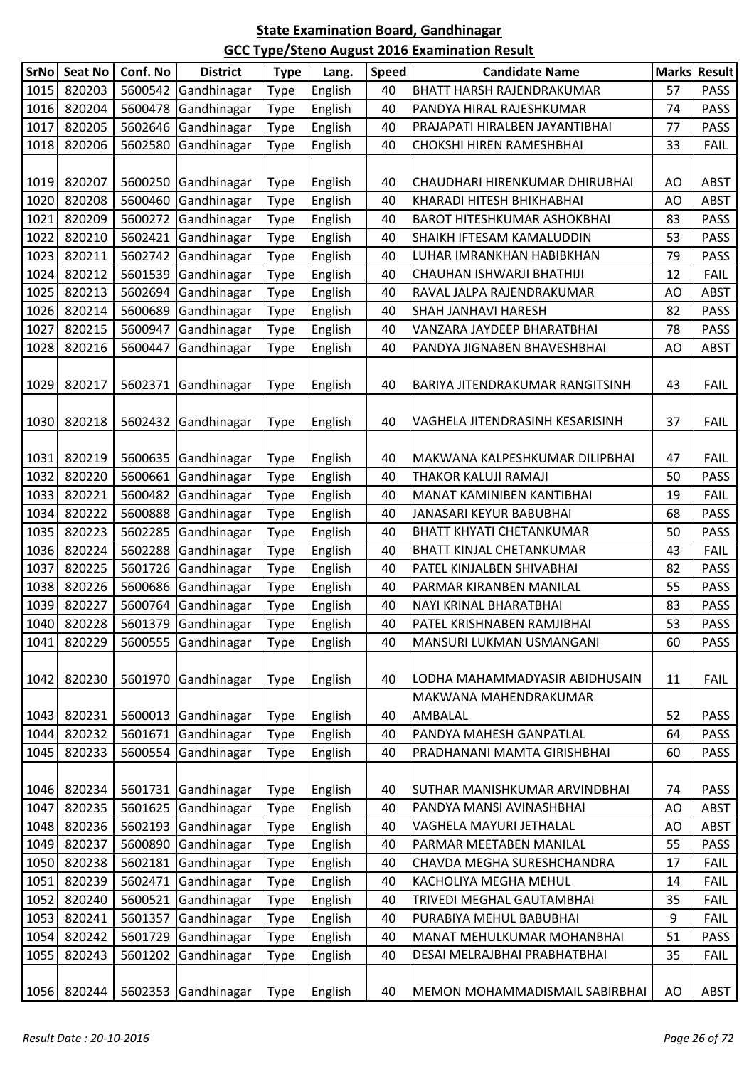# State Examination Board, Gandhinagar

## GCC Type/Steno August 2016 Examination Result

| SrNo | Seat No | Conf. No | District | Type | Lang. | Speed | Candidate Name | Marks | Result |
|---|---|---|---|---|---|---|---|---|---|
| 1015 | 820203 | 5600542 | Gandhinagar | Type | English | 40 | BHATT HARSH RAJENDRAKUMAR | 57 | PASS |
| 1016 | 820204 | 5600478 | Gandhinagar | Type | English | 40 | PANDYA HIRAL RAJESHKUMAR | 74 | PASS |
| 1017 | 820205 | 5602646 | Gandhinagar | Type | English | 40 | PRAJAPATI HIRALBEN JAYANTIBHAI | 77 | PASS |
| 1018 | 820206 | 5602580 | Gandhinagar | Type | English | 40 | CHOKSHI HIREN RAMESHBHAI | 33 | FAIL |
| 1019 | 820207 | 5600250 | Gandhinagar | Type | English | 40 | CHAUDHARI HIRENKUMAR DHIRUBHAI | AO | ABST |
| 1020 | 820208 | 5600460 | Gandhinagar | Type | English | 40 | KHARADI HITESH BHIKHABHAI | AO | ABST |
| 1021 | 820209 | 5600272 | Gandhinagar | Type | English | 40 | BAROT HITESHKUMAR ASHOKBHAI | 83 | PASS |
| 1022 | 820210 | 5602421 | Gandhinagar | Type | English | 40 | SHAIKH IFTESAM KAMALUDDIN | 53 | PASS |
| 1023 | 820211 | 5602742 | Gandhinagar | Type | English | 40 | LUHAR IMRANKHAN HABIBKHAN | 79 | PASS |
| 1024 | 820212 | 5601539 | Gandhinagar | Type | English | 40 | CHAUHAN ISHWARJI BHATHIJI | 12 | FAIL |
| 1025 | 820213 | 5602694 | Gandhinagar | Type | English | 40 | RAVAL JALPA RAJENDRAKUMAR | AO | ABST |
| 1026 | 820214 | 5600689 | Gandhinagar | Type | English | 40 | SHAH JANHAVI HARESH | 82 | PASS |
| 1027 | 820215 | 5600947 | Gandhinagar | Type | English | 40 | VANZARA JAYDEEP BHARATBHAI | 78 | PASS |
| 1028 | 820216 | 5600447 | Gandhinagar | Type | English | 40 | PANDYA JIGNABEN BHAVESHBHAI | AO | ABST |
| 1029 | 820217 | 5602371 | Gandhinagar | Type | English | 40 | BARIYA JITENDRAKUMAR RANGITSINH | 43 | FAIL |
| 1030 | 820218 | 5602432 | Gandhinagar | Type | English | 40 | VAGHELA JITENDRASINH KESARISINH | 37 | FAIL |
| 1031 | 820219 | 5600635 | Gandhinagar | Type | English | 40 | MAKWANA KALPESHKUMAR DILIPBHAI | 47 | FAIL |
| 1032 | 820220 | 5600661 | Gandhinagar | Type | English | 40 | THAKOR KALUJI RAMAJI | 50 | PASS |
| 1033 | 820221 | 5600482 | Gandhinagar | Type | English | 40 | MANAT KAMINIBEN KANTIBHAI | 19 | FAIL |
| 1034 | 820222 | 5600888 | Gandhinagar | Type | English | 40 | JANASARI KEYUR BABUBHAI | 68 | PASS |
| 1035 | 820223 | 5602285 | Gandhinagar | Type | English | 40 | BHATT KHYATI CHETANKUMAR | 50 | PASS |
| 1036 | 820224 | 5602288 | Gandhinagar | Type | English | 40 | BHATT KINJAL CHETANKUMAR | 43 | FAIL |
| 1037 | 820225 | 5601726 | Gandhinagar | Type | English | 40 | PATEL KINJALBEN SHIVABHAI | 82 | PASS |
| 1038 | 820226 | 5600686 | Gandhinagar | Type | English | 40 | PARMAR KIRANBEN MANILAL | 55 | PASS |
| 1039 | 820227 | 5600764 | Gandhinagar | Type | English | 40 | NAYI KRINAL BHARATBHAI | 83 | PASS |
| 1040 | 820228 | 5601379 | Gandhinagar | Type | English | 40 | PATEL KRISHNABEN RAMJIBHAI | 53 | PASS |
| 1041 | 820229 | 5600555 | Gandhinagar | Type | English | 40 | MANSURI LUKMAN USMANGANI | 60 | PASS |
| 1042 | 820230 | 5601970 | Gandhinagar | Type | English | 40 | LODHA MAHAMMADYASIR ABIDHUSAIN | 11 | FAIL |
| 1043 | 820231 | 5600013 | Gandhinagar | Type | English | 40 | MAKWANA MAHENDRAKUMAR AMBALAL | 52 | PASS |
| 1044 | 820232 | 5601671 | Gandhinagar | Type | English | 40 | PANDYA MAHESH GANPATLAL | 64 | PASS |
| 1045 | 820233 | 5600554 | Gandhinagar | Type | English | 40 | PRADHANANI MAMTA GIRISHBHAI | 60 | PASS |
| 1046 | 820234 | 5601731 | Gandhinagar | Type | English | 40 | SUTHAR MANISHKUMAR ARVINDBHAI | 74 | PASS |
| 1047 | 820235 | 5601625 | Gandhinagar | Type | English | 40 | PANDYA MANSI AVINASHBHAI | AO | ABST |
| 1048 | 820236 | 5602193 | Gandhinagar | Type | English | 40 | VAGHELA MAYURI JETHALAL | AO | ABST |
| 1049 | 820237 | 5600890 | Gandhinagar | Type | English | 40 | PARMAR MEETABEN MANILAL | 55 | PASS |
| 1050 | 820238 | 5602181 | Gandhinagar | Type | English | 40 | CHAVDA MEGHA SURESHCHANDRA | 17 | FAIL |
| 1051 | 820239 | 5602471 | Gandhinagar | Type | English | 40 | KACHOLIYA MEGHA MEHUL | 14 | FAIL |
| 1052 | 820240 | 5600521 | Gandhinagar | Type | English | 40 | TRIVEDI MEGHAL GAUTAMBHAI | 35 | FAIL |
| 1053 | 820241 | 5601357 | Gandhinagar | Type | English | 40 | PURABIYA MEHUL BABUBHAI | 9 | FAIL |
| 1054 | 820242 | 5601729 | Gandhinagar | Type | English | 40 | MANAT MEHULKUMAR MOHANBHAI | 51 | PASS |
| 1055 | 820243 | 5601202 | Gandhinagar | Type | English | 40 | DESAI MELRAJBHAI PRABHATBHAI | 35 | FAIL |
| 1056 | 820244 | 5602353 | Gandhinagar | Type | English | 40 | MEMON MOHAMMADISMAIL SABIRBHAI | AO | ABST |

*Result Date : 20-10-2016*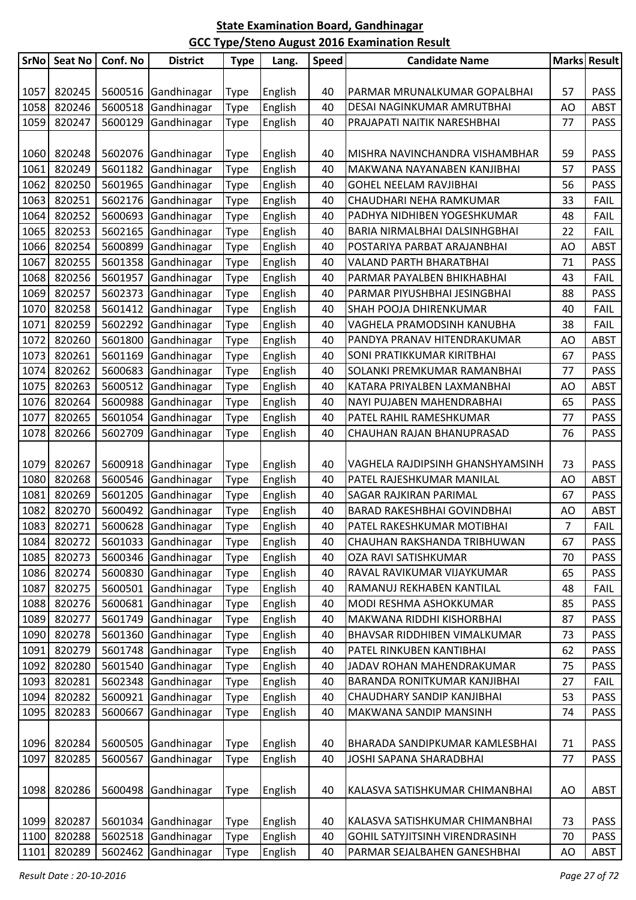**State Examination Board, Gandhinagar**

**GCC Type/Steno August 2016 Examination Result**

| SrNo | Seat No | Conf. No | District | Type | Lang. | Speed | Candidate Name | Marks | Result |
|---|---|---|---|---|---|---|---|---|---|
| 1057 | 820245 | 5600516 | Gandhinagar | Type | English | 40 | PARMAR MRUNALKUMAR GOPALBHAI | 57 | PASS |
| 1058 | 820246 | 5600518 | Gandhinagar | Type | English | 40 | DESAI NAGINKUMAR AMRUTBHAI | AO | ABST |
| 1059 | 820247 | 5600129 | Gandhinagar | Type | English | 40 | PRAJAPATI NAITIK NARESHBHAI | 77 | PASS |
| 1060 | 820248 | 5602076 | Gandhinagar | Type | English | 40 | MISHRA NAVINCHANDRA VISHAMBHAR | 59 | PASS |
| 1061 | 820249 | 5601182 | Gandhinagar | Type | English | 40 | MAKWANA NAYANABEN KANJIBHAI | 57 | PASS |
| 1062 | 820250 | 5601965 | Gandhinagar | Type | English | 40 | GOHEL NEELAM RAVJIBHAI | 56 | PASS |
| 1063 | 820251 | 5602176 | Gandhinagar | Type | English | 40 | CHAUDHARI NEHA RAMKUMAR | 33 | FAIL |
| 1064 | 820252 | 5600693 | Gandhinagar | Type | English | 40 | PADHYA NIDHIBEN YOGESHKUMAR | 48 | FAIL |
| 1065 | 820253 | 5602165 | Gandhinagar | Type | English | 40 | BARIA NIRMALBHAI DALSINHGBHAI | 22 | FAIL |
| 1066 | 820254 | 5600899 | Gandhinagar | Type | English | 40 | POSTARIYA PARBAT ARAJANBHAI | AO | ABST |
| 1067 | 820255 | 5601358 | Gandhinagar | Type | English | 40 | VALAND PARTH BHARATBHAI | 71 | PASS |
| 1068 | 820256 | 5601957 | Gandhinagar | Type | English | 40 | PARMAR PAYALBEN BHIKHABHAI | 43 | FAIL |
| 1069 | 820257 | 5602373 | Gandhinagar | Type | English | 40 | PARMAR PIYUSHBHAI JESINGBHAI | 88 | PASS |
| 1070 | 820258 | 5601412 | Gandhinagar | Type | English | 40 | SHAH POOJA DHIRENKUMAR | 40 | FAIL |
| 1071 | 820259 | 5602292 | Gandhinagar | Type | English | 40 | VAGHELA PRAMODSINH KANUBHA | 38 | FAIL |
| 1072 | 820260 | 5601800 | Gandhinagar | Type | English | 40 | PANDYA PRANAV HITENDRAKUMAR | AO | ABST |
| 1073 | 820261 | 5601169 | Gandhinagar | Type | English | 40 | SONI PRATIKKUMAR KIRITBHAI | 67 | PASS |
| 1074 | 820262 | 5600683 | Gandhinagar | Type | English | 40 | SOLANKI PREMKUMAR RAMANBHAI | 77 | PASS |
| 1075 | 820263 | 5600512 | Gandhinagar | Type | English | 40 | KATARA PRIYALBEN LAXMANBHAI | AO | ABST |
| 1076 | 820264 | 5600988 | Gandhinagar | Type | English | 40 | NAYI PUJABEN MAHENDRABHAI | 65 | PASS |
| 1077 | 820265 | 5601054 | Gandhinagar | Type | English | 40 | PATEL RAHIL RAMESHKUMAR | 77 | PASS |
| 1078 | 820266 | 5602709 | Gandhinagar | Type | English | 40 | CHAUHAN RAJAN BHANUPRASAD | 76 | PASS |
| 1079 | 820267 | 5600918 | Gandhinagar | Type | English | 40 | VAGHELA RAJDIPSINH GHANSHYAMSINH | 73 | PASS |
| 1080 | 820268 | 5600546 | Gandhinagar | Type | English | 40 | PATEL RAJESHKUMAR MANILAL | AO | ABST |
| 1081 | 820269 | 5601205 | Gandhinagar | Type | English | 40 | SAGAR RAJKIRAN PARIMAL | 67 | PASS |
| 1082 | 820270 | 5600492 | Gandhinagar | Type | English | 40 | BARAD RAKESHBHAI GOVINDBHAI | AO | ABST |
| 1083 | 820271 | 5600628 | Gandhinagar | Type | English | 40 | PATEL RAKESHKUMAR MOTIBHAI | 7 | FAIL |
| 1084 | 820272 | 5601033 | Gandhinagar | Type | English | 40 | CHAUHAN RAKSHANDA TRIBHUWAN | 67 | PASS |
| 1085 | 820273 | 5600346 | Gandhinagar | Type | English | 40 | OZA RAVI SATISHKUMAR | 70 | PASS |
| 1086 | 820274 | 5600830 | Gandhinagar | Type | English | 40 | RAVAL RAVIKUMAR VIJAYKUMAR | 65 | PASS |
| 1087 | 820275 | 5600501 | Gandhinagar | Type | English | 40 | RAMANUJ REKHABEN KANTILAL | 48 | FAIL |
| 1088 | 820276 | 5600681 | Gandhinagar | Type | English | 40 | MODI RESHMA ASHOKKUMAR | 85 | PASS |
| 1089 | 820277 | 5601749 | Gandhinagar | Type | English | 40 | MAKWANA RIDDHI KISHORBHAI | 87 | PASS |
| 1090 | 820278 | 5601360 | Gandhinagar | Type | English | 40 | BHAVSAR RIDDHIBEN VIMALKUMAR | 73 | PASS |
| 1091 | 820279 | 5601748 | Gandhinagar | Type | English | 40 | PATEL RINKUBEN KANTIBHAI | 62 | PASS |
| 1092 | 820280 | 5601540 | Gandhinagar | Type | English | 40 | JADAV ROHAN MAHENDRAKUMAR | 75 | PASS |
| 1093 | 820281 | 5602348 | Gandhinagar | Type | English | 40 | BARANDA RONITKUMAR KANJIBHAI | 27 | FAIL |
| 1094 | 820282 | 5600921 | Gandhinagar | Type | English | 40 | CHAUDHARY SANDIP KANJIBHAI | 53 | PASS |
| 1095 | 820283 | 5600667 | Gandhinagar | Type | English | 40 | MAKWANA SANDIP MANSINH | 74 | PASS |
| 1096 | 820284 | 5600505 | Gandhinagar | Type | English | 40 | BHARADA SANDIPKUMAR KAMLESBHAI | 71 | PASS |
| 1097 | 820285 | 5600567 | Gandhinagar | Type | English | 40 | JOSHI SAPANA SHARADBHAI | 77 | PASS |
| 1098 | 820286 | 5600498 | Gandhinagar | Type | English | 40 | KALASVA SATISHKUMAR CHIMANBHAI | AO | ABST |
| 1099 | 820287 | 5601034 | Gandhinagar | Type | English | 40 | KALASVA SATISHKUMAR CHIMANBHAI | 73 | PASS |
| 1100 | 820288 | 5602518 | Gandhinagar | Type | English | 40 | GOHIL SATYJITSINH VIRENDRASINH | 70 | PASS |
| 1101 | 820289 | 5602462 | Gandhinagar | Type | English | 40 | PARMAR SEJALBAHEN GANESHBHAI | AO | ABST |

*Result Date : 20-10-2016*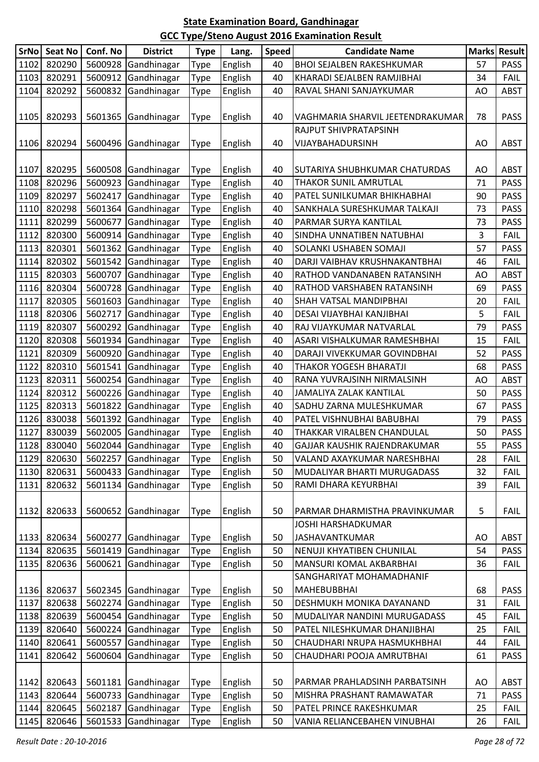**State Examination Board, Gandhinagar**

**GCC Type/Steno August 2016 Examination Result**

| SrNo | Seat No | Conf. No | District | Type | Lang. | Speed | Candidate Name | Marks | Result |
|---|---|---|---|---|---|---|---|---|---|
| 1102 | 820290 | 5600928 | Gandhinagar | Type | English | 40 | BHOI SEJALBEN RAKESHKUMAR | 57 | PASS |
| 1103 | 820291 | 5600912 | Gandhinagar | Type | English | 40 | KHARADI SEJALBEN RAMJIBHAI | 34 | FAIL |
| 1104 | 820292 | 5600832 | Gandhinagar | Type | English | 40 | RAVAL SHANI SANJAYKUMAR | AO | ABST |
| 1105 | 820293 | 5601365 | Gandhinagar | Type | English | 40 | VAGHMARIA SHARVIL JEETENDRAKUMAR | 78 | PASS |
| 1106 | 820294 | 5600496 | Gandhinagar | Type | English | 40 | RAJPUT SHIVPRATAPSINH VIJAYBAHADURSINH | AO | ABST |
| 1107 | 820295 | 5600508 | Gandhinagar | Type | English | 40 | SUTARIYA SHUBHKUMAR CHATURDAS | AO | ABST |
| 1108 | 820296 | 5600923 | Gandhinagar | Type | English | 40 | THAKOR SUNIL AMRUTLAL | 71 | PASS |
| 1109 | 820297 | 5602417 | Gandhinagar | Type | English | 40 | PATEL SUNILKUMAR BHIKHABHAI | 90 | PASS |
| 1110 | 820298 | 5601364 | Gandhinagar | Type | English | 40 | SANKHALA SURESHKUMAR TALKAJI | 73 | PASS |
| 1111 | 820299 | 5600677 | Gandhinagar | Type | English | 40 | PARMAR SURYA KANTILAL | 73 | PASS |
| 1112 | 820300 | 5600914 | Gandhinagar | Type | English | 40 | SINDHA UNNATIBEN NATUBHAI | 3 | FAIL |
| 1113 | 820301 | 5601362 | Gandhinagar | Type | English | 40 | SOLANKI USHABEN SOMAJI | 57 | PASS |
| 1114 | 820302 | 5601542 | Gandhinagar | Type | English | 40 | DARJI VAIBHAV KRUSHNAKANTBHAI | 46 | FAIL |
| 1115 | 820303 | 5600707 | Gandhinagar | Type | English | 40 | RATHOD VANDANABEN RATANSINH | AO | ABST |
| 1116 | 820304 | 5600728 | Gandhinagar | Type | English | 40 | RATHOD VARSHABEN RATANSINH | 69 | PASS |
| 1117 | 820305 | 5601603 | Gandhinagar | Type | English | 40 | SHAH VATSAL MANDIPBHAI | 20 | FAIL |
| 1118 | 820306 | 5602717 | Gandhinagar | Type | English | 40 | DESAI VIJAYBHAI KANJIBHAI | 5 | FAIL |
| 1119 | 820307 | 5600292 | Gandhinagar | Type | English | 40 | RAJ VIJAYKUMAR NATVARLAL | 79 | PASS |
| 1120 | 820308 | 5601934 | Gandhinagar | Type | English | 40 | ASARI VISHALKUMAR RAMESHBHAI | 15 | FAIL |
| 1121 | 820309 | 5600920 | Gandhinagar | Type | English | 40 | DARAJI VIVEKKUMAR GOVINDBHAI | 52 | PASS |
| 1122 | 820310 | 5601541 | Gandhinagar | Type | English | 40 | THAKOR YOGESH BHARATJI | 68 | PASS |
| 1123 | 820311 | 5600254 | Gandhinagar | Type | English | 40 | RANA YUVRAJSINH NIRMALSINH | AO | ABST |
| 1124 | 820312 | 5600226 | Gandhinagar | Type | English | 40 | JAMALIYA ZALAK KANTILAL | 50 | PASS |
| 1125 | 820313 | 5601822 | Gandhinagar | Type | English | 40 | SADHU ZARNA MULESHKUMAR | 67 | PASS |
| 1126 | 830038 | 5601392 | Gandhinagar | Type | English | 40 | PATEL VISHNUBHAI BABUBHAI | 79 | PASS |
| 1127 | 830039 | 5602005 | Gandhinagar | Type | English | 40 | THAKKAR VIRALBEN CHANDULAL | 50 | PASS |
| 1128 | 830040 | 5602044 | Gandhinagar | Type | English | 40 | GAJJAR KAUSHIK RAJENDRAKUMAR | 55 | PASS |
| 1129 | 820630 | 5602257 | Gandhinagar | Type | English | 50 | VALAND AXAYKUMAR NARESHBHAI | 28 | FAIL |
| 1130 | 820631 | 5600433 | Gandhinagar | Type | English | 50 | MUDALIYAR BHARTI MURUGADASS | 32 | FAIL |
| 1131 | 820632 | 5601134 | Gandhinagar | Type | English | 50 | RAMI DHARA KEYURBHAI | 39 | FAIL |
| 1132 | 820633 | 5600652 | Gandhinagar | Type | English | 50 | PARMAR DHARMISTHA PRAVINKUMAR | 5 | FAIL |
| 1133 | 820634 | 5600277 | Gandhinagar | Type | English | 50 | JOSHI HARSHADKUMAR JASHAVANTKUMAR | AO | ABST |
| 1134 | 820635 | 5601419 | Gandhinagar | Type | English | 50 | NENUJI KHYATIBEN CHUNILAL | 54 | PASS |
| 1135 | 820636 | 5600621 | Gandhinagar | Type | English | 50 | MANSURI KOMAL AKBARBHAI | 36 | FAIL |
| 1136 | 820637 | 5602345 | Gandhinagar | Type | English | 50 | SANGHARIYAT MOHAMADHANIF MAHEBUBBHAI | 68 | PASS |
| 1137 | 820638 | 5602274 | Gandhinagar | Type | English | 50 | DESHMUKH MONIKA DAYANAND | 31 | FAIL |
| 1138 | 820639 | 5600454 | Gandhinagar | Type | English | 50 | MUDALIYAR NANDINI MURUGADASS | 45 | FAIL |
| 1139 | 820640 | 5600224 | Gandhinagar | Type | English | 50 | PATEL NILESHKUMAR DHANJIBHAI | 25 | FAIL |
| 1140 | 820641 | 5600557 | Gandhinagar | Type | English | 50 | CHAUDHARI NRUPA HASMUKHBHAI | 44 | FAIL |
| 1141 | 820642 | 5600604 | Gandhinagar | Type | English | 50 | CHAUDHARI POOJA AMRUTBHAI | 61 | PASS |
| 1142 | 820643 | 5601181 | Gandhinagar | Type | English | 50 | PARMAR PRAHLADSINH PARBATSINH | AO | ABST |
| 1143 | 820644 | 5600733 | Gandhinagar | Type | English | 50 | MISHRA PRASHANT RAMAWATAR | 71 | PASS |
| 1144 | 820645 | 5602187 | Gandhinagar | Type | English | 50 | PATEL PRINCE RAKESHKUMAR | 25 | FAIL |
| 1145 | 820646 | 5601533 | Gandhinagar | Type | English | 50 | VANIA RELIANCEBAHEN VINUBHAI | 26 | FAIL |

*Result Date : 20-10-2016*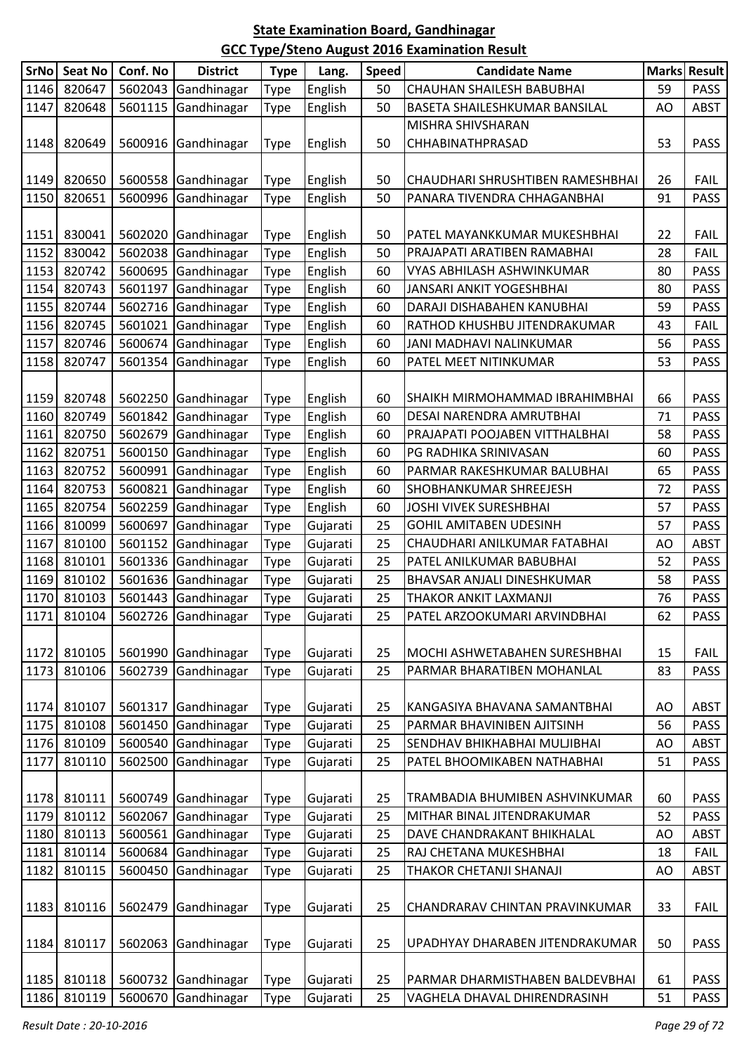## State Examination Board, Gandhinagar

## GCC Type/Steno August 2016 Examination Result

| SrNo | Seat No | Conf. No | District | Type | Lang. | Speed | Candidate Name | Marks | Result |
|---|---|---|---|---|---|---|---|---|---|
| 1146 | 820647 | 5602043 | Gandhinagar | Type | English | 50 | CHAUHAN SHAILESH BABUBHAI | 59 | PASS |
| 1147 | 820648 | 5601115 | Gandhinagar | Type | English | 50 | BASETA SHAILESHKUMAR BANSILAL | AO | ABST |
| 1148 | 820649 | 5600916 | Gandhinagar | Type | English | 50 | MISHRA SHIVSHARAN CHHABINATHPRASAD | 53 | PASS |
| 1149 | 820650 | 5600558 | Gandhinagar | Type | English | 50 | CHAUDHARI SHRUSHTIBEN RAMESHBHAI | 26 | FAIL |
| 1150 | 820651 | 5600996 | Gandhinagar | Type | English | 50 | PANARA TIVENDRA CHHAGANBHAI | 91 | PASS |
| 1151 | 830041 | 5602020 | Gandhinagar | Type | English | 50 | PATEL MAYANKKUMAR MUKESHBHAI | 22 | FAIL |
| 1152 | 830042 | 5602038 | Gandhinagar | Type | English | 50 | PRAJAPATI ARATIBEN RAMABHAI | 28 | FAIL |
| 1153 | 820742 | 5600695 | Gandhinagar | Type | English | 60 | VYAS ABHILASH ASHWINKUMAR | 80 | PASS |
| 1154 | 820743 | 5601197 | Gandhinagar | Type | English | 60 | JANSARI ANKIT YOGESHBHAI | 80 | PASS |
| 1155 | 820744 | 5602716 | Gandhinagar | Type | English | 60 | DARAJI DISHABAHEN KANUBHAI | 59 | PASS |
| 1156 | 820745 | 5601021 | Gandhinagar | Type | English | 60 | RATHOD KHUSHBU JITENDRAKUMAR | 43 | FAIL |
| 1157 | 820746 | 5600674 | Gandhinagar | Type | English | 60 | JANI MADHAVI NALINKUMAR | 56 | PASS |
| 1158 | 820747 | 5601354 | Gandhinagar | Type | English | 60 | PATEL MEET NITINKUMAR | 53 | PASS |
| 1159 | 820748 | 5602250 | Gandhinagar | Type | English | 60 | SHAIKH MIRMOHAMMAD IBRAHIMBHAI | 66 | PASS |
| 1160 | 820749 | 5601842 | Gandhinagar | Type | English | 60 | DESAI NARENDRA AMRUTBHAI | 71 | PASS |
| 1161 | 820750 | 5602679 | Gandhinagar | Type | English | 60 | PRAJAPATI POOJABEN VITTHALBHAI | 58 | PASS |
| 1162 | 820751 | 5600150 | Gandhinagar | Type | English | 60 | PG RADHIKA SRINIVASAN | 60 | PASS |
| 1163 | 820752 | 5600991 | Gandhinagar | Type | English | 60 | PARMAR RAKESHKUMAR BALUBHAI | 65 | PASS |
| 1164 | 820753 | 5600821 | Gandhinagar | Type | English | 60 | SHOBHANKUMAR SHREEJESH | 72 | PASS |
| 1165 | 820754 | 5602259 | Gandhinagar | Type | English | 60 | JOSHI VIVEK SURESHBHAI | 57 | PASS |
| 1166 | 810099 | 5600697 | Gandhinagar | Type | Gujarati | 25 | GOHIL AMITABEN UDESINH | 57 | PASS |
| 1167 | 810100 | 5601152 | Gandhinagar | Type | Gujarati | 25 | CHAUDHARI ANILKUMAR FATABHAI | AO | ABST |
| 1168 | 810101 | 5601336 | Gandhinagar | Type | Gujarati | 25 | PATEL ANILKUMAR BABUBHAI | 52 | PASS |
| 1169 | 810102 | 5601636 | Gandhinagar | Type | Gujarati | 25 | BHAVSAR ANJALI DINESHKUMAR | 58 | PASS |
| 1170 | 810103 | 5601443 | Gandhinagar | Type | Gujarati | 25 | THAKOR ANKIT LAXMANJI | 76 | PASS |
| 1171 | 810104 | 5602726 | Gandhinagar | Type | Gujarati | 25 | PATEL ARZOOKUMARI ARVINDBHAI | 62 | PASS |
| 1172 | 810105 | 5601990 | Gandhinagar | Type | Gujarati | 25 | MOCHI ASHWETABAHEN SURESHBHAI | 15 | FAIL |
| 1173 | 810106 | 5602739 | Gandhinagar | Type | Gujarati | 25 | PARMAR BHARATIBEN MOHANLAL | 83 | PASS |
| 1174 | 810107 | 5601317 | Gandhinagar | Type | Gujarati | 25 | KANGASIYA BHAVANA SAMANTBHAI | AO | ABST |
| 1175 | 810108 | 5601450 | Gandhinagar | Type | Gujarati | 25 | PARMAR BHAVINIBEN AJITSINH | 56 | PASS |
| 1176 | 810109 | 5600540 | Gandhinagar | Type | Gujarati | 25 | SENDHAV BHIKHABHAI MULJIBHAI | AO | ABST |
| 1177 | 810110 | 5602500 | Gandhinagar | Type | Gujarati | 25 | PATEL BHOOMIKABEN NATHABHAI | 51 | PASS |
| 1178 | 810111 | 5600749 | Gandhinagar | Type | Gujarati | 25 | TRAMBADIA BHUMIBEN ASHVINKUMAR | 60 | PASS |
| 1179 | 810112 | 5602067 | Gandhinagar | Type | Gujarati | 25 | MITHAR BINAL JITENDRAKUMAR | 52 | PASS |
| 1180 | 810113 | 5600561 | Gandhinagar | Type | Gujarati | 25 | DAVE CHANDRAKANT BHIKHALAL | AO | ABST |
| 1181 | 810114 | 5600684 | Gandhinagar | Type | Gujarati | 25 | RAJ CHETANA MUKESHBHAI | 18 | FAIL |
| 1182 | 810115 | 5600450 | Gandhinagar | Type | Gujarati | 25 | THAKOR CHETANJI SHANAJI | AO | ABST |
| 1183 | 810116 | 5602479 | Gandhinagar | Type | Gujarati | 25 | CHANDRARAV CHINTAN PRAVINKUMAR | 33 | FAIL |
| 1184 | 810117 | 5602063 | Gandhinagar | Type | Gujarati | 25 | UPADHYAY DHARABEN JITENDRAKUMAR | 50 | PASS |
| 1185 | 810118 | 5600732 | Gandhinagar | Type | Gujarati | 25 | PARMAR DHARMISTHABEN BALDEVBHAI | 61 | PASS |
| 1186 | 810119 | 5600670 | Gandhinagar | Type | Gujarati | 25 | VAGHELA DHAVAL DHIRENDRASINH | 51 | PASS |

*Result Date : 20-10-2016*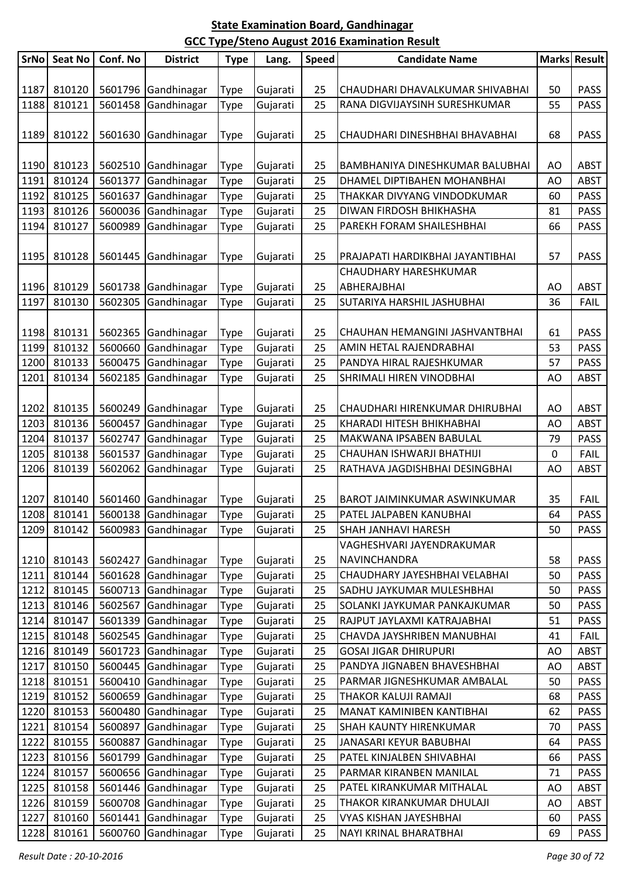**State Examination Board, Gandhinagar**

**GCC Type/Steno August 2016 Examination Result**

| SrNo | Seat No | Conf. No | District | Type | Lang. | Speed | Candidate Name | Marks | Result |
|---|---|---|---|---|---|---|---|---|---|
| 1187 | 810120 | 5601796 | Gandhinagar | Type | Gujarati | 25 | CHAUDHARI DHAVALKUMAR SHIVABHAI | 50 | PASS |
| 1188 | 810121 | 5601458 | Gandhinagar | Type | Gujarati | 25 | RANA DIGVIJAYSINH SURESHKUMAR | 55 | PASS |
| 1189 | 810122 | 5601630 | Gandhinagar | Type | Gujarati | 25 | CHAUDHARI DINESHBHAI BHAVABHAI | 68 | PASS |
| 1190 | 810123 | 5602510 | Gandhinagar | Type | Gujarati | 25 | BAMBHANIYA DINESHKUMAR BALUBHAI | AO | ABST |
| 1191 | 810124 | 5601377 | Gandhinagar | Type | Gujarati | 25 | DHAMEL DIPTIBAHEN MOHANBHAI | AO | ABST |
| 1192 | 810125 | 5601637 | Gandhinagar | Type | Gujarati | 25 | THAKKAR DIVYANG VINDODKUMAR | 60 | PASS |
| 1193 | 810126 | 5600036 | Gandhinagar | Type | Gujarati | 25 | DIWAN FIRDOSH BHIKHASHA | 81 | PASS |
| 1194 | 810127 | 5600989 | Gandhinagar | Type | Gujarati | 25 | PAREKH FORAM SHAILESHBHAI | 66 | PASS |
| 1195 | 810128 | 5601445 | Gandhinagar | Type | Gujarati | 25 | PRAJAPATI HARDIKBHAI JAYANTIBHAI | 57 | PASS |
| 1196 | 810129 | 5601738 | Gandhinagar | Type | Gujarati | 25 | CHAUDHARY HARESHKUMAR ABHERAJBHAI | AO | ABST |
| 1197 | 810130 | 5602305 | Gandhinagar | Type | Gujarati | 25 | SUTARIYA HARSHIL JASHUBHAI | 36 | FAIL |
| 1198 | 810131 | 5602365 | Gandhinagar | Type | Gujarati | 25 | CHAUHAN HEMANGINI JASHVANTBHAI | 61 | PASS |
| 1199 | 810132 | 5600660 | Gandhinagar | Type | Gujarati | 25 | AMIN HETAL RAJENDRABHAI | 53 | PASS |
| 1200 | 810133 | 5600475 | Gandhinagar | Type | Gujarati | 25 | PANDYA HIRAL RAJESHKUMAR | 57 | PASS |
| 1201 | 810134 | 5602185 | Gandhinagar | Type | Gujarati | 25 | SHRIMALI HIREN VINODBHAI | AO | ABST |
| 1202 | 810135 | 5600249 | Gandhinagar | Type | Gujarati | 25 | CHAUDHARI HIRENKUMAR DHIRUBHAI | AO | ABST |
| 1203 | 810136 | 5600457 | Gandhinagar | Type | Gujarati | 25 | KHARADI HITESH BHIKHABHAI | AO | ABST |
| 1204 | 810137 | 5602747 | Gandhinagar | Type | Gujarati | 25 | MAKWANA IPSABEN BABULAL | 79 | PASS |
| 1205 | 810138 | 5601537 | Gandhinagar | Type | Gujarati | 25 | CHAUHAN ISHWARJI BHATHIJI | 0 | FAIL |
| 1206 | 810139 | 5602062 | Gandhinagar | Type | Gujarati | 25 | RATHAVA JAGDISHBHAI DESINGBHAI | AO | ABST |
| 1207 | 810140 | 5601460 | Gandhinagar | Type | Gujarati | 25 | BAROT JAIMINKUMAR ASWINKUMAR | 35 | FAIL |
| 1208 | 810141 | 5600138 | Gandhinagar | Type | Gujarati | 25 | PATEL JALPABEN KANUBHAI | 64 | PASS |
| 1209 | 810142 | 5600983 | Gandhinagar | Type | Gujarati | 25 | SHAH JANHAVI HARESH | 50 | PASS |
| 1210 | 810143 | 5602427 | Gandhinagar | Type | Gujarati | 25 | VAGHESHVARI JAYENDRAKUMAR NAVINCHANDRA | 58 | PASS |
| 1211 | 810144 | 5601628 | Gandhinagar | Type | Gujarati | 25 | CHAUDHARY JAYESHBHAI VELABHAI | 50 | PASS |
| 1212 | 810145 | 5600713 | Gandhinagar | Type | Gujarati | 25 | SADHU JAYKUMAR MULESHBHAI | 50 | PASS |
| 1213 | 810146 | 5602567 | Gandhinagar | Type | Gujarati | 25 | SOLANKI JAYKUMAR PANKAJKUMAR | 50 | PASS |
| 1214 | 810147 | 5601339 | Gandhinagar | Type | Gujarati | 25 | RAJPUT JAYLAXMI KATRAJABHAI | 51 | PASS |
| 1215 | 810148 | 5602545 | Gandhinagar | Type | Gujarati | 25 | CHAVDA JAYSHRIBEN MANUBHAI | 41 | FAIL |
| 1216 | 810149 | 5601723 | Gandhinagar | Type | Gujarati | 25 | GOSAI JIGAR DHIRUPURI | AO | ABST |
| 1217 | 810150 | 5600445 | Gandhinagar | Type | Gujarati | 25 | PANDYA JIGNABEN BHAVESHBHAI | AO | ABST |
| 1218 | 810151 | 5600410 | Gandhinagar | Type | Gujarati | 25 | PARMAR JIGNESHKUMAR AMBALAL | 50 | PASS |
| 1219 | 810152 | 5600659 | Gandhinagar | Type | Gujarati | 25 | THAKOR KALUJI RAMAJI | 68 | PASS |
| 1220 | 810153 | 5600480 | Gandhinagar | Type | Gujarati | 25 | MANAT KAMINIBEN KANTIBHAI | 62 | PASS |
| 1221 | 810154 | 5600897 | Gandhinagar | Type | Gujarati | 25 | SHAH KAUNTY HIRENKUMAR | 70 | PASS |
| 1222 | 810155 | 5600887 | Gandhinagar | Type | Gujarati | 25 | JANASARI KEYUR BABUBHAI | 64 | PASS |
| 1223 | 810156 | 5601799 | Gandhinagar | Type | Gujarati | 25 | PATEL KINJALBEN SHIVABHAI | 66 | PASS |
| 1224 | 810157 | 5600656 | Gandhinagar | Type | Gujarati | 25 | PARMAR KIRANBEN MANILAL | 71 | PASS |
| 1225 | 810158 | 5601446 | Gandhinagar | Type | Gujarati | 25 | PATEL KIRANKUMAR MITHALAL | AO | ABST |
| 1226 | 810159 | 5600708 | Gandhinagar | Type | Gujarati | 25 | THAKOR KIRANKUMAR DHULAJI | AO | ABST |
| 1227 | 810160 | 5601441 | Gandhinagar | Type | Gujarati | 25 | VYAS KISHAN JAYESHBHAI | 60 | PASS |
| 1228 | 810161 | 5600760 | Gandhinagar | Type | Gujarati | 25 | NAYI KRINAL BHARATBHAI | 69 | PASS |

*Result Date : 20-10-2016*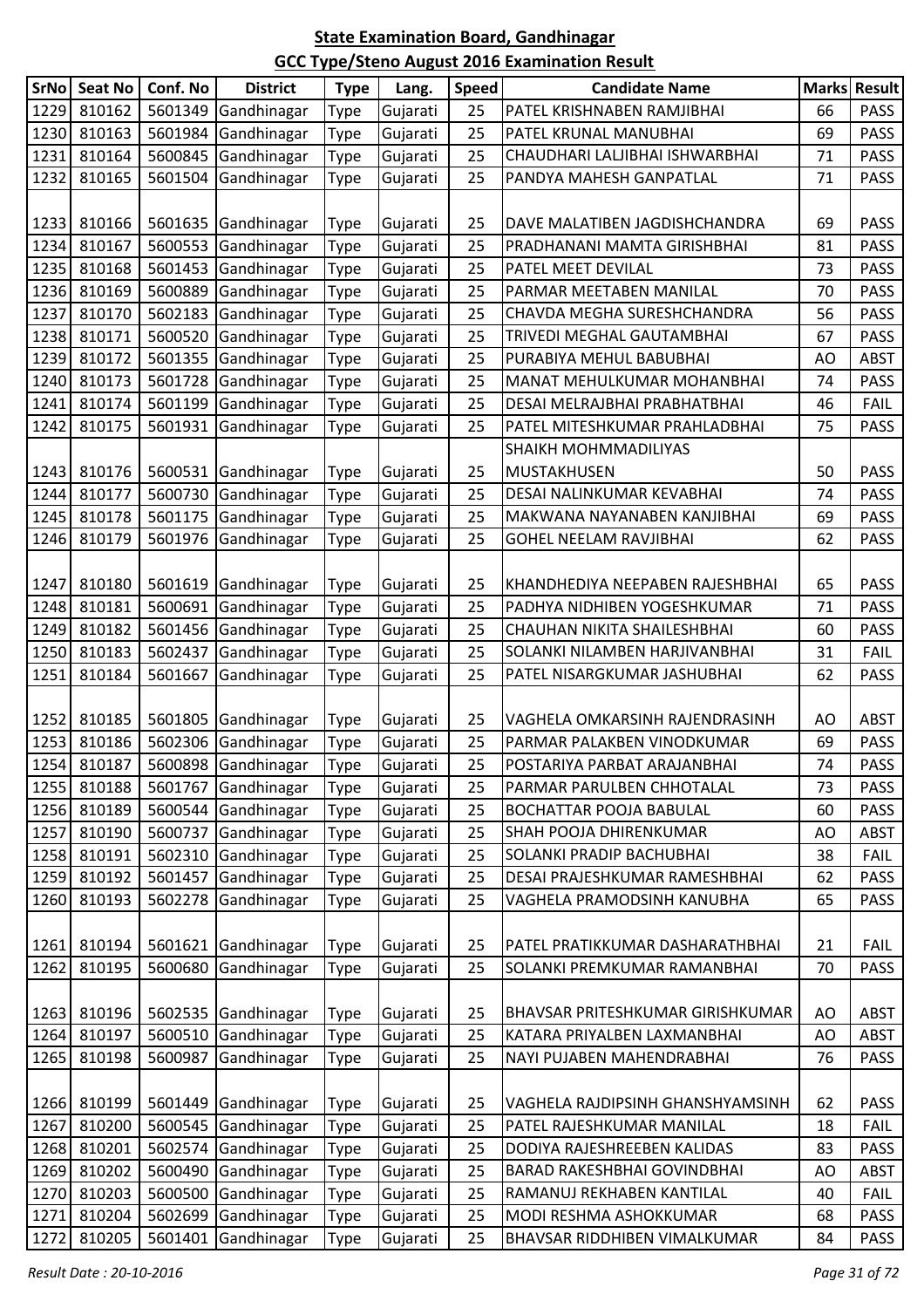**State Examination Board, Gandhinagar**

**GCC Type/Steno August 2016 Examination Result**

| SrNo | Seat No | Conf. No | District | Type | Lang. | Speed | Candidate Name | Marks | Result |
|---|---|---|---|---|---|---|---|---|---|
| 1229 | 810162 | 5601349 | Gandhinagar | Type | Gujarati | 25 | PATEL KRISHNABEN RAMJIBHAI | 66 | PASS |
| 1230 | 810163 | 5601984 | Gandhinagar | Type | Gujarati | 25 | PATEL KRUNAL MANUBHAI | 69 | PASS |
| 1231 | 810164 | 5600845 | Gandhinagar | Type | Gujarati | 25 | CHAUDHARI LALJIBHAI ISHWARBHAI | 71 | PASS |
| 1232 | 810165 | 5601504 | Gandhinagar | Type | Gujarati | 25 | PANDYA MAHESH GANPATLAL | 71 | PASS |
| 1233 | 810166 | 5601635 | Gandhinagar | Type | Gujarati | 25 | DAVE MALATIBEN JAGDISHCHANDRA | 69 | PASS |
| 1234 | 810167 | 5600553 | Gandhinagar | Type | Gujarati | 25 | PRADHANANI MAMTA GIRISHBHAI | 81 | PASS |
| 1235 | 810168 | 5601453 | Gandhinagar | Type | Gujarati | 25 | PATEL MEET DEVILAL | 73 | PASS |
| 1236 | 810169 | 5600889 | Gandhinagar | Type | Gujarati | 25 | PARMAR MEETABEN MANILAL | 70 | PASS |
| 1237 | 810170 | 5602183 | Gandhinagar | Type | Gujarati | 25 | CHAVDA MEGHA SURESHCHANDRA | 56 | PASS |
| 1238 | 810171 | 5600520 | Gandhinagar | Type | Gujarati | 25 | TRIVEDI MEGHAL GAUTAMBHAI | 67 | PASS |
| 1239 | 810172 | 5601355 | Gandhinagar | Type | Gujarati | 25 | PURABIYA MEHUL BABUBHAI | AO | ABST |
| 1240 | 810173 | 5601728 | Gandhinagar | Type | Gujarati | 25 | MANAT MEHULKUMAR MOHANBHAI | 74 | PASS |
| 1241 | 810174 | 5601199 | Gandhinagar | Type | Gujarati | 25 | DESAI MELRAJBHAI PRABHATBHAI | 46 | FAIL |
| 1242 | 810175 | 5601931 | Gandhinagar | Type | Gujarati | 25 | PATEL MITESHKUMAR PRAHLADBHAI | 75 | PASS |
| 1243 | 810176 | 5600531 | Gandhinagar | Type | Gujarati | 25 | SHAIKH MOHMMADILIYAS MUSTAKHUSEN | 50 | PASS |
| 1244 | 810177 | 5600730 | Gandhinagar | Type | Gujarati | 25 | DESAI NALINKUMAR KEVABHAI | 74 | PASS |
| 1245 | 810178 | 5601175 | Gandhinagar | Type | Gujarati | 25 | MAKWANA NAYANABEN KANJIBHAI | 69 | PASS |
| 1246 | 810179 | 5601976 | Gandhinagar | Type | Gujarati | 25 | GOHEL NEELAM RAVJIBHAI | 62 | PASS |
| 1247 | 810180 | 5601619 | Gandhinagar | Type | Gujarati | 25 | KHANDHEDIYA NEEPABEN RAJESHBHAI | 65 | PASS |
| 1248 | 810181 | 5600691 | Gandhinagar | Type | Gujarati | 25 | PADHYA NIDHIBEN YOGESHKUMAR | 71 | PASS |
| 1249 | 810182 | 5601456 | Gandhinagar | Type | Gujarati | 25 | CHAUHAN NIKITA SHAILESHBHAI | 60 | PASS |
| 1250 | 810183 | 5602437 | Gandhinagar | Type | Gujarati | 25 | SOLANKI NILAMBEN HARJIVANBHAI | 31 | FAIL |
| 1251 | 810184 | 5601667 | Gandhinagar | Type | Gujarati | 25 | PATEL NISARGKUMAR JASHUBHAI | 62 | PASS |
| 1252 | 810185 | 5601805 | Gandhinagar | Type | Gujarati | 25 | VAGHELA OMKARSINH RAJENDRASINH | AO | ABST |
| 1253 | 810186 | 5602306 | Gandhinagar | Type | Gujarati | 25 | PARMAR PALAKBEN VINODKUMAR | 69 | PASS |
| 1254 | 810187 | 5600898 | Gandhinagar | Type | Gujarati | 25 | POSTARIYA PARBAT ARAJANBHAI | 74 | PASS |
| 1255 | 810188 | 5601767 | Gandhinagar | Type | Gujarati | 25 | PARMAR PARULBEN CHHOTALAL | 73 | PASS |
| 1256 | 810189 | 5600544 | Gandhinagar | Type | Gujarati | 25 | BOCHATTAR POOJA BABULAL | 60 | PASS |
| 1257 | 810190 | 5600737 | Gandhinagar | Type | Gujarati | 25 | SHAH POOJA DHIRENKUMAR | AO | ABST |
| 1258 | 810191 | 5602310 | Gandhinagar | Type | Gujarati | 25 | SOLANKI PRADIP BACHUBHAI | 38 | FAIL |
| 1259 | 810192 | 5601457 | Gandhinagar | Type | Gujarati | 25 | DESAI PRAJESHKUMAR RAMESHBHAI | 62 | PASS |
| 1260 | 810193 | 5602278 | Gandhinagar | Type | Gujarati | 25 | VAGHELA PRAMODSINH KANUBHA | 65 | PASS |
| 1261 | 810194 | 5601621 | Gandhinagar | Type | Gujarati | 25 | PATEL PRATIKKUMAR DASHARATHBHAI | 21 | FAIL |
| 1262 | 810195 | 5600680 | Gandhinagar | Type | Gujarati | 25 | SOLANKI PREMKUMAR RAMANBHAI | 70 | PASS |
| 1263 | 810196 | 5602535 | Gandhinagar | Type | Gujarati | 25 | BHAVSAR PRITESHKUMAR GIRISHKUMAR | AO | ABST |
| 1264 | 810197 | 5600510 | Gandhinagar | Type | Gujarati | 25 | KATARA PRIYALBEN LAXMANBHAI | AO | ABST |
| 1265 | 810198 | 5600987 | Gandhinagar | Type | Gujarati | 25 | NAYI PUJABEN MAHENDRABHAI | 76 | PASS |
| 1266 | 810199 | 5601449 | Gandhinagar | Type | Gujarati | 25 | VAGHELA RAJDIPSINH GHANSHYAMSINH | 62 | PASS |
| 1267 | 810200 | 5600545 | Gandhinagar | Type | Gujarati | 25 | PATEL RAJESHKUMAR MANILAL | 18 | FAIL |
| 1268 | 810201 | 5602574 | Gandhinagar | Type | Gujarati | 25 | DODIYA RAJESHREEBEN KALIDAS | 83 | PASS |
| 1269 | 810202 | 5600490 | Gandhinagar | Type | Gujarati | 25 | BARAD RAKESHBHAI GOVINDBHAI | AO | ABST |
| 1270 | 810203 | 5600500 | Gandhinagar | Type | Gujarati | 25 | RAMANUJ REKHABEN KANTILAL | 40 | FAIL |
| 1271 | 810204 | 5602699 | Gandhinagar | Type | Gujarati | 25 | MODI RESHMA ASHOKKUMAR | 68 | PASS |
| 1272 | 810205 | 5601401 | Gandhinagar | Type | Gujarati | 25 | BHAVSAR RIDDHIBEN VIMALKUMAR | 84 | PASS |

*Result Date : 20-10-2016*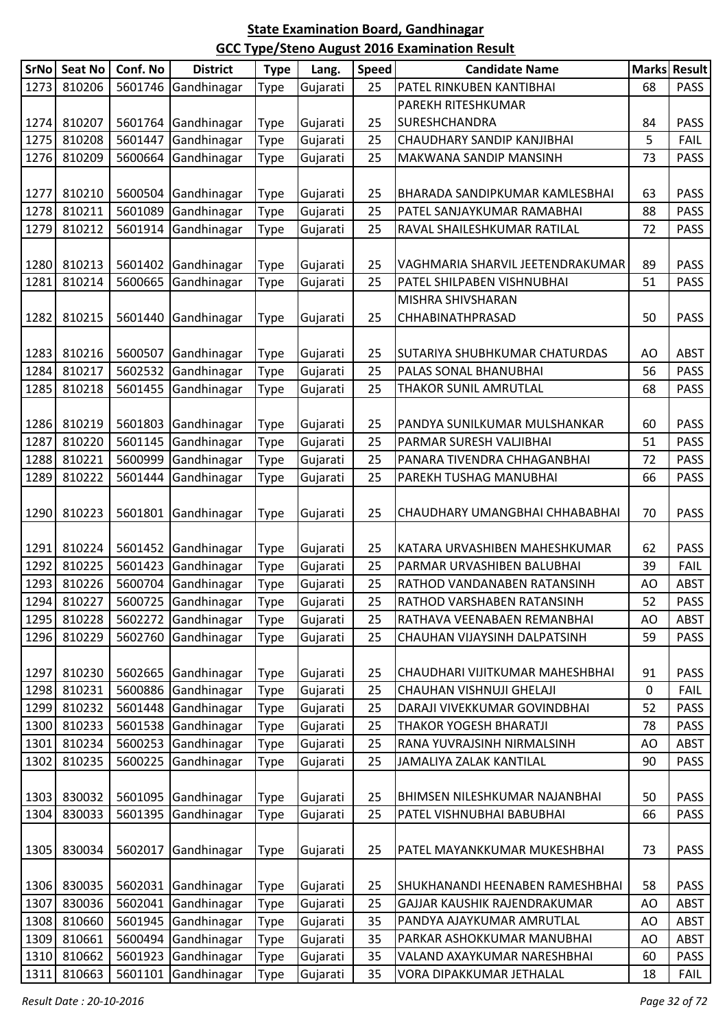**State Examination Board, Gandhinagar**

**GCC Type/Steno August 2016 Examination Result**

| SrNo | Seat No | Conf. No | District | Type | Lang. | Speed | Candidate Name | Marks | Result |
|---|---|---|---|---|---|---|---|---|---|
| 1273 | 810206 | 5601746 | Gandhinagar | Type | Gujarati | 25 | PATEL RINKUBEN KANTIBHAI | 68 | PASS |
| 1274 | 810207 | 5601764 | Gandhinagar | Type | Gujarati | 25 | PAREKH RITESHKUMAR SURESHCHANDRA | 84 | PASS |
| 1275 | 810208 | 5601447 | Gandhinagar | Type | Gujarati | 25 | CHAUDHARY SANDIP KANJIBHAI | 5 | FAIL |
| 1276 | 810209 | 5600664 | Gandhinagar | Type | Gujarati | 25 | MAKWANA SANDIP MANSINH | 73 | PASS |
| 1277 | 810210 | 5600504 | Gandhinagar | Type | Gujarati | 25 | BHARADA SANDIPKUMAR KAMLESBHAI | 63 | PASS |
| 1278 | 810211 | 5601089 | Gandhinagar | Type | Gujarati | 25 | PATEL SANJAYKUMAR RAMABHAI | 88 | PASS |
| 1279 | 810212 | 5601914 | Gandhinagar | Type | Gujarati | 25 | RAVAL SHAILESHKUMAR RATILAL | 72 | PASS |
| 1280 | 810213 | 5601402 | Gandhinagar | Type | Gujarati | 25 | VAGHMARIA SHARVIL JEETENDRAKUMAR | 89 | PASS |
| 1281 | 810214 | 5600665 | Gandhinagar | Type | Gujarati | 25 | PATEL SHILPABEN VISHNUBHAI | 51 | PASS |
| 1282 | 810215 | 5601440 | Gandhinagar | Type | Gujarati | 25 | MISHRA SHIVSHARAN CHHABINATHPRASAD | 50 | PASS |
| 1283 | 810216 | 5600507 | Gandhinagar | Type | Gujarati | 25 | SUTARIYA SHUBHKUMAR CHATURDAS | AO | ABST |
| 1284 | 810217 | 5602532 | Gandhinagar | Type | Gujarati | 25 | PALAS SONAL BHANUBHAI | 56 | PASS |
| 1285 | 810218 | 5601455 | Gandhinagar | Type | Gujarati | 25 | THAKOR SUNIL AMRUTLAL | 68 | PASS |
| 1286 | 810219 | 5601803 | Gandhinagar | Type | Gujarati | 25 | PANDYA SUNILKUMAR MULSHANKAR | 60 | PASS |
| 1287 | 810220 | 5601145 | Gandhinagar | Type | Gujarati | 25 | PARMAR SURESH VALJIBHAI | 51 | PASS |
| 1288 | 810221 | 5600999 | Gandhinagar | Type | Gujarati | 25 | PANARA TIVENDRA CHHAGANBHAI | 72 | PASS |
| 1289 | 810222 | 5601444 | Gandhinagar | Type | Gujarati | 25 | PAREKH TUSHAG MANUBHAI | 66 | PASS |
| 1290 | 810223 | 5601801 | Gandhinagar | Type | Gujarati | 25 | CHAUDHARY UMANGBHAI CHHABABHAI | 70 | PASS |
| 1291 | 810224 | 5601452 | Gandhinagar | Type | Gujarati | 25 | KATARA URVASHIBEN MAHESHKUMAR | 62 | PASS |
| 1292 | 810225 | 5601423 | Gandhinagar | Type | Gujarati | 25 | PARMAR URVASHIBEN BALUBHAI | 39 | FAIL |
| 1293 | 810226 | 5600704 | Gandhinagar | Type | Gujarati | 25 | RATHOD VANDANABEN RATANSINH | AO | ABST |
| 1294 | 810227 | 5600725 | Gandhinagar | Type | Gujarati | 25 | RATHOD VARSHABEN RATANSINH | 52 | PASS |
| 1295 | 810228 | 5602272 | Gandhinagar | Type | Gujarati | 25 | RATHAVA VEENABAEN REMANBHAI | AO | ABST |
| 1296 | 810229 | 5602760 | Gandhinagar | Type | Gujarati | 25 | CHAUHAN VIJAYSINH DALPATSINH | 59 | PASS |
| 1297 | 810230 | 5602665 | Gandhinagar | Type | Gujarati | 25 | CHAUDHARI VIJITKUMAR MAHESHBHAI | 91 | PASS |
| 1298 | 810231 | 5600886 | Gandhinagar | Type | Gujarati | 25 | CHAUHAN VISHNUJI GHELAJI | 0 | FAIL |
| 1299 | 810232 | 5601448 | Gandhinagar | Type | Gujarati | 25 | DARAJI VIVEKKUMAR GOVINDBHAI | 52 | PASS |
| 1300 | 810233 | 5601538 | Gandhinagar | Type | Gujarati | 25 | THAKOR YOGESH BHARATJI | 78 | PASS |
| 1301 | 810234 | 5600253 | Gandhinagar | Type | Gujarati | 25 | RANA YUVRAJSINH NIRMALSINH | AO | ABST |
| 1302 | 810235 | 5600225 | Gandhinagar | Type | Gujarati | 25 | JAMALIYA ZALAK KANTILAL | 90 | PASS |
| 1303 | 830032 | 5601095 | Gandhinagar | Type | Gujarati | 25 | BHIMSEN NILESHKUMAR NAJANBHAI | 50 | PASS |
| 1304 | 830033 | 5601395 | Gandhinagar | Type | Gujarati | 25 | PATEL VISHNUBHAI BABUBHAI | 66 | PASS |
| 1305 | 830034 | 5602017 | Gandhinagar | Type | Gujarati | 25 | PATEL MAYANKKUMAR MUKESHBHAI | 73 | PASS |
| 1306 | 830035 | 5602031 | Gandhinagar | Type | Gujarati | 25 | SHUKHANANDI HEENABEN RAMESHBHAI | 58 | PASS |
| 1307 | 830036 | 5602041 | Gandhinagar | Type | Gujarati | 25 | GAJJAR KAUSHIK RAJENDRAKUMAR | AO | ABST |
| 1308 | 810660 | 5601945 | Gandhinagar | Type | Gujarati | 35 | PANDYA AJAYKUMAR AMRUTLAL | AO | ABST |
| 1309 | 810661 | 5600494 | Gandhinagar | Type | Gujarati | 35 | PARKAR ASHOKKUMAR MANUBHAI | AO | ABST |
| 1310 | 810662 | 5601923 | Gandhinagar | Type | Gujarati | 35 | VALAND AXAYKUMAR NARESHBHAI | 60 | PASS |
| 1311 | 810663 | 5601101 | Gandhinagar | Type | Gujarati | 35 | VORA DIPAKKUMAR JETHALAL | 18 | FAIL |

*Result Date : 20-10-2016*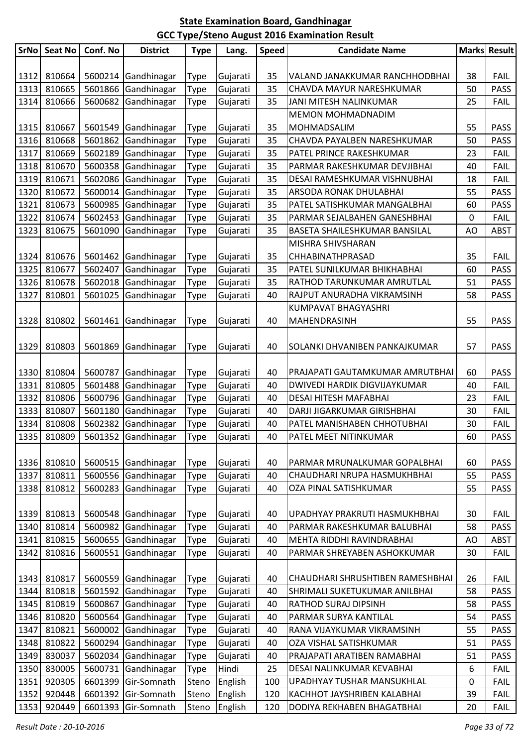**State Examination Board, Gandhinagar**

**GCC Type/Steno August 2016 Examination Result**

| SrNo | Seat No | Conf. No | District | Type | Lang. | Speed | Candidate Name | Marks | Result |
|---|---|---|---|---|---|---|---|---|---|
| 1312 | 810664 | 5600214 | Gandhinagar | Type | Gujarati | 35 | VALAND JANAKKUMAR RANCHHODBHAI | 38 | FAIL |
| 1313 | 810665 | 5601866 | Gandhinagar | Type | Gujarati | 35 | CHAVDA MAYUR NARESHKUMAR | 50 | PASS |
| 1314 | 810666 | 5600682 | Gandhinagar | Type | Gujarati | 35 | JANI MITESH NALINKUMAR | 25 | FAIL |
| 1315 | 810667 | 5601549 | Gandhinagar | Type | Gujarati | 35 | MEMON MOHMADNADIM MOHMADSALIM | 55 | PASS |
| 1316 | 810668 | 5601862 | Gandhinagar | Type | Gujarati | 35 | CHAVDA PAYALBEN NARESHKUMAR | 50 | PASS |
| 1317 | 810669 | 5602189 | Gandhinagar | Type | Gujarati | 35 | PATEL PRINCE RAKESHKUMAR | 23 | FAIL |
| 1318 | 810670 | 5600358 | Gandhinagar | Type | Gujarati | 35 | PARMAR RAKESHKUMAR DEVJIBHAI | 40 | FAIL |
| 1319 | 810671 | 5602086 | Gandhinagar | Type | Gujarati | 35 | DESAI RAMESHKUMAR VISHNUBHAI | 18 | FAIL |
| 1320 | 810672 | 5600014 | Gandhinagar | Type | Gujarati | 35 | ARSODA RONAK DHULABHAI | 55 | PASS |
| 1321 | 810673 | 5600985 | Gandhinagar | Type | Gujarati | 35 | PATEL SATISHKUMAR MANGALBHAI | 60 | PASS |
| 1322 | 810674 | 5602453 | Gandhinagar | Type | Gujarati | 35 | PARMAR SEJALBAHEN GANESHBHAI | 0 | FAIL |
| 1323 | 810675 | 5601090 | Gandhinagar | Type | Gujarati | 35 | BASETA SHAILESHKUMAR BANSILAL | AO | ABST |
| 1324 | 810676 | 5601462 | Gandhinagar | Type | Gujarati | 35 | MISHRA SHIVSHARAN CHHABINATHPRASAD | 35 | FAIL |
| 1325 | 810677 | 5602407 | Gandhinagar | Type | Gujarati | 35 | PATEL SUNILKUMAR BHIKHABHAI | 60 | PASS |
| 1326 | 810678 | 5602018 | Gandhinagar | Type | Gujarati | 35 | RATHOD TARUNKUMAR AMRUTLAL | 51 | PASS |
| 1327 | 810801 | 5601025 | Gandhinagar | Type | Gujarati | 40 | RAJPUT ANURADHA VIKRAMSINH | 58 | PASS |
| 1328 | 810802 | 5601461 | Gandhinagar | Type | Gujarati | 40 | KUMPAVAT BHAGYASHRI MAHENDRASINH | 55 | PASS |
| 1329 | 810803 | 5601869 | Gandhinagar | Type | Gujarati | 40 | SOLANKI DHVANIBEN PANKAJKUMAR | 57 | PASS |
| 1330 | 810804 | 5600787 | Gandhinagar | Type | Gujarati | 40 | PRAJAPATI GAUTAMKUMAR AMRUTBHAI | 60 | PASS |
| 1331 | 810805 | 5601488 | Gandhinagar | Type | Gujarati | 40 | DWIVEDI HARDIK DIGVIJAYKUMAR | 40 | FAIL |
| 1332 | 810806 | 5600796 | Gandhinagar | Type | Gujarati | 40 | DESAI HITESH MAFABHAI | 23 | FAIL |
| 1333 | 810807 | 5601180 | Gandhinagar | Type | Gujarati | 40 | DARJI JIGARKUMAR GIRISHBHAI | 30 | FAIL |
| 1334 | 810808 | 5602382 | Gandhinagar | Type | Gujarati | 40 | PATEL MANISHABEN CHHOTUBHAI | 30 | FAIL |
| 1335 | 810809 | 5601352 | Gandhinagar | Type | Gujarati | 40 | PATEL MEET NITINKUMAR | 60 | PASS |
| 1336 | 810810 | 5600515 | Gandhinagar | Type | Gujarati | 40 | PARMAR MRUNALKUMAR GOPALBHAI | 60 | PASS |
| 1337 | 810811 | 5600556 | Gandhinagar | Type | Gujarati | 40 | CHAUDHARI NRUPA HASMUKHBHAI | 55 | PASS |
| 1338 | 810812 | 5600283 | Gandhinagar | Type | Gujarati | 40 | OZA PINAL SATISHKUMAR | 55 | PASS |
| 1339 | 810813 | 5600548 | Gandhinagar | Type | Gujarati | 40 | UPADHYAY PRAKRUTI HASMUKHBHAI | 30 | FAIL |
| 1340 | 810814 | 5600982 | Gandhinagar | Type | Gujarati | 40 | PARMAR RAKESHKUMAR BALUBHAI | 58 | PASS |
| 1341 | 810815 | 5600655 | Gandhinagar | Type | Gujarati | 40 | MEHTA RIDDHI RAVINDRABHAI | AO | ABST |
| 1342 | 810816 | 5600551 | Gandhinagar | Type | Gujarati | 40 | PARMAR SHREYABEN ASHOKKUMAR | 30 | FAIL |
| 1343 | 810817 | 5600559 | Gandhinagar | Type | Gujarati | 40 | CHAUDHARI SHRUSHTIBEN RAMESHBHAI | 26 | FAIL |
| 1344 | 810818 | 5601592 | Gandhinagar | Type | Gujarati | 40 | SHRIMALI SUKETUKUMAR ANILBHAI | 58 | PASS |
| 1345 | 810819 | 5600867 | Gandhinagar | Type | Gujarati | 40 | RATHOD SURAJ DIPSINH | 58 | PASS |
| 1346 | 810820 | 5600564 | Gandhinagar | Type | Gujarati | 40 | PARMAR SURYA KANTILAL | 54 | PASS |
| 1347 | 810821 | 5600002 | Gandhinagar | Type | Gujarati | 40 | RANA VIJAYKUMAR VIKRAMSINH | 55 | PASS |
| 1348 | 810822 | 5600294 | Gandhinagar | Type | Gujarati | 40 | OZA VISHAL SATISHKUMAR | 51 | PASS |
| 1349 | 830037 | 5602034 | Gandhinagar | Type | Gujarati | 40 | PRAJAPATI ARATIBEN RAMABHAI | 51 | PASS |
| 1350 | 830005 | 5600731 | Gandhinagar | Type | Hindi | 25 | DESAI NALINKUMAR KEVABHAI | 6 | FAIL |
| 1351 | 920305 | 6601399 | Gir-Somnath | Steno | English | 100 | UPADHYAY TUSHAR MANSUKHLAL | 0 | FAIL |
| 1352 | 920448 | 6601392 | Gir-Somnath | Steno | English | 120 | KACHHOT JAYSHRIBEN KALABHAI | 39 | FAIL |
| 1353 | 920449 | 6601393 | Gir-Somnath | Steno | English | 120 | DODIYA REKHABEN BHAGATBHAI | 20 | FAIL |

*Result Date : 20-10-2016*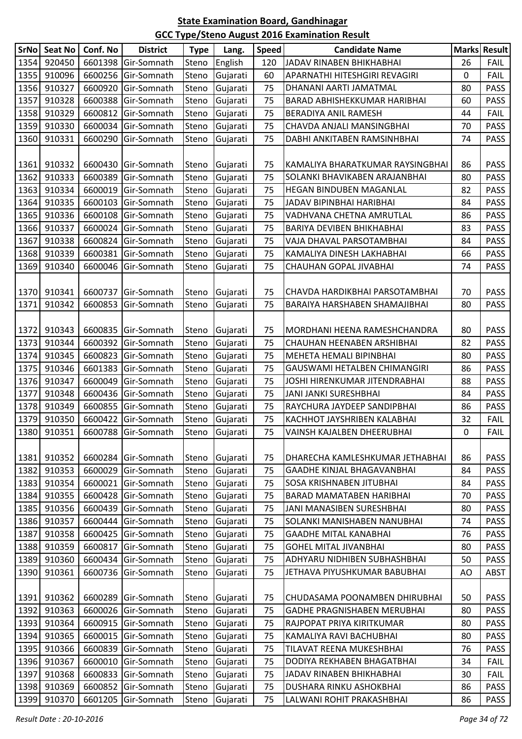## State Examination Board, Gandhinagar

## GCC Type/Steno August 2016 Examination Result

| SrNo | Seat No | Conf. No | District | Type | Lang. | Speed | Candidate Name | Marks | Result |
|---|---|---|---|---|---|---|---|---|---|
| 1354 | 920450 | 6601398 | Gir-Somnath | Steno | English | 120 | JADAV RINABEN BHIKHABHAI | 26 | FAIL |
| 1355 | 910096 | 6600256 | Gir-Somnath | Steno | Gujarati | 60 | APARNATHI HITESHGIRI REVAGIRI | 0 | FAIL |
| 1356 | 910327 | 6600920 | Gir-Somnath | Steno | Gujarati | 75 | DHANANI AARTI JAMATMAL | 80 | PASS |
| 1357 | 910328 | 6600388 | Gir-Somnath | Steno | Gujarati | 75 | BARAD ABHISHEKKUMAR HARIBHAI | 60 | PASS |
| 1358 | 910329 | 6600812 | Gir-Somnath | Steno | Gujarati | 75 | BERADIYA ANIL RAMESH | 44 | FAIL |
| 1359 | 910330 | 6600034 | Gir-Somnath | Steno | Gujarati | 75 | CHAVDA ANJALI MANSINGBHAI | 70 | PASS |
| 1360 | 910331 | 6600290 | Gir-Somnath | Steno | Gujarati | 75 | DABHI ANKITABEN RAMSINHBHAI | 74 | PASS |
| 1361 | 910332 | 6600430 | Gir-Somnath | Steno | Gujarati | 75 | KAMALIYA BHARATKUMAR RAYSINGBHAI | 86 | PASS |
| 1362 | 910333 | 6600389 | Gir-Somnath | Steno | Gujarati | 75 | SOLANKI BHAVIKABEN ARAJANBHAI | 80 | PASS |
| 1363 | 910334 | 6600019 | Gir-Somnath | Steno | Gujarati | 75 | HEGAN BINDUBEN MAGANLAL | 82 | PASS |
| 1364 | 910335 | 6600103 | Gir-Somnath | Steno | Gujarati | 75 | JADAV BIPINBHAI HARIBHAI | 84 | PASS |
| 1365 | 910336 | 6600108 | Gir-Somnath | Steno | Gujarati | 75 | VADHVANA CHETNA AMRUTLAL | 86 | PASS |
| 1366 | 910337 | 6600024 | Gir-Somnath | Steno | Gujarati | 75 | BARIYA DEVIBEN BHIKHABHAI | 83 | PASS |
| 1367 | 910338 | 6600824 | Gir-Somnath | Steno | Gujarati | 75 | VAJA DHAVAL PARSOTAMBHAI | 84 | PASS |
| 1368 | 910339 | 6600381 | Gir-Somnath | Steno | Gujarati | 75 | KAMALIYA DINESH LAKHABHAI | 66 | PASS |
| 1369 | 910340 | 6600046 | Gir-Somnath | Steno | Gujarati | 75 | CHAUHAN GOPAL JIVABHAI | 74 | PASS |
| 1370 | 910341 | 6600737 | Gir-Somnath | Steno | Gujarati | 75 | CHAVDA HARDIKBHAI PARSOTAMBHAI | 70 | PASS |
| 1371 | 910342 | 6600853 | Gir-Somnath | Steno | Gujarati | 75 | BARAIYA HARSHABEN SHAMAJIBHAI | 80 | PASS |
| 1372 | 910343 | 6600835 | Gir-Somnath | Steno | Gujarati | 75 | MORDHANI HEENA RAMESHCHANDRA | 80 | PASS |
| 1373 | 910344 | 6600392 | Gir-Somnath | Steno | Gujarati | 75 | CHAUHAN HEENABEN ARSHIBHAI | 82 | PASS |
| 1374 | 910345 | 6600823 | Gir-Somnath | Steno | Gujarati | 75 | MEHETA HEMALI BIPINBHAI | 80 | PASS |
| 1375 | 910346 | 6601383 | Gir-Somnath | Steno | Gujarati | 75 | GAUSWAMI HETALBEN CHIMANGIRI | 86 | PASS |
| 1376 | 910347 | 6600049 | Gir-Somnath | Steno | Gujarati | 75 | JOSHI HIRENKUMAR JITENDRABHAI | 88 | PASS |
| 1377 | 910348 | 6600436 | Gir-Somnath | Steno | Gujarati | 75 | JANI JANKI SURESHBHAI | 84 | PASS |
| 1378 | 910349 | 6600855 | Gir-Somnath | Steno | Gujarati | 75 | RAYCHURA JAYDEEP SANDIPBHAI | 86 | PASS |
| 1379 | 910350 | 6600422 | Gir-Somnath | Steno | Gujarati | 75 | KACHHOT JAYSHRIBEN KALABHAI | 32 | FAIL |
| 1380 | 910351 | 6600788 | Gir-Somnath | Steno | Gujarati | 75 | VAINSH KAJALBEN DHEERUBHAI | 0 | FAIL |
| 1381 | 910352 | 6600284 | Gir-Somnath | Steno | Gujarati | 75 | DHARECHA KAMLESHKUMAR JETHABHAI | 86 | PASS |
| 1382 | 910353 | 6600029 | Gir-Somnath | Steno | Gujarati | 75 | GAADHE KINJAL BHAGAVANBHAI | 84 | PASS |
| 1383 | 910354 | 6600021 | Gir-Somnath | Steno | Gujarati | 75 | SOSA KRISHNABEN JITUBHAI | 84 | PASS |
| 1384 | 910355 | 6600428 | Gir-Somnath | Steno | Gujarati | 75 | BARAD MAMATABEN HARIBHAI | 70 | PASS |
| 1385 | 910356 | 6600439 | Gir-Somnath | Steno | Gujarati | 75 | JANI MANASIBEN SURESHBHAI | 80 | PASS |
| 1386 | 910357 | 6600444 | Gir-Somnath | Steno | Gujarati | 75 | SOLANKI MANISHABEN NANUBHAI | 74 | PASS |
| 1387 | 910358 | 6600425 | Gir-Somnath | Steno | Gujarati | 75 | GAADHE MITAL KANABHAI | 76 | PASS |
| 1388 | 910359 | 6600817 | Gir-Somnath | Steno | Gujarati | 75 | GOHEL MITAL JIVANBHAI | 80 | PASS |
| 1389 | 910360 | 6600434 | Gir-Somnath | Steno | Gujarati | 75 | ADHYARU NIDHIBEN SUBHASHBHAI | 50 | PASS |
| 1390 | 910361 | 6600736 | Gir-Somnath | Steno | Gujarati | 75 | JETHAVA PIYUSHKUMAR BABUBHAI | AO | ABST |
| 1391 | 910362 | 6600289 | Gir-Somnath | Steno | Gujarati | 75 | CHUDASAMA POONAMBEN DHIRUBHAI | 50 | PASS |
| 1392 | 910363 | 6600026 | Gir-Somnath | Steno | Gujarati | 75 | GADHE PRAGNISHABEN MERUBHAI | 80 | PASS |
| 1393 | 910364 | 6600915 | Gir-Somnath | Steno | Gujarati | 75 | RAJPOPAT PRIYA KIRITKUMAR | 80 | PASS |
| 1394 | 910365 | 6600015 | Gir-Somnath | Steno | Gujarati | 75 | KAMALIYA RAVI BACHUBHAI | 80 | PASS |
| 1395 | 910366 | 6600839 | Gir-Somnath | Steno | Gujarati | 75 | TILAVAT REENA MUKESHBHAI | 76 | PASS |
| 1396 | 910367 | 6600010 | Gir-Somnath | Steno | Gujarati | 75 | DODIYA REKHABEN BHAGATBHAI | 34 | FAIL |
| 1397 | 910368 | 6600833 | Gir-Somnath | Steno | Gujarati | 75 | JADAV RINABEN BHIKHABHAI | 30 | FAIL |
| 1398 | 910369 | 6600852 | Gir-Somnath | Steno | Gujarati | 75 | DUSHARA RINKU ASHOKBHAI | 86 | PASS |
| 1399 | 910370 | 6601205 | Gir-Somnath | Steno | Gujarati | 75 | LALWANI ROHIT PRAKASHBHAI | 86 | PASS |

*Result Date : 20-10-2016*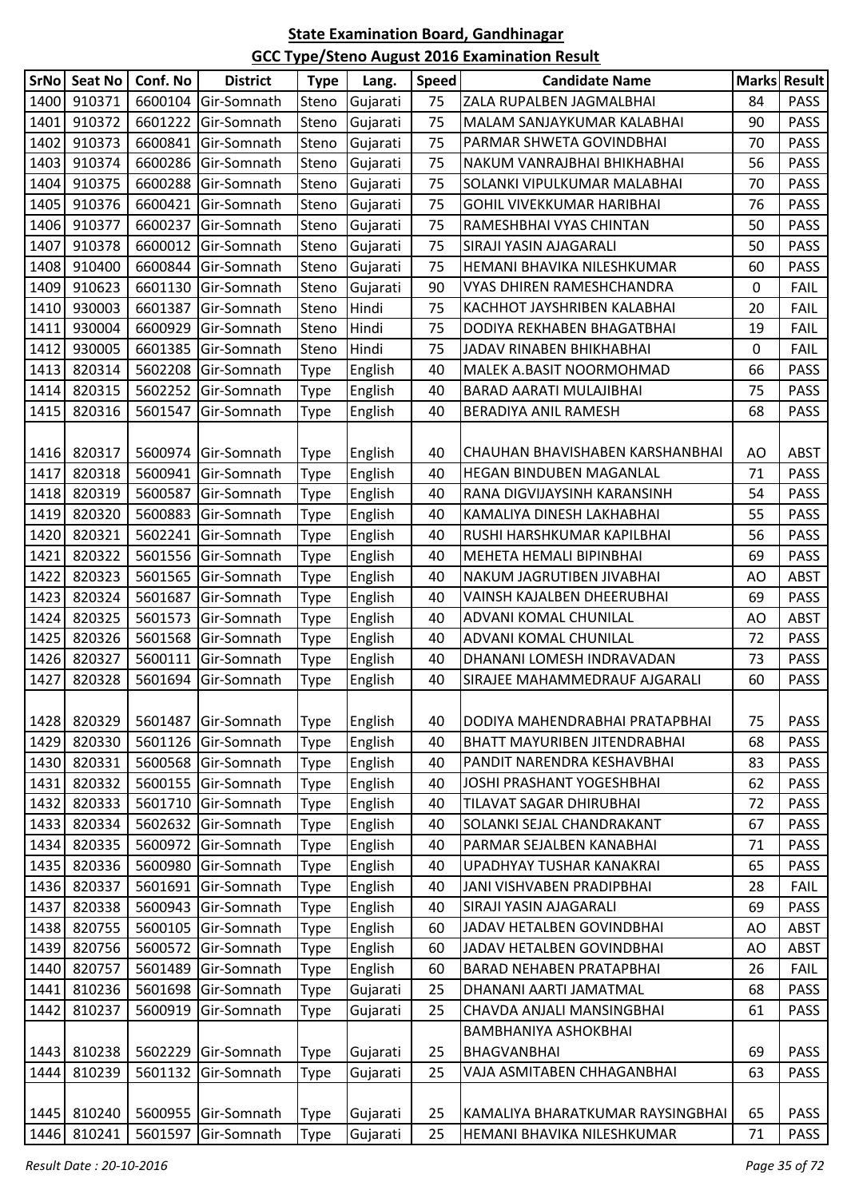**State Examination Board, Gandhinagar**

**GCC Type/Steno August 2016 Examination Result**

| SrNo | Seat No | Conf. No | District | Type | Lang. | Speed | Candidate Name | Marks | Result |
|---|---|---|---|---|---|---|---|---|---|
| 1400 | 910371 | 6600104 | Gir-Somnath | Steno | Gujarati | 75 | ZALA RUPALBEN JAGMALBHAI | 84 | PASS |
| 1401 | 910372 | 6601222 | Gir-Somnath | Steno | Gujarati | 75 | MALAM SANJAYKUMAR KALABHAI | 90 | PASS |
| 1402 | 910373 | 6600841 | Gir-Somnath | Steno | Gujarati | 75 | PARMAR SHWETA GOVINDBHAI | 70 | PASS |
| 1403 | 910374 | 6600286 | Gir-Somnath | Steno | Gujarati | 75 | NAKUM VANRAJBHAI BHIKHABHAI | 56 | PASS |
| 1404 | 910375 | 6600288 | Gir-Somnath | Steno | Gujarati | 75 | SOLANKI VIPULKUMAR MALABHAI | 70 | PASS |
| 1405 | 910376 | 6600421 | Gir-Somnath | Steno | Gujarati | 75 | GOHIL VIVEKKUMAR HARIBHAI | 76 | PASS |
| 1406 | 910377 | 6600237 | Gir-Somnath | Steno | Gujarati | 75 | RAMESHBHAI VYAS CHINTAN | 50 | PASS |
| 1407 | 910378 | 6600012 | Gir-Somnath | Steno | Gujarati | 75 | SIRAJI YASIN AJAGARALI | 50 | PASS |
| 1408 | 910400 | 6600844 | Gir-Somnath | Steno | Gujarati | 75 | HEMANI BHAVIKA NILESHKUMAR | 60 | PASS |
| 1409 | 910623 | 6601130 | Gir-Somnath | Steno | Gujarati | 90 | VYAS DHIREN RAMESHCHANDRA | 0 | FAIL |
| 1410 | 930003 | 6601387 | Gir-Somnath | Steno | Hindi | 75 | KACHHOT JAYSHRIBEN KALABHAI | 20 | FAIL |
| 1411 | 930004 | 6600929 | Gir-Somnath | Steno | Hindi | 75 | DODIYA REKHABEN BHAGATBHAI | 19 | FAIL |
| 1412 | 930005 | 6601385 | Gir-Somnath | Steno | Hindi | 75 | JADAV RINABEN BHIKHABHAI | 0 | FAIL |
| 1413 | 820314 | 5602208 | Gir-Somnath | Type | English | 40 | MALEK A.BASIT NOORMOHMAD | 66 | PASS |
| 1414 | 820315 | 5602252 | Gir-Somnath | Type | English | 40 | BARAD AARATI MULAJIBHAI | 75 | PASS |
| 1415 | 820316 | 5601547 | Gir-Somnath | Type | English | 40 | BERADIYA ANIL RAMESH | 68 | PASS |
| 1416 | 820317 | 5600974 | Gir-Somnath | Type | English | 40 | CHAUHAN BHAVISHABEN KARSHANBHAI | AO | ABST |
| 1417 | 820318 | 5600941 | Gir-Somnath | Type | English | 40 | HEGAN BINDUBEN MAGANLAL | 71 | PASS |
| 1418 | 820319 | 5600587 | Gir-Somnath | Type | English | 40 | RANA DIGVIJAYSINH KARANSINH | 54 | PASS |
| 1419 | 820320 | 5600883 | Gir-Somnath | Type | English | 40 | KAMALIYA DINESH LAKHABHAI | 55 | PASS |
| 1420 | 820321 | 5602241 | Gir-Somnath | Type | English | 40 | RUSHI HARSHKUMAR KAPILBHAI | 56 | PASS |
| 1421 | 820322 | 5601556 | Gir-Somnath | Type | English | 40 | MEHETA HEMALI BIPINBHAI | 69 | PASS |
| 1422 | 820323 | 5601565 | Gir-Somnath | Type | English | 40 | NAKUM JAGRUTIBEN JIVABHAI | AO | ABST |
| 1423 | 820324 | 5601687 | Gir-Somnath | Type | English | 40 | VAINSH KAJALBEN DHEERUBHAI | 69 | PASS |
| 1424 | 820325 | 5601573 | Gir-Somnath | Type | English | 40 | ADVANI KOMAL CHUNILAL | AO | ABST |
| 1425 | 820326 | 5601568 | Gir-Somnath | Type | English | 40 | ADVANI KOMAL CHUNILAL | 72 | PASS |
| 1426 | 820327 | 5600111 | Gir-Somnath | Type | English | 40 | DHANANI LOMESH INDRAVADAN | 73 | PASS |
| 1427 | 820328 | 5601694 | Gir-Somnath | Type | English | 40 | SIRAJEE MAHAMMEDRAUF AJGARALI | 60 | PASS |
| 1428 | 820329 | 5601487 | Gir-Somnath | Type | English | 40 | DODIYA MAHENDRABHAI PRATAPBHAI | 75 | PASS |
| 1429 | 820330 | 5601126 | Gir-Somnath | Type | English | 40 | BHATT MAYURIBEN JITENDRABHAI | 68 | PASS |
| 1430 | 820331 | 5600568 | Gir-Somnath | Type | English | 40 | PANDIT NARENDRA KESHAVBHAI | 83 | PASS |
| 1431 | 820332 | 5600155 | Gir-Somnath | Type | English | 40 | JOSHI PRASHANT YOGESHBHAI | 62 | PASS |
| 1432 | 820333 | 5601710 | Gir-Somnath | Type | English | 40 | TILAVAT SAGAR DHIRUBHAI | 72 | PASS |
| 1433 | 820334 | 5602632 | Gir-Somnath | Type | English | 40 | SOLANKI SEJAL CHANDRAKANT | 67 | PASS |
| 1434 | 820335 | 5600972 | Gir-Somnath | Type | English | 40 | PARMAR SEJALBEN KANABHAI | 71 | PASS |
| 1435 | 820336 | 5600980 | Gir-Somnath | Type | English | 40 | UPADHYAY TUSHAR KANAKRAI | 65 | PASS |
| 1436 | 820337 | 5601691 | Gir-Somnath | Type | English | 40 | JANI VISHVABEN PRADIPBHAI | 28 | FAIL |
| 1437 | 820338 | 5600943 | Gir-Somnath | Type | English | 40 | SIRAJI YASIN AJAGARALI | 69 | PASS |
| 1438 | 820755 | 5600105 | Gir-Somnath | Type | English | 60 | JADAV HETALBEN GOVINDBHAI | AO | ABST |
| 1439 | 820756 | 5600572 | Gir-Somnath | Type | English | 60 | JADAV HETALBEN GOVINDBHAI | AO | ABST |
| 1440 | 820757 | 5601489 | Gir-Somnath | Type | English | 60 | BARAD NEHABEN PRATAPBHAI | 26 | FAIL |
| 1441 | 810236 | 5601698 | Gir-Somnath | Type | Gujarati | 25 | DHANANI AARTI JAMATMAL | 68 | PASS |
| 1442 | 810237 | 5600919 | Gir-Somnath | Type | Gujarati | 25 | CHAVDA ANJALI MANSINGBHAI | 61 | PASS |
| 1443 | 810238 | 5602229 | Gir-Somnath | Type | Gujarati | 25 | BAMBHANIYA ASHOKBHAI BHAGVANBHAI | 69 | PASS |
| 1444 | 810239 | 5601132 | Gir-Somnath | Type | Gujarati | 25 | VAJA ASMITABEN CHHAGANBHAI | 63 | PASS |
| 1445 | 810240 | 5600955 | Gir-Somnath | Type | Gujarati | 25 | KAMALIYA BHARATKUMAR RAYSINGBHAI | 65 | PASS |
| 1446 | 810241 | 5601597 | Gir-Somnath | Type | Gujarati | 25 | HEMANI BHAVIKA NILESHKUMAR | 71 | PASS |

*Result Date : 20-10-2016*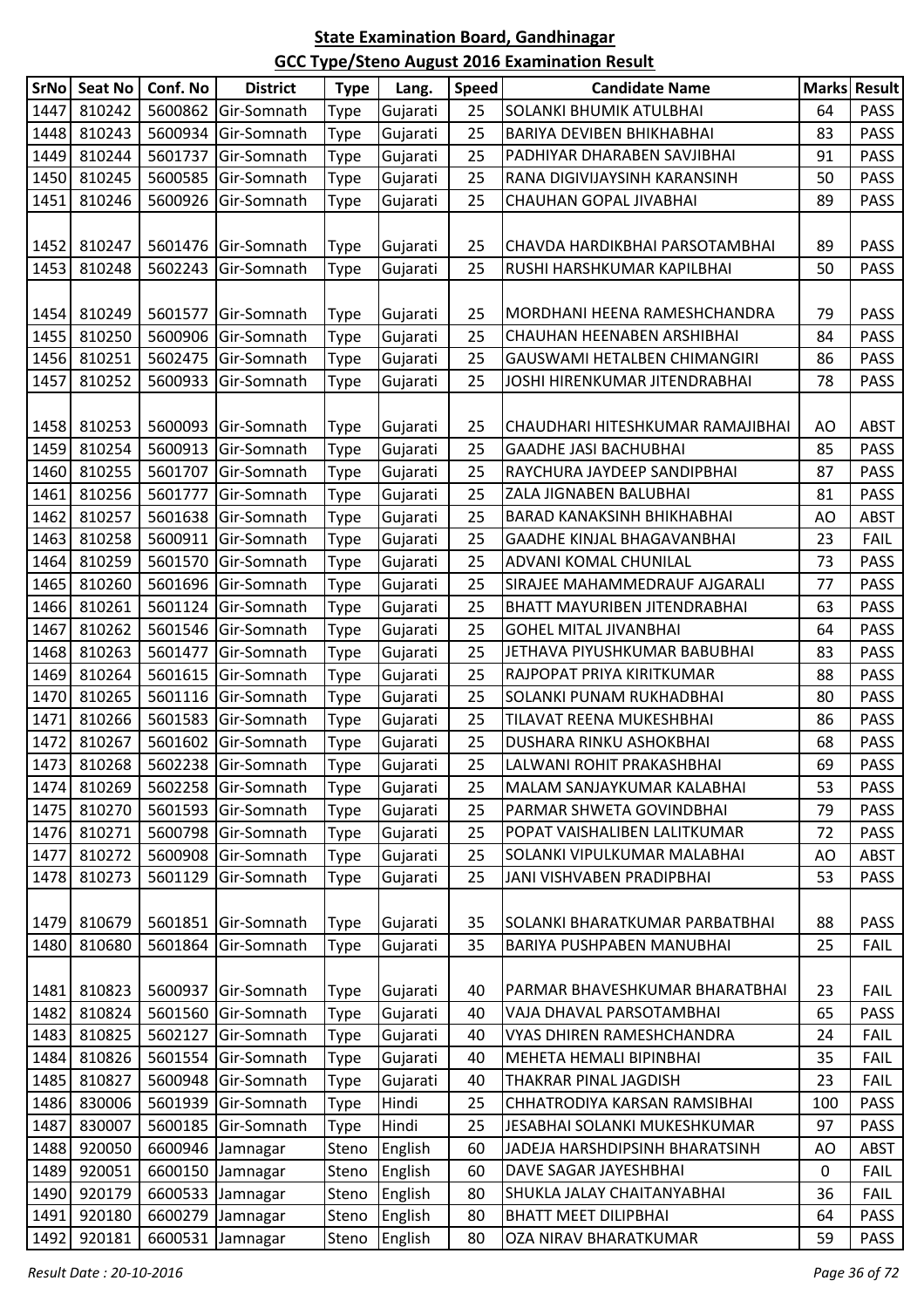## State Examination Board, Gandhinagar

## GCC Type/Steno August 2016 Examination Result

| SrNo | Seat No | Conf. No | District | Type | Lang. | Speed | Candidate Name | Marks | Result |
|---|---|---|---|---|---|---|---|---|---|
| 1447 | 810242 | 5600862 | Gir-Somnath | Type | Gujarati | 25 | SOLANKI BHUMIK ATULBHAI | 64 | PASS |
| 1448 | 810243 | 5600934 | Gir-Somnath | Type | Gujarati | 25 | BARIYA DEVIBEN BHIKHABHAI | 83 | PASS |
| 1449 | 810244 | 5601737 | Gir-Somnath | Type | Gujarati | 25 | PADHIYAR DHARABEN SAVJIBHAI | 91 | PASS |
| 1450 | 810245 | 5600585 | Gir-Somnath | Type | Gujarati | 25 | RANA DIGIVIJAYSINH KARANSINH | 50 | PASS |
| 1451 | 810246 | 5600926 | Gir-Somnath | Type | Gujarati | 25 | CHAUHAN GOPAL JIVABHAI | 89 | PASS |
| 1452 | 810247 | 5601476 | Gir-Somnath | Type | Gujarati | 25 | CHAVDA HARDIKBHAI PARSOTAMBHAI | 89 | PASS |
| 1453 | 810248 | 5602243 | Gir-Somnath | Type | Gujarati | 25 | RUSHI HARSHKUMAR KAPILBHAI | 50 | PASS |
| 1454 | 810249 | 5601577 | Gir-Somnath | Type | Gujarati | 25 | MORDHANI HEENA RAMESHCHANDRA | 79 | PASS |
| 1455 | 810250 | 5600906 | Gir-Somnath | Type | Gujarati | 25 | CHAUHAN HEENABEN ARSHIBHAI | 84 | PASS |
| 1456 | 810251 | 5602475 | Gir-Somnath | Type | Gujarati | 25 | GAUSWAMI HETALBEN CHIMANGIRI | 86 | PASS |
| 1457 | 810252 | 5600933 | Gir-Somnath | Type | Gujarati | 25 | JOSHI HIRENKUMAR JITENDRABHAI | 78 | PASS |
| 1458 | 810253 | 5600093 | Gir-Somnath | Type | Gujarati | 25 | CHAUDHARI HITESHKUMAR RAMAJIBHAI | AO | ABST |
| 1459 | 810254 | 5600913 | Gir-Somnath | Type | Gujarati | 25 | GAADHE JASI BACHUBHAI | 85 | PASS |
| 1460 | 810255 | 5601707 | Gir-Somnath | Type | Gujarati | 25 | RAYCHURA JAYDEEP SANDIPBHAI | 87 | PASS |
| 1461 | 810256 | 5601777 | Gir-Somnath | Type | Gujarati | 25 | ZALA JIGNABEN BALUBHAI | 81 | PASS |
| 1462 | 810257 | 5601638 | Gir-Somnath | Type | Gujarati | 25 | BARAD KANAKSINH BHIKHABHAI | AO | ABST |
| 1463 | 810258 | 5600911 | Gir-Somnath | Type | Gujarati | 25 | GAADHE KINJAL BHAGAVANBHAI | 23 | FAIL |
| 1464 | 810259 | 5601570 | Gir-Somnath | Type | Gujarati | 25 | ADVANI KOMAL CHUNILAL | 73 | PASS |
| 1465 | 810260 | 5601696 | Gir-Somnath | Type | Gujarati | 25 | SIRAJEE MAHAMMEDRAUF AJGARALI | 77 | PASS |
| 1466 | 810261 | 5601124 | Gir-Somnath | Type | Gujarati | 25 | BHATT MAYURIBEN JITENDRABHAI | 63 | PASS |
| 1467 | 810262 | 5601546 | Gir-Somnath | Type | Gujarati | 25 | GOHEL MITAL JIVANBHAI | 64 | PASS |
| 1468 | 810263 | 5601477 | Gir-Somnath | Type | Gujarati | 25 | JETHAVA PIYUSHKUMAR BABUBHAI | 83 | PASS |
| 1469 | 810264 | 5601615 | Gir-Somnath | Type | Gujarati | 25 | RAJPOPAT PRIYA KIRITKUMAR | 88 | PASS |
| 1470 | 810265 | 5601116 | Gir-Somnath | Type | Gujarati | 25 | SOLANKI PUNAM RUKHADBHAI | 80 | PASS |
| 1471 | 810266 | 5601583 | Gir-Somnath | Type | Gujarati | 25 | TILAVAT REENA MUKESHBHAI | 86 | PASS |
| 1472 | 810267 | 5601602 | Gir-Somnath | Type | Gujarati | 25 | DUSHARA RINKU ASHOKBHAI | 68 | PASS |
| 1473 | 810268 | 5602238 | Gir-Somnath | Type | Gujarati | 25 | LALWANI ROHIT PRAKASHBHAI | 69 | PASS |
| 1474 | 810269 | 5602258 | Gir-Somnath | Type | Gujarati | 25 | MALAM SANJAYKUMAR KALABHAI | 53 | PASS |
| 1475 | 810270 | 5601593 | Gir-Somnath | Type | Gujarati | 25 | PARMAR SHWETA GOVINDBHAI | 79 | PASS |
| 1476 | 810271 | 5600798 | Gir-Somnath | Type | Gujarati | 25 | POPAT VAISHALIBEN LALITKUMAR | 72 | PASS |
| 1477 | 810272 | 5600908 | Gir-Somnath | Type | Gujarati | 25 | SOLANKI VIPULKUMAR MALABHAI | AO | ABST |
| 1478 | 810273 | 5601129 | Gir-Somnath | Type | Gujarati | 25 | JANI VISHVABEN PRADIPBHAI | 53 | PASS |
| 1479 | 810679 | 5601851 | Gir-Somnath | Type | Gujarati | 35 | SOLANKI BHARATKUMAR PARBATBHAI | 88 | PASS |
| 1480 | 810680 | 5601864 | Gir-Somnath | Type | Gujarati | 35 | BARIYA PUSHPABEN MANUBHAI | 25 | FAIL |
| 1481 | 810823 | 5600937 | Gir-Somnath | Type | Gujarati | 40 | PARMAR BHAVESHKUMAR BHARATBHAI | 23 | FAIL |
| 1482 | 810824 | 5601560 | Gir-Somnath | Type | Gujarati | 40 | VAJA DHAVAL PARSOTAMBHAI | 65 | PASS |
| 1483 | 810825 | 5602127 | Gir-Somnath | Type | Gujarati | 40 | VYAS DHIREN RAMESHCHANDRA | 24 | FAIL |
| 1484 | 810826 | 5601554 | Gir-Somnath | Type | Gujarati | 40 | MEHETA HEMALI BIPINBHAI | 35 | FAIL |
| 1485 | 810827 | 5600948 | Gir-Somnath | Type | Gujarati | 40 | THAKRAR PINAL JAGDISH | 23 | FAIL |
| 1486 | 830006 | 5601939 | Gir-Somnath | Type | Hindi | 25 | CHHATRODIYA KARSAN RAMSIBHAI | 100 | PASS |
| 1487 | 830007 | 5600185 | Gir-Somnath | Type | Hindi | 25 | JESABHAI SOLANKI MUKESHKUMAR | 97 | PASS |
| 1488 | 920050 | 6600946 | Jamnagar | Steno | English | 60 | JADEJA HARSHDIPSINH BHARATSINH | AO | ABST |
| 1489 | 920051 | 6600150 | Jamnagar | Steno | English | 60 | DAVE SAGAR JAYESHBHAI | 0 | FAIL |
| 1490 | 920179 | 6600533 | Jamnagar | Steno | English | 80 | SHUKLA JALAY CHAITANYABHAI | 36 | FAIL |
| 1491 | 920180 | 6600279 | Jamnagar | Steno | English | 80 | BHATT MEET DILIPBHAI | 64 | PASS |
| 1492 | 920181 | 6600531 | Jamnagar | Steno | English | 80 | OZA NIRAV BHARATKUMAR | 59 | PASS |

*Result Date : 20-10-2016*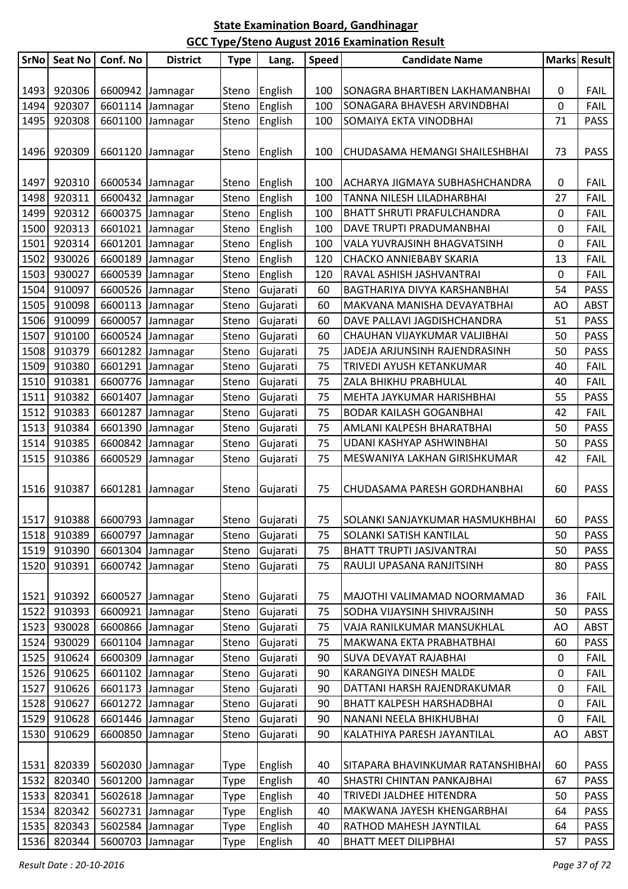## State Examination Board, Gandhinagar

## GCC Type/Steno August 2016 Examination Result

| SrNo | Seat No | Conf. No | District | Type | Lang. | Speed | Candidate Name | Marks | Result |
|---|---|---|---|---|---|---|---|---|---|
| 1493 | 920306 | 6600942 | Jamnagar | Steno | English | 100 | SONAGRA BHARTIBEN LAKHAMANBHAI | 0 | FAIL |
| 1494 | 920307 | 6601114 | Jamnagar | Steno | English | 100 | SONAGARA BHAVESH ARVINDBHAI | 0 | FAIL |
| 1495 | 920308 | 6601100 | Jamnagar | Steno | English | 100 | SOMAIYA EKTA VINODBHAI | 71 | PASS |
| 1496 | 920309 | 6601120 | Jamnagar | Steno | English | 100 | CHUDASAMA HEMANGI SHAILESHBHAI | 73 | PASS |
| 1497 | 920310 | 6600534 | Jamnagar | Steno | English | 100 | ACHARYA JIGMAYA SUBHASHCHANDRA | 0 | FAIL |
| 1498 | 920311 | 6600432 | Jamnagar | Steno | English | 100 | TANNA NILESH LILADHARBHAI | 27 | FAIL |
| 1499 | 920312 | 6600375 | Jamnagar | Steno | English | 100 | BHATT SHRUTI PRAFULCHANDRA | 0 | FAIL |
| 1500 | 920313 | 6601021 | Jamnagar | Steno | English | 100 | DAVE TRUPTI PRADUMANBHAI | 0 | FAIL |
| 1501 | 920314 | 6601201 | Jamnagar | Steno | English | 100 | VALA YUVRAJSINH BHAGVATSINH | 0 | FAIL |
| 1502 | 930026 | 6600189 | Jamnagar | Steno | English | 120 | CHACKO ANNIEBABY SKARIA | 13 | FAIL |
| 1503 | 930027 | 6600539 | Jamnagar | Steno | English | 120 | RAVAL ASHISH JASHVANTRAI | 0 | FAIL |
| 1504 | 910097 | 6600526 | Jamnagar | Steno | Gujarati | 60 | BAGTHARIYA DIVYA KARSHANBHAI | 54 | PASS |
| 1505 | 910098 | 6600113 | Jamnagar | Steno | Gujarati | 60 | MAKVANA MANISHA DEVAYATBHAI | AO | ABST |
| 1506 | 910099 | 6600057 | Jamnagar | Steno | Gujarati | 60 | DAVE PALLAVI JAGDISHCHANDRA | 51 | PASS |
| 1507 | 910100 | 6600524 | Jamnagar | Steno | Gujarati | 60 | CHAUHAN VIJAYKUMAR VALJIBHAI | 50 | PASS |
| 1508 | 910379 | 6601282 | Jamnagar | Steno | Gujarati | 75 | JADEJA ARJUNSINH RAJENDRASINH | 50 | PASS |
| 1509 | 910380 | 6601291 | Jamnagar | Steno | Gujarati | 75 | TRIVEDI AYUSH KETANKUMAR | 40 | FAIL |
| 1510 | 910381 | 6600776 | Jamnagar | Steno | Gujarati | 75 | ZALA BHIKHU PRABHULAL | 40 | FAIL |
| 1511 | 910382 | 6601407 | Jamnagar | Steno | Gujarati | 75 | MEHTA JAYKUMAR HARISHBHAI | 55 | PASS |
| 1512 | 910383 | 6601287 | Jamnagar | Steno | Gujarati | 75 | BODAR KAILASH GOGANBHAI | 42 | FAIL |
| 1513 | 910384 | 6601390 | Jamnagar | Steno | Gujarati | 75 | AMLANI KALPESH BHARATBHAI | 50 | PASS |
| 1514 | 910385 | 6600842 | Jamnagar | Steno | Gujarati | 75 | UDANI KASHYAP ASHWINBHAI | 50 | PASS |
| 1515 | 910386 | 6600529 | Jamnagar | Steno | Gujarati | 75 | MESWANIYA LAKHAN GIRISHKUMAR | 42 | FAIL |
| 1516 | 910387 | 6601281 | Jamnagar | Steno | Gujarati | 75 | CHUDASAMA PARESH GORDHANBHAI | 60 | PASS |
| 1517 | 910388 | 6600793 | Jamnagar | Steno | Gujarati | 75 | SOLANKI SANJAYKUMAR HASMUKHBHAI | 60 | PASS |
| 1518 | 910389 | 6600797 | Jamnagar | Steno | Gujarati | 75 | SOLANKI SATISH KANTILAL | 50 | PASS |
| 1519 | 910390 | 6601304 | Jamnagar | Steno | Gujarati | 75 | BHATT TRUPTI JASJVANTRAI | 50 | PASS |
| 1520 | 910391 | 6600742 | Jamnagar | Steno | Gujarati | 75 | RAULJI UPASANA RANJITSINH | 80 | PASS |
| 1521 | 910392 | 6600527 | Jamnagar | Steno | Gujarati | 75 | MAJOTHI VALIMAMAD NOORMAMAD | 36 | FAIL |
| 1522 | 910393 | 6600921 | Jamnagar | Steno | Gujarati | 75 | SODHA VIJAYSINH SHIVRAJSINH | 50 | PASS |
| 1523 | 930028 | 6600866 | Jamnagar | Steno | Gujarati | 75 | VAJA RANILKUMAR MANSUKHLAL | AO | ABST |
| 1524 | 930029 | 6601104 | Jamnagar | Steno | Gujarati | 75 | MAKWANA EKTA PRABHATBHAI | 60 | PASS |
| 1525 | 910624 | 6600309 | Jamnagar | Steno | Gujarati | 90 | SUVA DEVAYAT RAJABHAI | 0 | FAIL |
| 1526 | 910625 | 6601102 | Jamnagar | Steno | Gujarati | 90 | KARANGIYA DINESH MALDE | 0 | FAIL |
| 1527 | 910626 | 6601173 | Jamnagar | Steno | Gujarati | 90 | DATTANI HARSH RAJENDRAKUMAR | 0 | FAIL |
| 1528 | 910627 | 6601272 | Jamnagar | Steno | Gujarati | 90 | BHATT KALPESH HARSHADBHAI | 0 | FAIL |
| 1529 | 910628 | 6601446 | Jamnagar | Steno | Gujarati | 90 | NANANI NEELA BHIKHUBHAI | 0 | FAIL |
| 1530 | 910629 | 6600850 | Jamnagar | Steno | Gujarati | 90 | KALATHIYA PARESH JAYANTILAL | AO | ABST |
| 1531 | 820339 | 5602030 | Jamnagar | Type | English | 40 | SITAPARA BHAVINKUMAR RATANSHIBHAI | 60 | PASS |
| 1532 | 820340 | 5601200 | Jamnagar | Type | English | 40 | SHASTRI CHINTAN PANKAJBHAI | 67 | PASS |
| 1533 | 820341 | 5602618 | Jamnagar | Type | English | 40 | TRIVEDI JALDHEE HITENDRA | 50 | PASS |
| 1534 | 820342 | 5602731 | Jamnagar | Type | English | 40 | MAKWANA JAYESH KHENGARBHAI | 64 | PASS |
| 1535 | 820343 | 5602584 | Jamnagar | Type | English | 40 | RATHOD MAHESH JAYNTILAL | 64 | PASS |
| 1536 | 820344 | 5600703 | Jamnagar | Type | English | 40 | BHATT MEET DILIPBHAI | 57 | PASS |

*Result Date : 20-10-2016*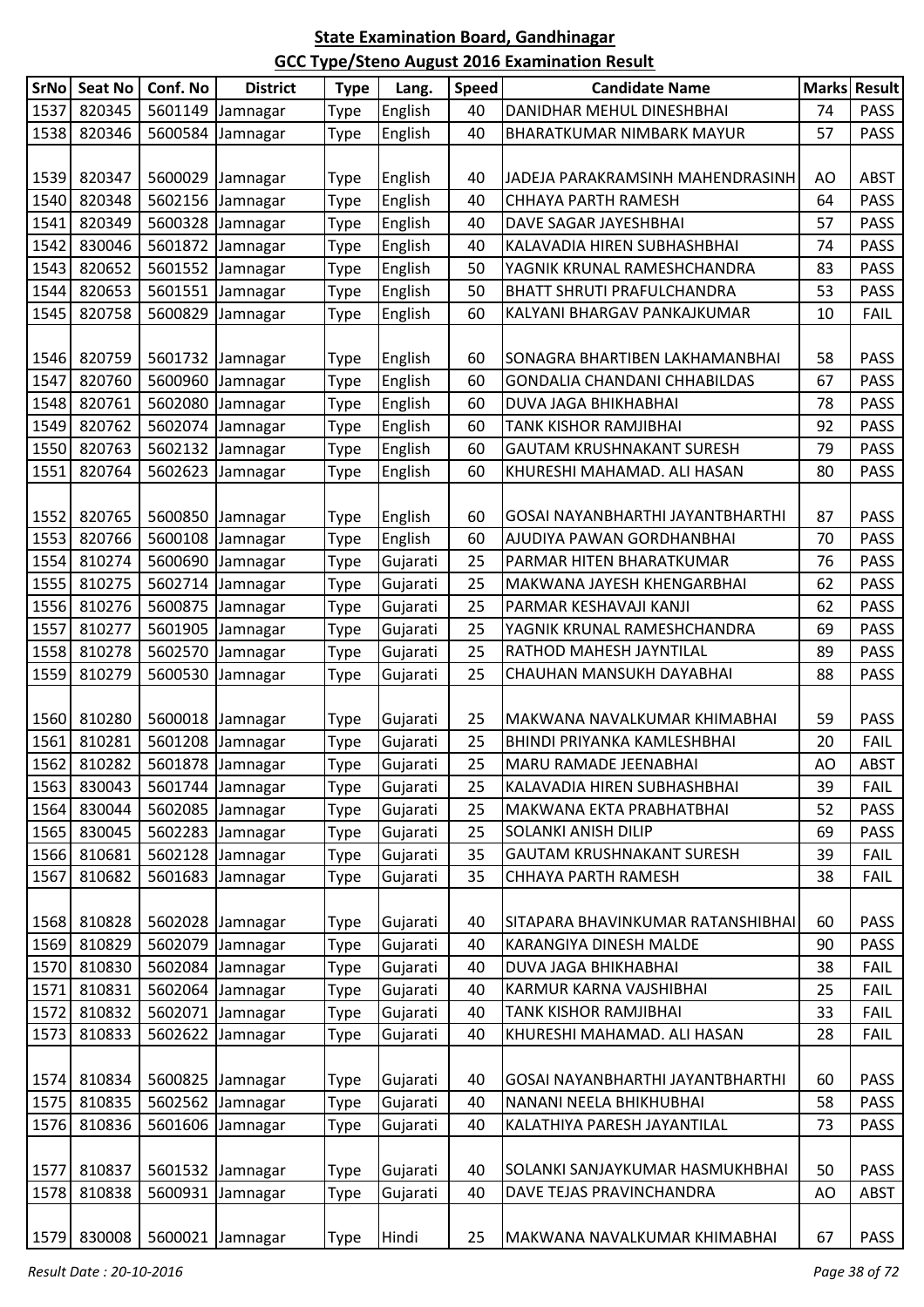## State Examination Board, Gandhinagar

## GCC Type/Steno August 2016 Examination Result

| SrNo | Seat No | Conf. No | District | Type | Lang. | Speed | Candidate Name | Marks | Result |
|---|---|---|---|---|---|---|---|---|---|
| 1537 | 820345 | 5601149 | Jamnagar | Type | English | 40 | DANIDHAR MEHUL DINESHBHAI | 74 | PASS |
| 1538 | 820346 | 5600584 | Jamnagar | Type | English | 40 | BHARATKUMAR NIMBARK MAYUR | 57 | PASS |
| 1539 | 820347 | 5600029 | Jamnagar | Type | English | 40 | JADEJA PARAKRAMSINH MAHENDRASINH | AO | ABST |
| 1540 | 820348 | 5602156 | Jamnagar | Type | English | 40 | CHHAYA PARTH RAMESH | 64 | PASS |
| 1541 | 820349 | 5600328 | Jamnagar | Type | English | 40 | DAVE SAGAR JAYESHBHAI | 57 | PASS |
| 1542 | 830046 | 5601872 | Jamnagar | Type | English | 40 | KALAVADIA HIREN SUBHASHBHAI | 74 | PASS |
| 1543 | 820652 | 5601552 | Jamnagar | Type | English | 50 | YAGNIK KRUNAL RAMESHCHANDRA | 83 | PASS |
| 1544 | 820653 | 5601551 | Jamnagar | Type | English | 50 | BHATT SHRUTI PRAFULCHANDRA | 53 | PASS |
| 1545 | 820758 | 5600829 | Jamnagar | Type | English | 60 | KALYANI BHARGAV PANKAJKUMAR | 10 | FAIL |
| 1546 | 820759 | 5601732 | Jamnagar | Type | English | 60 | SONAGRA BHARTIBEN LAKHAMANBHAI | 58 | PASS |
| 1547 | 820760 | 5600960 | Jamnagar | Type | English | 60 | GONDALIA CHANDANI CHHABILDAS | 67 | PASS |
| 1548 | 820761 | 5602080 | Jamnagar | Type | English | 60 | DUVA JAGA BHIKHABHAI | 78 | PASS |
| 1549 | 820762 | 5602074 | Jamnagar | Type | English | 60 | TANK KISHOR RAMJIBHAI | 92 | PASS |
| 1550 | 820763 | 5602132 | Jamnagar | Type | English | 60 | GAUTAM KRUSHNAKANT SURESH | 79 | PASS |
| 1551 | 820764 | 5602623 | Jamnagar | Type | English | 60 | KHURESHI MAHAMAD. ALI HASAN | 80 | PASS |
| 1552 | 820765 | 5600850 | Jamnagar | Type | English | 60 | GOSAI NAYANBHARTHI JAYANTBHARTHI | 87 | PASS |
| 1553 | 820766 | 5600108 | Jamnagar | Type | English | 60 | AJUDIYA PAWAN GORDHANBHAI | 70 | PASS |
| 1554 | 810274 | 5600690 | Jamnagar | Type | Gujarati | 25 | PARMAR HITEN BHARATKUMAR | 76 | PASS |
| 1555 | 810275 | 5602714 | Jamnagar | Type | Gujarati | 25 | MAKWANA JAYESH KHENGARBHAI | 62 | PASS |
| 1556 | 810276 | 5600875 | Jamnagar | Type | Gujarati | 25 | PARMAR KESHAVAJI KANJI | 62 | PASS |
| 1557 | 810277 | 5601905 | Jamnagar | Type | Gujarati | 25 | YAGNIK KRUNAL RAMESHCHANDRA | 69 | PASS |
| 1558 | 810278 | 5602570 | Jamnagar | Type | Gujarati | 25 | RATHOD MAHESH JAYNTILAL | 89 | PASS |
| 1559 | 810279 | 5600530 | Jamnagar | Type | Gujarati | 25 | CHAUHAN MANSUKH DAYABHAI | 88 | PASS |
| 1560 | 810280 | 5600018 | Jamnagar | Type | Gujarati | 25 | MAKWANA NAVALKUMAR KHIMABHAI | 59 | PASS |
| 1561 | 810281 | 5601208 | Jamnagar | Type | Gujarati | 25 | BHINDI PRIYANKA KAMLESHBHAI | 20 | FAIL |
| 1562 | 810282 | 5601878 | Jamnagar | Type | Gujarati | 25 | MARU RAMADE JEENABHAI | AO | ABST |
| 1563 | 830043 | 5601744 | Jamnagar | Type | Gujarati | 25 | KALAVADIA HIREN SUBHASHBHAI | 39 | FAIL |
| 1564 | 830044 | 5602085 | Jamnagar | Type | Gujarati | 25 | MAKWANA EKTA PRABHATBHAI | 52 | PASS |
| 1565 | 830045 | 5602283 | Jamnagar | Type | Gujarati | 25 | SOLANKI ANISH DILIP | 69 | PASS |
| 1566 | 810681 | 5602128 | Jamnagar | Type | Gujarati | 35 | GAUTAM KRUSHNAKANT SURESH | 39 | FAIL |
| 1567 | 810682 | 5601683 | Jamnagar | Type | Gujarati | 35 | CHHAYA PARTH RAMESH | 38 | FAIL |
| 1568 | 810828 | 5602028 | Jamnagar | Type | Gujarati | 40 | SITAPARA BHAVINKUMAR RATANSHIBHAI | 60 | PASS |
| 1569 | 810829 | 5602079 | Jamnagar | Type | Gujarati | 40 | KARANGIYA DINESH MALDE | 90 | PASS |
| 1570 | 810830 | 5602084 | Jamnagar | Type | Gujarati | 40 | DUVA JAGA BHIKHABHAI | 38 | FAIL |
| 1571 | 810831 | 5602064 | Jamnagar | Type | Gujarati | 40 | KARMUR KARNA VAJSHIBHAI | 25 | FAIL |
| 1572 | 810832 | 5602071 | Jamnagar | Type | Gujarati | 40 | TANK KISHOR RAMJIBHAI | 33 | FAIL |
| 1573 | 810833 | 5602622 | Jamnagar | Type | Gujarati | 40 | KHURESHI MAHAMAD. ALI HASAN | 28 | FAIL |
| 1574 | 810834 | 5600825 | Jamnagar | Type | Gujarati | 40 | GOSAI NAYANBHARTHI JAYANTBHARTHI | 60 | PASS |
| 1575 | 810835 | 5602562 | Jamnagar | Type | Gujarati | 40 | NANANI NEELA BHIKHUBHAI | 58 | PASS |
| 1576 | 810836 | 5601606 | Jamnagar | Type | Gujarati | 40 | KALATHIYA PARESH JAYANTILAL | 73 | PASS |
| 1577 | 810837 | 5601532 | Jamnagar | Type | Gujarati | 40 | SOLANKI SANJAYKUMAR HASMUKHBHAI | 50 | PASS |
| 1578 | 810838 | 5600931 | Jamnagar | Type | Gujarati | 40 | DAVE TEJAS PRAVINCHANDRA | AO | ABST |
| 1579 | 830008 | 5600021 | Jamnagar | Type | Hindi | 25 | MAKWANA NAVALKUMAR KHIMABHAI | 67 | PASS |

*Result Date : 20-10-2016*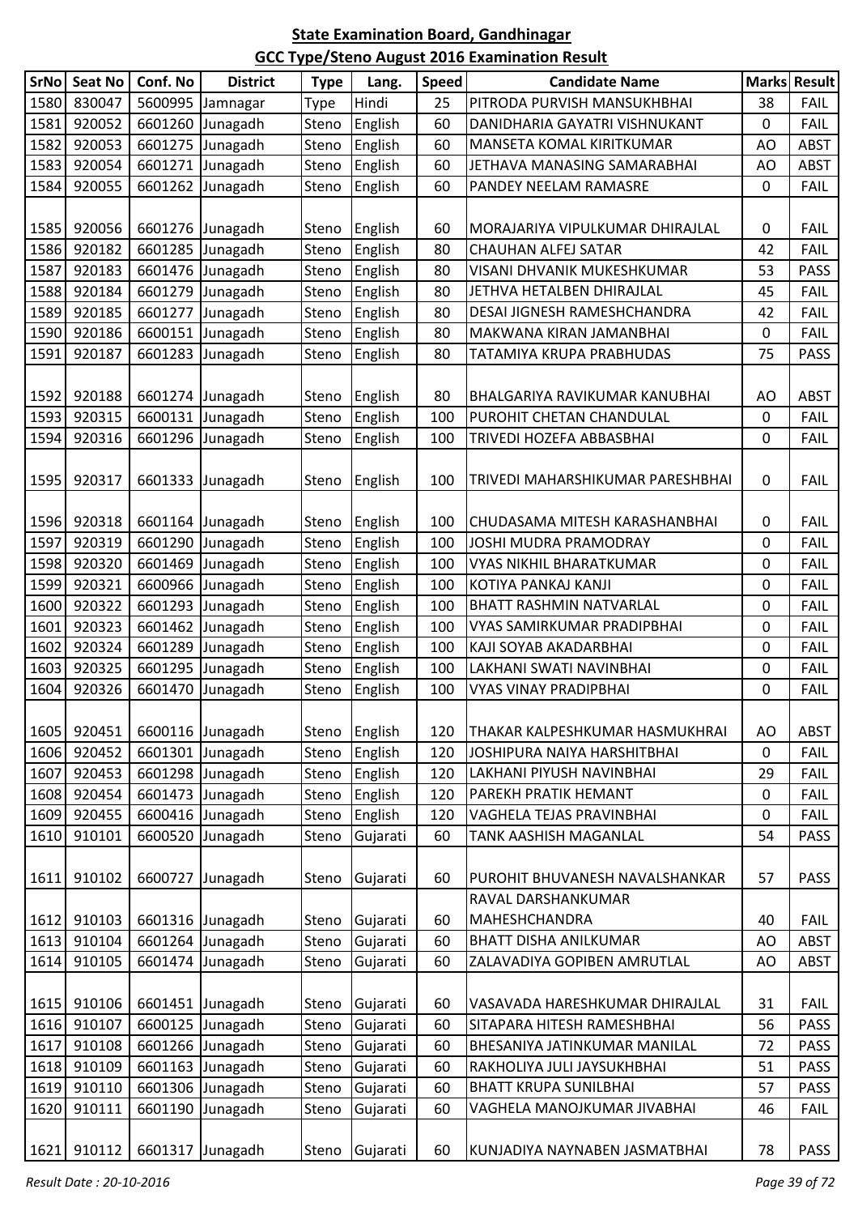# State Examination Board, Gandhinagar

## GCC Type/Steno August 2016 Examination Result

| SrNo | Seat No | Conf. No | District | Type | Lang. | Speed | Candidate Name | Marks | Result |
|---|---|---|---|---|---|---|---|---|---|
| 1580 | 830047 | 5600995 | Jamnagar | Type | Hindi | 25 | PITRODA PURVISH MANSUKHBHAI | 38 | FAIL |
| 1581 | 920052 | 6601260 | Junagadh | Steno | English | 60 | DANIDHARIA GAYATRI VISHNUKANT | 0 | FAIL |
| 1582 | 920053 | 6601275 | Junagadh | Steno | English | 60 | MANSETA KOMAL KIRITKUMAR | AO | ABST |
| 1583 | 920054 | 6601271 | Junagadh | Steno | English | 60 | JETHAVA MANASING SAMARABHAI | AO | ABST |
| 1584 | 920055 | 6601262 | Junagadh | Steno | English | 60 | PANDEY NEELAM RAMASRE | 0 | FAIL |
| 1585 | 920056 | 6601276 | Junagadh | Steno | English | 60 | MORAJARIYA VIPULKUMAR DHIRAJLAL | 0 | FAIL |
| 1586 | 920182 | 6601285 | Junagadh | Steno | English | 80 | CHAUHAN ALFEJ SATAR | 42 | FAIL |
| 1587 | 920183 | 6601476 | Junagadh | Steno | English | 80 | VISANI DHVANIK MUKESHKUMAR | 53 | PASS |
| 1588 | 920184 | 6601279 | Junagadh | Steno | English | 80 | JETHVA HETALBEN DHIRAJLAL | 45 | FAIL |
| 1589 | 920185 | 6601277 | Junagadh | Steno | English | 80 | DESAI JIGNESH RAMESHCHANDRA | 42 | FAIL |
| 1590 | 920186 | 6600151 | Junagadh | Steno | English | 80 | MAKWANA KIRAN JAMANBHAI | 0 | FAIL |
| 1591 | 920187 | 6601283 | Junagadh | Steno | English | 80 | TATAMIYA KRUPA PRABHUDAS | 75 | PASS |
| 1592 | 920188 | 6601274 | Junagadh | Steno | English | 80 | BHALGARIYA RAVIKUMAR KANUBHAI | AO | ABST |
| 1593 | 920315 | 6600131 | Junagadh | Steno | English | 100 | PUROHIT CHETAN CHANDULAL | 0 | FAIL |
| 1594 | 920316 | 6601296 | Junagadh | Steno | English | 100 | TRIVEDI HOZEFA ABBASBHAI | 0 | FAIL |
| 1595 | 920317 | 6601333 | Junagadh | Steno | English | 100 | TRIVEDI MAHARSHIKUMAR PARESHBHAI | 0 | FAIL |
| 1596 | 920318 | 6601164 | Junagadh | Steno | English | 100 | CHUDASAMA MITESH KARASHANBHAI | 0 | FAIL |
| 1597 | 920319 | 6601290 | Junagadh | Steno | English | 100 | JOSHI MUDRA PRAMODRAY | 0 | FAIL |
| 1598 | 920320 | 6601469 | Junagadh | Steno | English | 100 | VYAS NIKHIL BHARATKUMAR | 0 | FAIL |
| 1599 | 920321 | 6600966 | Junagadh | Steno | English | 100 | KOTIYA PANKAJ KANJI | 0 | FAIL |
| 1600 | 920322 | 6601293 | Junagadh | Steno | English | 100 | BHATT RASHMIN NATVARLAL | 0 | FAIL |
| 1601 | 920323 | 6601462 | Junagadh | Steno | English | 100 | VYAS SAMIRKUMAR PRADIPBHAI | 0 | FAIL |
| 1602 | 920324 | 6601289 | Junagadh | Steno | English | 100 | KAJI SOYAB AKADARBHAI | 0 | FAIL |
| 1603 | 920325 | 6601295 | Junagadh | Steno | English | 100 | LAKHANI SWATI NAVINBHAI | 0 | FAIL |
| 1604 | 920326 | 6601470 | Junagadh | Steno | English | 100 | VYAS VINAY PRADIPBHAI | 0 | FAIL |
| 1605 | 920451 | 6600116 | Junagadh | Steno | English | 120 | THAKAR KALPESHKUMAR HASMUKHRAI | AO | ABST |
| 1606 | 920452 | 6601301 | Junagadh | Steno | English | 120 | JOSHIPURA NAIYA HARSHITBHAI | 0 | FAIL |
| 1607 | 920453 | 6601298 | Junagadh | Steno | English | 120 | LAKHANI PIYUSH NAVINBHAI | 29 | FAIL |
| 1608 | 920454 | 6601473 | Junagadh | Steno | English | 120 | PAREKH PRATIK HEMANT | 0 | FAIL |
| 1609 | 920455 | 6600416 | Junagadh | Steno | English | 120 | VAGHELA TEJAS PRAVINBHAI | 0 | FAIL |
| 1610 | 910101 | 6600520 | Junagadh | Steno | Gujarati | 60 | TANK AASHISH MAGANLAL | 54 | PASS |
| 1611 | 910102 | 6600727 | Junagadh | Steno | Gujarati | 60 | PUROHIT BHUVANESH NAVALSHANKAR | 57 | PASS |
| 1612 | 910103 | 6601316 | Junagadh | Steno | Gujarati | 60 | RAVAL DARSHANKUMAR MAHESHCHANDRA | 40 | FAIL |
| 1613 | 910104 | 6601264 | Junagadh | Steno | Gujarati | 60 | BHATT DISHA ANILKUMAR | AO | ABST |
| 1614 | 910105 | 6601474 | Junagadh | Steno | Gujarati | 60 | ZALAVADIYA GOPIBEN AMRUTLAL | AO | ABST |
| 1615 | 910106 | 6601451 | Junagadh | Steno | Gujarati | 60 | VASAVADA HARESHKUMAR DHIRAJLAL | 31 | FAIL |
| 1616 | 910107 | 6600125 | Junagadh | Steno | Gujarati | 60 | SITAPARA HITESH RAMESHBHAI | 56 | PASS |
| 1617 | 910108 | 6601266 | Junagadh | Steno | Gujarati | 60 | BHESANIYA JATINKUMAR MANILAL | 72 | PASS |
| 1618 | 910109 | 6601163 | Junagadh | Steno | Gujarati | 60 | RAKHOLIYA JULI JAYSUKHBHAI | 51 | PASS |
| 1619 | 910110 | 6601306 | Junagadh | Steno | Gujarati | 60 | BHATT KRUPA SUNILBHAI | 57 | PASS |
| 1620 | 910111 | 6601190 | Junagadh | Steno | Gujarati | 60 | VAGHELA MANOJKUMAR JIVABHAI | 46 | FAIL |
| 1621 | 910112 | 6601317 | Junagadh | Steno | Gujarati | 60 | KUNJADIYA NAYNABEN JASMATBHAI | 78 | PASS |

*Result Date : 20-10-2016*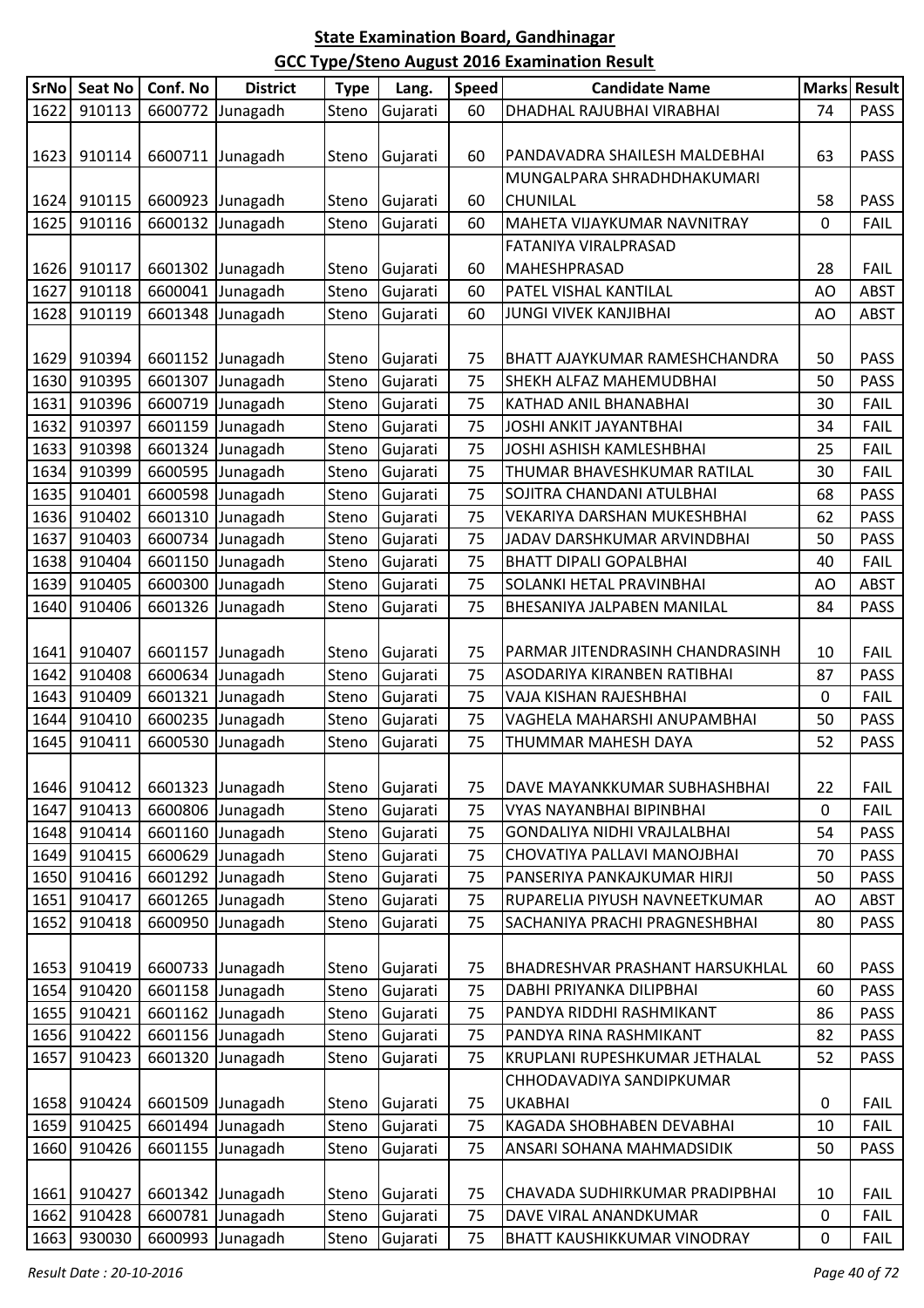## State Examination Board, Gandhinagar

## GCC Type/Steno August 2016 Examination Result

| SrNo | Seat No | Conf. No | District | Type | Lang. | Speed | Candidate Name | Marks | Result |
|---|---|---|---|---|---|---|---|---|---|
| 1622 | 910113 | 6600772 | Junagadh | Steno | Gujarati | 60 | DHADHAL RAJUBHAI VIRABHAI | 74 | PASS |
| 1623 | 910114 | 6600711 | Junagadh | Steno | Gujarati | 60 | PANDAVADRA SHAILESH MALDEBHAI | 63 | PASS |
| 1624 | 910115 | 6600923 | Junagadh | Steno | Gujarati | 60 | MUNGALPARA SHRADHDHAKUMARI CHUNILAL | 58 | PASS |
| 1625 | 910116 | 6600132 | Junagadh | Steno | Gujarati | 60 | MAHETA VIJAYKUMAR NAVNITRAY | 0 | FAIL |
| 1626 | 910117 | 6601302 | Junagadh | Steno | Gujarati | 60 | FATANIYA VIRALPRASAD MAHESHPRASAD | 28 | FAIL |
| 1627 | 910118 | 6600041 | Junagadh | Steno | Gujarati | 60 | PATEL VISHAL KANTILAL | AO | ABST |
| 1628 | 910119 | 6601348 | Junagadh | Steno | Gujarati | 60 | JUNGI VIVEK KANJIBHAI | AO | ABST |
| 1629 | 910394 | 6601152 | Junagadh | Steno | Gujarati | 75 | BHATT AJAYKUMAR RAMESHCHANDRA | 50 | PASS |
| 1630 | 910395 | 6601307 | Junagadh | Steno | Gujarati | 75 | SHEKH ALFAZ MAHEMUDBHAI | 50 | PASS |
| 1631 | 910396 | 6600719 | Junagadh | Steno | Gujarati | 75 | KATHAD ANIL BHANABHAI | 30 | FAIL |
| 1632 | 910397 | 6601159 | Junagadh | Steno | Gujarati | 75 | JOSHI ANKIT JAYANTBHAI | 34 | FAIL |
| 1633 | 910398 | 6601324 | Junagadh | Steno | Gujarati | 75 | JOSHI ASHISH KAMLESHBHAI | 25 | FAIL |
| 1634 | 910399 | 6600595 | Junagadh | Steno | Gujarati | 75 | THUMAR BHAVESHKUMAR RATILAL | 30 | FAIL |
| 1635 | 910401 | 6600598 | Junagadh | Steno | Gujarati | 75 | SOJITRA CHANDANI ATULBHAI | 68 | PASS |
| 1636 | 910402 | 6601310 | Junagadh | Steno | Gujarati | 75 | VEKARIYA DARSHAN MUKESHBHAI | 62 | PASS |
| 1637 | 910403 | 6600734 | Junagadh | Steno | Gujarati | 75 | JADAV DARSHKUMAR ARVINDBHAI | 50 | PASS |
| 1638 | 910404 | 6601150 | Junagadh | Steno | Gujarati | 75 | BHATT DIPALI GOPALBHAI | 40 | FAIL |
| 1639 | 910405 | 6600300 | Junagadh | Steno | Gujarati | 75 | SOLANKI HETAL PRAVINBHAI | AO | ABST |
| 1640 | 910406 | 6601326 | Junagadh | Steno | Gujarati | 75 | BHESANIYA JALPABEN MANILAL | 84 | PASS |
| 1641 | 910407 | 6601157 | Junagadh | Steno | Gujarati | 75 | PARMAR JITENDRASINH CHANDRASINH | 10 | FAIL |
| 1642 | 910408 | 6600634 | Junagadh | Steno | Gujarati | 75 | ASODARIYA KIRANBEN RATIBHAI | 87 | PASS |
| 1643 | 910409 | 6601321 | Junagadh | Steno | Gujarati | 75 | VAJA KISHAN RAJESHBHAI | 0 | FAIL |
| 1644 | 910410 | 6600235 | Junagadh | Steno | Gujarati | 75 | VAGHELA MAHARSHI ANUPAMBHAI | 50 | PASS |
| 1645 | 910411 | 6600530 | Junagadh | Steno | Gujarati | 75 | THUMMAR MAHESH DAYA | 52 | PASS |
| 1646 | 910412 | 6601323 | Junagadh | Steno | Gujarati | 75 | DAVE MAYANKKUMAR SUBHASHBHAI | 22 | FAIL |
| 1647 | 910413 | 6600806 | Junagadh | Steno | Gujarati | 75 | VYAS NAYANBHAI BIPINBHAI | 0 | FAIL |
| 1648 | 910414 | 6601160 | Junagadh | Steno | Gujarati | 75 | GONDALIYA NIDHI VRAJLALBHAI | 54 | PASS |
| 1649 | 910415 | 6600629 | Junagadh | Steno | Gujarati | 75 | CHOVATIYA PALLAVI MANOJBHAI | 70 | PASS |
| 1650 | 910416 | 6601292 | Junagadh | Steno | Gujarati | 75 | PANSERIYA PANKAJKUMAR HIRJI | 50 | PASS |
| 1651 | 910417 | 6601265 | Junagadh | Steno | Gujarati | 75 | RUPARELIA PIYUSH NAVNEETKUMAR | AO | ABST |
| 1652 | 910418 | 6600950 | Junagadh | Steno | Gujarati | 75 | SACHANIYA PRACHI PRAGNESHBHAI | 80 | PASS |
| 1653 | 910419 | 6600733 | Junagadh | Steno | Gujarati | 75 | BHADRESHVAR PRASHANT HARSUKHLAL | 60 | PASS |
| 1654 | 910420 | 6601158 | Junagadh | Steno | Gujarati | 75 | DABHI PRIYANKA DILIPBHAI | 60 | PASS |
| 1655 | 910421 | 6601162 | Junagadh | Steno | Gujarati | 75 | PANDYA RIDDHI RASHMIKANT | 86 | PASS |
| 1656 | 910422 | 6601156 | Junagadh | Steno | Gujarati | 75 | PANDYA RINA RASHMIKANT | 82 | PASS |
| 1657 | 910423 | 6601320 | Junagadh | Steno | Gujarati | 75 | KRUPLANI RUPESHKUMAR JETHALAL | 52 | PASS |
| 1658 | 910424 | 6601509 | Junagadh | Steno | Gujarati | 75 | CHHODAVADIYA SANDIPKUMAR UKABHAI | 0 | FAIL |
| 1659 | 910425 | 6601494 | Junagadh | Steno | Gujarati | 75 | KAGADA SHOBHABEN DEVABHAI | 10 | FAIL |
| 1660 | 910426 | 6601155 | Junagadh | Steno | Gujarati | 75 | ANSARI SOHANA MAHMADSIDIK | 50 | PASS |
| 1661 | 910427 | 6601342 | Junagadh | Steno | Gujarati | 75 | CHAVADA SUDHIRKUMAR PRADIPBHAI | 10 | FAIL |
| 1662 | 910428 | 6600781 | Junagadh | Steno | Gujarati | 75 | DAVE VIRAL ANANDKUMAR | 0 | FAIL |
| 1663 | 930030 | 6600993 | Junagadh | Steno | Gujarati | 75 | BHATT KAUSHIKKUMAR VINODRAY | 0 | FAIL |

*Result Date : 20-10-2016*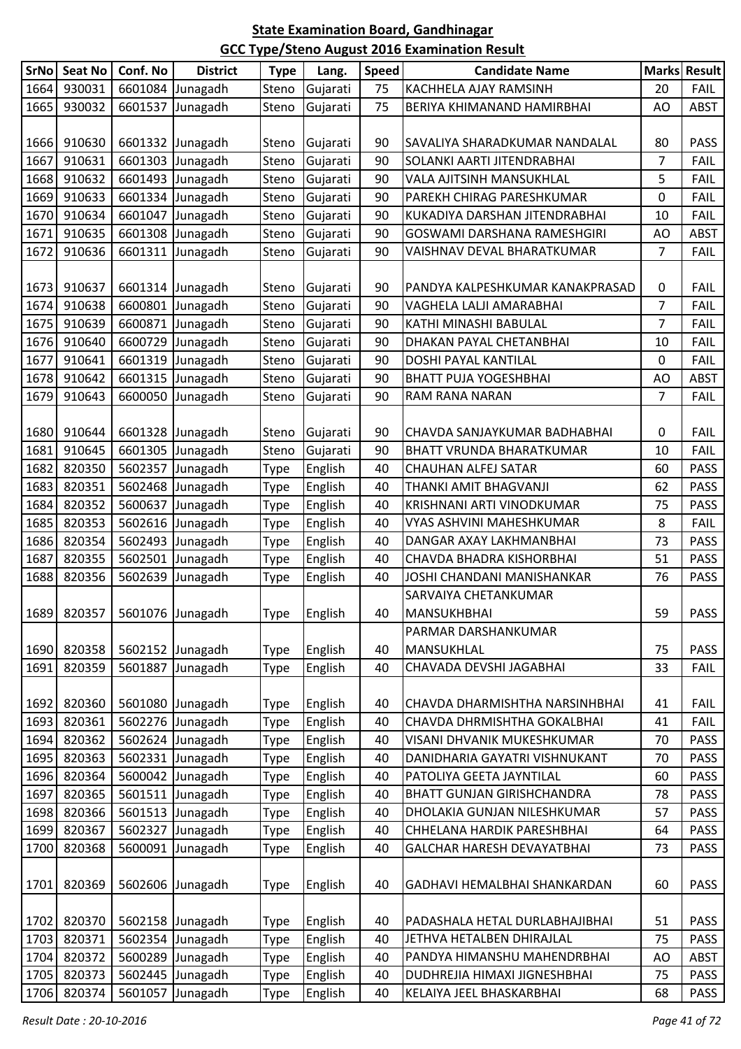## State Examination Board, Gandhinagar

## GCC Type/Steno August 2016 Examination Result

| SrNo | Seat No | Conf. No | District | Type | Lang. | Speed | Candidate Name | Marks | Result |
|---|---|---|---|---|---|---|---|---|---|
| 1664 | 930031 | 6601084 | Junagadh | Steno | Gujarati | 75 | KACHHELA AJAY RAMSINH | 20 | FAIL |
| 1665 | 930032 | 6601537 | Junagadh | Steno | Gujarati | 75 | BERIYA KHIMANAND HAMIRBHAI | AO | ABST |
| 1666 | 910630 | 6601332 | Junagadh | Steno | Gujarati | 90 | SAVALIYA SHARADKUMAR NANDALAL | 80 | PASS |
| 1667 | 910631 | 6601303 | Junagadh | Steno | Gujarati | 90 | SOLANKI AARTI JITENDRABHAI | 7 | FAIL |
| 1668 | 910632 | 6601493 | Junagadh | Steno | Gujarati | 90 | VALA AJITSINH MANSUKHLAL | 5 | FAIL |
| 1669 | 910633 | 6601334 | Junagadh | Steno | Gujarati | 90 | PAREKH CHIRAG PARESHKUMAR | 0 | FAIL |
| 1670 | 910634 | 6601047 | Junagadh | Steno | Gujarati | 90 | KUKADIYA DARSHAN JITENDRABHAI | 10 | FAIL |
| 1671 | 910635 | 6601308 | Junagadh | Steno | Gujarati | 90 | GOSWAMI DARSHANA RAMESHGIRI | AO | ABST |
| 1672 | 910636 | 6601311 | Junagadh | Steno | Gujarati | 90 | VAISHNAV DEVAL BHARATKUMAR | 7 | FAIL |
| 1673 | 910637 | 6601314 | Junagadh | Steno | Gujarati | 90 | PANDYA KALPESHKUMAR KANAKPRASAD | 0 | FAIL |
| 1674 | 910638 | 6600801 | Junagadh | Steno | Gujarati | 90 | VAGHELA LALJI AMARABHAI | 7 | FAIL |
| 1675 | 910639 | 6600871 | Junagadh | Steno | Gujarati | 90 | KATHI MINASHI BABULAL | 7 | FAIL |
| 1676 | 910640 | 6600729 | Junagadh | Steno | Gujarati | 90 | DHAKAN PAYAL CHETANBHAI | 10 | FAIL |
| 1677 | 910641 | 6601319 | Junagadh | Steno | Gujarati | 90 | DOSHI PAYAL KANTILAL | 0 | FAIL |
| 1678 | 910642 | 6601315 | Junagadh | Steno | Gujarati | 90 | BHATT PUJA YOGESHBHAI | AO | ABST |
| 1679 | 910643 | 6600050 | Junagadh | Steno | Gujarati | 90 | RAM RANA NARAN | 7 | FAIL |
| 1680 | 910644 | 6601328 | Junagadh | Steno | Gujarati | 90 | CHAVDA SANJAYKUMAR BADHABHAI | 0 | FAIL |
| 1681 | 910645 | 6601305 | Junagadh | Steno | Gujarati | 90 | BHATT VRUNDA BHARATKUMAR | 10 | FAIL |
| 1682 | 820350 | 5602357 | Junagadh | Type | English | 40 | CHAUHAN ALFEJ SATAR | 60 | PASS |
| 1683 | 820351 | 5602468 | Junagadh | Type | English | 40 | THANKI AMIT BHAGVANJI | 62 | PASS |
| 1684 | 820352 | 5600637 | Junagadh | Type | English | 40 | KRISHNANI ARTI VINODKUMAR | 75 | PASS |
| 1685 | 820353 | 5602616 | Junagadh | Type | English | 40 | VYAS ASHVINI MAHESHKUMAR | 8 | FAIL |
| 1686 | 820354 | 5602493 | Junagadh | Type | English | 40 | DANGAR AXAY LAKHMANBHAI | 73 | PASS |
| 1687 | 820355 | 5602501 | Junagadh | Type | English | 40 | CHAVDA BHADRA KISHORBHAI | 51 | PASS |
| 1688 | 820356 | 5602639 | Junagadh | Type | English | 40 | JOSHI CHANDANI MANISHANKAR | 76 | PASS |
| 1689 | 820357 | 5601076 | Junagadh | Type | English | 40 | SARVAIYA CHETANKUMAR MANSUKHBHAI | 59 | PASS |
| 1690 | 820358 | 5602152 | Junagadh | Type | English | 40 | PARMAR DARSHANKUMAR MANSUKHLAL | 75 | PASS |
| 1691 | 820359 | 5601887 | Junagadh | Type | English | 40 | CHAVADA DEVSHI JAGABHAI | 33 | FAIL |
| 1692 | 820360 | 5601080 | Junagadh | Type | English | 40 | CHAVDA DHARMISHTHA NARSINHBHAI | 41 | FAIL |
| 1693 | 820361 | 5602276 | Junagadh | Type | English | 40 | CHAVDA DHRMISHTHA GOKALBHAI | 41 | FAIL |
| 1694 | 820362 | 5602624 | Junagadh | Type | English | 40 | VISANI DHVANIK MUKESHKUMAR | 70 | PASS |
| 1695 | 820363 | 5602331 | Junagadh | Type | English | 40 | DANIDHARIA GAYATRI VISHNUKANT | 70 | PASS |
| 1696 | 820364 | 5600042 | Junagadh | Type | English | 40 | PATOLIYA GEETA JAYNTILAL | 60 | PASS |
| 1697 | 820365 | 5601511 | Junagadh | Type | English | 40 | BHATT GUNJAN GIRISHCHANDRA | 78 | PASS |
| 1698 | 820366 | 5601513 | Junagadh | Type | English | 40 | DHOLAKIA GUNJAN NILESHKUMAR | 57 | PASS |
| 1699 | 820367 | 5602327 | Junagadh | Type | English | 40 | CHHELANA HARDIK PARESHBHAI | 64 | PASS |
| 1700 | 820368 | 5600091 | Junagadh | Type | English | 40 | GALCHAR HARESH DEVAYATBHAI | 73 | PASS |
| 1701 | 820369 | 5602606 | Junagadh | Type | English | 40 | GADHAVI HEMALBHAI SHANKARDAN | 60 | PASS |
| 1702 | 820370 | 5602158 | Junagadh | Type | English | 40 | PADASHALA HETAL DURLABHAJIBHAI | 51 | PASS |
| 1703 | 820371 | 5602354 | Junagadh | Type | English | 40 | JETHVA HETALBEN DHIRAJLAL | 75 | PASS |
| 1704 | 820372 | 5600289 | Junagadh | Type | English | 40 | PANDYA HIMANSHU MAHENDRBHAI | AO | ABST |
| 1705 | 820373 | 5602445 | Junagadh | Type | English | 40 | DUDHREJIA HIMAXI JIGNESHBHAI | 75 | PASS |
| 1706 | 820374 | 5601057 | Junagadh | Type | English | 40 | KELAIYA JEEL BHASKARBHAI | 68 | PASS |

*Result Date : 20-10-2016*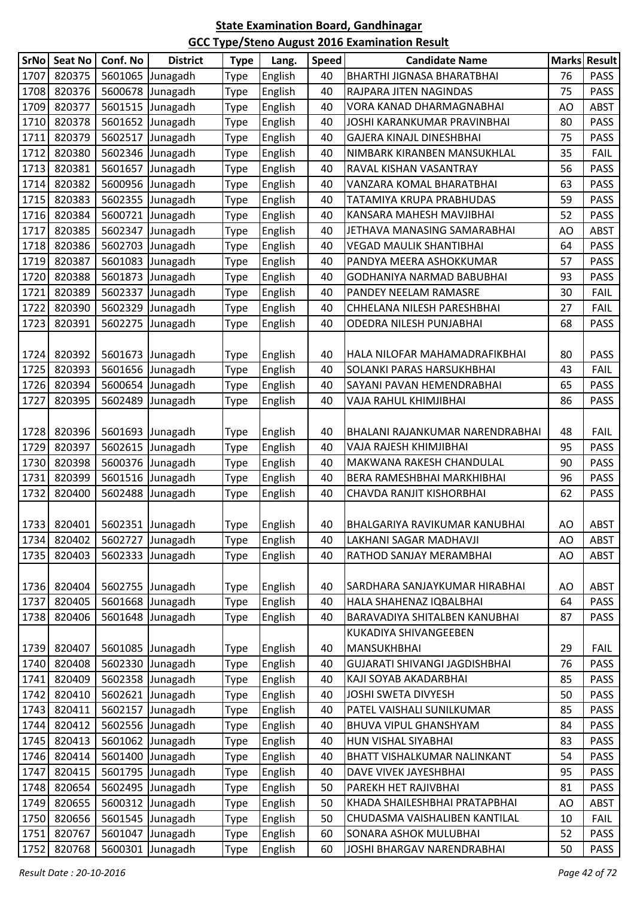# State Examination Board, Gandhinagar

## GCC Type/Steno August 2016 Examination Result

| SrNo | Seat No | Conf. No | District | Type | Lang. | Speed | Candidate Name | Marks | Result |
|---|---|---|---|---|---|---|---|---|---|
| 1707 | 820375 | 5601065 | Junagadh | Type | English | 40 | BHARTHI JIGNASA BHARATBHAI | 76 | PASS |
| 1708 | 820376 | 5600678 | Junagadh | Type | English | 40 | RAJPARA JITEN NAGINDAS | 75 | PASS |
| 1709 | 820377 | 5601515 | Junagadh | Type | English | 40 | VORA KANAD DHARMAGNABHAI | AO | ABST |
| 1710 | 820378 | 5601652 | Junagadh | Type | English | 40 | JOSHI KARANKUMAR PRAVINBHAI | 80 | PASS |
| 1711 | 820379 | 5602517 | Junagadh | Type | English | 40 | GAJERA KINAJL DINESHBHAI | 75 | PASS |
| 1712 | 820380 | 5602346 | Junagadh | Type | English | 40 | NIMBARK KIRANBEN MANSUKHLAL | 35 | FAIL |
| 1713 | 820381 | 5601657 | Junagadh | Type | English | 40 | RAVAL KISHAN VASANTRAY | 56 | PASS |
| 1714 | 820382 | 5600956 | Junagadh | Type | English | 40 | VANZARA KOMAL BHARATBHAI | 63 | PASS |
| 1715 | 820383 | 5602355 | Junagadh | Type | English | 40 | TATAMIYA KRUPA PRABHUDAS | 59 | PASS |
| 1716 | 820384 | 5600721 | Junagadh | Type | English | 40 | KANSARA MAHESH MAVJIBHAI | 52 | PASS |
| 1717 | 820385 | 5602347 | Junagadh | Type | English | 40 | JETHAVA MANASING SAMARABHAI | AO | ABST |
| 1718 | 820386 | 5602703 | Junagadh | Type | English | 40 | VEGAD MAULIK SHANTIBHAI | 64 | PASS |
| 1719 | 820387 | 5601083 | Junagadh | Type | English | 40 | PANDYA MEERA ASHOKKUMAR | 57 | PASS |
| 1720 | 820388 | 5601873 | Junagadh | Type | English | 40 | GODHANIYA NARMAD BABUBHAI | 93 | PASS |
| 1721 | 820389 | 5602337 | Junagadh | Type | English | 40 | PANDEY NEELAM RAMASRE | 30 | FAIL |
| 1722 | 820390 | 5602329 | Junagadh | Type | English | 40 | CHHELANA NILESH PARESHBHAI | 27 | FAIL |
| 1723 | 820391 | 5602275 | Junagadh | Type | English | 40 | ODEDRA NILESH PUNJABHAI | 68 | PASS |
| 1724 | 820392 | 5601673 | Junagadh | Type | English | 40 | HALA NILOFAR MAHAMADRAFIKBHAI | 80 | PASS |
| 1725 | 820393 | 5601656 | Junagadh | Type | English | 40 | SOLANKI PARAS HARSUKHBHAI | 43 | FAIL |
| 1726 | 820394 | 5600654 | Junagadh | Type | English | 40 | SAYANI PAVAN HEMENDRABHAI | 65 | PASS |
| 1727 | 820395 | 5602489 | Junagadh | Type | English | 40 | VAJA RAHUL KHIMJIBHAI | 86 | PASS |
| 1728 | 820396 | 5601693 | Junagadh | Type | English | 40 | BHALANI RAJANKUMAR NARENDRABHAI | 48 | FAIL |
| 1729 | 820397 | 5602615 | Junagadh | Type | English | 40 | VAJA RAJESH KHIMJIBHAI | 95 | PASS |
| 1730 | 820398 | 5600376 | Junagadh | Type | English | 40 | MAKWANA RAKESH CHANDULAL | 90 | PASS |
| 1731 | 820399 | 5601516 | Junagadh | Type | English | 40 | BERA RAMESHBHAI MARKHIBHAI | 96 | PASS |
| 1732 | 820400 | 5602488 | Junagadh | Type | English | 40 | CHAVDA RANJIT KISHORBHAI | 62 | PASS |
| 1733 | 820401 | 5602351 | Junagadh | Type | English | 40 | BHALGARIYA RAVIKUMAR KANUBHAI | AO | ABST |
| 1734 | 820402 | 5602727 | Junagadh | Type | English | 40 | LAKHANI SAGAR MADHAVJI | AO | ABST |
| 1735 | 820403 | 5602333 | Junagadh | Type | English | 40 | RATHOD SANJAY MERAMBHAI | AO | ABST |
| 1736 | 820404 | 5602755 | Junagadh | Type | English | 40 | SARDHARA SANJAYKUMAR HIRABHAI | AO | ABST |
| 1737 | 820405 | 5601668 | Junagadh | Type | English | 40 | HALA SHAHENAZ IQBALBHAI | 64 | PASS |
| 1738 | 820406 | 5601648 | Junagadh | Type | English | 40 | BARAVADIYA SHITALBEN KANUBHAI | 87 | PASS |
| 1739 | 820407 | 5601085 | Junagadh | Type | English | 40 | KUKADIYA SHIVANGEEBEN MANSUKHBHAI | 29 | FAIL |
| 1740 | 820408 | 5602330 | Junagadh | Type | English | 40 | GUJARATI SHIVANGI JAGDISHBHAI | 76 | PASS |
| 1741 | 820409 | 5602358 | Junagadh | Type | English | 40 | KAJI SOYAB AKADARBHAI | 85 | PASS |
| 1742 | 820410 | 5602621 | Junagadh | Type | English | 40 | JOSHI SWETA DIVYESH | 50 | PASS |
| 1743 | 820411 | 5602157 | Junagadh | Type | English | 40 | PATEL VAISHALI SUNILKUMAR | 85 | PASS |
| 1744 | 820412 | 5602556 | Junagadh | Type | English | 40 | BHUVA VIPUL GHANSHYAM | 84 | PASS |
| 1745 | 820413 | 5601062 | Junagadh | Type | English | 40 | HUN VISHAL SIYABHAI | 83 | PASS |
| 1746 | 820414 | 5601400 | Junagadh | Type | English | 40 | BHATT VISHALKUMAR NALINKANT | 54 | PASS |
| 1747 | 820415 | 5601795 | Junagadh | Type | English | 40 | DAVE VIVEK JAYESHBHAI | 95 | PASS |
| 1748 | 820654 | 5602495 | Junagadh | Type | English | 50 | PAREKH HET RAJIVBHAI | 81 | PASS |
| 1749 | 820655 | 5600312 | Junagadh | Type | English | 50 | KHADA SHAILESHBHAI PRATAPBHAI | AO | ABST |
| 1750 | 820656 | 5601545 | Junagadh | Type | English | 50 | CHUDASMA VAISHALIBEN KANTILAL | 10 | FAIL |
| 1751 | 820767 | 5601047 | Junagadh | Type | English | 60 | SONARA ASHOK MULUBHAI | 52 | PASS |
| 1752 | 820768 | 5600301 | Junagadh | Type | English | 60 | JOSHI BHARGAV NARENDRABHAI | 50 | PASS |

*Result Date : 20-10-2016*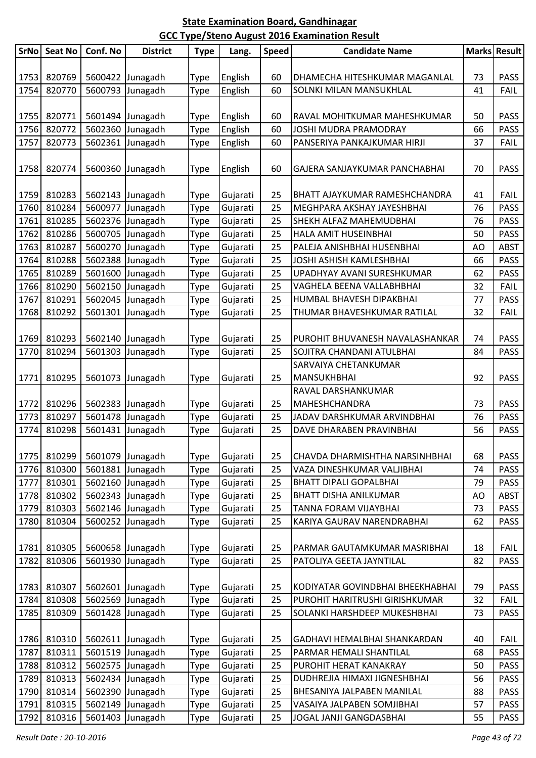## State Examination Board, Gandhinagar
## GCC Type/Steno August 2016 Examination Result

| SrNo | Seat No | Conf. No | District | Type | Lang. | Speed | Candidate Name | Marks | Result |
|---|---|---|---|---|---|---|---|---|---|
| 1753 | 820769 | 5600422 | Junagadh | Type | English | 60 | DHAMECHA HITESHKUMAR MAGANLAL | 73 | PASS |
| 1754 | 820770 | 5600793 | Junagadh | Type | English | 60 | SOLNKI MILAN MANSUKHLAL | 41 | FAIL |
| 1755 | 820771 | 5601494 | Junagadh | Type | English | 60 | RAVAL MOHITKUMAR MAHESHKUMAR | 50 | PASS |
| 1756 | 820772 | 5602360 | Junagadh | Type | English | 60 | JOSHI MUDRA PRAMODRAY | 66 | PASS |
| 1757 | 820773 | 5602361 | Junagadh | Type | English | 60 | PANSERIYA PANKAJKUMAR HIRJI | 37 | FAIL |
| 1758 | 820774 | 5600360 | Junagadh | Type | English | 60 | GAJERA SANJAYKUMAR PANCHABHAI | 70 | PASS |
| 1759 | 810283 | 5602143 | Junagadh | Type | Gujarati | 25 | BHATT AJAYKUMAR RAMESHCHANDRA | 41 | FAIL |
| 1760 | 810284 | 5600977 | Junagadh | Type | Gujarati | 25 | MEGHPARA AKSHAY JAYESHBHAI | 76 | PASS |
| 1761 | 810285 | 5602376 | Junagadh | Type | Gujarati | 25 | SHEKH ALFAZ MAHEMUDBHAI | 76 | PASS |
| 1762 | 810286 | 5600705 | Junagadh | Type | Gujarati | 25 | HALA AMIT HUSEINBHAI | 50 | PASS |
| 1763 | 810287 | 5600270 | Junagadh | Type | Gujarati | 25 | PALEJA ANISHBHAI HUSENBHAI | AO | ABST |
| 1764 | 810288 | 5602388 | Junagadh | Type | Gujarati | 25 | JOSHI ASHISH KAMLESHBHAI | 66 | PASS |
| 1765 | 810289 | 5601600 | Junagadh | Type | Gujarati | 25 | UPADHYAY AVANI SURESHKUMAR | 62 | PASS |
| 1766 | 810290 | 5602150 | Junagadh | Type | Gujarati | 25 | VAGHELA BEENA VALLABHBHAI | 32 | FAIL |
| 1767 | 810291 | 5602045 | Junagadh | Type | Gujarati | 25 | HUMBAL BHAVESH DIPAKBHAI | 77 | PASS |
| 1768 | 810292 | 5601301 | Junagadh | Type | Gujarati | 25 | THUMAR BHAVESHKUMAR RATILAL | 32 | FAIL |
| 1769 | 810293 | 5602140 | Junagadh | Type | Gujarati | 25 | PUROHIT BHUVANESH NAVALASHANKAR | 74 | PASS |
| 1770 | 810294 | 5601303 | Junagadh | Type | Gujarati | 25 | SOJITRA CHANDANI ATULBHAI | 84 | PASS |
| 1771 | 810295 | 5601073 | Junagadh | Type | Gujarati | 25 | SARVAIYA CHETANKUMAR MANSUKHBHAI | 92 | PASS |
| 1772 | 810296 | 5602383 | Junagadh | Type | Gujarati | 25 | RAVAL DARSHANKUMAR MAHESHCHANDRA | 73 | PASS |
| 1773 | 810297 | 5601478 | Junagadh | Type | Gujarati | 25 | JADAV DARSHKUMAR ARVINDBHAI | 76 | PASS |
| 1774 | 810298 | 5601431 | Junagadh | Type | Gujarati | 25 | DAVE DHARABEN PRAVINBHAI | 56 | PASS |
| 1775 | 810299 | 5601079 | Junagadh | Type | Gujarati | 25 | CHAVDA DHARMISHTHA NARSINHBHAI | 68 | PASS |
| 1776 | 810300 | 5601881 | Junagadh | Type | Gujarati | 25 | VAZA DINESHKUMAR VALJIBHAI | 74 | PASS |
| 1777 | 810301 | 5602160 | Junagadh | Type | Gujarati | 25 | BHATT DIPALI GOPALBHAI | 79 | PASS |
| 1778 | 810302 | 5602343 | Junagadh | Type | Gujarati | 25 | BHATT DISHA ANILKUMAR | AO | ABST |
| 1779 | 810303 | 5602146 | Junagadh | Type | Gujarati | 25 | TANNA FORAM VIJAYBHAI | 73 | PASS |
| 1780 | 810304 | 5600252 | Junagadh | Type | Gujarati | 25 | KARIYA GAURAV NARENDRABHAI | 62 | PASS |
| 1781 | 810305 | 5600658 | Junagadh | Type | Gujarati | 25 | PARMAR GAUTAMKUMAR MASRIBHAI | 18 | FAIL |
| 1782 | 810306 | 5601930 | Junagadh | Type | Gujarati | 25 | PATOLIYA GEETA JAYNTILAL | 82 | PASS |
| 1783 | 810307 | 5602601 | Junagadh | Type | Gujarati | 25 | KODIYATAR GOVINDBHAI BHEEKHABHAI | 79 | PASS |
| 1784 | 810308 | 5602569 | Junagadh | Type | Gujarati | 25 | PUROHIT HARITRUSHI GIRISHKUMAR | 32 | FAIL |
| 1785 | 810309 | 5601428 | Junagadh | Type | Gujarati | 25 | SOLANKI HARSHDEEP MUKESHBHAI | 73 | PASS |
| 1786 | 810310 | 5602611 | Junagadh | Type | Gujarati | 25 | GADHAVI HEMALBHAI SHANKARDAN | 40 | FAIL |
| 1787 | 810311 | 5601519 | Junagadh | Type | Gujarati | 25 | PARMAR HEMALI SHANTILAL | 68 | PASS |
| 1788 | 810312 | 5602575 | Junagadh | Type | Gujarati | 25 | PUROHIT HERAT KANAKRAY | 50 | PASS |
| 1789 | 810313 | 5602434 | Junagadh | Type | Gujarati | 25 | DUDHREJIA HIMAXI JIGNESHBHAI | 56 | PASS |
| 1790 | 810314 | 5602390 | Junagadh | Type | Gujarati | 25 | BHESANIYA JALPABEN MANILAL | 88 | PASS |
| 1791 | 810315 | 5602149 | Junagadh | Type | Gujarati | 25 | VASAIYA JALPABEN SOMJIBHAI | 57 | PASS |
| 1792 | 810316 | 5601403 | Junagadh | Type | Gujarati | 25 | JOGAL JANJI GANGDASBHAI | 55 | PASS |

*Result Date : 20-10-2016*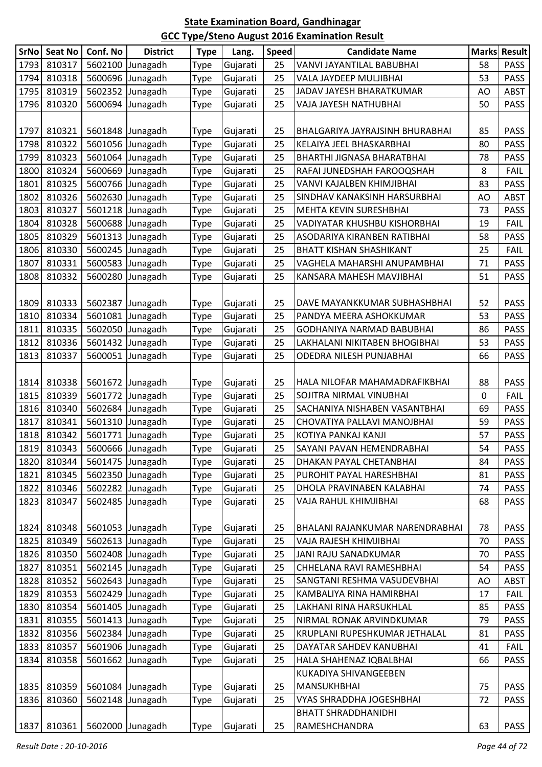## State Examination Board, Gandhinagar

## GCC Type/Steno August 2016 Examination Result

| SrNo | Seat No | Conf. No | District | Type | Lang. | Speed | Candidate Name | Marks | Result |
|---|---|---|---|---|---|---|---|---|---|
| 1793 | 810317 | 5602100 | Junagadh | Type | Gujarati | 25 | VANVI JAYANTILAL BABUBHAI | 58 | PASS |
| 1794 | 810318 | 5600696 | Junagadh | Type | Gujarati | 25 | VALA JAYDEEP MULJIBHAI | 53 | PASS |
| 1795 | 810319 | 5602352 | Junagadh | Type | Gujarati | 25 | JADAV JAYESH BHARATKUMAR | AO | ABST |
| 1796 | 810320 | 5600694 | Junagadh | Type | Gujarati | 25 | VAJA JAYESH NATHUBHAI | 50 | PASS |
| 1797 | 810321 | 5601848 | Junagadh | Type | Gujarati | 25 | BHALGARIYA JAYRAJSINH BHURABHAI | 85 | PASS |
| 1798 | 810322 | 5601056 | Junagadh | Type | Gujarati | 25 | KELAIYA JEEL BHASKARBHAI | 80 | PASS |
| 1799 | 810323 | 5601064 | Junagadh | Type | Gujarati | 25 | BHARTHI JIGNASA BHARATBHAI | 78 | PASS |
| 1800 | 810324 | 5600669 | Junagadh | Type | Gujarati | 25 | RAFAI JUNEDSHAH FAROOQSHAH | 8 | FAIL |
| 1801 | 810325 | 5600766 | Junagadh | Type | Gujarati | 25 | VANVI KAJALBEN KHIMJIBHAI | 83 | PASS |
| 1802 | 810326 | 5602630 | Junagadh | Type | Gujarati | 25 | SINDHAV KANAKSINH HARSURBHAI | AO | ABST |
| 1803 | 810327 | 5601218 | Junagadh | Type | Gujarati | 25 | MEHTA KEVIN SURESHBHAI | 73 | PASS |
| 1804 | 810328 | 5600688 | Junagadh | Type | Gujarati | 25 | VADIYATAR KHUSHBU KISHORBHAI | 19 | FAIL |
| 1805 | 810329 | 5601313 | Junagadh | Type | Gujarati | 25 | ASODARIYA KIRANBEN RATIBHAI | 58 | PASS |
| 1806 | 810330 | 5600245 | Junagadh | Type | Gujarati | 25 | BHATT KISHAN SHASHIKANT | 25 | FAIL |
| 1807 | 810331 | 5600583 | Junagadh | Type | Gujarati | 25 | VAGHELA MAHARSHI ANUPAMBHAI | 71 | PASS |
| 1808 | 810332 | 5600280 | Junagadh | Type | Gujarati | 25 | KANSARA MAHESH MAVJIBHAI | 51 | PASS |
| 1809 | 810333 | 5602387 | Junagadh | Type | Gujarati | 25 | DAVE MAYANKKUMAR SUBHASHBHAI | 52 | PASS |
| 1810 | 810334 | 5601081 | Junagadh | Type | Gujarati | 25 | PANDYA MEERA ASHOKKUMAR | 53 | PASS |
| 1811 | 810335 | 5602050 | Junagadh | Type | Gujarati | 25 | GODHANIYA NARMAD BABUBHAI | 86 | PASS |
| 1812 | 810336 | 5601432 | Junagadh | Type | Gujarati | 25 | LAKHALANI NIKITABEN BHOGIBHAI | 53 | PASS |
| 1813 | 810337 | 5600051 | Junagadh | Type | Gujarati | 25 | ODEDRA NILESH PUNJABHAI | 66 | PASS |
| 1814 | 810338 | 5601672 | Junagadh | Type | Gujarati | 25 | HALA NILOFAR MAHAMADRAFIKBHAI | 88 | PASS |
| 1815 | 810339 | 5601772 | Junagadh | Type | Gujarati | 25 | SOJITRA NIRMAL VINUBHAI | 0 | FAIL |
| 1816 | 810340 | 5602684 | Junagadh | Type | Gujarati | 25 | SACHANIYA NISHABEN VASANTBHAI | 69 | PASS |
| 1817 | 810341 | 5601310 | Junagadh | Type | Gujarati | 25 | CHOVATIYA PALLAVI MANOJBHAI | 59 | PASS |
| 1818 | 810342 | 5601771 | Junagadh | Type | Gujarati | 25 | KOTIYA PANKAJ KANJI | 57 | PASS |
| 1819 | 810343 | 5600666 | Junagadh | Type | Gujarati | 25 | SAYANI PAVAN HEMENDRABHAI | 54 | PASS |
| 1820 | 810344 | 5601475 | Junagadh | Type | Gujarati | 25 | DHAKAN PAYAL CHETANBHAI | 84 | PASS |
| 1821 | 810345 | 5602350 | Junagadh | Type | Gujarati | 25 | PUROHIT PAYAL HARESHBHAI | 81 | PASS |
| 1822 | 810346 | 5602282 | Junagadh | Type | Gujarati | 25 | DHOLA PRAVINABEN KALABHAI | 74 | PASS |
| 1823 | 810347 | 5602485 | Junagadh | Type | Gujarati | 25 | VAJA RAHUL KHIMJIBHAI | 68 | PASS |
| 1824 | 810348 | 5601053 | Junagadh | Type | Gujarati | 25 | BHALANI RAJANKUMAR NARENDRABHAI | 78 | PASS |
| 1825 | 810349 | 5602613 | Junagadh | Type | Gujarati | 25 | VAJA RAJESH KHIMJIBHAI | 70 | PASS |
| 1826 | 810350 | 5602408 | Junagadh | Type | Gujarati | 25 | JANI RAJU SANADKUMAR | 70 | PASS |
| 1827 | 810351 | 5602145 | Junagadh | Type | Gujarati | 25 | CHHELANA RAVI RAMESHBHAI | 54 | PASS |
| 1828 | 810352 | 5602643 | Junagadh | Type | Gujarati | 25 | SANGTANI RESHMA VASUDEVBHAI | AO | ABST |
| 1829 | 810353 | 5602429 | Junagadh | Type | Gujarati | 25 | KAMBALIYA RINA HAMIRBHAI | 17 | FAIL |
| 1830 | 810354 | 5601405 | Junagadh | Type | Gujarati | 25 | LAKHANI RINA HARSUKHLAL | 85 | PASS |
| 1831 | 810355 | 5601413 | Junagadh | Type | Gujarati | 25 | NIRMAL RONAK ARVINDKUMAR | 79 | PASS |
| 1832 | 810356 | 5602384 | Junagadh | Type | Gujarati | 25 | KRUPLANI RUPESHKUMAR JETHALAL | 81 | PASS |
| 1833 | 810357 | 5601906 | Junagadh | Type | Gujarati | 25 | DAYATAR SAHDEV KANUBHAI | 41 | FAIL |
| 1834 | 810358 | 5601662 | Junagadh | Type | Gujarati | 25 | HALA SHAHENAZ IQBALBHAI | 66 | PASS |
| 1835 | 810359 | 5601084 | Junagadh | Type | Gujarati | 25 | KUKADIYA SHIVANGEEBEN MANSUKHBHAI | 75 | PASS |
| 1836 | 810360 | 5602148 | Junagadh | Type | Gujarati | 25 | VYAS SHRADDHA JOGESHBHAI | 72 | PASS |
| 1837 | 810361 | 5602000 | Junagadh | Type | Gujarati | 25 | BHATT SHRADDHANIDHI RAMESHCHANDRA | 63 | PASS |

*Result Date : 20-10-2016*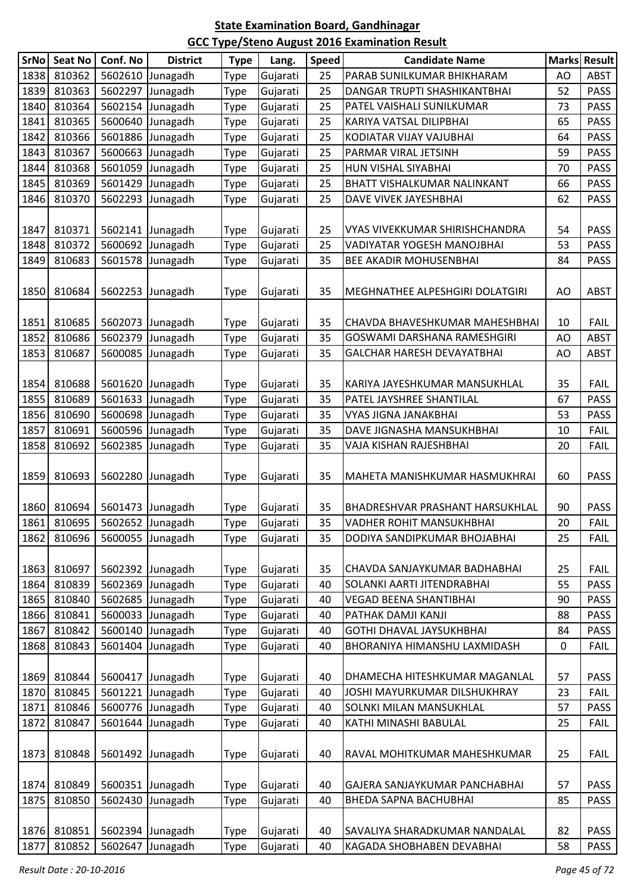# State Examination Board, Gandhinagar

## GCC Type/Steno August 2016 Examination Result

| SrNo | Seat No | Conf. No | District | Type | Lang. | Speed | Candidate Name | Marks | Result |
|---|---|---|---|---|---|---|---|---|---|
| 1838 | 810362 | 5602610 | Junagadh | Type | Gujarati | 25 | PARAB SUNILKUMAR BHIKHARAM | AO | ABST |
| 1839 | 810363 | 5602297 | Junagadh | Type | Gujarati | 25 | DANGAR TRUPTI SHASHIKANTBHAI | 52 | PASS |
| 1840 | 810364 | 5602154 | Junagadh | Type | Gujarati | 25 | PATEL VAISHALI SUNILKUMAR | 73 | PASS |
| 1841 | 810365 | 5600640 | Junagadh | Type | Gujarati | 25 | KARIYA VATSAL DILIPBHAI | 65 | PASS |
| 1842 | 810366 | 5601886 | Junagadh | Type | Gujarati | 25 | KODIATAR VIJAY VAJUBHAI | 64 | PASS |
| 1843 | 810367 | 5600663 | Junagadh | Type | Gujarati | 25 | PARMAR VIRAL JETSINH | 59 | PASS |
| 1844 | 810368 | 5601059 | Junagadh | Type | Gujarati | 25 | HUN VISHAL SIYABHAI | 70 | PASS |
| 1845 | 810369 | 5601429 | Junagadh | Type | Gujarati | 25 | BHATT VISHALKUMAR NALINKANT | 66 | PASS |
| 1846 | 810370 | 5602293 | Junagadh | Type | Gujarati | 25 | DAVE VIVEK JAYESHBHAI | 62 | PASS |
| 1847 | 810371 | 5602141 | Junagadh | Type | Gujarati | 25 | VYAS VIVEKKUMAR SHIRISHCHANDRA | 54 | PASS |
| 1848 | 810372 | 5600692 | Junagadh | Type | Gujarati | 25 | VADIYATAR YOGESH MANOJBHAI | 53 | PASS |
| 1849 | 810683 | 5601578 | Junagadh | Type | Gujarati | 35 | BEE AKADIR MOHUSENBHAI | 84 | PASS |
| 1850 | 810684 | 5602253 | Junagadh | Type | Gujarati | 35 | MEGHNATHEE ALPESHGIRI DOLATGIRI | AO | ABST |
| 1851 | 810685 | 5602073 | Junagadh | Type | Gujarati | 35 | CHAVDA BHAVESHKUMAR MAHESHBHAI | 10 | FAIL |
| 1852 | 810686 | 5602379 | Junagadh | Type | Gujarati | 35 | GOSWAMI DARSHANA RAMESHGIRI | AO | ABST |
| 1853 | 810687 | 5600085 | Junagadh | Type | Gujarati | 35 | GALCHAR HARESH DEVAYATBHAI | AO | ABST |
| 1854 | 810688 | 5601620 | Junagadh | Type | Gujarati | 35 | KARIYA JAYESHKUMAR MANSUKHLAL | 35 | FAIL |
| 1855 | 810689 | 5601633 | Junagadh | Type | Gujarati | 35 | PATEL JAYSHREE SHANTILAL | 67 | PASS |
| 1856 | 810690 | 5600698 | Junagadh | Type | Gujarati | 35 | VYAS JIGNA JANAKBHAI | 53 | PASS |
| 1857 | 810691 | 5600596 | Junagadh | Type | Gujarati | 35 | DAVE JIGNASHA MANSUKHBHAI | 10 | FAIL |
| 1858 | 810692 | 5602385 | Junagadh | Type | Gujarati | 35 | VAJA KISHAN RAJESHBHAI | 20 | FAIL |
| 1859 | 810693 | 5602280 | Junagadh | Type | Gujarati | 35 | MAHETA MANISHKUMAR HASMUKHRAI | 60 | PASS |
| 1860 | 810694 | 5601473 | Junagadh | Type | Gujarati | 35 | BHADRESHVAR PRASHANT HARSUKHLAL | 90 | PASS |
| 1861 | 810695 | 5602652 | Junagadh | Type | Gujarati | 35 | VADHER ROHIT MANSUKHBHAI | 20 | FAIL |
| 1862 | 810696 | 5600055 | Junagadh | Type | Gujarati | 35 | DODIYA SANDIPKUMAR BHOJABHAI | 25 | FAIL |
| 1863 | 810697 | 5602392 | Junagadh | Type | Gujarati | 35 | CHAVDA SANJAYKUMAR BADHABHAI | 25 | FAIL |
| 1864 | 810839 | 5602369 | Junagadh | Type | Gujarati | 40 | SOLANKI AARTI JITENDRABHAI | 55 | PASS |
| 1865 | 810840 | 5602685 | Junagadh | Type | Gujarati | 40 | VEGAD BEENA SHANTIBHAI | 90 | PASS |
| 1866 | 810841 | 5600033 | Junagadh | Type | Gujarati | 40 | PATHAK DAMJI KANJI | 88 | PASS |
| 1867 | 810842 | 5600140 | Junagadh | Type | Gujarati | 40 | GOTHI DHAVAL JAYSUKHBHAI | 84 | PASS |
| 1868 | 810843 | 5601404 | Junagadh | Type | Gujarati | 40 | BHORANIYA HIMANSHU LAXMIDASH | 0 | FAIL |
| 1869 | 810844 | 5600417 | Junagadh | Type | Gujarati | 40 | DHAMECHA HITESHKUMAR MAGANLAL | 57 | PASS |
| 1870 | 810845 | 5601221 | Junagadh | Type | Gujarati | 40 | JOSHI MAYURKUMAR DILSHUKHRAY | 23 | FAIL |
| 1871 | 810846 | 5600776 | Junagadh | Type | Gujarati | 40 | SOLNKI MILAN MANSUKHLAL | 57 | PASS |
| 1872 | 810847 | 5601644 | Junagadh | Type | Gujarati | 40 | KATHI MINASHI BABULAL | 25 | FAIL |
| 1873 | 810848 | 5601492 | Junagadh | Type | Gujarati | 40 | RAVAL MOHITKUMAR MAHESHKUMAR | 25 | FAIL |
| 1874 | 810849 | 5600351 | Junagadh | Type | Gujarati | 40 | GAJERA SANJAYKUMAR PANCHABHAI | 57 | PASS |
| 1875 | 810850 | 5602430 | Junagadh | Type | Gujarati | 40 | BHEDA SAPNA BACHUBHAI | 85 | PASS |
| 1876 | 810851 | 5602394 | Junagadh | Type | Gujarati | 40 | SAVALIYA SHARADKUMAR NANDALAL | 82 | PASS |
| 1877 | 810852 | 5602647 | Junagadh | Type | Gujarati | 40 | KAGADA SHOBHABEN DEVABHAI | 58 | PASS |

*Result Date : 20-10-2016*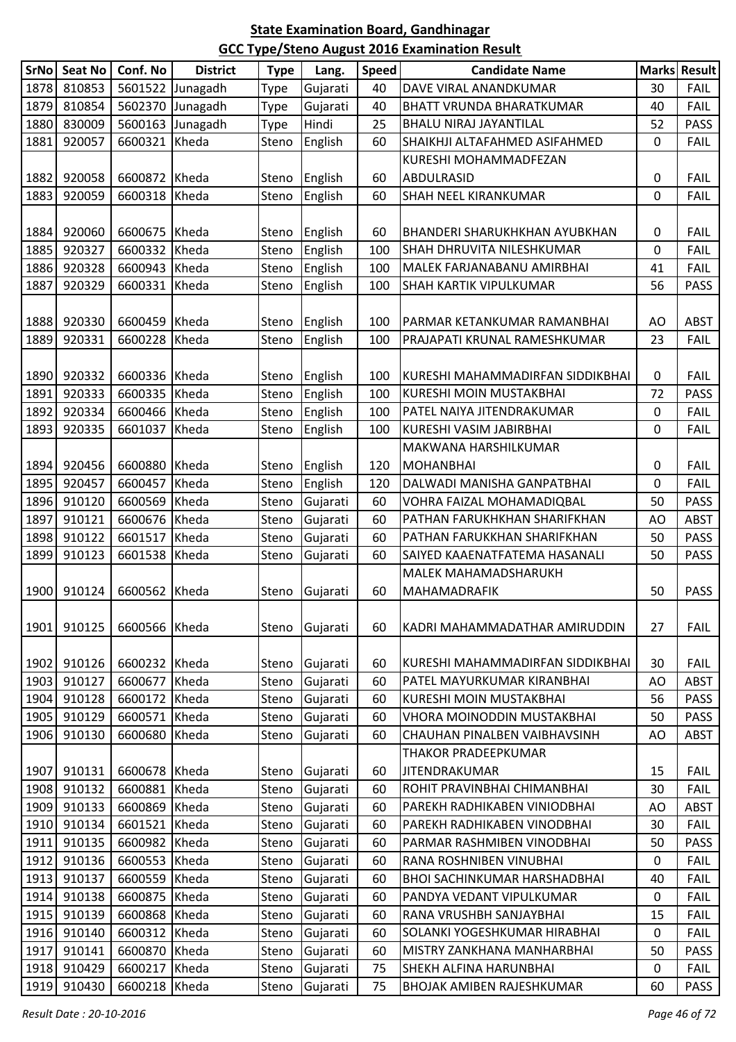## State Examination Board, Gandhinagar

## GCC Type/Steno August 2016 Examination Result

| SrNo | Seat No | Conf. No | District | Type | Lang. | Speed | Candidate Name | Marks | Result |
|---|---|---|---|---|---|---|---|---|---|
| 1878 | 810853 | 5601522 | Junagadh | Type | Gujarati | 40 | DAVE VIRAL ANANDKUMAR | 30 | FAIL |
| 1879 | 810854 | 5602370 | Junagadh | Type | Gujarati | 40 | BHATT VRUNDA BHARATKUMAR | 40 | FAIL |
| 1880 | 830009 | 5600163 | Junagadh | Type | Hindi | 25 | BHALU NIRAJ JAYANTILAL | 52 | PASS |
| 1881 | 920057 | 6600321 | Kheda | Steno | English | 60 | SHAIKHJI ALTAFAHMED ASIFAHMED | 0 | FAIL |
| 1882 | 920058 | 6600872 | Kheda | Steno | English | 60 | KURESHI MOHAMMADFEZAN ABDULRASID | 0 | FAIL |
| 1883 | 920059 | 6600318 | Kheda | Steno | English | 60 | SHAH NEEL KIRANKUMAR | 0 | FAIL |
| 1884 | 920060 | 6600675 | Kheda | Steno | English | 60 | BHANDERI SHARUKHKHAN AYUBKHAN | 0 | FAIL |
| 1885 | 920327 | 6600332 | Kheda | Steno | English | 100 | SHAH DHRUVITA NILESHKUMAR | 0 | FAIL |
| 1886 | 920328 | 6600943 | Kheda | Steno | English | 100 | MALEK FARJANABANU AMIRBHAI | 41 | FAIL |
| 1887 | 920329 | 6600331 | Kheda | Steno | English | 100 | SHAH KARTIK VIPULKUMAR | 56 | PASS |
| 1888 | 920330 | 6600459 | Kheda | Steno | English | 100 | PARMAR KETANKUMAR RAMANBHAI | AO | ABST |
| 1889 | 920331 | 6600228 | Kheda | Steno | English | 100 | PRAJAPATI KRUNAL RAMESHKUMAR | 23 | FAIL |
| 1890 | 920332 | 6600336 | Kheda | Steno | English | 100 | KURESHI MAHAMMADIRFAN SIDDIKBHAI | 0 | FAIL |
| 1891 | 920333 | 6600335 | Kheda | Steno | English | 100 | KURESHI MOIN MUSTAKBHAI | 72 | PASS |
| 1892 | 920334 | 6600466 | Kheda | Steno | English | 100 | PATEL NAIYA JITENDRAKUMAR | 0 | FAIL |
| 1893 | 920335 | 6601037 | Kheda | Steno | English | 100 | KURESHI VASIM JABIRBHAI | 0 | FAIL |
| 1894 | 920456 | 6600880 | Kheda | Steno | English | 120 | MAKWANA HARSHILKUMAR MOHANBHAI | 0 | FAIL |
| 1895 | 920457 | 6600457 | Kheda | Steno | English | 120 | DALWADI MANISHA GANPATBHAI | 0 | FAIL |
| 1896 | 910120 | 6600569 | Kheda | Steno | Gujarati | 60 | VOHRA FAIZAL MOHAMADIQBAL | 50 | PASS |
| 1897 | 910121 | 6600676 | Kheda | Steno | Gujarati | 60 | PATHAN FARUKHKHAN SHARIFKHAN | AO | ABST |
| 1898 | 910122 | 6601517 | Kheda | Steno | Gujarati | 60 | PATHAN FARUKKHAN SHARIFKHAN | 50 | PASS |
| 1899 | 910123 | 6601538 | Kheda | Steno | Gujarati | 60 | SAIYED KAAENATFATEMA HASANALI | 50 | PASS |
| 1900 | 910124 | 6600562 | Kheda | Steno | Gujarati | 60 | MALEK MAHAMADSHARUKH MAHAMADRAFIK | 50 | PASS |
| 1901 | 910125 | 6600566 | Kheda | Steno | Gujarati | 60 | KADRI MAHAMMADATHAR AMIRUDDIN | 27 | FAIL |
| 1902 | 910126 | 6600232 | Kheda | Steno | Gujarati | 60 | KURESHI MAHAMMADIRFAN SIDDIKBHAI | 30 | FAIL |
| 1903 | 910127 | 6600677 | Kheda | Steno | Gujarati | 60 | PATEL MAYURKUMAR KIRANBHAI | AO | ABST |
| 1904 | 910128 | 6600172 | Kheda | Steno | Gujarati | 60 | KURESHI MOIN MUSTAKBHAI | 56 | PASS |
| 1905 | 910129 | 6600571 | Kheda | Steno | Gujarati | 60 | VHORA MOINODDIN MUSTAKBHAI | 50 | PASS |
| 1906 | 910130 | 6600680 | Kheda | Steno | Gujarati | 60 | CHAUHAN PINALBEN VAIBHAVSINH | AO | ABST |
| 1907 | 910131 | 6600678 | Kheda | Steno | Gujarati | 60 | THAKOR PRADEEPKUMAR JITENDRAKUMAR | 15 | FAIL |
| 1908 | 910132 | 6600881 | Kheda | Steno | Gujarati | 60 | ROHIT PRAVINBHAI CHIMANBHAI | 30 | FAIL |
| 1909 | 910133 | 6600869 | Kheda | Steno | Gujarati | 60 | PAREKH RADHIKABEN VINIODBHAI | AO | ABST |
| 1910 | 910134 | 6601521 | Kheda | Steno | Gujarati | 60 | PAREKH RADHIKABEN VINODBHAI | 30 | FAIL |
| 1911 | 910135 | 6600982 | Kheda | Steno | Gujarati | 60 | PARMAR RASHMIBEN VINODBHAI | 50 | PASS |
| 1912 | 910136 | 6600553 | Kheda | Steno | Gujarati | 60 | RANA ROSHNIBEN VINUBHAI | 0 | FAIL |
| 1913 | 910137 | 6600559 | Kheda | Steno | Gujarati | 60 | BHOI SACHINKUMAR HARSHADBHAI | 40 | FAIL |
| 1914 | 910138 | 6600875 | Kheda | Steno | Gujarati | 60 | PANDYA VEDANT VIPULKUMAR | 0 | FAIL |
| 1915 | 910139 | 6600868 | Kheda | Steno | Gujarati | 60 | RANA VRUSHBH SANJAYBHAI | 15 | FAIL |
| 1916 | 910140 | 6600312 | Kheda | Steno | Gujarati | 60 | SOLANKI YOGESHKUMAR HIRABHAI | 0 | FAIL |
| 1917 | 910141 | 6600870 | Kheda | Steno | Gujarati | 60 | MISTRY ZANKHANA MANHARBHAI | 50 | PASS |
| 1918 | 910429 | 6600217 | Kheda | Steno | Gujarati | 75 | SHEKH ALFINA HARUNBHAI | 0 | FAIL |
| 1919 | 910430 | 6600218 | Kheda | Steno | Gujarati | 75 | BHOJAK AMIBEN RAJESHKUMAR | 60 | PASS |

*Result Date : 20-10-2016*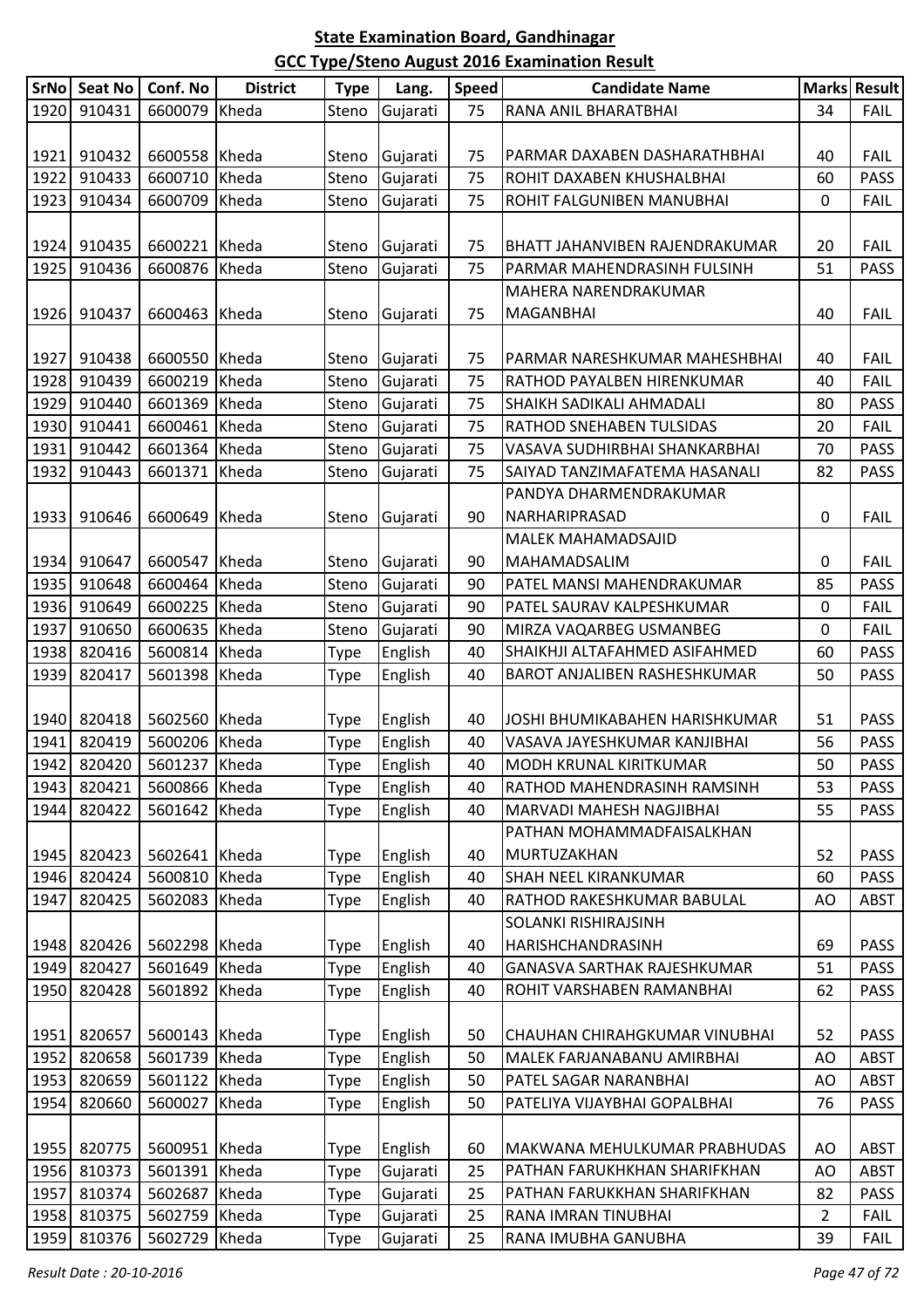**State Examination Board, Gandhinagar**

**GCC Type/Steno August 2016 Examination Result**

| SrNo | Seat No | Conf. No | District | Type | Lang. | Speed | Candidate Name | Marks | Result |
|---|---|---|---|---|---|---|---|---|---|
| 1920 | 910431 | 6600079 | Kheda | Steno | Gujarati | 75 | RANA ANIL BHARATBHAI | 34 | FAIL |
| 1921 | 910432 | 6600558 | Kheda | Steno | Gujarati | 75 | PARMAR DAXABEN DASHARATHBHAI | 40 | FAIL |
| 1922 | 910433 | 6600710 | Kheda | Steno | Gujarati | 75 | ROHIT DAXABEN KHUSHALBHAI | 60 | PASS |
| 1923 | 910434 | 6600709 | Kheda | Steno | Gujarati | 75 | ROHIT FALGUNIBEN MANUBHAI | 0 | FAIL |
| 1924 | 910435 | 6600221 | Kheda | Steno | Gujarati | 75 | BHATT JAHANVIBEN RAJENDRAKUMAR | 20 | FAIL |
| 1925 | 910436 | 6600876 | Kheda | Steno | Gujarati | 75 | PARMAR MAHENDRASINH FULSINH | 51 | PASS |
| 1926 | 910437 | 6600463 | Kheda | Steno | Gujarati | 75 | MAHERA NARENDRAKUMAR MAGANBHAI | 40 | FAIL |
| 1927 | 910438 | 6600550 | Kheda | Steno | Gujarati | 75 | PARMAR NARESHKUMAR MAHESHBHAI | 40 | FAIL |
| 1928 | 910439 | 6600219 | Kheda | Steno | Gujarati | 75 | RATHOD PAYALBEN HIRENKUMAR | 40 | FAIL |
| 1929 | 910440 | 6601369 | Kheda | Steno | Gujarati | 75 | SHAIKH SADIKALI AHMADALI | 80 | PASS |
| 1930 | 910441 | 6600461 | Kheda | Steno | Gujarati | 75 | RATHOD SNEHABEN TULSIDAS | 20 | FAIL |
| 1931 | 910442 | 6601364 | Kheda | Steno | Gujarati | 75 | VASAVA SUDHIRBHAI SHANKARBHAI | 70 | PASS |
| 1932 | 910443 | 6601371 | Kheda | Steno | Gujarati | 75 | SAIYAD TANZIMAFATEMA HASANALI | 82 | PASS |
| 1933 | 910646 | 6600649 | Kheda | Steno | Gujarati | 90 | PANDYA DHARMENDRAKUMAR NARHARIPRASAD | 0 | FAIL |
| 1934 | 910647 | 6600547 | Kheda | Steno | Gujarati | 90 | MALEK MAHAMADSAJID MAHAMADSALIM | 0 | FAIL |
| 1935 | 910648 | 6600464 | Kheda | Steno | Gujarati | 90 | PATEL MANSI MAHENDRAKUMAR | 85 | PASS |
| 1936 | 910649 | 6600225 | Kheda | Steno | Gujarati | 90 | PATEL SAURAV KALPESHKUMAR | 0 | FAIL |
| 1937 | 910650 | 6600635 | Kheda | Steno | Gujarati | 90 | MIRZA VAQARBEG USMANBEG | 0 | FAIL |
| 1938 | 820416 | 5600814 | Kheda | Type | English | 40 | SHAIKHJI ALTAFAHMED ASIFAHMED | 60 | PASS |
| 1939 | 820417 | 5601398 | Kheda | Type | English | 40 | BAROT ANJALIBEN RASHESHKUMAR | 50 | PASS |
| 1940 | 820418 | 5602560 | Kheda | Type | English | 40 | JOSHI BHUMIKABAHEN HARISHKUMAR | 51 | PASS |
| 1941 | 820419 | 5600206 | Kheda | Type | English | 40 | VASAVA JAYESHKUMAR KANJIBHAI | 56 | PASS |
| 1942 | 820420 | 5601237 | Kheda | Type | English | 40 | MODH KRUNAL KIRITKUMAR | 50 | PASS |
| 1943 | 820421 | 5600866 | Kheda | Type | English | 40 | RATHOD MAHENDRASINH RAMSINH | 53 | PASS |
| 1944 | 820422 | 5601642 | Kheda | Type | English | 40 | MARVADI MAHESH NAGJIBHAI | 55 | PASS |
| 1945 | 820423 | 5602641 | Kheda | Type | English | 40 | PATHAN MOHAMMADFAISALKHAN MURTUZAKHAN | 52 | PASS |
| 1946 | 820424 | 5600810 | Kheda | Type | English | 40 | SHAH NEEL KIRANKUMAR | 60 | PASS |
| 1947 | 820425 | 5602083 | Kheda | Type | English | 40 | RATHOD RAKESHKUMAR BABULAL | AO | ABST |
| 1948 | 820426 | 5602298 | Kheda | Type | English | 40 | SOLANKI RISHIRAJSINH HARISHCHANDRASINH | 69 | PASS |
| 1949 | 820427 | 5601649 | Kheda | Type | English | 40 | GANASVA SARTHAK RAJESHKUMAR | 51 | PASS |
| 1950 | 820428 | 5601892 | Kheda | Type | English | 40 | ROHIT VARSHABEN RAMANBHAI | 62 | PASS |
| 1951 | 820657 | 5600143 | Kheda | Type | English | 50 | CHAUHAN CHIRAHGKUMAR VINUBHAI | 52 | PASS |
| 1952 | 820658 | 5601739 | Kheda | Type | English | 50 | MALEK FARJANABANU AMIRBHAI | AO | ABST |
| 1953 | 820659 | 5601122 | Kheda | Type | English | 50 | PATEL SAGAR NARANBHAI | AO | ABST |
| 1954 | 820660 | 5600027 | Kheda | Type | English | 50 | PATELIYA VIJAYBHAI GOPALBHAI | 76 | PASS |
| 1955 | 820775 | 5600951 | Kheda | Type | English | 60 | MAKWANA MEHULKUMAR PRABHUDAS | AO | ABST |
| 1956 | 810373 | 5601391 | Kheda | Type | Gujarati | 25 | PATHAN FARUKHKHAN SHARIFKHAN | AO | ABST |
| 1957 | 810374 | 5602687 | Kheda | Type | Gujarati | 25 | PATHAN FARUKKHAN SHARIFKHAN | 82 | PASS |
| 1958 | 810375 | 5602759 | Kheda | Type | Gujarati | 25 | RANA IMRAN TINUBHAI | 2 | FAIL |
| 1959 | 810376 | 5602729 | Kheda | Type | Gujarati | 25 | RANA IMUBHA GANUBHA | 39 | FAIL |

*Result Date : 20-10-2016*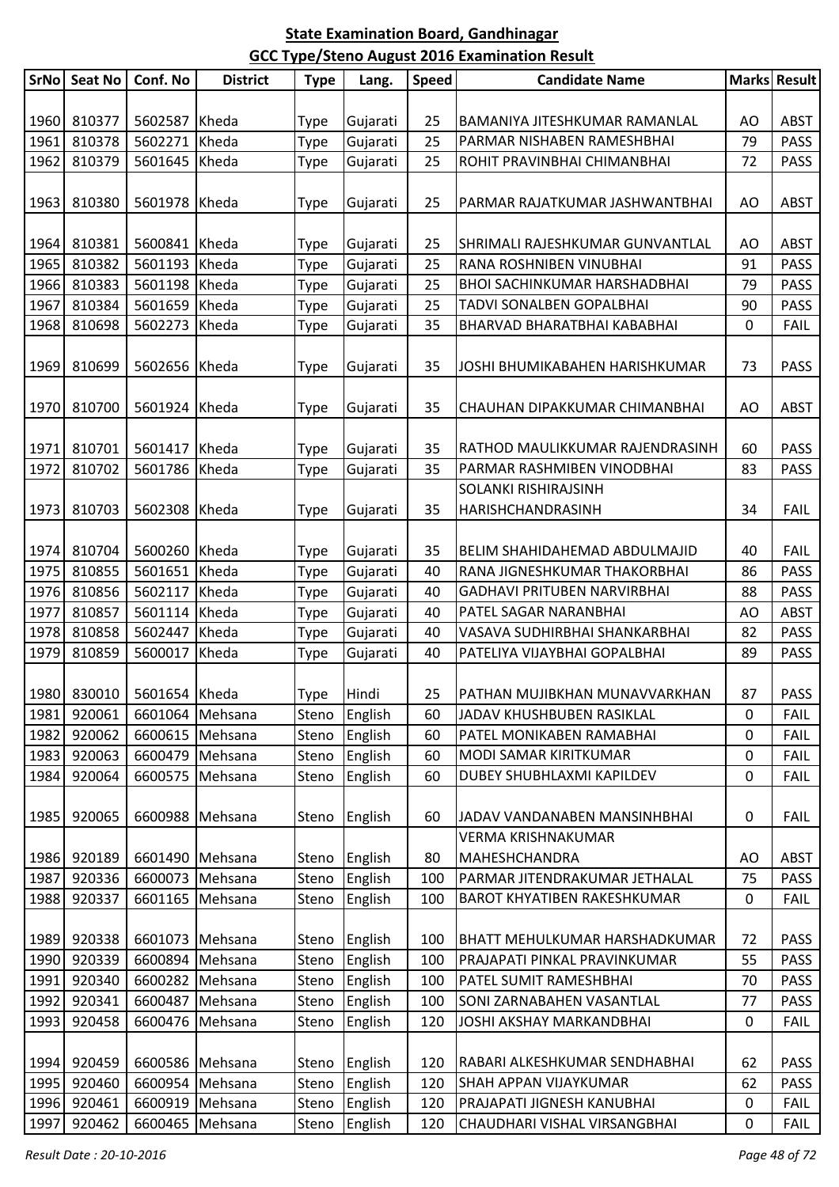# State Examination Board, Gandhinagar

## GCC Type/Steno August 2016 Examination Result

| SrNo | Seat No | Conf. No | District | Type | Lang. | Speed | Candidate Name | Marks | Result |
|---|---|---|---|---|---|---|---|---|---|
| 1960 | 810377 | 5602587 | Kheda | Type | Gujarati | 25 | BAMANIYA JITESHKUMAR RAMANLAL | AO | ABST |
| 1961 | 810378 | 5602271 | Kheda | Type | Gujarati | 25 | PARMAR NISHABEN RAMESHBHAI | 79 | PASS |
| 1962 | 810379 | 5601645 | Kheda | Type | Gujarati | 25 | ROHIT PRAVINBHAI CHIMANBHAI | 72 | PASS |
| 1963 | 810380 | 5601978 | Kheda | Type | Gujarati | 25 | PARMAR RAJATKUMAR JASHWANTBHAI | AO | ABST |
| 1964 | 810381 | 5600841 | Kheda | Type | Gujarati | 25 | SHRIMALI RAJESHKUMAR GUNVANTLAL | AO | ABST |
| 1965 | 810382 | 5601193 | Kheda | Type | Gujarati | 25 | RANA ROSHNIBEN VINUBHAI | 91 | PASS |
| 1966 | 810383 | 5601198 | Kheda | Type | Gujarati | 25 | BHOI SACHINKUMAR HARSHADBHAI | 79 | PASS |
| 1967 | 810384 | 5601659 | Kheda | Type | Gujarati | 25 | TADVI SONALBEN GOPALBHAI | 90 | PASS |
| 1968 | 810698 | 5602273 | Kheda | Type | Gujarati | 35 | BHARVAD BHARATBHAI KABABHAI | 0 | FAIL |
| 1969 | 810699 | 5602656 | Kheda | Type | Gujarati | 35 | JOSHI BHUMIKABAHEN HARISHKUMAR | 73 | PASS |
| 1970 | 810700 | 5601924 | Kheda | Type | Gujarati | 35 | CHAUHAN DIPAKKUMAR CHIMANBHAI | AO | ABST |
| 1971 | 810701 | 5601417 | Kheda | Type | Gujarati | 35 | RATHOD MAULIKKUMAR RAJENDRASINH | 60 | PASS |
| 1972 | 810702 | 5601786 | Kheda | Type | Gujarati | 35 | PARMAR RASHMIBEN VINODBHAI | 83 | PASS |
| 1973 | 810703 | 5602308 | Kheda | Type | Gujarati | 35 | SOLANKI RISHIRAJSINH HARISHCHANDRASINH | 34 | FAIL |
| 1974 | 810704 | 5600260 | Kheda | Type | Gujarati | 35 | BELIM SHAHIDAHEMAD ABDULMAJID | 40 | FAIL |
| 1975 | 810855 | 5601651 | Kheda | Type | Gujarati | 40 | RANA JIGNESHKUMAR THAKORBHAI | 86 | PASS |
| 1976 | 810856 | 5602117 | Kheda | Type | Gujarati | 40 | GADHAVI PRITUBEN NARVIRBHAI | 88 | PASS |
| 1977 | 810857 | 5601114 | Kheda | Type | Gujarati | 40 | PATEL SAGAR NARANBHAI | AO | ABST |
| 1978 | 810858 | 5602447 | Kheda | Type | Gujarati | 40 | VASAVA SUDHIRBHAI SHANKARBHAI | 82 | PASS |
| 1979 | 810859 | 5600017 | Kheda | Type | Gujarati | 40 | PATELIYA VIJAYBHAI GOPALBHAI | 89 | PASS |
| 1980 | 830010 | 5601654 | Kheda | Type | Hindi | 25 | PATHAN MUJIBKHAN MUNAVVARKHAN | 87 | PASS |
| 1981 | 920061 | 6601064 | Mehsana | Steno | English | 60 | JADAV KHUSHBUBEN RASIKLAL | 0 | FAIL |
| 1982 | 920062 | 6600615 | Mehsana | Steno | English | 60 | PATEL MONIKABEN RAMABHAI | 0 | FAIL |
| 1983 | 920063 | 6600479 | Mehsana | Steno | English | 60 | MODI SAMAR KIRITKUMAR | 0 | FAIL |
| 1984 | 920064 | 6600575 | Mehsana | Steno | English | 60 | DUBEY SHUBHLAXMI KAPILDEV | 0 | FAIL |
| 1985 | 920065 | 6600988 | Mehsana | Steno | English | 60 | JADAV VANDANABEN MANSINHBHAI | 0 | FAIL |
| 1986 | 920189 | 6601490 | Mehsana | Steno | English | 80 | VERMA KRISHNAKUMAR MAHESHCHANDRA | AO | ABST |
| 1987 | 920336 | 6600073 | Mehsana | Steno | English | 100 | PARMAR JITENDRAKUMAR JETHALAL | 75 | PASS |
| 1988 | 920337 | 6601165 | Mehsana | Steno | English | 100 | BAROT KHYATIBEN RAKESHKUMAR | 0 | FAIL |
| 1989 | 920338 | 6601073 | Mehsana | Steno | English | 100 | BHATT MEHULKUMAR HARSHADKUMAR | 72 | PASS |
| 1990 | 920339 | 6600894 | Mehsana | Steno | English | 100 | PRAJAPATI PINKAL PRAVINKUMAR | 55 | PASS |
| 1991 | 920340 | 6600282 | Mehsana | Steno | English | 100 | PATEL SUMIT RAMESHBHAI | 70 | PASS |
| 1992 | 920341 | 6600487 | Mehsana | Steno | English | 100 | SONI ZARNABAHEN VASANTLAL | 77 | PASS |
| 1993 | 920458 | 6600476 | Mehsana | Steno | English | 120 | JOSHI AKSHAY MARKANDBHAI | 0 | FAIL |
| 1994 | 920459 | 6600586 | Mehsana | Steno | English | 120 | RABARI ALKESHKUMAR SENDHABHAI | 62 | PASS |
| 1995 | 920460 | 6600954 | Mehsana | Steno | English | 120 | SHAH APPAN VIJAYKUMAR | 62 | PASS |
| 1996 | 920461 | 6600919 | Mehsana | Steno | English | 120 | PRAJAPATI JIGNESH KANUBHAI | 0 | FAIL |
| 1997 | 920462 | 6600465 | Mehsana | Steno | English | 120 | CHAUDHARI VISHAL VIRSANGBHAI | 0 | FAIL |

*Result Date : 20-10-2016*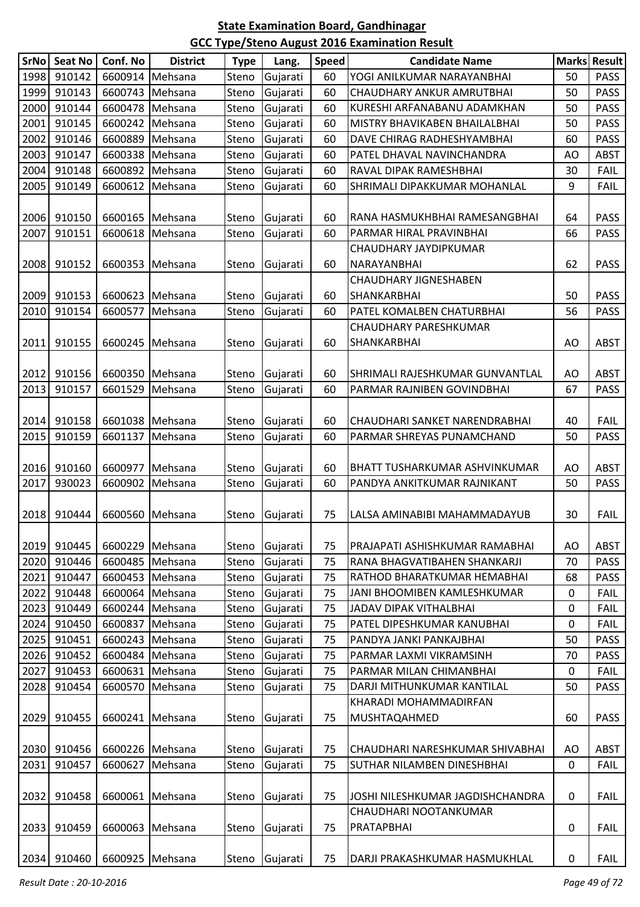# State Examination Board, Gandhinagar

## GCC Type/Steno August 2016 Examination Result

| SrNo | Seat No | Conf. No | District | Type | Lang. | Speed | Candidate Name | Marks | Result |
|---|---|---|---|---|---|---|---|---|---|
| 1998 | 910142 | 6600914 | Mehsana | Steno | Gujarati | 60 | YOGI ANILKUMAR NARAYANBHAI | 50 | PASS |
| 1999 | 910143 | 6600743 | Mehsana | Steno | Gujarati | 60 | CHAUDHARY ANKUR AMRUTBHAI | 50 | PASS |
| 2000 | 910144 | 6600478 | Mehsana | Steno | Gujarati | 60 | KURESHI ARFANABANU ADAMKHAN | 50 | PASS |
| 2001 | 910145 | 6600242 | Mehsana | Steno | Gujarati | 60 | MISTRY BHAVIKABEN BHAILALBHAI | 50 | PASS |
| 2002 | 910146 | 6600889 | Mehsana | Steno | Gujarati | 60 | DAVE CHIRAG RADHESHYAMBHAI | 60 | PASS |
| 2003 | 910147 | 6600338 | Mehsana | Steno | Gujarati | 60 | PATEL DHAVAL NAVINCHANDRA | AO | ABST |
| 2004 | 910148 | 6600892 | Mehsana | Steno | Gujarati | 60 | RAVAL DIPAK RAMESHBHAI | 30 | FAIL |
| 2005 | 910149 | 6600612 | Mehsana | Steno | Gujarati | 60 | SHRIMALI DIPAKKUMAR MOHANLAL | 9 | FAIL |
| 2006 | 910150 | 6600165 | Mehsana | Steno | Gujarati | 60 | RANA HASMUKHBHAI RAMESANGBHAI | 64 | PASS |
| 2007 | 910151 | 6600618 | Mehsana | Steno | Gujarati | 60 | PARMAR HIRAL PRAVINBHAI | 66 | PASS |
| 2008 | 910152 | 6600353 | Mehsana | Steno | Gujarati | 60 | CHAUDHARY JAYDIPKUMAR NARAYANBHAI | 62 | PASS |
| 2009 | 910153 | 6600623 | Mehsana | Steno | Gujarati | 60 | CHAUDHARY JIGNESHABEN SHANKARBHAI | 50 | PASS |
| 2010 | 910154 | 6600577 | Mehsana | Steno | Gujarati | 60 | PATEL KOMALBEN CHATURBHAI | 56 | PASS |
| 2011 | 910155 | 6600245 | Mehsana | Steno | Gujarati | 60 | CHAUDHARY PARESHKUMAR SHANKARBHAI | AO | ABST |
| 2012 | 910156 | 6600350 | Mehsana | Steno | Gujarati | 60 | SHRIMALI RAJESHKUMAR GUNVANTLAL | AO | ABST |
| 2013 | 910157 | 6601529 | Mehsana | Steno | Gujarati | 60 | PARMAR RAJNIBEN GOVINDBHAI | 67 | PASS |
| 2014 | 910158 | 6601038 | Mehsana | Steno | Gujarati | 60 | CHAUDHARI SANKET NARENDRABHAI | 40 | FAIL |
| 2015 | 910159 | 6601137 | Mehsana | Steno | Gujarati | 60 | PARMAR SHREYAS PUNAMCHAND | 50 | PASS |
| 2016 | 910160 | 6600977 | Mehsana | Steno | Gujarati | 60 | BHATT TUSHARKUMAR ASHVINKUMAR | AO | ABST |
| 2017 | 930023 | 6600902 | Mehsana | Steno | Gujarati | 60 | PANDYA ANKITKUMAR RAJNIKANT | 50 | PASS |
| 2018 | 910444 | 6600560 | Mehsana | Steno | Gujarati | 75 | LALSA AMINABIBI MAHAMMADAYUB | 30 | FAIL |
| 2019 | 910445 | 6600229 | Mehsana | Steno | Gujarati | 75 | PRAJAPATI ASHISHKUMAR RAMABHAI | AO | ABST |
| 2020 | 910446 | 6600485 | Mehsana | Steno | Gujarati | 75 | RANA BHAGVATIBAHEN SHANKARJI | 70 | PASS |
| 2021 | 910447 | 6600453 | Mehsana | Steno | Gujarati | 75 | RATHOD BHARATKUMAR HEMABHAI | 68 | PASS |
| 2022 | 910448 | 6600064 | Mehsana | Steno | Gujarati | 75 | JANI BHOOMIBEN KAMLESHKUMAR | 0 | FAIL |
| 2023 | 910449 | 6600244 | Mehsana | Steno | Gujarati | 75 | JADAV DIPAK VITHALBHAI | 0 | FAIL |
| 2024 | 910450 | 6600837 | Mehsana | Steno | Gujarati | 75 | PATEL DIPESHKUMAR KANUBHAI | 0 | FAIL |
| 2025 | 910451 | 6600243 | Mehsana | Steno | Gujarati | 75 | PANDYA JANKI PANKAJBHAI | 50 | PASS |
| 2026 | 910452 | 6600484 | Mehsana | Steno | Gujarati | 75 | PARMAR LAXMI VIKRAMSINH | 70 | PASS |
| 2027 | 910453 | 6600631 | Mehsana | Steno | Gujarati | 75 | PARMAR MILAN CHIMANBHAI | 0 | FAIL |
| 2028 | 910454 | 6600570 | Mehsana | Steno | Gujarati | 75 | DARJI MITHUNKUMAR KANTILAL | 50 | PASS |
| 2029 | 910455 | 6600241 | Mehsana | Steno | Gujarati | 75 | KHARADI MOHAMMADIRFAN MUSHTAQAHMED | 60 | PASS |
| 2030 | 910456 | 6600226 | Mehsana | Steno | Gujarati | 75 | CHAUDHARI NARESHKUMAR SHIVABHAI | AO | ABST |
| 2031 | 910457 | 6600627 | Mehsana | Steno | Gujarati | 75 | SUTHAR NILAMBEN DINESHBHAI | 0 | FAIL |
| 2032 | 910458 | 6600061 | Mehsana | Steno | Gujarati | 75 | JOSHI NILESHKUMAR JAGDISHCHANDRA | 0 | FAIL |
| 2033 | 910459 | 6600063 | Mehsana | Steno | Gujarati | 75 | CHAUDHARI NOOTANKUMAR PRATAPBHAI | 0 | FAIL |
| 2034 | 910460 | 6600925 | Mehsana | Steno | Gujarati | 75 | DARJI PRAKASHKUMAR HASMUKHLAL | 0 | FAIL |

*Result Date : 20-10-2016*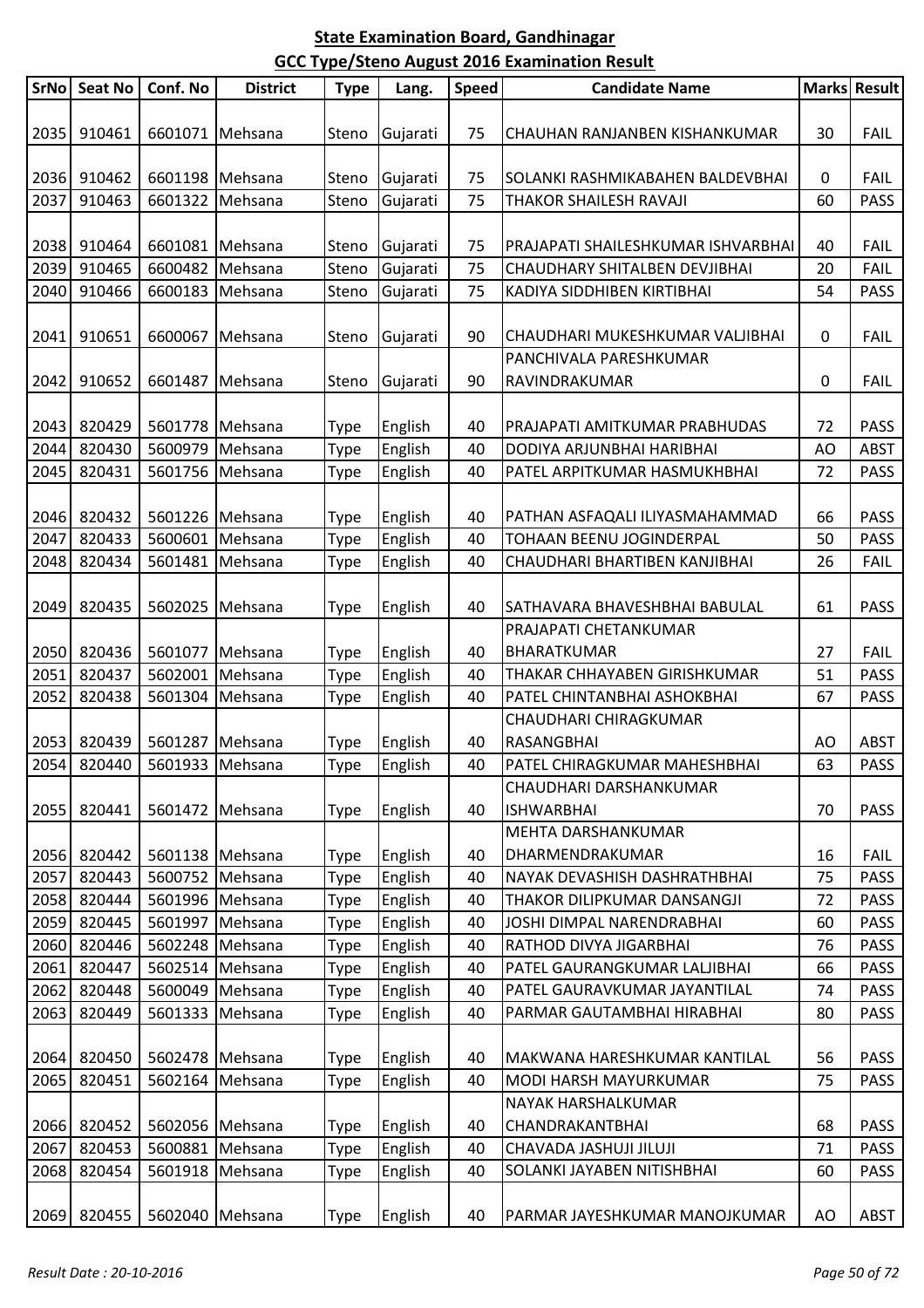## State Examination Board, Gandhinagar

## GCC Type/Steno August 2016 Examination Result

| SrNo | Seat No | Conf. No | District | Type | Lang. | Speed | Candidate Name | Marks | Result |
|---|---|---|---|---|---|---|---|---|---|
| 2035 | 910461 | 6601071 | Mehsana | Steno | Gujarati | 75 | CHAUHAN RANJANBEN KISHANKUMAR | 30 | FAIL |
| 2036 | 910462 | 6601198 | Mehsana | Steno | Gujarati | 75 | SOLANKI RASHMIKABAHEN BALDEVBHAI | 0 | FAIL |
| 2037 | 910463 | 6601322 | Mehsana | Steno | Gujarati | 75 | THAKOR SHAILESH RAVAJI | 60 | PASS |
| 2038 | 910464 | 6601081 | Mehsana | Steno | Gujarati | 75 | PRAJAPATI SHAILESHKUMAR ISHVARBHAI | 40 | FAIL |
| 2039 | 910465 | 6600482 | Mehsana | Steno | Gujarati | 75 | CHAUDHARY SHITALBEN DEVJIBHAI | 20 | FAIL |
| 2040 | 910466 | 6600183 | Mehsana | Steno | Gujarati | 75 | KADIYA SIDDHIBEN KIRTIBHAI | 54 | PASS |
| 2041 | 910651 | 6600067 | Mehsana | Steno | Gujarati | 90 | CHAUDHARI MUKESHKUMAR VALJIBHAI | 0 | FAIL |
| 2042 | 910652 | 6601487 | Mehsana | Steno | Gujarati | 90 | PANCHIVALA PARESHKUMAR RAVINDRAKUMAR | 0 | FAIL |
| 2043 | 820429 | 5601778 | Mehsana | Type | English | 40 | PRAJAPATI AMITKUMAR PRABHUDAS | 72 | PASS |
| 2044 | 820430 | 5600979 | Mehsana | Type | English | 40 | DODIYA ARJUNBHAI HARIBHAI | AO | ABST |
| 2045 | 820431 | 5601756 | Mehsana | Type | English | 40 | PATEL ARPITKUMAR HASMUKHBHAI | 72 | PASS |
| 2046 | 820432 | 5601226 | Mehsana | Type | English | 40 | PATHAN ASFAQALI ILIYASMAHAMMAD | 66 | PASS |
| 2047 | 820433 | 5600601 | Mehsana | Type | English | 40 | TOHAAN BEENU JOGINDERPAL | 50 | PASS |
| 2048 | 820434 | 5601481 | Mehsana | Type | English | 40 | CHAUDHARI BHARTIBEN KANJIBHAI | 26 | FAIL |
| 2049 | 820435 | 5602025 | Mehsana | Type | English | 40 | SATHAVARA BHAVESHBHAI BABULAL | 61 | PASS |
| 2050 | 820436 | 5601077 | Mehsana | Type | English | 40 | PRAJAPATI CHETANKUMAR BHARATKUMAR | 27 | FAIL |
| 2051 | 820437 | 5602001 | Mehsana | Type | English | 40 | THAKAR CHHAYABEN GIRISHKUMAR | 51 | PASS |
| 2052 | 820438 | 5601304 | Mehsana | Type | English | 40 | PATEL CHINTANBHAI ASHOKBHAI | 67 | PASS |
| 2053 | 820439 | 5601287 | Mehsana | Type | English | 40 | CHAUDHARI CHIRAGKUMAR RASANGBHAI | AO | ABST |
| 2054 | 820440 | 5601933 | Mehsana | Type | English | 40 | PATEL CHIRAGKUMAR MAHESHBHAI | 63 | PASS |
| 2055 | 820441 | 5601472 | Mehsana | Type | English | 40 | CHAUDHARI DARSHANKUMAR ISHWARBHAI | 70 | PASS |
| 2056 | 820442 | 5601138 | Mehsana | Type | English | 40 | MEHTA DARSHANKUMAR DHARMENDRAKUMAR | 16 | FAIL |
| 2057 | 820443 | 5600752 | Mehsana | Type | English | 40 | NAYAK DEVASHISH DASHRATHBHAI | 75 | PASS |
| 2058 | 820444 | 5601996 | Mehsana | Type | English | 40 | THAKOR DILIPKUMAR DANSANGJI | 72 | PASS |
| 2059 | 820445 | 5601997 | Mehsana | Type | English | 40 | JOSHI DIMPAL NARENDRABHAI | 60 | PASS |
| 2060 | 820446 | 5602248 | Mehsana | Type | English | 40 | RATHOD DIVYA JIGARBHAI | 76 | PASS |
| 2061 | 820447 | 5602514 | Mehsana | Type | English | 40 | PATEL GAURANGKUMAR LALJIBHAI | 66 | PASS |
| 2062 | 820448 | 5600049 | Mehsana | Type | English | 40 | PATEL GAURAVKUMAR JAYANTILAL | 74 | PASS |
| 2063 | 820449 | 5601333 | Mehsana | Type | English | 40 | PARMAR GAUTAMBHAI HIRABHAI | 80 | PASS |
| 2064 | 820450 | 5602478 | Mehsana | Type | English | 40 | MAKWANA HARESHKUMAR KANTILAL | 56 | PASS |
| 2065 | 820451 | 5602164 | Mehsana | Type | English | 40 | MODI HARSH MAYURKUMAR | 75 | PASS |
| 2066 | 820452 | 5602056 | Mehsana | Type | English | 40 | NAYAK HARSHALKUMAR CHANDRAKANTBHAI | 68 | PASS |
| 2067 | 820453 | 5600881 | Mehsana | Type | English | 40 | CHAVADA JASHUJI JILUJI | 71 | PASS |
| 2068 | 820454 | 5601918 | Mehsana | Type | English | 40 | SOLANKI JAYABEN NITISHBHAI | 60 | PASS |
| 2069 | 820455 | 5602040 | Mehsana | Type | English | 40 | PARMAR JAYESHKUMAR MANOJKUMAR | AO | ABST |

*Result Date : 20-10-2016*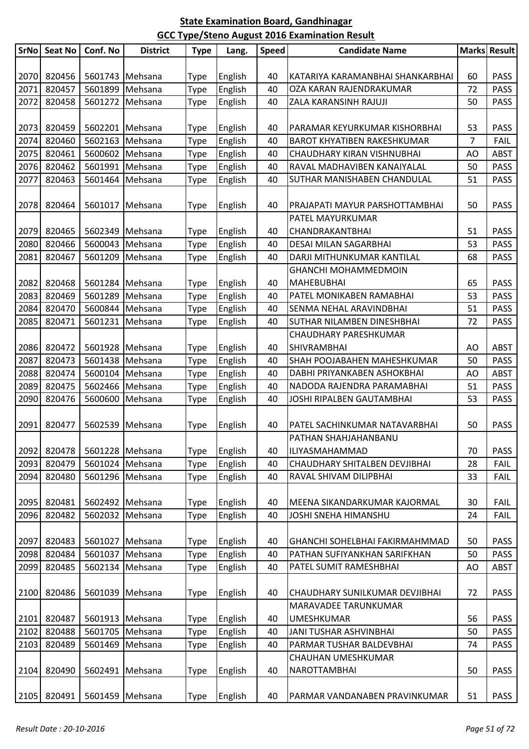## State Examination Board, Gandhinagar

## GCC Type/Steno August 2016 Examination Result

| SrNo | Seat No | Conf. No | District | Type | Lang. | Speed | Candidate Name | Marks | Result |
|---|---|---|---|---|---|---|---|---|---|
| 2070 | 820456 | 5601743 | Mehsana | Type | English | 40 | KATARIYA KARAMANBHAI SHANKARBHAI | 60 | PASS |
| 2071 | 820457 | 5601899 | Mehsana | Type | English | 40 | OZA KARAN RAJENDRAKUMAR | 72 | PASS |
| 2072 | 820458 | 5601272 | Mehsana | Type | English | 40 | ZALA KARANSINH RAJUJI | 50 | PASS |
| 2073 | 820459 | 5602201 | Mehsana | Type | English | 40 | PARAMAR KEYURKUMAR KISHORBHAI | 53 | PASS |
| 2074 | 820460 | 5602163 | Mehsana | Type | English | 40 | BAROT KHYATIBEN RAKESHKUMAR | 7 | FAIL |
| 2075 | 820461 | 5600602 | Mehsana | Type | English | 40 | CHAUDHARY KIRAN VISHNUBHAI | AO | ABST |
| 2076 | 820462 | 5601991 | Mehsana | Type | English | 40 | RAVAL MADHAVIBEN KANAIYALAL | 50 | PASS |
| 2077 | 820463 | 5601464 | Mehsana | Type | English | 40 | SUTHAR MANISHABEN CHANDULAL | 51 | PASS |
| 2078 | 820464 | 5601017 | Mehsana | Type | English | 40 | PRAJAPATI MAYUR PARSHOTTAMBHAI | 50 | PASS |
| 2079 | 820465 | 5602349 | Mehsana | Type | English | 40 | PATEL MAYURKUMAR CHANDRAKANTBHAI | 51 | PASS |
| 2080 | 820466 | 5600043 | Mehsana | Type | English | 40 | DESAI MILAN SAGARBHAI | 53 | PASS |
| 2081 | 820467 | 5601209 | Mehsana | Type | English | 40 | DARJI MITHUNKUMAR KANTILAL | 68 | PASS |
| 2082 | 820468 | 5601284 | Mehsana | Type | English | 40 | GHANCHI MOHAMMEDMOIN MAHEBUBHAI | 65 | PASS |
| 2083 | 820469 | 5601289 | Mehsana | Type | English | 40 | PATEL MONIKABEN RAMABHAI | 53 | PASS |
| 2084 | 820470 | 5600844 | Mehsana | Type | English | 40 | SENMA NEHAL ARAVINDBHAI | 51 | PASS |
| 2085 | 820471 | 5601231 | Mehsana | Type | English | 40 | SUTHAR NILAMBEN DINESHBHAI | 72 | PASS |
| 2086 | 820472 | 5601928 | Mehsana | Type | English | 40 | CHAUDHARY PARESHKUMAR SHIVRAMBHAI | AO | ABST |
| 2087 | 820473 | 5601438 | Mehsana | Type | English | 40 | SHAH POOJABAHEN MAHESHKUMAR | 50 | PASS |
| 2088 | 820474 | 5600104 | Mehsana | Type | English | 40 | DABHI PRIYANKABEN ASHOKBHAI | AO | ABST |
| 2089 | 820475 | 5602466 | Mehsana | Type | English | 40 | NADODA RAJENDRA PARAMABHAI | 51 | PASS |
| 2090 | 820476 | 5600600 | Mehsana | Type | English | 40 | JOSHI RIPALBEN GAUTAMBHAI | 53 | PASS |
| 2091 | 820477 | 5602539 | Mehsana | Type | English | 40 | PATEL SACHINKUMAR NATAVARBHAI | 50 | PASS |
| 2092 | 820478 | 5601228 | Mehsana | Type | English | 40 | PATHAN SHAHJAHANBANU ILIYASMAHAMMAD | 70 | PASS |
| 2093 | 820479 | 5601024 | Mehsana | Type | English | 40 | CHAUDHARY SHITALBEN DEVJIBHAI | 28 | FAIL |
| 2094 | 820480 | 5601296 | Mehsana | Type | English | 40 | RAVAL SHIVAM DILIPBHAI | 33 | FAIL |
| 2095 | 820481 | 5602492 | Mehsana | Type | English | 40 | MEENA SIKANDARKUMAR KAJORMAL | 30 | FAIL |
| 2096 | 820482 | 5602032 | Mehsana | Type | English | 40 | JOSHI SNEHA HIMANSHU | 24 | FAIL |
| 2097 | 820483 | 5601027 | Mehsana | Type | English | 40 | GHANCHI SOHELBHAI FAKIRMAHMMAD | 50 | PASS |
| 2098 | 820484 | 5601037 | Mehsana | Type | English | 40 | PATHAN SUFIYANKHAN SARIFKHAN | 50 | PASS |
| 2099 | 820485 | 5602134 | Mehsana | Type | English | 40 | PATEL SUMIT RAMESHBHAI | AO | ABST |
| 2100 | 820486 | 5601039 | Mehsana | Type | English | 40 | CHAUDHARY SUNILKUMAR DEVJIBHAI | 72 | PASS |
| 2101 | 820487 | 5601913 | Mehsana | Type | English | 40 | MARAVADEE TARUNKUMAR UMESHKUMAR | 56 | PASS |
| 2102 | 820488 | 5601705 | Mehsana | Type | English | 40 | JANI TUSHAR ASHVINBHAI | 50 | PASS |
| 2103 | 820489 | 5601469 | Mehsana | Type | English | 40 | PARMAR TUSHAR BALDEVBHAI | 74 | PASS |
| 2104 | 820490 | 5602491 | Mehsana | Type | English | 40 | CHAUHAN UMESHKUMAR NAROTTAMBHAI | 50 | PASS |
| 2105 | 820491 | 5601459 | Mehsana | Type | English | 40 | PARMAR VANDANABEN PRAVINKUMAR | 51 | PASS |

*Result Date : 20-10-2016*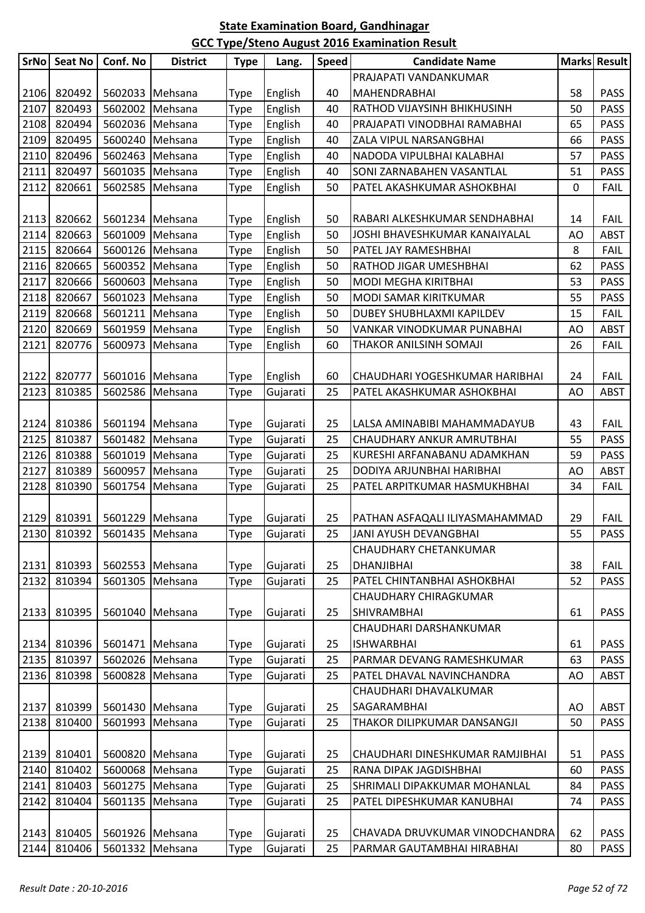## State Examination Board, Gandhinagar

## GCC Type/Steno August 2016 Examination Result

| SrNo | Seat No | Conf. No | District | Type | Lang. | Speed | Candidate Name | Marks | Result |
|---|---|---|---|---|---|---|---|---|---|
| 2106 | 820492 | 5602033 | Mehsana | Type | English | 40 | PRAJAPATI VANDANKUMAR MAHENDRABHAI | 58 | PASS |
| 2107 | 820493 | 5602002 | Mehsana | Type | English | 40 | RATHOD VIJAYSINH BHIKHUSINH | 50 | PASS |
| 2108 | 820494 | 5602036 | Mehsana | Type | English | 40 | PRAJAPATI VINODBHAI RAMABHAI | 65 | PASS |
| 2109 | 820495 | 5600240 | Mehsana | Type | English | 40 | ZALA VIPUL NARSANGBHAI | 66 | PASS |
| 2110 | 820496 | 5602463 | Mehsana | Type | English | 40 | NADODA VIPULBHAI KALABHAI | 57 | PASS |
| 2111 | 820497 | 5601035 | Mehsana | Type | English | 40 | SONI ZARNABAHEN VASANTLAL | 51 | PASS |
| 2112 | 820661 | 5602585 | Mehsana | Type | English | 50 | PATEL AKASHKUMAR ASHOKBHAI | 0 | FAIL |
| 2113 | 820662 | 5601234 | Mehsana | Type | English | 50 | RABARI ALKESHKUMAR SENDHABHAI | 14 | FAIL |
| 2114 | 820663 | 5601009 | Mehsana | Type | English | 50 | JOSHI BHAVESHKUMAR KANAIYALAL | AO | ABST |
| 2115 | 820664 | 5600126 | Mehsana | Type | English | 50 | PATEL JAY RAMESHBHAI | 8 | FAIL |
| 2116 | 820665 | 5600352 | Mehsana | Type | English | 50 | RATHOD JIGAR UMESHBHAI | 62 | PASS |
| 2117 | 820666 | 5600603 | Mehsana | Type | English | 50 | MODI MEGHA KIRITBHAI | 53 | PASS |
| 2118 | 820667 | 5601023 | Mehsana | Type | English | 50 | MODI SAMAR KIRITKUMAR | 55 | PASS |
| 2119 | 820668 | 5601211 | Mehsana | Type | English | 50 | DUBEY SHUBHLAXMI KAPILDEV | 15 | FAIL |
| 2120 | 820669 | 5601959 | Mehsana | Type | English | 50 | VANKAR VINODKUMAR PUNABHAI | AO | ABST |
| 2121 | 820776 | 5600973 | Mehsana | Type | English | 60 | THAKOR ANILSINH SOMAJI | 26 | FAIL |
| 2122 | 820777 | 5601016 | Mehsana | Type | English | 60 | CHAUDHARI YOGESHKUMAR HARIBHAI | 24 | FAIL |
| 2123 | 810385 | 5602586 | Mehsana | Type | Gujarati | 25 | PATEL AKASHKUMAR ASHOKBHAI | AO | ABST |
| 2124 | 810386 | 5601194 | Mehsana | Type | Gujarati | 25 | LALSA AMINABIBI MAHAMMADAYUB | 43 | FAIL |
| 2125 | 810387 | 5601482 | Mehsana | Type | Gujarati | 25 | CHAUDHARY ANKUR AMRUTBHAI | 55 | PASS |
| 2126 | 810388 | 5601019 | Mehsana | Type | Gujarati | 25 | KURESHI ARFANABANU ADAMKHAN | 59 | PASS |
| 2127 | 810389 | 5600957 | Mehsana | Type | Gujarati | 25 | DODIYA ARJUNBHAI HARIBHAI | AO | ABST |
| 2128 | 810390 | 5601754 | Mehsana | Type | Gujarati | 25 | PATEL ARPITKUMAR HASMUKHBHAI | 34 | FAIL |
| 2129 | 810391 | 5601229 | Mehsana | Type | Gujarati | 25 | PATHAN ASFAQALI ILIYASMAHAMMAD | 29 | FAIL |
| 2130 | 810392 | 5601435 | Mehsana | Type | Gujarati | 25 | JANI AYUSH DEVANGBHAI | 55 | PASS |
| 2131 | 810393 | 5602553 | Mehsana | Type | Gujarati | 25 | CHAUDHARY CHETANKUMAR DHANJIBHAI | 38 | FAIL |
| 2132 | 810394 | 5601305 | Mehsana | Type | Gujarati | 25 | PATEL CHINTANBHAI ASHOKBHAI | 52 | PASS |
| 2133 | 810395 | 5601040 | Mehsana | Type | Gujarati | 25 | CHAUDHARY CHIRAGKUMAR SHIVRAMBHAI | 61 | PASS |
| 2134 | 810396 | 5601471 | Mehsana | Type | Gujarati | 25 | CHAUDHARI DARSHANKUMAR ISHWARBHAI | 61 | PASS |
| 2135 | 810397 | 5602026 | Mehsana | Type | Gujarati | 25 | PARMAR DEVANG RAMESHKUMAR | 63 | PASS |
| 2136 | 810398 | 5600828 | Mehsana | Type | Gujarati | 25 | PATEL DHAVAL NAVINCHANDRA | AO | ABST |
| 2137 | 810399 | 5601430 | Mehsana | Type | Gujarati | 25 | CHAUDHARI DHAVALKUMAR SAGARAMBHAI | AO | ABST |
| 2138 | 810400 | 5601993 | Mehsana | Type | Gujarati | 25 | THAKOR DILIPKUMAR DANSANGJI | 50 | PASS |
| 2139 | 810401 | 5600820 | Mehsana | Type | Gujarati | 25 | CHAUDHARI DINESHKUMAR RAMJIBHAI | 51 | PASS |
| 2140 | 810402 | 5600068 | Mehsana | Type | Gujarati | 25 | RANA DIPAK JAGDISHBHAI | 60 | PASS |
| 2141 | 810403 | 5601275 | Mehsana | Type | Gujarati | 25 | SHRIMALI DIPAKKUMAR MOHANLAL | 84 | PASS |
| 2142 | 810404 | 5601135 | Mehsana | Type | Gujarati | 25 | PATEL DIPESHKUMAR KANUBHAI | 74 | PASS |
| 2143 | 810405 | 5601926 | Mehsana | Type | Gujarati | 25 | CHAVADA DRUVKUMAR VINODCHANDRA | 62 | PASS |
| 2144 | 810406 | 5601332 | Mehsana | Type | Gujarati | 25 | PARMAR GAUTAMBHAI HIRABHAI | 80 | PASS |

*Result Date : 20-10-2016*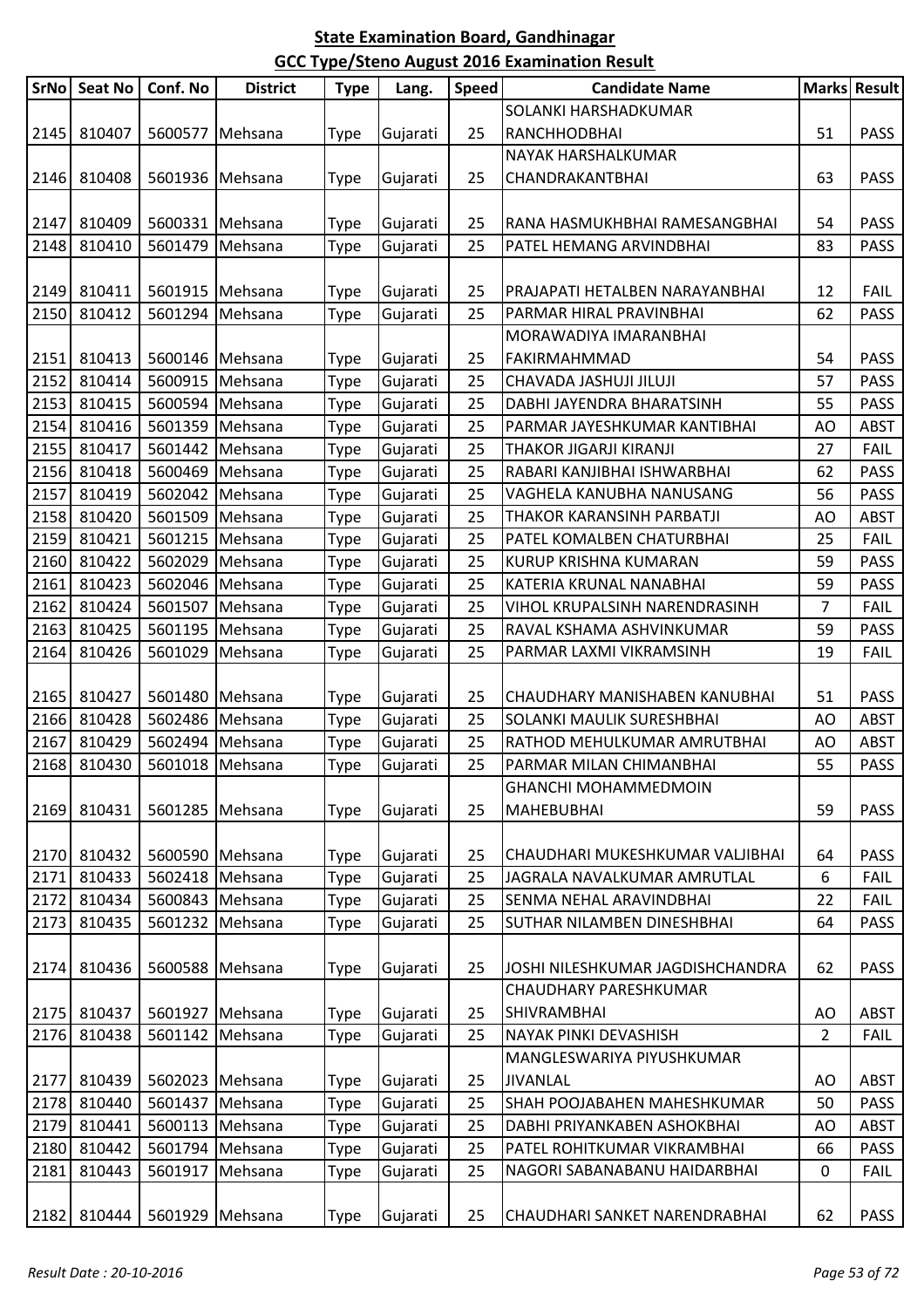**State Examination Board, Gandhinagar**

**GCC Type/Steno August 2016 Examination Result**

| SrNo | Seat No | Conf. No | District | Type | Lang. | Speed | Candidate Name | Marks | Result |
|---|---|---|---|---|---|---|---|---|---|
| 2145 | 810407 | 5600577 | Mehsana | Type | Gujarati | 25 | SOLANKI HARSHADKUMAR RANCHHODBHAI | 51 | PASS |
| 2146 | 810408 | 5601936 | Mehsana | Type | Gujarati | 25 | NAYAK HARSHALKUMAR CHANDRAKANTBHAI | 63 | PASS |
| 2147 | 810409 | 5600331 | Mehsana | Type | Gujarati | 25 | RANA HASMUKHBHAI RAMESANGBHAI | 54 | PASS |
| 2148 | 810410 | 5601479 | Mehsana | Type | Gujarati | 25 | PATEL HEMANG ARVINDBHAI | 83 | PASS |
| 2149 | 810411 | 5601915 | Mehsana | Type | Gujarati | 25 | PRAJAPATI HETALBEN NARAYANBHAI | 12 | FAIL |
| 2150 | 810412 | 5601294 | Mehsana | Type | Gujarati | 25 | PARMAR HIRAL PRAVINBHAI | 62 | PASS |
| 2151 | 810413 | 5600146 | Mehsana | Type | Gujarati | 25 | MORAWADIYA IMARANBHAI FAKIRMAHMMAD | 54 | PASS |
| 2152 | 810414 | 5600915 | Mehsana | Type | Gujarati | 25 | CHAVADA JASHUJI JILUJI | 57 | PASS |
| 2153 | 810415 | 5600594 | Mehsana | Type | Gujarati | 25 | DABHI JAYENDRA BHARATSINH | 55 | PASS |
| 2154 | 810416 | 5601359 | Mehsana | Type | Gujarati | 25 | PARMAR JAYESHKUMAR KANTIBHAI | AO | ABST |
| 2155 | 810417 | 5601442 | Mehsana | Type | Gujarati | 25 | THAKOR JIGARJI KIRANJI | 27 | FAIL |
| 2156 | 810418 | 5600469 | Mehsana | Type | Gujarati | 25 | RABARI KANJIBHAI ISHWARBHAI | 62 | PASS |
| 2157 | 810419 | 5602042 | Mehsana | Type | Gujarati | 25 | VAGHELA KANUBHA NANUSANG | 56 | PASS |
| 2158 | 810420 | 5601509 | Mehsana | Type | Gujarati | 25 | THAKOR KARANSINH PARBATJI | AO | ABST |
| 2159 | 810421 | 5601215 | Mehsana | Type | Gujarati | 25 | PATEL KOMALBEN CHATURBHAI | 25 | FAIL |
| 2160 | 810422 | 5602029 | Mehsana | Type | Gujarati | 25 | KURUP KRISHNA KUMARAN | 59 | PASS |
| 2161 | 810423 | 5602046 | Mehsana | Type | Gujarati | 25 | KATERIA KRUNAL NANABHAI | 59 | PASS |
| 2162 | 810424 | 5601507 | Mehsana | Type | Gujarati | 25 | VIHOL KRUPALSINH NARENDRASINH | 7 | FAIL |
| 2163 | 810425 | 5601195 | Mehsana | Type | Gujarati | 25 | RAVAL KSHAMA ASHVINKUMAR | 59 | PASS |
| 2164 | 810426 | 5601029 | Mehsana | Type | Gujarati | 25 | PARMAR LAXMI VIKRAMSINH | 19 | FAIL |
| 2165 | 810427 | 5601480 | Mehsana | Type | Gujarati | 25 | CHAUDHARY MANISHABEN KANUBHAI | 51 | PASS |
| 2166 | 810428 | 5602486 | Mehsana | Type | Gujarati | 25 | SOLANKI MAULIK SURESHBHAI | AO | ABST |
| 2167 | 810429 | 5602494 | Mehsana | Type | Gujarati | 25 | RATHOD MEHULKUMAR AMRUTBHAI | AO | ABST |
| 2168 | 810430 | 5601018 | Mehsana | Type | Gujarati | 25 | PARMAR MILAN CHIMANBHAI | 55 | PASS |
| 2169 | 810431 | 5601285 | Mehsana | Type | Gujarati | 25 | GHANCHI MOHAMMEDMOIN MAHEBUBHAI | 59 | PASS |
| 2170 | 810432 | 5600590 | Mehsana | Type | Gujarati | 25 | CHAUDHARI MUKESHKUMAR VALJIBHAI | 64 | PASS |
| 2171 | 810433 | 5602418 | Mehsana | Type | Gujarati | 25 | JAGRALA NAVALKUMAR AMRUTLAL | 6 | FAIL |
| 2172 | 810434 | 5600843 | Mehsana | Type | Gujarati | 25 | SENMA NEHAL ARAVINDBHAI | 22 | FAIL |
| 2173 | 810435 | 5601232 | Mehsana | Type | Gujarati | 25 | SUTHAR NILAMBEN DINESHBHAI | 64 | PASS |
| 2174 | 810436 | 5600588 | Mehsana | Type | Gujarati | 25 | JOSHI NILESHKUMAR JAGDISHCHANDRA | 62 | PASS |
| 2175 | 810437 | 5601927 | Mehsana | Type | Gujarati | 25 | CHAUDHARY PARESHKUMAR SHIVRAMBHAI | AO | ABST |
| 2176 | 810438 | 5601142 | Mehsana | Type | Gujarati | 25 | NAYAK PINKI DEVASHISH | 2 | FAIL |
| 2177 | 810439 | 5602023 | Mehsana | Type | Gujarati | 25 | MANGLESWARIYA PIYUSHKUMAR JIVANLAL | AO | ABST |
| 2178 | 810440 | 5601437 | Mehsana | Type | Gujarati | 25 | SHAH POOJABAHEN MAHESHKUMAR | 50 | PASS |
| 2179 | 810441 | 5600113 | Mehsana | Type | Gujarati | 25 | DABHI PRIYANKABEN ASHOKBHAI | AO | ABST |
| 2180 | 810442 | 5601794 | Mehsana | Type | Gujarati | 25 | PATEL ROHITKUMAR VIKRAMBHAI | 66 | PASS |
| 2181 | 810443 | 5601917 | Mehsana | Type | Gujarati | 25 | NAGORI SABANABANU HAIDARBHAI | 0 | FAIL |
| 2182 | 810444 | 5601929 | Mehsana | Type | Gujarati | 25 | CHAUDHARI SANKET NARENDRABHAI | 62 | PASS |

*Result Date : 20-10-2016*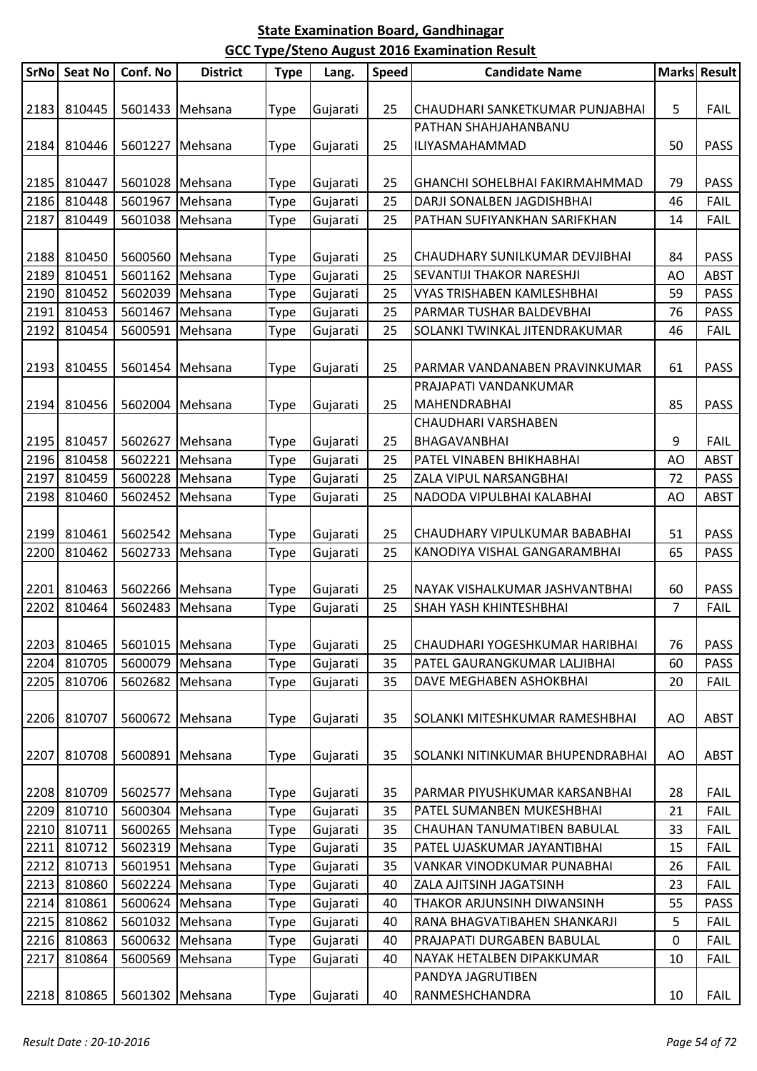## State Examination Board, Gandhinagar

## GCC Type/Steno August 2016 Examination Result

| SrNo | Seat No | Conf. No | District | Type | Lang. | Speed | Candidate Name | Marks | Result |
|---|---|---|---|---|---|---|---|---|---|
| 2183 | 810445 | 5601433 | Mehsana | Type | Gujarati | 25 | CHAUDHARI SANKETKUMAR PUNJABHAI | 5 | FAIL |
| 2184 | 810446 | 5601227 | Mehsana | Type | Gujarati | 25 | PATHAN SHAHJAHANBANU ILIYASMAHAMMAD | 50 | PASS |
| 2185 | 810447 | 5601028 | Mehsana | Type | Gujarati | 25 | GHANCHI SOHELBHAI FAKIRMAHMMAD | 79 | PASS |
| 2186 | 810448 | 5601967 | Mehsana | Type | Gujarati | 25 | DARJI SONALBEN JAGDISHBHAI | 46 | FAIL |
| 2187 | 810449 | 5601038 | Mehsana | Type | Gujarati | 25 | PATHAN SUFIYANKHAN SARIFKHAN | 14 | FAIL |
| 2188 | 810450 | 5600560 | Mehsana | Type | Gujarati | 25 | CHAUDHARY SUNILKUMAR DEVJIBHAI | 84 | PASS |
| 2189 | 810451 | 5601162 | Mehsana | Type | Gujarati | 25 | SEVANTIJI THAKOR NARESHJI | AO | ABST |
| 2190 | 810452 | 5602039 | Mehsana | Type | Gujarati | 25 | VYAS TRISHABEN KAMLESHBHAI | 59 | PASS |
| 2191 | 810453 | 5601467 | Mehsana | Type | Gujarati | 25 | PARMAR TUSHAR BALDEVBHAI | 76 | PASS |
| 2192 | 810454 | 5600591 | Mehsana | Type | Gujarati | 25 | SOLANKI TWINKAL JITENDRAKUMAR | 46 | FAIL |
| 2193 | 810455 | 5601454 | Mehsana | Type | Gujarati | 25 | PARMAR VANDANABEN PRAVINKUMAR | 61 | PASS |
| 2194 | 810456 | 5602004 | Mehsana | Type | Gujarati | 25 | PRAJAPATI VANDANKUMAR MAHENDRABHAI | 85 | PASS |
| 2195 | 810457 | 5602627 | Mehsana | Type | Gujarati | 25 | CHAUDHARI VARSHABEN BHAGAVANBHAI | 9 | FAIL |
| 2196 | 810458 | 5602221 | Mehsana | Type | Gujarati | 25 | PATEL VINABEN BHIKHABHAI | AO | ABST |
| 2197 | 810459 | 5600228 | Mehsana | Type | Gujarati | 25 | ZALA VIPUL NARSANGBHAI | 72 | PASS |
| 2198 | 810460 | 5602452 | Mehsana | Type | Gujarati | 25 | NADODA VIPULBHAI KALABHAI | AO | ABST |
| 2199 | 810461 | 5602542 | Mehsana | Type | Gujarati | 25 | CHAUDHARY VIPULKUMAR BABABHAI | 51 | PASS |
| 2200 | 810462 | 5602733 | Mehsana | Type | Gujarati | 25 | KANODIYA VISHAL GANGARAMBHAI | 65 | PASS |
| 2201 | 810463 | 5602266 | Mehsana | Type | Gujarati | 25 | NAYAK VISHALKUMAR JASHVANTBHAI | 60 | PASS |
| 2202 | 810464 | 5602483 | Mehsana | Type | Gujarati | 25 | SHAH YASH KHINTESHBHAI | 7 | FAIL |
| 2203 | 810465 | 5601015 | Mehsana | Type | Gujarati | 25 | CHAUDHARI YOGESHKUMAR HARIBHAI | 76 | PASS |
| 2204 | 810705 | 5600079 | Mehsana | Type | Gujarati | 35 | PATEL GAURANGKUMAR LALJIBHAI | 60 | PASS |
| 2205 | 810706 | 5602682 | Mehsana | Type | Gujarati | 35 | DAVE MEGHABEN ASHOKBHAI | 20 | FAIL |
| 2206 | 810707 | 5600672 | Mehsana | Type | Gujarati | 35 | SOLANKI MITESHKUMAR RAMESHBHAI | AO | ABST |
| 2207 | 810708 | 5600891 | Mehsana | Type | Gujarati | 35 | SOLANKI NITINKUMAR BHUPENDRABHAI | AO | ABST |
| 2208 | 810709 | 5602577 | Mehsana | Type | Gujarati | 35 | PARMAR PIYUSHKUMAR KARSANBHAI | 28 | FAIL |
| 2209 | 810710 | 5600304 | Mehsana | Type | Gujarati | 35 | PATEL SUMANBEN MUKESHBHAI | 21 | FAIL |
| 2210 | 810711 | 5600265 | Mehsana | Type | Gujarati | 35 | CHAUHAN TANUMATIBEN BABULAL | 33 | FAIL |
| 2211 | 810712 | 5602319 | Mehsana | Type | Gujarati | 35 | PATEL UJASKUMAR JAYANTIBHAI | 15 | FAIL |
| 2212 | 810713 | 5601951 | Mehsana | Type | Gujarati | 35 | VANKAR VINODKUMAR PUNABHAI | 26 | FAIL |
| 2213 | 810860 | 5602224 | Mehsana | Type | Gujarati | 40 | ZALA AJITSINH JAGATSINH | 23 | FAIL |
| 2214 | 810861 | 5600624 | Mehsana | Type | Gujarati | 40 | THAKOR ARJUNSINH DIWANSINH | 55 | PASS |
| 2215 | 810862 | 5601032 | Mehsana | Type | Gujarati | 40 | RANA BHAGVATIBAHEN SHANKARJI | 5 | FAIL |
| 2216 | 810863 | 5600632 | Mehsana | Type | Gujarati | 40 | PRAJAPATI DURGABEN BABULAL | 0 | FAIL |
| 2217 | 810864 | 5600569 | Mehsana | Type | Gujarati | 40 | NAYAK HETALBEN DIPAKKUMAR | 10 | FAIL |
| 2218 | 810865 | 5601302 | Mehsana | Type | Gujarati | 40 | PANDYA JAGRUTIBEN RANMESHCHANDRA | 10 | FAIL |

*Result Date : 20-10-2016*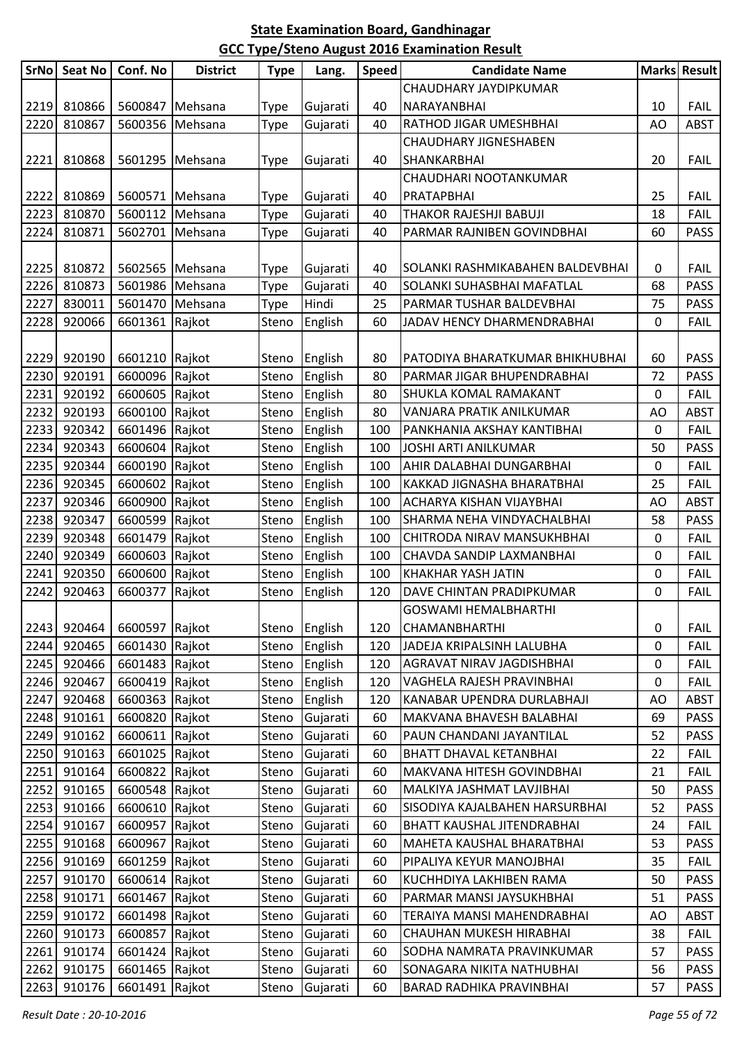# State Examination Board, Gandhinagar

## GCC Type/Steno August 2016 Examination Result

| SrNo | Seat No | Conf. No | District | Type | Lang. | Speed | Candidate Name | Marks | Result |
|---|---|---|---|---|---|---|---|---|---|
| 2219 | 810866 | 5600847 | Mehsana | Type | Gujarati | 40 | CHAUDHARY JAYDIPKUMAR NARAYANBHAI | 10 | FAIL |
| 2220 | 810867 | 5600356 | Mehsana | Type | Gujarati | 40 | RATHOD JIGAR UMESHBHAI | AO | ABST |
| 2221 | 810868 | 5601295 | Mehsana | Type | Gujarati | 40 | CHAUDHARY JIGNESHABEN SHANKARBHAI | 20 | FAIL |
| 2222 | 810869 | 5600571 | Mehsana | Type | Gujarati | 40 | CHAUDHARI NOOTANKUMAR PRATAPBHAI | 25 | FAIL |
| 2223 | 810870 | 5600112 | Mehsana | Type | Gujarati | 40 | THAKOR RAJESHJI BABUJI | 18 | FAIL |
| 2224 | 810871 | 5602701 | Mehsana | Type | Gujarati | 40 | PARMAR RAJNIBEN GOVINDBHAI | 60 | PASS |
| 2225 | 810872 | 5602565 | Mehsana | Type | Gujarati | 40 | SOLANKI RASHMIKABAHEN BALDEVBHAI | 0 | FAIL |
| 2226 | 810873 | 5601986 | Mehsana | Type | Gujarati | 40 | SOLANKI SUHASBHAI MAFATLAL | 68 | PASS |
| 2227 | 830011 | 5601470 | Mehsana | Type | Hindi | 25 | PARMAR TUSHAR BALDEVBHAI | 75 | PASS |
| 2228 | 920066 | 6601361 | Rajkot | Steno | English | 60 | JADAV HENCY DHARMENDRABHAI | 0 | FAIL |
| 2229 | 920190 | 6601210 | Rajkot | Steno | English | 80 | PATODIYA BHARATKUMAR BHIKHUBHAI | 60 | PASS |
| 2230 | 920191 | 6600096 | Rajkot | Steno | English | 80 | PARMAR JIGAR BHUPENDRABHAI | 72 | PASS |
| 2231 | 920192 | 6600605 | Rajkot | Steno | English | 80 | SHUKLA KOMAL RAMAKANT | 0 | FAIL |
| 2232 | 920193 | 6600100 | Rajkot | Steno | English | 80 | VANJARA PRATIK ANILKUMAR | AO | ABST |
| 2233 | 920342 | 6601496 | Rajkot | Steno | English | 100 | PANKHANIA AKSHAY KANTIBHAI | 0 | FAIL |
| 2234 | 920343 | 6600604 | Rajkot | Steno | English | 100 | JOSHI ARTI ANILKUMAR | 50 | PASS |
| 2235 | 920344 | 6600190 | Rajkot | Steno | English | 100 | AHIR DALABHAI DUNGARBHAI | 0 | FAIL |
| 2236 | 920345 | 6600602 | Rajkot | Steno | English | 100 | KAKKAD JIGNASHA BHARATBHAI | 25 | FAIL |
| 2237 | 920346 | 6600900 | Rajkot | Steno | English | 100 | ACHARYA KISHAN VIJAYBHAI | AO | ABST |
| 2238 | 920347 | 6600599 | Rajkot | Steno | English | 100 | SHARMA NEHA VINDYACHALBHAI | 58 | PASS |
| 2239 | 920348 | 6601479 | Rajkot | Steno | English | 100 | CHITRODA NIRAV MANSUKHBHAI | 0 | FAIL |
| 2240 | 920349 | 6600603 | Rajkot | Steno | English | 100 | CHAVDA SANDIP LAXMANBHAI | 0 | FAIL |
| 2241 | 920350 | 6600600 | Rajkot | Steno | English | 100 | KHAKHAR YASH JATIN | 0 | FAIL |
| 2242 | 920463 | 6600377 | Rajkot | Steno | English | 120 | DAVE CHINTAN PRADIPKUMAR | 0 | FAIL |
| 2243 | 920464 | 6600597 | Rajkot | Steno | English | 120 | GOSWAMI HEMALBHARTHI CHAMANBHARTHI | 0 | FAIL |
| 2244 | 920465 | 6601430 | Rajkot | Steno | English | 120 | JADEJA KRIPALSINH LALUBHA | 0 | FAIL |
| 2245 | 920466 | 6601483 | Rajkot | Steno | English | 120 | AGRAVAT NIRAV JAGDISHBHAI | 0 | FAIL |
| 2246 | 920467 | 6600419 | Rajkot | Steno | English | 120 | VAGHELA RAJESH PRAVINBHAI | 0 | FAIL |
| 2247 | 920468 | 6600363 | Rajkot | Steno | English | 120 | KANABAR UPENDRA DURLABHAJI | AO | ABST |
| 2248 | 910161 | 6600820 | Rajkot | Steno | Gujarati | 60 | MAKVANA BHAVESH BALABHAI | 69 | PASS |
| 2249 | 910162 | 6600611 | Rajkot | Steno | Gujarati | 60 | PAUN CHANDANI JAYANTILAL | 52 | PASS |
| 2250 | 910163 | 6601025 | Rajkot | Steno | Gujarati | 60 | BHATT DHAVAL KETANBHAI | 22 | FAIL |
| 2251 | 910164 | 6600822 | Rajkot | Steno | Gujarati | 60 | MAKVANA HITESH GOVINDBHAI | 21 | FAIL |
| 2252 | 910165 | 6600548 | Rajkot | Steno | Gujarati | 60 | MALKIYA JASHMAT LAVJIBHAI | 50 | PASS |
| 2253 | 910166 | 6600610 | Rajkot | Steno | Gujarati | 60 | SISODIYA KAJALBAHEN HARSURBHAI | 52 | PASS |
| 2254 | 910167 | 6600957 | Rajkot | Steno | Gujarati | 60 | BHATT KAUSHAL JITENDRABHAI | 24 | FAIL |
| 2255 | 910168 | 6600967 | Rajkot | Steno | Gujarati | 60 | MAHETA KAUSHAL BHARATBHAI | 53 | PASS |
| 2256 | 910169 | 6601259 | Rajkot | Steno | Gujarati | 60 | PIPALIYA KEYUR MANOJBHAI | 35 | FAIL |
| 2257 | 910170 | 6600614 | Rajkot | Steno | Gujarati | 60 | KUCHHDIYA LAKHIBEN RAMA | 50 | PASS |
| 2258 | 910171 | 6601467 | Rajkot | Steno | Gujarati | 60 | PARMAR MANSI JAYSUKHBHAI | 51 | PASS |
| 2259 | 910172 | 6601498 | Rajkot | Steno | Gujarati | 60 | TERAIYA MANSI MAHENDRABHAI | AO | ABST |
| 2260 | 910173 | 6600857 | Rajkot | Steno | Gujarati | 60 | CHAUHAN MUKESH HIRABHAI | 38 | FAIL |
| 2261 | 910174 | 6601424 | Rajkot | Steno | Gujarati | 60 | SODHA NAMRATA PRAVINKUMAR | 57 | PASS |
| 2262 | 910175 | 6601465 | Rajkot | Steno | Gujarati | 60 | SONAGARA NIKITA NATHUBHAI | 56 | PASS |
| 2263 | 910176 | 6601491 | Rajkot | Steno | Gujarati | 60 | BARAD RADHIKA PRAVINBHAI | 57 | PASS |

*Result Date : 20-10-2016*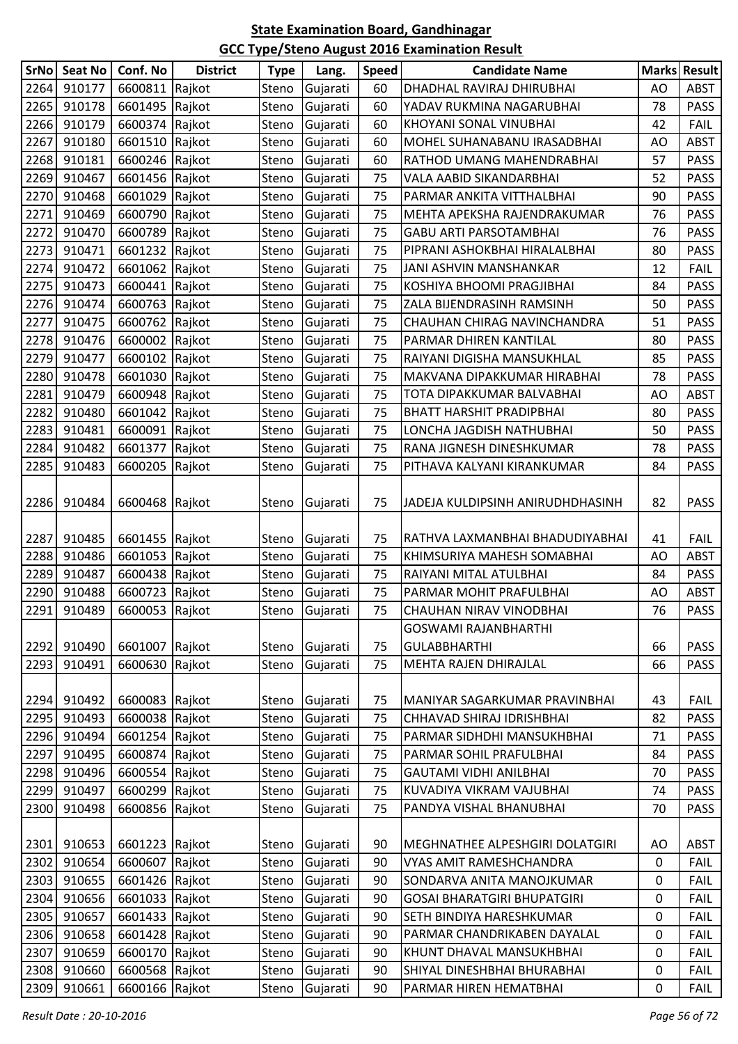**State Examination Board, Gandhinagar**

**GCC Type/Steno August 2016 Examination Result**

| SrNo | Seat No | Conf. No | District | Type | Lang. | Speed | Candidate Name | Marks | Result |
|---|---|---|---|---|---|---|---|---|---|
| 2264 | 910177 | 6600811 | Rajkot | Steno | Gujarati | 60 | DHADHAL RAVIRAJ DHIRUBHAI | AO | ABST |
| 2265 | 910178 | 6601495 | Rajkot | Steno | Gujarati | 60 | YADAV RUKMINA NAGARUBHAI | 78 | PASS |
| 2266 | 910179 | 6600374 | Rajkot | Steno | Gujarati | 60 | KHOYANI SONAL VINUBHAI | 42 | FAIL |
| 2267 | 910180 | 6601510 | Rajkot | Steno | Gujarati | 60 | MOHEL SUHANABANU IRASADBHAI | AO | ABST |
| 2268 | 910181 | 6600246 | Rajkot | Steno | Gujarati | 60 | RATHOD UMANG MAHENDRABHAI | 57 | PASS |
| 2269 | 910467 | 6601456 | Rajkot | Steno | Gujarati | 75 | VALA AABID SIKANDARBHAI | 52 | PASS |
| 2270 | 910468 | 6601029 | Rajkot | Steno | Gujarati | 75 | PARMAR ANKITA VITTHALBHAI | 90 | PASS |
| 2271 | 910469 | 6600790 | Rajkot | Steno | Gujarati | 75 | MEHTA APEKSHA RAJENDRAKUMAR | 76 | PASS |
| 2272 | 910470 | 6600789 | Rajkot | Steno | Gujarati | 75 | GABU ARTI PARSOTAMBHAI | 76 | PASS |
| 2273 | 910471 | 6601232 | Rajkot | Steno | Gujarati | 75 | PIPRANI ASHOKBHAI HIRALALBHAI | 80 | PASS |
| 2274 | 910472 | 6601062 | Rajkot | Steno | Gujarati | 75 | JANI ASHVIN MANSHANKAR | 12 | FAIL |
| 2275 | 910473 | 6600441 | Rajkot | Steno | Gujarati | 75 | KOSHIYA BHOOMI PRAGJIBHAI | 84 | PASS |
| 2276 | 910474 | 6600763 | Rajkot | Steno | Gujarati | 75 | ZALA BIJENDRASINH RAMSINH | 50 | PASS |
| 2277 | 910475 | 6600762 | Rajkot | Steno | Gujarati | 75 | CHAUHAN CHIRAG NAVINCHANDRA | 51 | PASS |
| 2278 | 910476 | 6600002 | Rajkot | Steno | Gujarati | 75 | PARMAR DHIREN KANTILAL | 80 | PASS |
| 2279 | 910477 | 6600102 | Rajkot | Steno | Gujarati | 75 | RAIYANI DIGISHA MANSUKHLAL | 85 | PASS |
| 2280 | 910478 | 6601030 | Rajkot | Steno | Gujarati | 75 | MAKVANA DIPAKKUMAR HIRABHAI | 78 | PASS |
| 2281 | 910479 | 6600948 | Rajkot | Steno | Gujarati | 75 | TOTA DIPAKKUMAR BALVABHAI | AO | ABST |
| 2282 | 910480 | 6601042 | Rajkot | Steno | Gujarati | 75 | BHATT HARSHIT PRADIPBHAI | 80 | PASS |
| 2283 | 910481 | 6600091 | Rajkot | Steno | Gujarati | 75 | LONCHA JAGDISH NATHUBHAI | 50 | PASS |
| 2284 | 910482 | 6601377 | Rajkot | Steno | Gujarati | 75 | RANA JIGNESH DINESHKUMAR | 78 | PASS |
| 2285 | 910483 | 6600205 | Rajkot | Steno | Gujarati | 75 | PITHAVA KALYANI KIRANKUMAR | 84 | PASS |
| 2286 | 910484 | 6600468 | Rajkot | Steno | Gujarati | 75 | JADEJA KULDIPSINH ANIRUDHDHASINH | 82 | PASS |
| 2287 | 910485 | 6601455 | Rajkot | Steno | Gujarati | 75 | RATHVA LAXMANBHAI BHADUDIYABHAI | 41 | FAIL |
| 2288 | 910486 | 6601053 | Rajkot | Steno | Gujarati | 75 | KHIMSURIYA MAHESH SOMABHAI | AO | ABST |
| 2289 | 910487 | 6600438 | Rajkot | Steno | Gujarati | 75 | RAIYANI MITAL ATULBHAI | 84 | PASS |
| 2290 | 910488 | 6600723 | Rajkot | Steno | Gujarati | 75 | PARMAR MOHIT PRAFULBHAI | AO | ABST |
| 2291 | 910489 | 6600053 | Rajkot | Steno | Gujarati | 75 | CHAUHAN NIRAV VINODBHAI | 76 | PASS |
| 2292 | 910490 | 6601007 | Rajkot | Steno | Gujarati | 75 | GOSWAMI RAJANBHARTHI GULABBHARTHI | 66 | PASS |
| 2293 | 910491 | 6600630 | Rajkot | Steno | Gujarati | 75 | MEHTA RAJEN DHIRAJLAL | 66 | PASS |
| 2294 | 910492 | 6600083 | Rajkot | Steno | Gujarati | 75 | MANIYAR SAGARKUMAR PRAVINBHAI | 43 | FAIL |
| 2295 | 910493 | 6600038 | Rajkot | Steno | Gujarati | 75 | CHHAVAD SHIRAJ IDRISHBHAI | 82 | PASS |
| 2296 | 910494 | 6601254 | Rajkot | Steno | Gujarati | 75 | PARMAR SIDHDHI MANSUKHBHAI | 71 | PASS |
| 2297 | 910495 | 6600874 | Rajkot | Steno | Gujarati | 75 | PARMAR SOHIL PRAFULBHAI | 84 | PASS |
| 2298 | 910496 | 6600554 | Rajkot | Steno | Gujarati | 75 | GAUTAMI VIDHI ANILBHAI | 70 | PASS |
| 2299 | 910497 | 6600299 | Rajkot | Steno | Gujarati | 75 | KUVADIYA VIKRAM VAJUBHAI | 74 | PASS |
| 2300 | 910498 | 6600856 | Rajkot | Steno | Gujarati | 75 | PANDYA VISHAL BHANUBHAI | 70 | PASS |
| 2301 | 910653 | 6601223 | Rajkot | Steno | Gujarati | 90 | MEGHNATHEE ALPESHGIRI DOLATGIRI | AO | ABST |
| 2302 | 910654 | 6600607 | Rajkot | Steno | Gujarati | 90 | VYAS AMIT RAMESHCHANDRA | 0 | FAIL |
| 2303 | 910655 | 6601426 | Rajkot | Steno | Gujarati | 90 | SONDARVA ANITA MANOJKUMAR | 0 | FAIL |
| 2304 | 910656 | 6601033 | Rajkot | Steno | Gujarati | 90 | GOSAI BHARATGIRI BHUPATGIRI | 0 | FAIL |
| 2305 | 910657 | 6601433 | Rajkot | Steno | Gujarati | 90 | SETH BINDIYA HARESHKUMAR | 0 | FAIL |
| 2306 | 910658 | 6601428 | Rajkot | Steno | Gujarati | 90 | PARMAR CHANDRIKABEN DAYALAL | 0 | FAIL |
| 2307 | 910659 | 6600170 | Rajkot | Steno | Gujarati | 90 | KHUNT DHAVAL MANSUKHBHAI | 0 | FAIL |
| 2308 | 910660 | 6600568 | Rajkot | Steno | Gujarati | 90 | SHIYAL DINESHBHAI BHURABHAI | 0 | FAIL |
| 2309 | 910661 | 6600166 | Rajkot | Steno | Gujarati | 90 | PARMAR HIREN HEMATBHAI | 0 | FAIL |

*Result Date : 20-10-2016*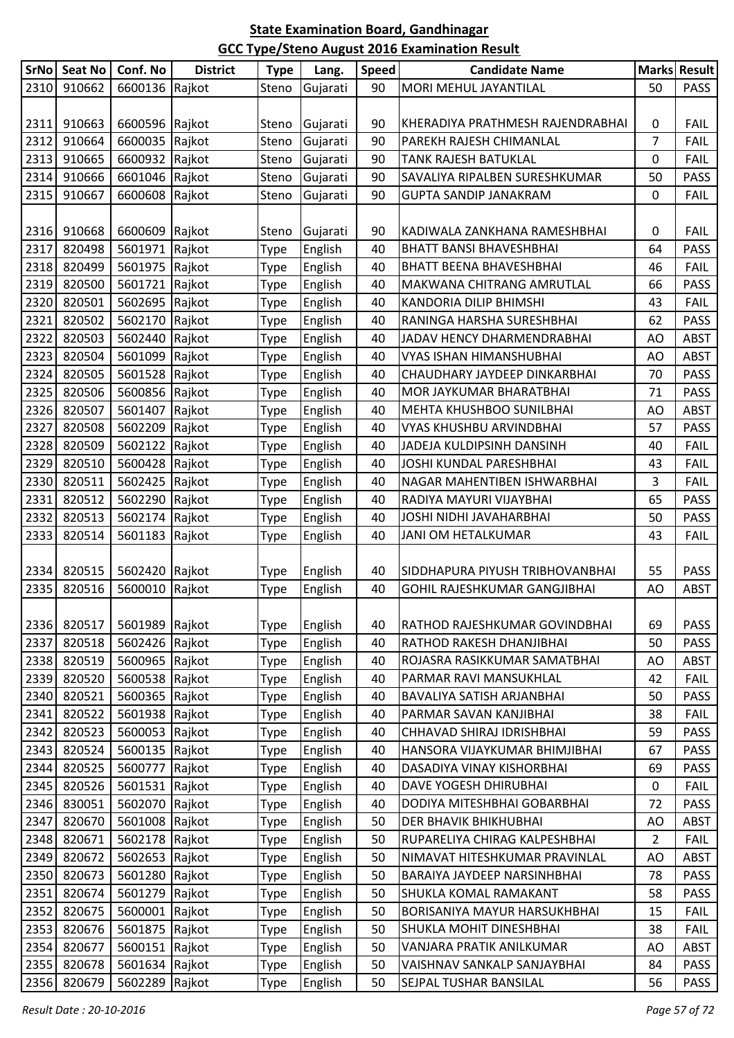# State Examination Board, Gandhinagar

## GCC Type/Steno August 2016 Examination Result

| SrNo | Seat No | Conf. No | District | Type | Lang. | Speed | Candidate Name | Marks | Result |
|---|---|---|---|---|---|---|---|---|---|
| 2310 | 910662 | 6600136 | Rajkot | Steno | Gujarati | 90 | MORI MEHUL JAYANTILAL | 50 | PASS |
| 2311 | 910663 | 6600596 | Rajkot | Steno | Gujarati | 90 | KHERADIYA PRATHMESH RAJENDRABHAI | 0 | FAIL |
| 2312 | 910664 | 6600035 | Rajkot | Steno | Gujarati | 90 | PAREKH RAJESH CHIMANLAL | 7 | FAIL |
| 2313 | 910665 | 6600932 | Rajkot | Steno | Gujarati | 90 | TANK RAJESH BATUKLAL | 0 | FAIL |
| 2314 | 910666 | 6601046 | Rajkot | Steno | Gujarati | 90 | SAVALIYA RIPALBEN SURESHKUMAR | 50 | PASS |
| 2315 | 910667 | 6600608 | Rajkot | Steno | Gujarati | 90 | GUPTA SANDIP JANAKRAM | 0 | FAIL |
| 2316 | 910668 | 6600609 | Rajkot | Steno | Gujarati | 90 | KADIWALA ZANKHANA RAMESHBHAI | 0 | FAIL |
| 2317 | 820498 | 5601971 | Rajkot | Type | English | 40 | BHATT BANSI BHAVESHBHAI | 64 | PASS |
| 2318 | 820499 | 5601975 | Rajkot | Type | English | 40 | BHATT BEENA BHAVESHBHAI | 46 | FAIL |
| 2319 | 820500 | 5601721 | Rajkot | Type | English | 40 | MAKWANA CHITRANG AMRUTLAL | 66 | PASS |
| 2320 | 820501 | 5602695 | Rajkot | Type | English | 40 | KANDORIA DILIP BHIMSHI | 43 | FAIL |
| 2321 | 820502 | 5602170 | Rajkot | Type | English | 40 | RANINGA HARSHA SURESHBHAI | 62 | PASS |
| 2322 | 820503 | 5602440 | Rajkot | Type | English | 40 | JADAV HENCY DHARMENDRABHAI | AO | ABST |
| 2323 | 820504 | 5601099 | Rajkot | Type | English | 40 | VYAS ISHAN HIMANSHUBHAI | AO | ABST |
| 2324 | 820505 | 5601528 | Rajkot | Type | English | 40 | CHAUDHARY JAYDEEP DINKARBHAI | 70 | PASS |
| 2325 | 820506 | 5600856 | Rajkot | Type | English | 40 | MOR JAYKUMAR BHARATBHAI | 71 | PASS |
| 2326 | 820507 | 5601407 | Rajkot | Type | English | 40 | MEHTA KHUSHBOO SUNILBHAI | AO | ABST |
| 2327 | 820508 | 5602209 | Rajkot | Type | English | 40 | VYAS KHUSHBU ARVINDBHAI | 57 | PASS |
| 2328 | 820509 | 5602122 | Rajkot | Type | English | 40 | JADEJA KULDIPSINH DANSINH | 40 | FAIL |
| 2329 | 820510 | 5600428 | Rajkot | Type | English | 40 | JOSHI KUNDAL PARESHBHAI | 43 | FAIL |
| 2330 | 820511 | 5602425 | Rajkot | Type | English | 40 | NAGAR MAHENTIBEN ISHWARBHAI | 3 | FAIL |
| 2331 | 820512 | 5602290 | Rajkot | Type | English | 40 | RADIYA MAYURI VIJAYBHAI | 65 | PASS |
| 2332 | 820513 | 5602174 | Rajkot | Type | English | 40 | JOSHI NIDHI JAVAHARBHAI | 50 | PASS |
| 2333 | 820514 | 5601183 | Rajkot | Type | English | 40 | JANI OM HETALKUMAR | 43 | FAIL |
| 2334 | 820515 | 5602420 | Rajkot | Type | English | 40 | SIDDHAPURA PIYUSH TRIBHOVANBHAI | 55 | PASS |
| 2335 | 820516 | 5600010 | Rajkot | Type | English | 40 | GOHIL RAJESHKUMAR GANGJIBHAI | AO | ABST |
| 2336 | 820517 | 5601989 | Rajkot | Type | English | 40 | RATHOD RAJESHKUMAR GOVINDBHAI | 69 | PASS |
| 2337 | 820518 | 5602426 | Rajkot | Type | English | 40 | RATHOD RAKESH DHANJIBHAI | 50 | PASS |
| 2338 | 820519 | 5600965 | Rajkot | Type | English | 40 | ROJASRA RASIKKUMAR SAMATBHAI | AO | ABST |
| 2339 | 820520 | 5600538 | Rajkot | Type | English | 40 | PARMAR RAVI MANSUKHLAL | 42 | FAIL |
| 2340 | 820521 | 5600365 | Rajkot | Type | English | 40 | BAVALIYA SATISH ARJANBHAI | 50 | PASS |
| 2341 | 820522 | 5601938 | Rajkot | Type | English | 40 | PARMAR SAVAN KANJIBHAI | 38 | FAIL |
| 2342 | 820523 | 5600053 | Rajkot | Type | English | 40 | CHHAVAD SHIRAJ IDRISHBHAI | 59 | PASS |
| 2343 | 820524 | 5600135 | Rajkot | Type | English | 40 | HANSORA VIJAYKUMAR BHIMJIBHAI | 67 | PASS |
| 2344 | 820525 | 5600777 | Rajkot | Type | English | 40 | DASADIYA VINAY KISHORBHAI | 69 | PASS |
| 2345 | 820526 | 5601531 | Rajkot | Type | English | 40 | DAVE YOGESH DHIRUBHAI | 0 | FAIL |
| 2346 | 830051 | 5602070 | Rajkot | Type | English | 40 | DODIYA MITESHBHAI GOBARBHAI | 72 | PASS |
| 2347 | 820670 | 5601008 | Rajkot | Type | English | 50 | DER BHAVIK BHIKHUBHAI | AO | ABST |
| 2348 | 820671 | 5602178 | Rajkot | Type | English | 50 | RUPARELIYA CHIRAG KALPESHBHAI | 2 | FAIL |
| 2349 | 820672 | 5602653 | Rajkot | Type | English | 50 | NIMAVAT HITESHKUMAR PRAVINLAL | AO | ABST |
| 2350 | 820673 | 5601280 | Rajkot | Type | English | 50 | BARAIYA JAYDEEP NARSINHBHAI | 78 | PASS |
| 2351 | 820674 | 5601279 | Rajkot | Type | English | 50 | SHUKLA KOMAL RAMAKANT | 58 | PASS |
| 2352 | 820675 | 5600001 | Rajkot | Type | English | 50 | BORISANIYA MAYUR HARSUKHBHAI | 15 | FAIL |
| 2353 | 820676 | 5601875 | Rajkot | Type | English | 50 | SHUKLA MOHIT DINESHBHAI | 38 | FAIL |
| 2354 | 820677 | 5600151 | Rajkot | Type | English | 50 | VANJARA PRATIK ANILKUMAR | AO | ABST |
| 2355 | 820678 | 5601634 | Rajkot | Type | English | 50 | VAISHNAV SANKALP SANJAYBHAI | 84 | PASS |
| 2356 | 820679 | 5602289 | Rajkot | Type | English | 50 | SEJPAL TUSHAR BANSILAL | 56 | PASS |

*Result Date : 20-10-2016*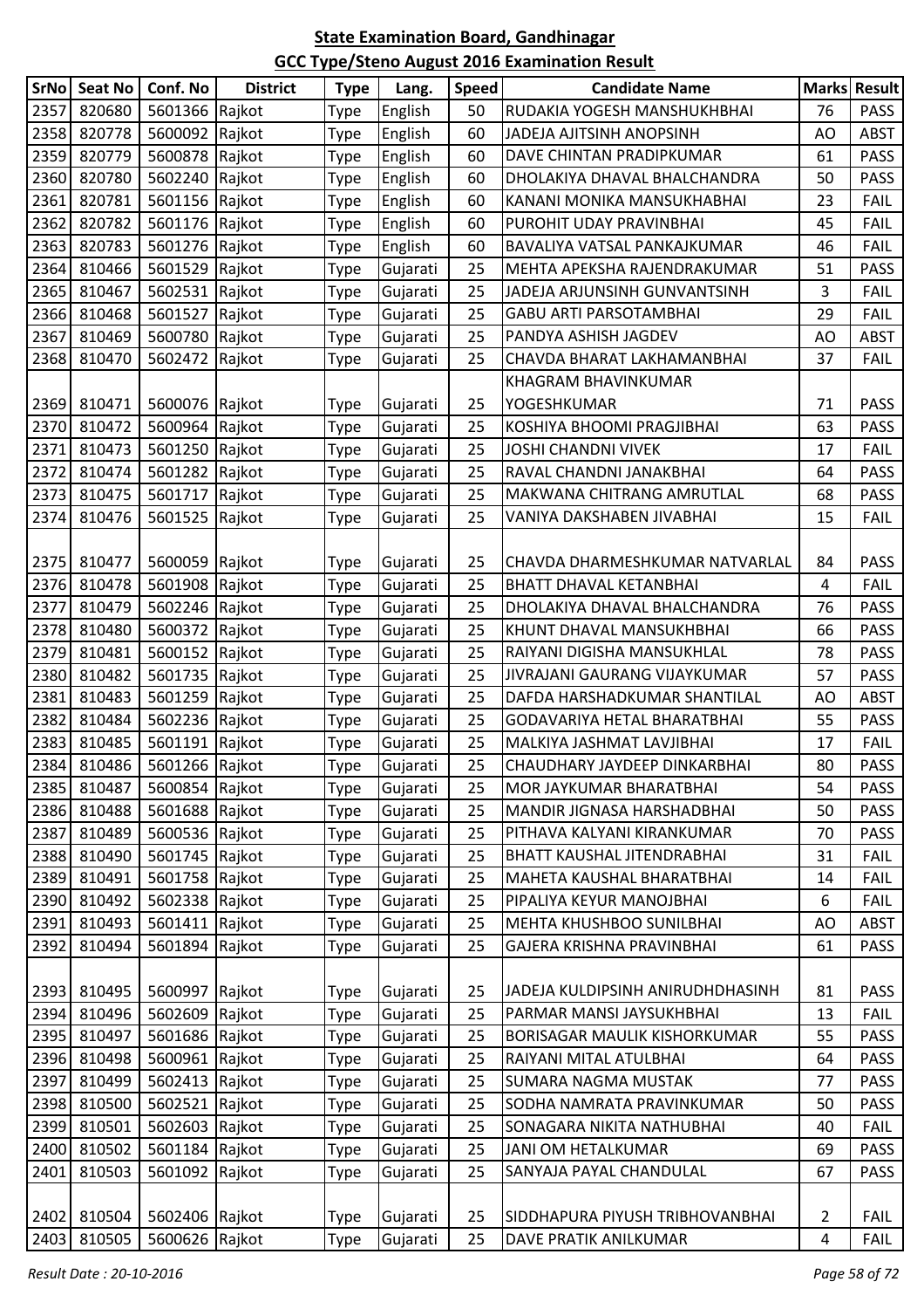**State Examination Board, Gandhinagar**

**GCC Type/Steno August 2016 Examination Result**

| SrNo | Seat No | Conf. No | District | Type | Lang. | Speed | Candidate Name | Marks | Result |
|---|---|---|---|---|---|---|---|---|---|
| 2357 | 820680 | 5601366 | Rajkot | Type | English | 50 | RUDAKIA YOGESH MANSHUKHBHAI | 76 | PASS |
| 2358 | 820778 | 5600092 | Rajkot | Type | English | 60 | JADEJA AJITSINH ANOPSINH | AO | ABST |
| 2359 | 820779 | 5600878 | Rajkot | Type | English | 60 | DAVE CHINTAN PRADIPKUMAR | 61 | PASS |
| 2360 | 820780 | 5602240 | Rajkot | Type | English | 60 | DHOLAKIYA DHAVAL BHALCHANDRA | 50 | PASS |
| 2361 | 820781 | 5601156 | Rajkot | Type | English | 60 | KANANI MONIKA MANSUKHABHAI | 23 | FAIL |
| 2362 | 820782 | 5601176 | Rajkot | Type | English | 60 | PUROHIT UDAY PRAVINBHAI | 45 | FAIL |
| 2363 | 820783 | 5601276 | Rajkot | Type | English | 60 | BAVALIYA VATSAL PANKAJKUMAR | 46 | FAIL |
| 2364 | 810466 | 5601529 | Rajkot | Type | Gujarati | 25 | MEHTA APEKSHA RAJENDRAKUMAR | 51 | PASS |
| 2365 | 810467 | 5602531 | Rajkot | Type | Gujarati | 25 | JADEJA ARJUNSINH GUNVANTSINH | 3 | FAIL |
| 2366 | 810468 | 5601527 | Rajkot | Type | Gujarati | 25 | GABU ARTI PARSOTAMBHAI | 29 | FAIL |
| 2367 | 810469 | 5600780 | Rajkot | Type | Gujarati | 25 | PANDYA ASHISH JAGDEV | AO | ABST |
| 2368 | 810470 | 5602472 | Rajkot | Type | Gujarati | 25 | CHAVDA BHARAT LAKHAMANBHAI | 37 | FAIL |
| 2369 | 810471 | 5600076 | Rajkot | Type | Gujarati | 25 | KHAGRAM BHAVINKUMAR YOGESHKUMAR | 71 | PASS |
| 2370 | 810472 | 5600964 | Rajkot | Type | Gujarati | 25 | KOSHIYA BHOOMI PRAGJIBHAI | 63 | PASS |
| 2371 | 810473 | 5601250 | Rajkot | Type | Gujarati | 25 | JOSHI CHANDNI VIVEK | 17 | FAIL |
| 2372 | 810474 | 5601282 | Rajkot | Type | Gujarati | 25 | RAVAL CHANDNI JANAKBHAI | 64 | PASS |
| 2373 | 810475 | 5601717 | Rajkot | Type | Gujarati | 25 | MAKWANA CHITRANG AMRUTLAL | 68 | PASS |
| 2374 | 810476 | 5601525 | Rajkot | Type | Gujarati | 25 | VANIYA DAKSHABEN JIVABHAI | 15 | FAIL |
| 2375 | 810477 | 5600059 | Rajkot | Type | Gujarati | 25 | CHAVDA DHARMESHKUMAR NATVARLAL | 84 | PASS |
| 2376 | 810478 | 5601908 | Rajkot | Type | Gujarati | 25 | BHATT DHAVAL KETANBHAI | 4 | FAIL |
| 2377 | 810479 | 5602246 | Rajkot | Type | Gujarati | 25 | DHOLAKIYA DHAVAL BHALCHANDRA | 76 | PASS |
| 2378 | 810480 | 5600372 | Rajkot | Type | Gujarati | 25 | KHUNT DHAVAL MANSUKHBHAI | 66 | PASS |
| 2379 | 810481 | 5600152 | Rajkot | Type | Gujarati | 25 | RAIYANI DIGISHA MANSUKHLAL | 78 | PASS |
| 2380 | 810482 | 5601735 | Rajkot | Type | Gujarati | 25 | JIVRAJANI GAURANG VIJAYKUMAR | 57 | PASS |
| 2381 | 810483 | 5601259 | Rajkot | Type | Gujarati | 25 | DAFDA HARSHADKUMAR SHANTILAL | AO | ABST |
| 2382 | 810484 | 5602236 | Rajkot | Type | Gujarati | 25 | GODAVARIYA HETAL BHARATBHAI | 55 | PASS |
| 2383 | 810485 | 5601191 | Rajkot | Type | Gujarati | 25 | MALKIYA JASHMAT LAVJIBHAI | 17 | FAIL |
| 2384 | 810486 | 5601266 | Rajkot | Type | Gujarati | 25 | CHAUDHARY JAYDEEP DINKARBHAI | 80 | PASS |
| 2385 | 810487 | 5600854 | Rajkot | Type | Gujarati | 25 | MOR JAYKUMAR BHARATBHAI | 54 | PASS |
| 2386 | 810488 | 5601688 | Rajkot | Type | Gujarati | 25 | MANDIR JIGNASA HARSHADBHAI | 50 | PASS |
| 2387 | 810489 | 5600536 | Rajkot | Type | Gujarati | 25 | PITHAVA KALYANI KIRANKUMAR | 70 | PASS |
| 2388 | 810490 | 5601745 | Rajkot | Type | Gujarati | 25 | BHATT KAUSHAL JITENDRABHAI | 31 | FAIL |
| 2389 | 810491 | 5601758 | Rajkot | Type | Gujarati | 25 | MAHETA KAUSHAL BHARATBHAI | 14 | FAIL |
| 2390 | 810492 | 5602338 | Rajkot | Type | Gujarati | 25 | PIPALIYA KEYUR MANOJBHAI | 6 | FAIL |
| 2391 | 810493 | 5601411 | Rajkot | Type | Gujarati | 25 | MEHTA KHUSHBOO SUNILBHAI | AO | ABST |
| 2392 | 810494 | 5601894 | Rajkot | Type | Gujarati | 25 | GAJERA KRISHNA PRAVINBHAI | 61 | PASS |
| 2393 | 810495 | 5600997 | Rajkot | Type | Gujarati | 25 | JADEJA KULDIPSINH ANIRUDHDHASINH | 81 | PASS |
| 2394 | 810496 | 5602609 | Rajkot | Type | Gujarati | 25 | PARMAR MANSI JAYSUKHBHAI | 13 | FAIL |
| 2395 | 810497 | 5601686 | Rajkot | Type | Gujarati | 25 | BORISAGAR MAULIK KISHORKUMAR | 55 | PASS |
| 2396 | 810498 | 5600961 | Rajkot | Type | Gujarati | 25 | RAIYANI MITAL ATULBHAI | 64 | PASS |
| 2397 | 810499 | 5602413 | Rajkot | Type | Gujarati | 25 | SUMARA NAGMA MUSTAK | 77 | PASS |
| 2398 | 810500 | 5602521 | Rajkot | Type | Gujarati | 25 | SODHA NAMRATA PRAVINKUMAR | 50 | PASS |
| 2399 | 810501 | 5602603 | Rajkot | Type | Gujarati | 25 | SONAGARA NIKITA NATHUBHAI | 40 | FAIL |
| 2400 | 810502 | 5601184 | Rajkot | Type | Gujarati | 25 | JANI OM HETALKUMAR | 69 | PASS |
| 2401 | 810503 | 5601092 | Rajkot | Type | Gujarati | 25 | SANYAJA PAYAL CHANDULAL | 67 | PASS |
| 2402 | 810504 | 5602406 | Rajkot | Type | Gujarati | 25 | SIDDHAPURA PIYUSH TRIBHOVANBHAI | 2 | FAIL |
| 2403 | 810505 | 5600626 | Rajkot | Type | Gujarati | 25 | DAVE PRATIK ANILKUMAR | 4 | FAIL |

*Result Date : 20-10-2016*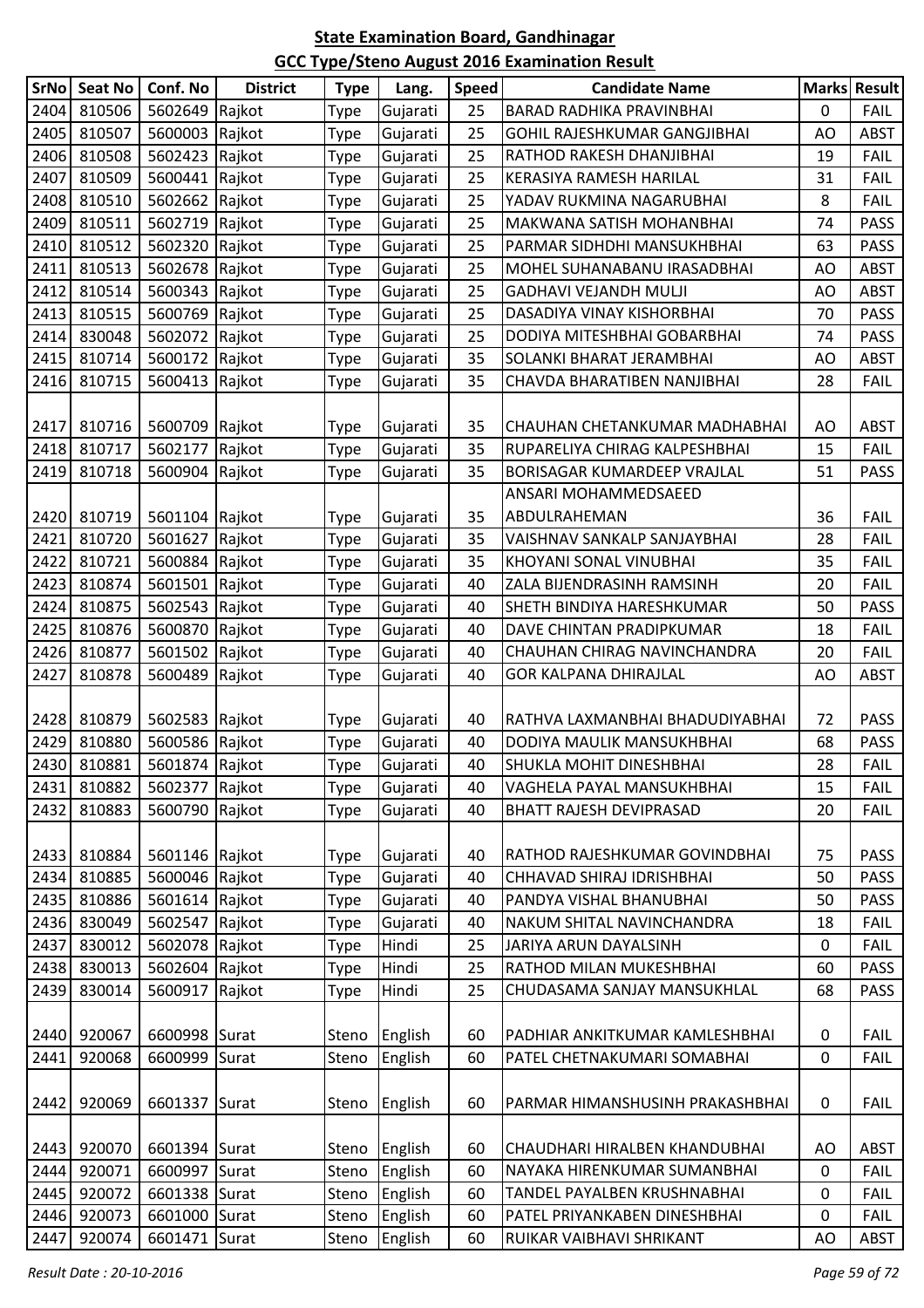## State Examination Board, Gandhinagar

## GCC Type/Steno August 2016 Examination Result

| SrNo | Seat No | Conf. No | District | Type | Lang. | Speed | Candidate Name | Marks | Result |
|---|---|---|---|---|---|---|---|---|---|
| 2404 | 810506 | 5602649 | Rajkot | Type | Gujarati | 25 | BARAD RADHIKA PRAVINBHAI | 0 | FAIL |
| 2405 | 810507 | 5600003 | Rajkot | Type | Gujarati | 25 | GOHIL RAJESHKUMAR GANGJIBHAI | AO | ABST |
| 2406 | 810508 | 5602423 | Rajkot | Type | Gujarati | 25 | RATHOD RAKESH DHANJIBHAI | 19 | FAIL |
| 2407 | 810509 | 5600441 | Rajkot | Type | Gujarati | 25 | KERASIYA RAMESH HARILAL | 31 | FAIL |
| 2408 | 810510 | 5602662 | Rajkot | Type | Gujarati | 25 | YADAV RUKMINA NAGARUBHAI | 8 | FAIL |
| 2409 | 810511 | 5602719 | Rajkot | Type | Gujarati | 25 | MAKWANA SATISH MOHANBHAI | 74 | PASS |
| 2410 | 810512 | 5602320 | Rajkot | Type | Gujarati | 25 | PARMAR SIDHDHI MANSUKHBHAI | 63 | PASS |
| 2411 | 810513 | 5602678 | Rajkot | Type | Gujarati | 25 | MOHEL SUHANABANU IRASADBHAI | AO | ABST |
| 2412 | 810514 | 5600343 | Rajkot | Type | Gujarati | 25 | GADHAVI VEJANDH MULJI | AO | ABST |
| 2413 | 810515 | 5600769 | Rajkot | Type | Gujarati | 25 | DASADIYA VINAY KISHORBHAI | 70 | PASS |
| 2414 | 830048 | 5602072 | Rajkot | Type | Gujarati | 25 | DODIYA MITESHBHAI GOBARBHAI | 74 | PASS |
| 2415 | 810714 | 5600172 | Rajkot | Type | Gujarati | 35 | SOLANKI BHARAT JERAMBHAI | AO | ABST |
| 2416 | 810715 | 5600413 | Rajkot | Type | Gujarati | 35 | CHAVDA BHARATIBEN NANJIBHAI | 28 | FAIL |
| 2417 | 810716 | 5600709 | Rajkot | Type | Gujarati | 35 | CHAUHAN CHETANKUMAR MADHABHAI | AO | ABST |
| 2418 | 810717 | 5602177 | Rajkot | Type | Gujarati | 35 | RUPARELIYA CHIRAG KALPESHBHAI | 15 | FAIL |
| 2419 | 810718 | 5600904 | Rajkot | Type | Gujarati | 35 | BORISAGAR KUMARDEEP VRAJLAL | 51 | PASS |
| 2420 | 810719 | 5601104 | Rajkot | Type | Gujarati | 35 | ANSARI MOHAMMEDSAEED ABDULRAHEMAN | 36 | FAIL |
| 2421 | 810720 | 5601627 | Rajkot | Type | Gujarati | 35 | VAISHNAV SANKALP SANJAYBHAI | 28 | FAIL |
| 2422 | 810721 | 5600884 | Rajkot | Type | Gujarati | 35 | KHOYANI SONAL VINUBHAI | 35 | FAIL |
| 2423 | 810874 | 5601501 | Rajkot | Type | Gujarati | 40 | ZALA BIJENDRASINH RAMSINH | 20 | FAIL |
| 2424 | 810875 | 5602543 | Rajkot | Type | Gujarati | 40 | SHETH BINDIYA HARESHKUMAR | 50 | PASS |
| 2425 | 810876 | 5600870 | Rajkot | Type | Gujarati | 40 | DAVE CHINTAN PRADIPKUMAR | 18 | FAIL |
| 2426 | 810877 | 5601502 | Rajkot | Type | Gujarati | 40 | CHAUHAN CHIRAG NAVINCHANDRA | 20 | FAIL |
| 2427 | 810878 | 5600489 | Rajkot | Type | Gujarati | 40 | GOR KALPANA DHIRAJLAL | AO | ABST |
| 2428 | 810879 | 5602583 | Rajkot | Type | Gujarati | 40 | RATHVA LAXMANBHAI BHADUDIYABHAI | 72 | PASS |
| 2429 | 810880 | 5600586 | Rajkot | Type | Gujarati | 40 | DODIYA MAULIK MANSUKHBHAI | 68 | PASS |
| 2430 | 810881 | 5601874 | Rajkot | Type | Gujarati | 40 | SHUKLA MOHIT DINESHBHAI | 28 | FAIL |
| 2431 | 810882 | 5602377 | Rajkot | Type | Gujarati | 40 | VAGHELA PAYAL MANSUKHBHAI | 15 | FAIL |
| 2432 | 810883 | 5600790 | Rajkot | Type | Gujarati | 40 | BHATT RAJESH DEVIPRASAD | 20 | FAIL |
| 2433 | 810884 | 5601146 | Rajkot | Type | Gujarati | 40 | RATHOD RAJESHKUMAR GOVINDBHAI | 75 | PASS |
| 2434 | 810885 | 5600046 | Rajkot | Type | Gujarati | 40 | CHHAVAD SHIRAJ IDRISHBHAI | 50 | PASS |
| 2435 | 810886 | 5601614 | Rajkot | Type | Gujarati | 40 | PANDYA VISHAL BHANUBHAI | 50 | PASS |
| 2436 | 830049 | 5602547 | Rajkot | Type | Gujarati | 40 | NAKUM SHITAL NAVINCHANDRA | 18 | FAIL |
| 2437 | 830012 | 5602078 | Rajkot | Type | Hindi | 25 | JARIYA ARUN DAYALSINH | 0 | FAIL |
| 2438 | 830013 | 5602604 | Rajkot | Type | Hindi | 25 | RATHOD MILAN MUKESHBHAI | 60 | PASS |
| 2439 | 830014 | 5600917 | Rajkot | Type | Hindi | 25 | CHUDASAMA SANJAY MANSUKHLAL | 68 | PASS |
| 2440 | 920067 | 6600998 | Surat | Steno | English | 60 | PADHIAR ANKITKUMAR KAMLESHBHAI | 0 | FAIL |
| 2441 | 920068 | 6600999 | Surat | Steno | English | 60 | PATEL CHETNAKUMARI SOMABHAI | 0 | FAIL |
| 2442 | 920069 | 6601337 | Surat | Steno | English | 60 | PARMAR HIMANSHUSINH PRAKASHBHAI | 0 | FAIL |
| 2443 | 920070 | 6601394 | Surat | Steno | English | 60 | CHAUDHARI HIRALBEN KHANDUBHAI | AO | ABST |
| 2444 | 920071 | 6600997 | Surat | Steno | English | 60 | NAYAKA HIRENKUMAR SUMANBHAI | 0 | FAIL |
| 2445 | 920072 | 6601338 | Surat | Steno | English | 60 | TANDEL PAYALBEN KRUSHNABHAI | 0 | FAIL |
| 2446 | 920073 | 6601000 | Surat | Steno | English | 60 | PATEL PRIYANKABEN DINESHBHAI | 0 | FAIL |
| 2447 | 920074 | 6601471 | Surat | Steno | English | 60 | RUIKAR VAIBHAVI SHRIKANT | AO | ABST |

*Result Date : 20-10-2016*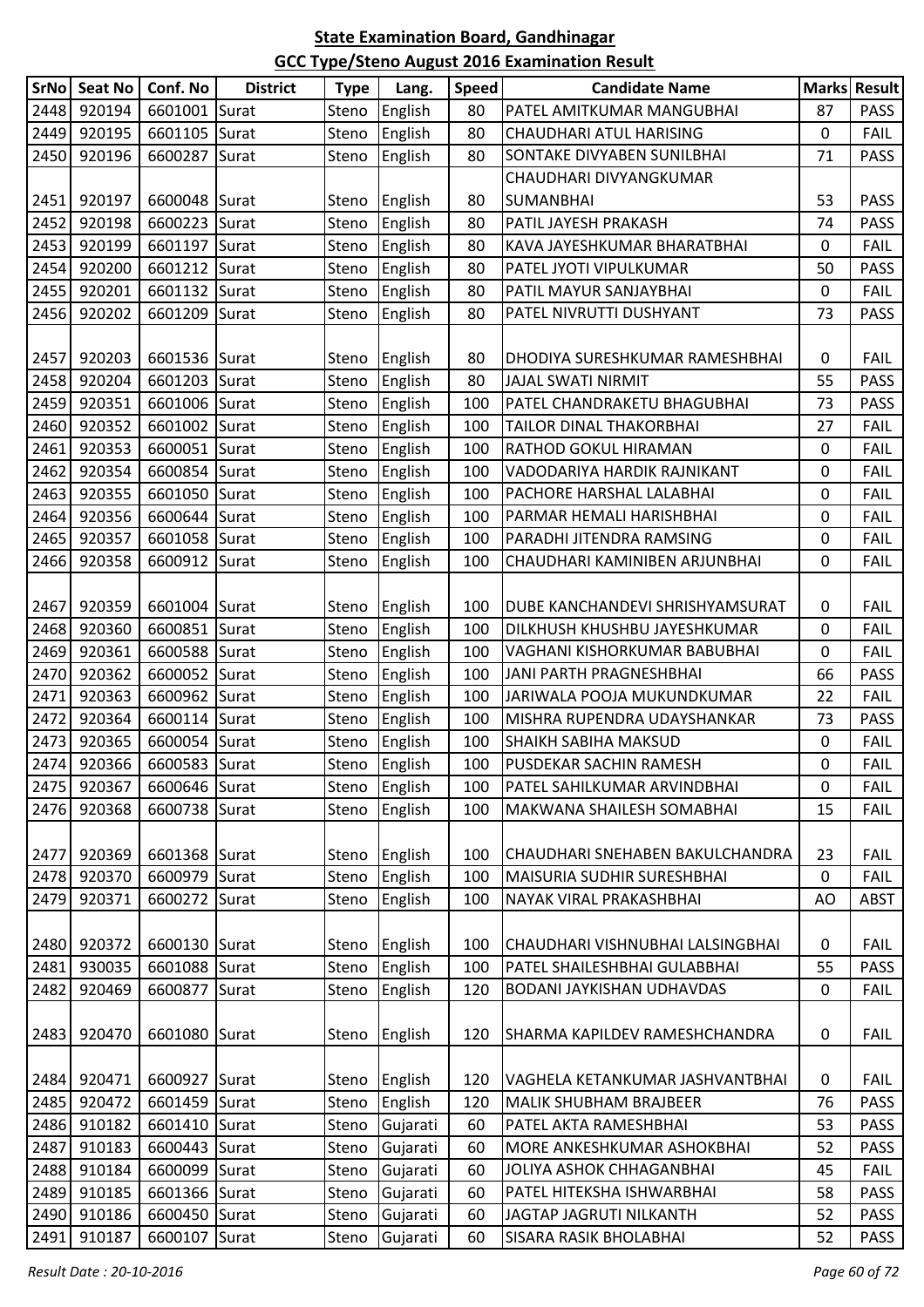**State Examination Board, Gandhinagar**

**GCC Type/Steno August 2016 Examination Result**

| SrNo | Seat No | Conf. No | District | Type | Lang. | Speed | Candidate Name | Marks | Result |
|---|---|---|---|---|---|---|---|---|---|
| 2448 | 920194 | 6601001 | Surat | Steno | English | 80 | PATEL AMITKUMAR MANGUBHAI | 87 | PASS |
| 2449 | 920195 | 6601105 | Surat | Steno | English | 80 | CHAUDHARI ATUL HARISING | 0 | FAIL |
| 2450 | 920196 | 6600287 | Surat | Steno | English | 80 | SONTAKE DIVYABEN SUNILBHAI | 71 | PASS |
| 2451 | 920197 | 6600048 | Surat | Steno | English | 80 | CHAUDHARI DIVYANGKUMAR SUMANBHAI | 53 | PASS |
| 2452 | 920198 | 6600223 | Surat | Steno | English | 80 | PATIL JAYESH PRAKASH | 74 | PASS |
| 2453 | 920199 | 6601197 | Surat | Steno | English | 80 | KAVA JAYESHKUMAR BHARATBHAI | 0 | FAIL |
| 2454 | 920200 | 6601212 | Surat | Steno | English | 80 | PATEL JYOTI VIPULKUMAR | 50 | PASS |
| 2455 | 920201 | 6601132 | Surat | Steno | English | 80 | PATIL MAYUR SANJAYBHAI | 0 | FAIL |
| 2456 | 920202 | 6601209 | Surat | Steno | English | 80 | PATEL NIVRUTTI DUSHYANT | 73 | PASS |
| 2457 | 920203 | 6601536 | Surat | Steno | English | 80 | DHODIYA SURESHKUMAR RAMESHBHAI | 0 | FAIL |
| 2458 | 920204 | 6601203 | Surat | Steno | English | 80 | JAJAL SWATI NIRMIT | 55 | PASS |
| 2459 | 920351 | 6601006 | Surat | Steno | English | 100 | PATEL CHANDRAKETU BHAGUBHAI | 73 | PASS |
| 2460 | 920352 | 6601002 | Surat | Steno | English | 100 | TAILOR DINAL THAKORBHAI | 27 | FAIL |
| 2461 | 920353 | 6600051 | Surat | Steno | English | 100 | RATHOD GOKUL HIRAMAN | 0 | FAIL |
| 2462 | 920354 | 6600854 | Surat | Steno | English | 100 | VADODARIYA HARDIK RAJNIKANT | 0 | FAIL |
| 2463 | 920355 | 6601050 | Surat | Steno | English | 100 | PACHORE HARSHAL LALABHAI | 0 | FAIL |
| 2464 | 920356 | 6600644 | Surat | Steno | English | 100 | PARMAR HEMALI HARISHBHAI | 0 | FAIL |
| 2465 | 920357 | 6601058 | Surat | Steno | English | 100 | PARADHI JITENDRA RAMSING | 0 | FAIL |
| 2466 | 920358 | 6600912 | Surat | Steno | English | 100 | CHAUDHARI KAMINIBEN ARJUNBHAI | 0 | FAIL |
| 2467 | 920359 | 6601004 | Surat | Steno | English | 100 | DUBE KANCHANDEVI SHRISHYAMSURAT | 0 | FAIL |
| 2468 | 920360 | 6600851 | Surat | Steno | English | 100 | DILKHUSH KHUSHBU JAYESHKUMAR | 0 | FAIL |
| 2469 | 920361 | 6600588 | Surat | Steno | English | 100 | VAGHANI KISHORKUMAR BABUBHAI | 0 | FAIL |
| 2470 | 920362 | 6600052 | Surat | Steno | English | 100 | JANI PARTH PRAGNESHBHAI | 66 | PASS |
| 2471 | 920363 | 6600962 | Surat | Steno | English | 100 | JARIWALA POOJA MUKUNDKUMAR | 22 | FAIL |
| 2472 | 920364 | 6600114 | Surat | Steno | English | 100 | MISHRA RUPENDRA UDAYSHANKAR | 73 | PASS |
| 2473 | 920365 | 6600054 | Surat | Steno | English | 100 | SHAIKH SABIHA MAKSUD | 0 | FAIL |
| 2474 | 920366 | 6600583 | Surat | Steno | English | 100 | PUSDEKAR SACHIN RAMESH | 0 | FAIL |
| 2475 | 920367 | 6600646 | Surat | Steno | English | 100 | PATEL SAHILKUMAR ARVINDBHAI | 0 | FAIL |
| 2476 | 920368 | 6600738 | Surat | Steno | English | 100 | MAKWANA SHAILESH SOMABHAI | 15 | FAIL |
| 2477 | 920369 | 6601368 | Surat | Steno | English | 100 | CHAUDHARI SNEHABEN BAKULCHANDRA | 23 | FAIL |
| 2478 | 920370 | 6600979 | Surat | Steno | English | 100 | MAISURIA SUDHIR SURESHBHAI | 0 | FAIL |
| 2479 | 920371 | 6600272 | Surat | Steno | English | 100 | NAYAK VIRAL PRAKASHBHAI | AO | ABST |
| 2480 | 920372 | 6600130 | Surat | Steno | English | 100 | CHAUDHARI VISHNUBHAI LALSINGBHAI | 0 | FAIL |
| 2481 | 930035 | 6601088 | Surat | Steno | English | 100 | PATEL SHAILESHBHAI GULABBHAI | 55 | PASS |
| 2482 | 920469 | 6600877 | Surat | Steno | English | 120 | BODANI JAYKISHAN UDHAVDAS | 0 | FAIL |
| 2483 | 920470 | 6601080 | Surat | Steno | English | 120 | SHARMA KAPILDEV RAMESHCHANDRA | 0 | FAIL |
| 2484 | 920471 | 6600927 | Surat | Steno | English | 120 | VAGHELA KETANKUMAR JASHVANTBHAI | 0 | FAIL |
| 2485 | 920472 | 6601459 | Surat | Steno | English | 120 | MALIK SHUBHAM BRAJBEER | 76 | PASS |
| 2486 | 910182 | 6601410 | Surat | Steno | Gujarati | 60 | PATEL AKTA RAMESHBHAI | 53 | PASS |
| 2487 | 910183 | 6600443 | Surat | Steno | Gujarati | 60 | MORE ANKESHKUMAR ASHOKBHAI | 52 | PASS |
| 2488 | 910184 | 6600099 | Surat | Steno | Gujarati | 60 | JOLIYA ASHOK CHHAGANBHAI | 45 | FAIL |
| 2489 | 910185 | 6601366 | Surat | Steno | Gujarati | 60 | PATEL HITEKSHA ISHWARBHAI | 58 | PASS |
| 2490 | 910186 | 6600450 | Surat | Steno | Gujarati | 60 | JAGTAP JAGRUTI NILKANTH | 52 | PASS |
| 2491 | 910187 | 6600107 | Surat | Steno | Gujarati | 60 | SISARA RASIK BHOLABHAI | 52 | PASS |

*Result Date : 20-10-2016*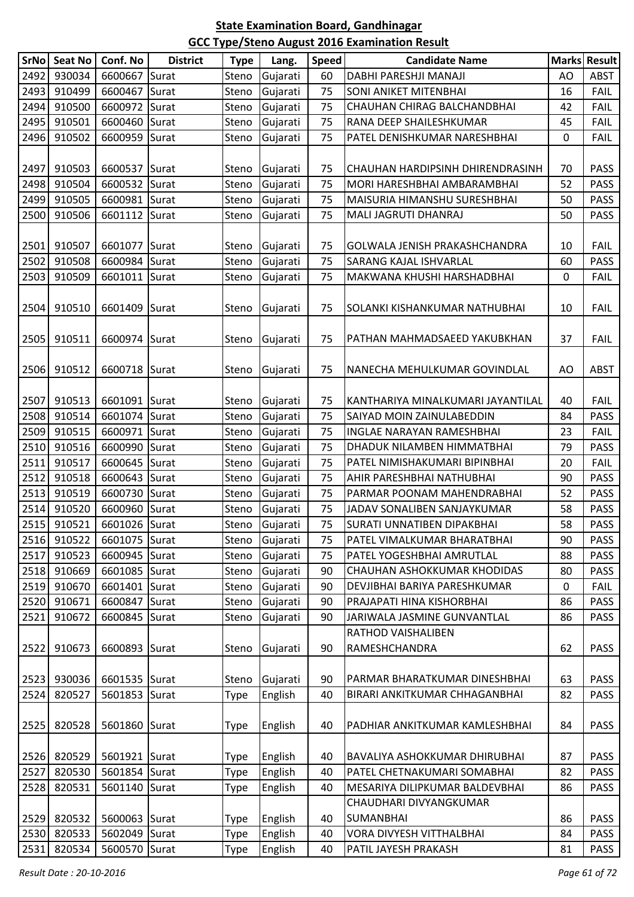## State Examination Board, Gandhinagar

## GCC Type/Steno August 2016 Examination Result

| SrNo | Seat No | Conf. No | District | Type | Lang. | Speed | Candidate Name | Marks | Result |
|---|---|---|---|---|---|---|---|---|---|
| 2492 | 930034 | 6600667 | Surat | Steno | Gujarati | 60 | DABHI PARESHJI MANAJI | AO | ABST |
| 2493 | 910499 | 6600467 | Surat | Steno | Gujarati | 75 | SONI ANIKET MITENBHAI | 16 | FAIL |
| 2494 | 910500 | 6600972 | Surat | Steno | Gujarati | 75 | CHAUHAN CHIRAG BALCHANDBHAI | 42 | FAIL |
| 2495 | 910501 | 6600460 | Surat | Steno | Gujarati | 75 | RANA DEEP SHAILESHKUMAR | 45 | FAIL |
| 2496 | 910502 | 6600959 | Surat | Steno | Gujarati | 75 | PATEL DENISHKUMAR NARESHBHAI | 0 | FAIL |
| 2497 | 910503 | 6600537 | Surat | Steno | Gujarati | 75 | CHAUHAN HARDIPSINH DHIRENDRASINH | 70 | PASS |
| 2498 | 910504 | 6600532 | Surat | Steno | Gujarati | 75 | MORI HARESHBHAI AMBARAMBHAI | 52 | PASS |
| 2499 | 910505 | 6600981 | Surat | Steno | Gujarati | 75 | MAISURIA HIMANSHU SURESHBHAI | 50 | PASS |
| 2500 | 910506 | 6601112 | Surat | Steno | Gujarati | 75 | MALI JAGRUTI DHANRAJ | 50 | PASS |
| 2501 | 910507 | 6601077 | Surat | Steno | Gujarati | 75 | GOLWALA JENISH PRAKASHCHANDRA | 10 | FAIL |
| 2502 | 910508 | 6600984 | Surat | Steno | Gujarati | 75 | SARANG KAJAL ISHVARLAL | 60 | PASS |
| 2503 | 910509 | 6601011 | Surat | Steno | Gujarati | 75 | MAKWANA KHUSHI HARSHADBHAI | 0 | FAIL |
| 2504 | 910510 | 6601409 | Surat | Steno | Gujarati | 75 | SOLANKI KISHANKUMAR NATHUBHAI | 10 | FAIL |
| 2505 | 910511 | 6600974 | Surat | Steno | Gujarati | 75 | PATHAN MAHMADSAEED YAKUBKHAN | 37 | FAIL |
| 2506 | 910512 | 6600718 | Surat | Steno | Gujarati | 75 | NANECHA MEHULKUMAR GOVINDLAL | AO | ABST |
| 2507 | 910513 | 6601091 | Surat | Steno | Gujarati | 75 | KANTHARIYA MINALKUMARI JAYANTILAL | 40 | FAIL |
| 2508 | 910514 | 6601074 | Surat | Steno | Gujarati | 75 | SAIYAD MOIN ZAINULABEDDIN | 84 | PASS |
| 2509 | 910515 | 6600971 | Surat | Steno | Gujarati | 75 | INGLAE NARAYAN RAMESHBHAI | 23 | FAIL |
| 2510 | 910516 | 6600990 | Surat | Steno | Gujarati | 75 | DHADUK NILAMBEN HIMMATBHAI | 79 | PASS |
| 2511 | 910517 | 6600645 | Surat | Steno | Gujarati | 75 | PATEL NIMISHAKUMARI BIPINBHAI | 20 | FAIL |
| 2512 | 910518 | 6600643 | Surat | Steno | Gujarati | 75 | AHIR PARESHBHAI NATHUBHAI | 90 | PASS |
| 2513 | 910519 | 6600730 | Surat | Steno | Gujarati | 75 | PARMAR POONAM MAHENDRABHAI | 52 | PASS |
| 2514 | 910520 | 6600960 | Surat | Steno | Gujarati | 75 | JADAV SONALIBEN SANJAYKUMAR | 58 | PASS |
| 2515 | 910521 | 6601026 | Surat | Steno | Gujarati | 75 | SURATI UNNATIBEN DIPAKBHAI | 58 | PASS |
| 2516 | 910522 | 6601075 | Surat | Steno | Gujarati | 75 | PATEL VIMALKUMAR BHARATBHAI | 90 | PASS |
| 2517 | 910523 | 6600945 | Surat | Steno | Gujarati | 75 | PATEL YOGESHBHAI AMRUTLAL | 88 | PASS |
| 2518 | 910669 | 6601085 | Surat | Steno | Gujarati | 90 | CHAUHAN ASHOKKUMAR KHODIDAS | 80 | PASS |
| 2519 | 910670 | 6601401 | Surat | Steno | Gujarati | 90 | DEVJIBHAI BARIYA PARESHKUMAR | 0 | FAIL |
| 2520 | 910671 | 6600847 | Surat | Steno | Gujarati | 90 | PRAJAPATI HINA KISHORBHAI | 86 | PASS |
| 2521 | 910672 | 6600845 | Surat | Steno | Gujarati | 90 | JARIWALA JASMINE GUNVANTLAL | 86 | PASS |
| 2522 | 910673 | 6600893 | Surat | Steno | Gujarati | 90 | RATHOD VAISHALIBEN RAMESHCHANDRA | 62 | PASS |
| 2523 | 930036 | 6601535 | Surat | Steno | Gujarati | 90 | PARMAR BHARATKUMAR DINESHBHAI | 63 | PASS |
| 2524 | 820527 | 5601853 | Surat | Type | English | 40 | BIRARI ANKITKUMAR CHHAGANBHAI | 82 | PASS |
| 2525 | 820528 | 5601860 | Surat | Type | English | 40 | PADHIAR ANKITKUMAR KAMLESHBHAI | 84 | PASS |
| 2526 | 820529 | 5601921 | Surat | Type | English | 40 | BAVALIYA ASHOKKUMAR DHIRUBHAI | 87 | PASS |
| 2527 | 820530 | 5601854 | Surat | Type | English | 40 | PATEL CHETNAKUMARI SOMABHAI | 82 | PASS |
| 2528 | 820531 | 5601140 | Surat | Type | English | 40 | MESARIYA DILIPKUMAR BALDEVBHAI | 86 | PASS |
| 2529 | 820532 | 5600063 | Surat | Type | English | 40 | CHAUDHARI DIVYANGKUMAR SUMANBHAI | 86 | PASS |
| 2530 | 820533 | 5602049 | Surat | Type | English | 40 | VORA DIVYESH VITTHALBHAI | 84 | PASS |
| 2531 | 820534 | 5600570 | Surat | Type | English | 40 | PATIL JAYESH PRAKASH | 81 | PASS |

*Result Date : 20-10-2016*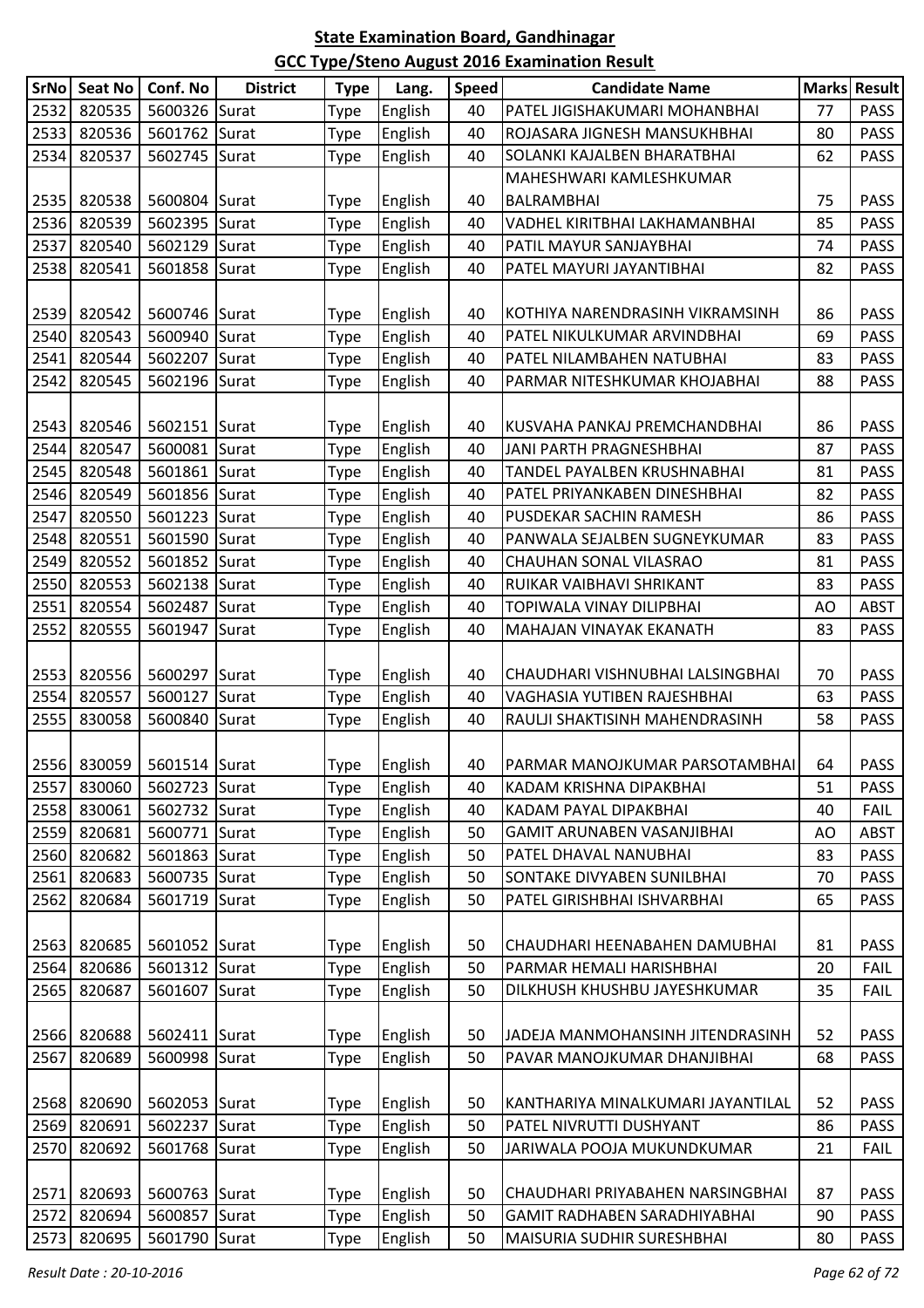## State Examination Board, Gandhinagar

## GCC Type/Steno August 2016 Examination Result

| SrNo | Seat No | Conf. No | District | Type | Lang. | Speed | Candidate Name | Marks | Result |
|---|---|---|---|---|---|---|---|---|---|
| 2532 | 820535 | 5600326 | Surat | Type | English | 40 | PATEL JIGISHAKUMARI MOHANBHAI | 77 | PASS |
| 2533 | 820536 | 5601762 | Surat | Type | English | 40 | ROJASARA JIGNESH MANSUKHBHAI | 80 | PASS |
| 2534 | 820537 | 5602745 | Surat | Type | English | 40 | SOLANKI KAJALBEN BHARATBHAI | 62 | PASS |
| 2535 | 820538 | 5600804 | Surat | Type | English | 40 | MAHESHWARI KAMLESHKUMAR BALRAMBHAI | 75 | PASS |
| 2536 | 820539 | 5602395 | Surat | Type | English | 40 | VADHEL KIRITBHAI LAKHAMANBHAI | 85 | PASS |
| 2537 | 820540 | 5602129 | Surat | Type | English | 40 | PATIL MAYUR SANJAYBHAI | 74 | PASS |
| 2538 | 820541 | 5601858 | Surat | Type | English | 40 | PATEL MAYURI JAYANTIBHAI | 82 | PASS |
| 2539 | 820542 | 5600746 | Surat | Type | English | 40 | KOTHIYA NARENDRASINH VIKRAMSINH | 86 | PASS |
| 2540 | 820543 | 5600940 | Surat | Type | English | 40 | PATEL NIKULKUMAR ARVINDBHAI | 69 | PASS |
| 2541 | 820544 | 5602207 | Surat | Type | English | 40 | PATEL NILAMBAHEN NATUBHAI | 83 | PASS |
| 2542 | 820545 | 5602196 | Surat | Type | English | 40 | PARMAR NITESHKUMAR KHOJABHAI | 88 | PASS |
| 2543 | 820546 | 5602151 | Surat | Type | English | 40 | KUSVAHA PANKAJ PREMCHANDBHAI | 86 | PASS |
| 2544 | 820547 | 5600081 | Surat | Type | English | 40 | JANI PARTH PRAGNESHBHAI | 87 | PASS |
| 2545 | 820548 | 5601861 | Surat | Type | English | 40 | TANDEL PAYALBEN KRUSHNABHAI | 81 | PASS |
| 2546 | 820549 | 5601856 | Surat | Type | English | 40 | PATEL PRIYANKABEN DINESHBHAI | 82 | PASS |
| 2547 | 820550 | 5601223 | Surat | Type | English | 40 | PUSDEKAR SACHIN RAMESH | 86 | PASS |
| 2548 | 820551 | 5601590 | Surat | Type | English | 40 | PANWALA SEJALBEN SUGNEYKUMAR | 83 | PASS |
| 2549 | 820552 | 5601852 | Surat | Type | English | 40 | CHAUHAN SONAL VILASRAO | 81 | PASS |
| 2550 | 820553 | 5602138 | Surat | Type | English | 40 | RUIKAR VAIBHAVI SHRIKANT | 83 | PASS |
| 2551 | 820554 | 5602487 | Surat | Type | English | 40 | TOPIWALA VINAY DILIPBHAI | AO | ABST |
| 2552 | 820555 | 5601947 | Surat | Type | English | 40 | MAHAJAN VINAYAK EKANATH | 83 | PASS |
| 2553 | 820556 | 5600297 | Surat | Type | English | 40 | CHAUDHARI VISHNUBHAI LALSINGBHAI | 70 | PASS |
| 2554 | 820557 | 5600127 | Surat | Type | English | 40 | VAGHASIA YUTIBEN RAJESHBHAI | 63 | PASS |
| 2555 | 830058 | 5600840 | Surat | Type | English | 40 | RAULJI SHAKTISINH MAHENDRASINH | 58 | PASS |
| 2556 | 830059 | 5601514 | Surat | Type | English | 40 | PARMAR MANOJKUMAR PARSOTAMBHAI | 64 | PASS |
| 2557 | 830060 | 5602723 | Surat | Type | English | 40 | KADAM KRISHNA DIPAKBHAI | 51 | PASS |
| 2558 | 830061 | 5602732 | Surat | Type | English | 40 | KADAM PAYAL DIPAKBHAI | 40 | FAIL |
| 2559 | 820681 | 5600771 | Surat | Type | English | 50 | GAMIT ARUNABEN VASANJIBHAI | AO | ABST |
| 2560 | 820682 | 5601863 | Surat | Type | English | 50 | PATEL DHAVAL NANUBHAI | 83 | PASS |
| 2561 | 820683 | 5600735 | Surat | Type | English | 50 | SONTAKE DIVYABEN SUNILBHAI | 70 | PASS |
| 2562 | 820684 | 5601719 | Surat | Type | English | 50 | PATEL GIRISHBHAI ISHVARBHAI | 65 | PASS |
| 2563 | 820685 | 5601052 | Surat | Type | English | 50 | CHAUDHARI HEENABAHEN DAMUBHAI | 81 | PASS |
| 2564 | 820686 | 5601312 | Surat | Type | English | 50 | PARMAR HEMALI HARISHBHAI | 20 | FAIL |
| 2565 | 820687 | 5601607 | Surat | Type | English | 50 | DILKHUSH KHUSHBU JAYESHKUMAR | 35 | FAIL |
| 2566 | 820688 | 5602411 | Surat | Type | English | 50 | JADEJA MANMOHANSINH JITENDRASINH | 52 | PASS |
| 2567 | 820689 | 5600998 | Surat | Type | English | 50 | PAVAR MANOJKUMAR DHANJIBHAI | 68 | PASS |
| 2568 | 820690 | 5602053 | Surat | Type | English | 50 | KANTHARIYA MINALKUMARI JAYANTILAL | 52 | PASS |
| 2569 | 820691 | 5602237 | Surat | Type | English | 50 | PATEL NIVRUTTI DUSHYANT | 86 | PASS |
| 2570 | 820692 | 5601768 | Surat | Type | English | 50 | JARIWALA POOJA MUKUNDKUMAR | 21 | FAIL |
| 2571 | 820693 | 5600763 | Surat | Type | English | 50 | CHAUDHARI PRIYABAHEN NARSINGBHAI | 87 | PASS |
| 2572 | 820694 | 5600857 | Surat | Type | English | 50 | GAMIT RADHABEN SARADHIYABHAI | 90 | PASS |
| 2573 | 820695 | 5601790 | Surat | Type | English | 50 | MAISURIA SUDHIR SURESHBHAI | 80 | PASS |

*Result Date : 20-10-2016*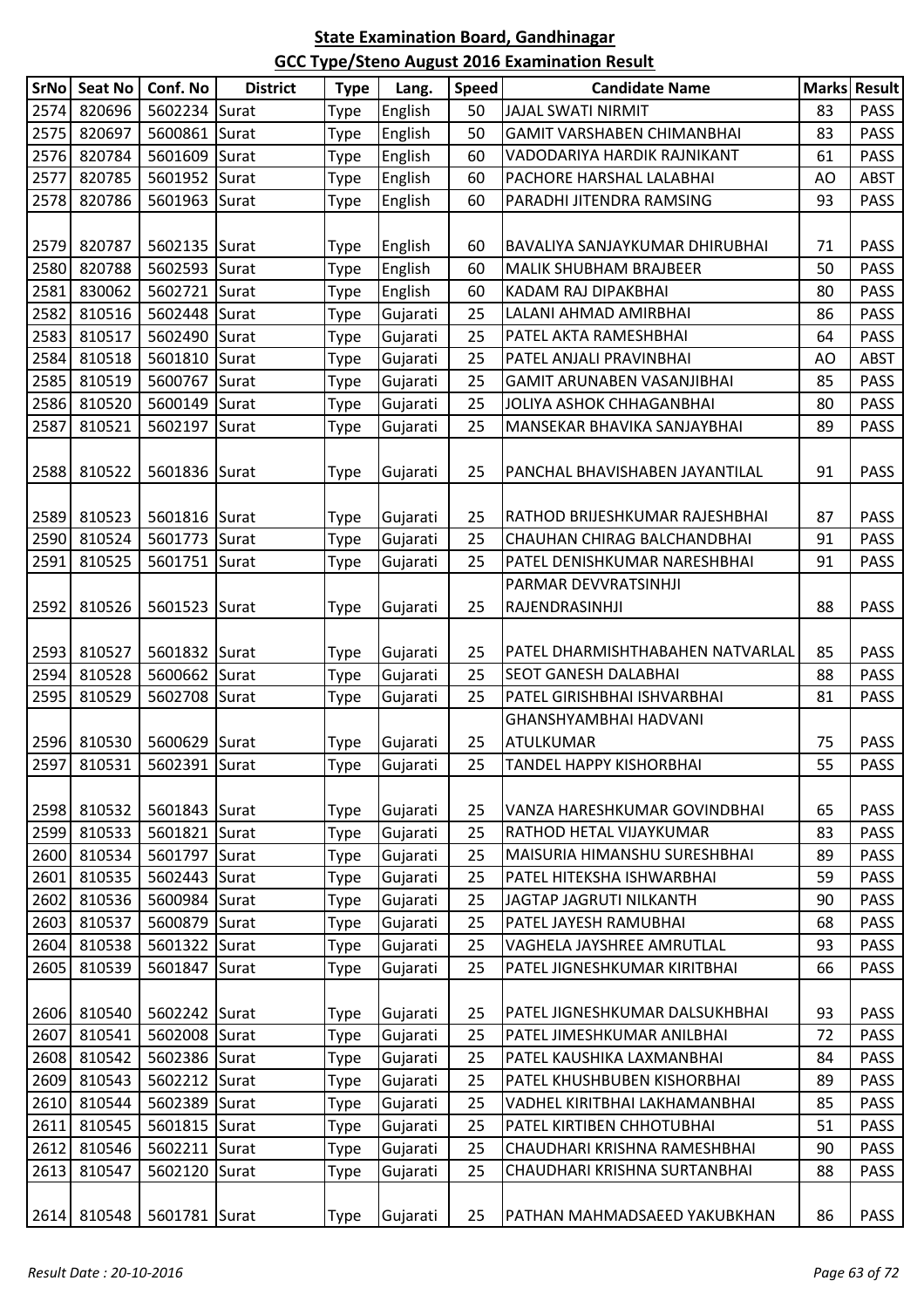## State Examination Board, Gandhinagar

## GCC Type/Steno August 2016 Examination Result

| SrNo | Seat No | Conf. No | District | Type | Lang. | Speed | Candidate Name | Marks | Result |
|---|---|---|---|---|---|---|---|---|---|
| 2574 | 820696 | 5602234 | Surat | Type | English | 50 | JAJAL SWATI NIRMIT | 83 | PASS |
| 2575 | 820697 | 5600861 | Surat | Type | English | 50 | GAMIT VARSHABEN CHIMANBHAI | 83 | PASS |
| 2576 | 820784 | 5601609 | Surat | Type | English | 60 | VADODARIYA HARDIK RAJNIKANT | 61 | PASS |
| 2577 | 820785 | 5601952 | Surat | Type | English | 60 | PACHORE HARSHAL LALABHAI | AO | ABST |
| 2578 | 820786 | 5601963 | Surat | Type | English | 60 | PARADHI JITENDRA RAMSING | 93 | PASS |
| 2579 | 820787 | 5602135 | Surat | Type | English | 60 | BAVALIYA SANJAYKUMAR DHIRUBHAI | 71 | PASS |
| 2580 | 820788 | 5602593 | Surat | Type | English | 60 | MALIK SHUBHAM BRAJBEER | 50 | PASS |
| 2581 | 830062 | 5602721 | Surat | Type | English | 60 | KADAM RAJ DIPAKBHAI | 80 | PASS |
| 2582 | 810516 | 5602448 | Surat | Type | Gujarati | 25 | LALANI AHMAD AMIRBHAI | 86 | PASS |
| 2583 | 810517 | 5602490 | Surat | Type | Gujarati | 25 | PATEL AKTA RAMESHBHAI | 64 | PASS |
| 2584 | 810518 | 5601810 | Surat | Type | Gujarati | 25 | PATEL ANJALI PRAVINBHAI | AO | ABST |
| 2585 | 810519 | 5600767 | Surat | Type | Gujarati | 25 | GAMIT ARUNABEN VASANJIBHAI | 85 | PASS |
| 2586 | 810520 | 5600149 | Surat | Type | Gujarati | 25 | JOLIYA ASHOK CHHAGANBHAI | 80 | PASS |
| 2587 | 810521 | 5602197 | Surat | Type | Gujarati | 25 | MANSEKAR BHAVIKA SANJAYBHAI | 89 | PASS |
| 2588 | 810522 | 5601836 | Surat | Type | Gujarati | 25 | PANCHAL BHAVISHABEN JAYANTILAL | 91 | PASS |
| 2589 | 810523 | 5601816 | Surat | Type | Gujarati | 25 | RATHOD BRIJESHKUMAR RAJESHBHAI | 87 | PASS |
| 2590 | 810524 | 5601773 | Surat | Type | Gujarati | 25 | CHAUHAN CHIRAG BALCHANDBHAI | 91 | PASS |
| 2591 | 810525 | 5601751 | Surat | Type | Gujarati | 25 | PATEL DENISHKUMAR NARESHBHAI | 91 | PASS |
| 2592 | 810526 | 5601523 | Surat | Type | Gujarati | 25 | PARMAR DEVVRATSINHJI RAJENDRASINHJI | 88 | PASS |
| 2593 | 810527 | 5601832 | Surat | Type | Gujarati | 25 | PATEL DHARMISHTHABAHEN NATVARLAL | 85 | PASS |
| 2594 | 810528 | 5600662 | Surat | Type | Gujarati | 25 | SEOT GANESH DALABHAI | 88 | PASS |
| 2595 | 810529 | 5602708 | Surat | Type | Gujarati | 25 | PATEL GIRISHBHAI ISHVARBHAI | 81 | PASS |
| 2596 | 810530 | 5600629 | Surat | Type | Gujarati | 25 | GHANSHYAMBHAI HADVANI ATULKUMAR | 75 | PASS |
| 2597 | 810531 | 5602391 | Surat | Type | Gujarati | 25 | TANDEL HAPPY KISHORBHAI | 55 | PASS |
| 2598 | 810532 | 5601843 | Surat | Type | Gujarati | 25 | VANZA HARESHKUMAR GOVINDBHAI | 65 | PASS |
| 2599 | 810533 | 5601821 | Surat | Type | Gujarati | 25 | RATHOD HETAL VIJAYKUMAR | 83 | PASS |
| 2600 | 810534 | 5601797 | Surat | Type | Gujarati | 25 | MAISURIA HIMANSHU SURESHBHAI | 89 | PASS |
| 2601 | 810535 | 5602443 | Surat | Type | Gujarati | 25 | PATEL HITEKSHA ISHWARBHAI | 59 | PASS |
| 2602 | 810536 | 5600984 | Surat | Type | Gujarati | 25 | JAGTAP JAGRUTI NILKANTH | 90 | PASS |
| 2603 | 810537 | 5600879 | Surat | Type | Gujarati | 25 | PATEL JAYESH RAMUBHAI | 68 | PASS |
| 2604 | 810538 | 5601322 | Surat | Type | Gujarati | 25 | VAGHELA JAYSHREE AMRUTLAL | 93 | PASS |
| 2605 | 810539 | 5601847 | Surat | Type | Gujarati | 25 | PATEL JIGNESHKUMAR KIRITBHAI | 66 | PASS |
| 2606 | 810540 | 5602242 | Surat | Type | Gujarati | 25 | PATEL JIGNESHKUMAR DALSUKHBHAI | 93 | PASS |
| 2607 | 810541 | 5602008 | Surat | Type | Gujarati | 25 | PATEL JIMESHKUMAR ANILBHAI | 72 | PASS |
| 2608 | 810542 | 5602386 | Surat | Type | Gujarati | 25 | PATEL KAUSHIKA LAXMANBHAI | 84 | PASS |
| 2609 | 810543 | 5602212 | Surat | Type | Gujarati | 25 | PATEL KHUSHBUBEN KISHORBHAI | 89 | PASS |
| 2610 | 810544 | 5602389 | Surat | Type | Gujarati | 25 | VADHEL KIRITBHAI LAKHAMANBHAI | 85 | PASS |
| 2611 | 810545 | 5601815 | Surat | Type | Gujarati | 25 | PATEL KIRTIBEN CHHOTUBHAI | 51 | PASS |
| 2612 | 810546 | 5602211 | Surat | Type | Gujarati | 25 | CHAUDHARI KRISHNA RAMESHBHAI | 90 | PASS |
| 2613 | 810547 | 5602120 | Surat | Type | Gujarati | 25 | CHAUDHARI KRISHNA SURTANBHAI | 88 | PASS |
| 2614 | 810548 | 5601781 | Surat | Type | Gujarati | 25 | PATHAN MAHMADSAEED YAKUBKHAN | 86 | PASS |

*Result Date : 20-10-2016*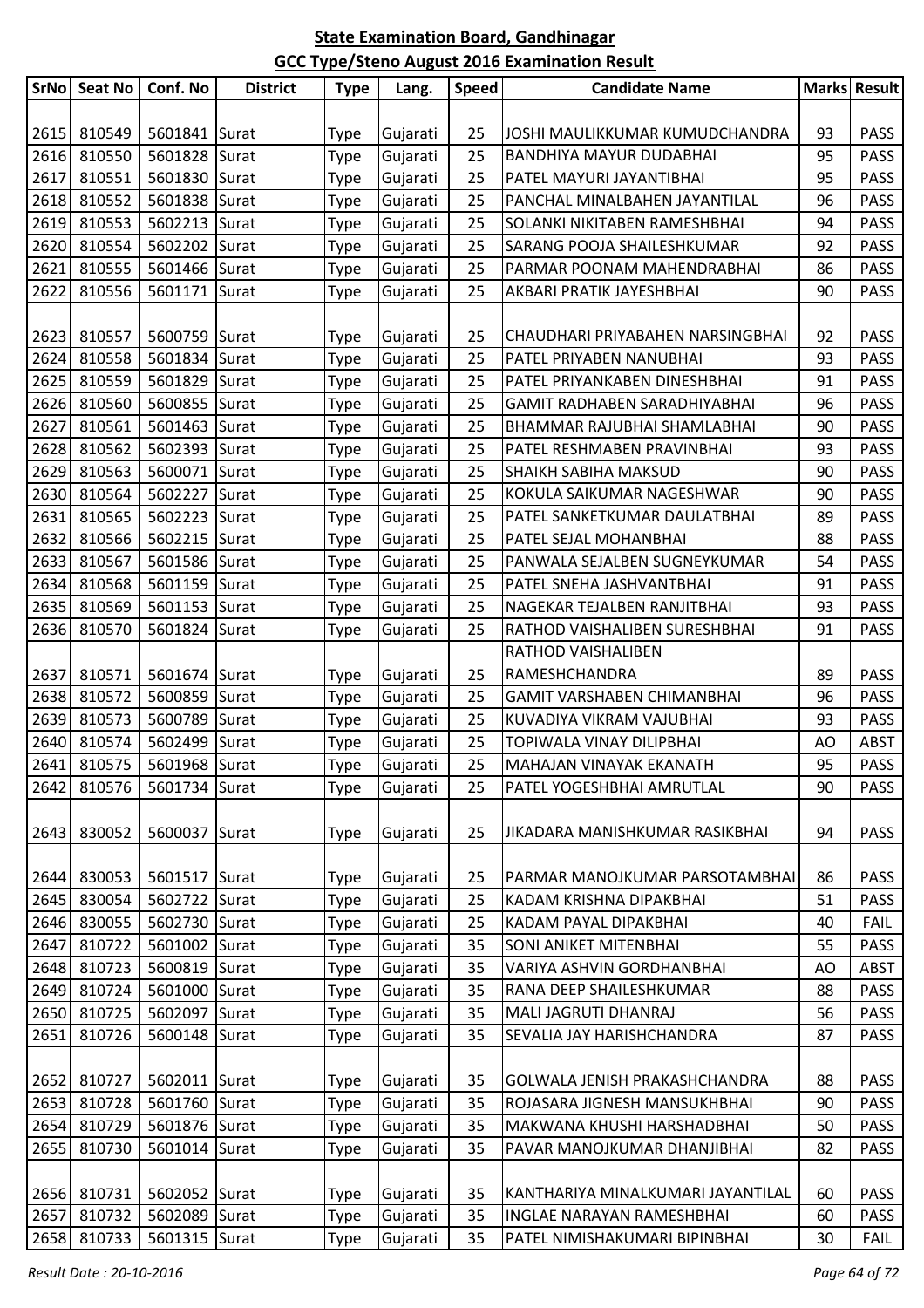# State Examination Board, Gandhinagar

## GCC Type/Steno August 2016 Examination Result

| SrNo | Seat No | Conf. No | District | Type | Lang. | Speed | Candidate Name | Marks | Result |
|---|---|---|---|---|---|---|---|---|---|
| 2615 | 810549 | 5601841 | Surat | Type | Gujarati | 25 | JOSHI MAULIKKUMAR KUMUDCHANDRA | 93 | PASS |
| 2616 | 810550 | 5601828 | Surat | Type | Gujarati | 25 | BANDHIYA MAYUR DUDABHAI | 95 | PASS |
| 2617 | 810551 | 5601830 | Surat | Type | Gujarati | 25 | PATEL MAYURI JAYANTIBHAI | 95 | PASS |
| 2618 | 810552 | 5601838 | Surat | Type | Gujarati | 25 | PANCHAL MINALBAHEN JAYANTILAL | 96 | PASS |
| 2619 | 810553 | 5602213 | Surat | Type | Gujarati | 25 | SOLANKI NIKITABEN RAMESHBHAI | 94 | PASS |
| 2620 | 810554 | 5602202 | Surat | Type | Gujarati | 25 | SARANG POOJA SHAILESHKUMAR | 92 | PASS |
| 2621 | 810555 | 5601466 | Surat | Type | Gujarati | 25 | PARMAR POONAM MAHENDRABHAI | 86 | PASS |
| 2622 | 810556 | 5601171 | Surat | Type | Gujarati | 25 | AKBARI PRATIK JAYESHBHAI | 90 | PASS |
| 2623 | 810557 | 5600759 | Surat | Type | Gujarati | 25 | CHAUDHARI PRIYABAHEN NARSINGBHAI | 92 | PASS |
| 2624 | 810558 | 5601834 | Surat | Type | Gujarati | 25 | PATEL PRIYABEN NANUBHAI | 93 | PASS |
| 2625 | 810559 | 5601829 | Surat | Type | Gujarati | 25 | PATEL PRIYANKABEN DINESHBHAI | 91 | PASS |
| 2626 | 810560 | 5600855 | Surat | Type | Gujarati | 25 | GAMIT RADHABEN SARADHIYABHAI | 96 | PASS |
| 2627 | 810561 | 5601463 | Surat | Type | Gujarati | 25 | BHAMMAR RAJUBHAI SHAMLABHAI | 90 | PASS |
| 2628 | 810562 | 5602393 | Surat | Type | Gujarati | 25 | PATEL RESHMABEN PRAVINBHAI | 93 | PASS |
| 2629 | 810563 | 5600071 | Surat | Type | Gujarati | 25 | SHAIKH SABIHA MAKSUD | 90 | PASS |
| 2630 | 810564 | 5602227 | Surat | Type | Gujarati | 25 | KOKULA SAIKUMAR NAGESHWAR | 90 | PASS |
| 2631 | 810565 | 5602223 | Surat | Type | Gujarati | 25 | PATEL SANKETKUMAR DAULATBHAI | 89 | PASS |
| 2632 | 810566 | 5602215 | Surat | Type | Gujarati | 25 | PATEL SEJAL MOHANBHAI | 88 | PASS |
| 2633 | 810567 | 5601586 | Surat | Type | Gujarati | 25 | PANWALA SEJALBEN SUGNEYKUMAR | 54 | PASS |
| 2634 | 810568 | 5601159 | Surat | Type | Gujarati | 25 | PATEL SNEHA JASHVANTBHAI | 91 | PASS |
| 2635 | 810569 | 5601153 | Surat | Type | Gujarati | 25 | NAGEKAR TEJALBEN RANJITBHAI | 93 | PASS |
| 2636 | 810570 | 5601824 | Surat | Type | Gujarati | 25 | RATHOD VAISHALIBEN SURESHBHAI | 91 | PASS |
| 2637 | 810571 | 5601674 | Surat | Type | Gujarati | 25 | RATHOD VAISHALIBEN RAMESHCHANDRA | 89 | PASS |
| 2638 | 810572 | 5600859 | Surat | Type | Gujarati | 25 | GAMIT VARSHABEN CHIMANBHAI | 96 | PASS |
| 2639 | 810573 | 5600789 | Surat | Type | Gujarati | 25 | KUVADIYA VIKRAM VAJUBHAI | 93 | PASS |
| 2640 | 810574 | 5602499 | Surat | Type | Gujarati | 25 | TOPIWALA VINAY DILIPBHAI | AO | ABST |
| 2641 | 810575 | 5601968 | Surat | Type | Gujarati | 25 | MAHAJAN VINAYAK EKANATH | 95 | PASS |
| 2642 | 810576 | 5601734 | Surat | Type | Gujarati | 25 | PATEL YOGESHBHAI AMRUTLAL | 90 | PASS |
| 2643 | 830052 | 5600037 | Surat | Type | Gujarati | 25 | JIKADARA MANISHKUMAR RASIKBHAI | 94 | PASS |
| 2644 | 830053 | 5601517 | Surat | Type | Gujarati | 25 | PARMAR MANOJKUMAR PARSOTAMBHAI | 86 | PASS |
| 2645 | 830054 | 5602722 | Surat | Type | Gujarati | 25 | KADAM KRISHNA DIPAKBHAI | 51 | PASS |
| 2646 | 830055 | 5602730 | Surat | Type | Gujarati | 25 | KADAM PAYAL DIPAKBHAI | 40 | FAIL |
| 2647 | 810722 | 5601002 | Surat | Type | Gujarati | 35 | SONI ANIKET MITENBHAI | 55 | PASS |
| 2648 | 810723 | 5600819 | Surat | Type | Gujarati | 35 | VARIYA ASHVIN GORDHANBHAI | AO | ABST |
| 2649 | 810724 | 5601000 | Surat | Type | Gujarati | 35 | RANA DEEP SHAILESHKUMAR | 88 | PASS |
| 2650 | 810725 | 5602097 | Surat | Type | Gujarati | 35 | MALI JAGRUTI DHANRAJ | 56 | PASS |
| 2651 | 810726 | 5600148 | Surat | Type | Gujarati | 35 | SEVALIA JAY HARISHCHANDRA | 87 | PASS |
| 2652 | 810727 | 5602011 | Surat | Type | Gujarati | 35 | GOLWALA JENISH PRAKASHCHANDRA | 88 | PASS |
| 2653 | 810728 | 5601760 | Surat | Type | Gujarati | 35 | ROJASARA JIGNESH MANSUKHBHAI | 90 | PASS |
| 2654 | 810729 | 5601876 | Surat | Type | Gujarati | 35 | MAKWANA KHUSHI HARSHADBHAI | 50 | PASS |
| 2655 | 810730 | 5601014 | Surat | Type | Gujarati | 35 | PAVAR MANOJKUMAR DHANJIBHAI | 82 | PASS |
| 2656 | 810731 | 5602052 | Surat | Type | Gujarati | 35 | KANTHARIYA MINALKUMARI JAYANTILAL | 60 | PASS |
| 2657 | 810732 | 5602089 | Surat | Type | Gujarati | 35 | INGLAE NARAYAN RAMESHBHAI | 60 | PASS |
| 2658 | 810733 | 5601315 | Surat | Type | Gujarati | 35 | PATEL NIMISHAKUMARI BIPINBHAI | 30 | FAIL |

*Result Date : 20-10-2016*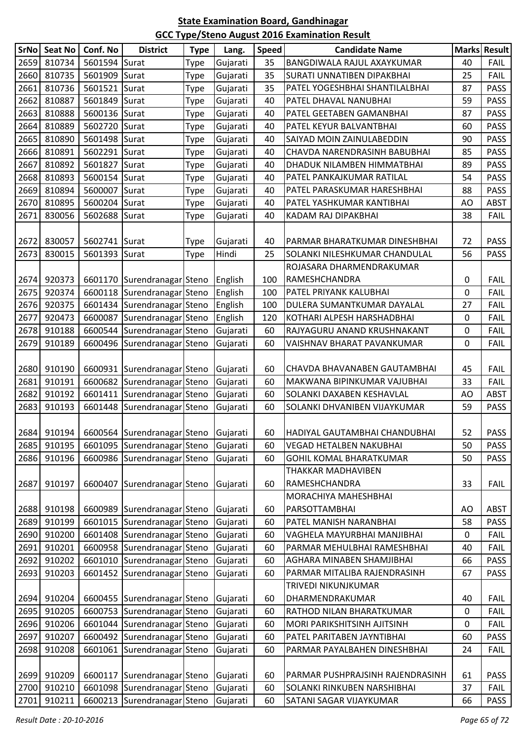## State Examination Board, Gandhinagar

## GCC Type/Steno August 2016 Examination Result

| SrNo | Seat No | Conf. No | District | Type | Lang. | Speed | Candidate Name | Marks | Result |
|---|---|---|---|---|---|---|---|---|---|
| 2659 | 810734 | 5601594 | Surat | Type | Gujarati | 35 | BANGDIWALA RAJUL AXAYKUMAR | 40 | FAIL |
| 2660 | 810735 | 5601909 | Surat | Type | Gujarati | 35 | SURATI UNNATIBEN DIPAKBHAI | 25 | FAIL |
| 2661 | 810736 | 5601521 | Surat | Type | Gujarati | 35 | PATEL YOGESHBHAI SHANTILALBHAI | 87 | PASS |
| 2662 | 810887 | 5601849 | Surat | Type | Gujarati | 40 | PATEL DHAVAL NANUBHAI | 59 | PASS |
| 2663 | 810888 | 5600136 | Surat | Type | Gujarati | 40 | PATEL GEETABEN GAMANBHAI | 87 | PASS |
| 2664 | 810889 | 5602720 | Surat | Type | Gujarati | 40 | PATEL KEYUR BALVANTBHAI | 60 | PASS |
| 2665 | 810890 | 5601498 | Surat | Type | Gujarati | 40 | SAIYAD MOIN ZAINULABEDDIN | 90 | PASS |
| 2666 | 810891 | 5602291 | Surat | Type | Gujarati | 40 | CHAVDA NARENDRASINH BABUBHAI | 85 | PASS |
| 2667 | 810892 | 5601827 | Surat | Type | Gujarati | 40 | DHADUK NILAMBEN HIMMATBHAI | 89 | PASS |
| 2668 | 810893 | 5600154 | Surat | Type | Gujarati | 40 | PATEL PANKAJKUMAR RATILAL | 54 | PASS |
| 2669 | 810894 | 5600007 | Surat | Type | Gujarati | 40 | PATEL PARASKUMAR HARESHBHAI | 88 | PASS |
| 2670 | 810895 | 5600204 | Surat | Type | Gujarati | 40 | PATEL YASHKUMAR KANTIBHAI | AO | ABST |
| 2671 | 830056 | 5602688 | Surat | Type | Gujarati | 40 | KADAM RAJ DIPAKBHAI | 38 | FAIL |
| 2672 | 830057 | 5602741 | Surat | Type | Gujarati | 40 | PARMAR BHARATKUMAR DINESHBHAI | 72 | PASS |
| 2673 | 830015 | 5601393 | Surat | Type | Hindi | 25 | SOLANKI NILESHKUMAR CHANDULAL | 56 | PASS |
| 2674 | 920373 | 6601170 | Surendranagar | Steno | English | 100 | ROJASARA DHARMENDRAKUMAR RAMESHCHANDRA | 0 | FAIL |
| 2675 | 920374 | 6600118 | Surendranagar | Steno | English | 100 | PATEL PRIYANK KALUBHAI | 0 | FAIL |
| 2676 | 920375 | 6601434 | Surendranagar | Steno | English | 100 | DULERA SUMANTKUMAR DAYALAL | 27 | FAIL |
| 2677 | 920473 | 6600087 | Surendranagar | Steno | English | 120 | KOTHARI ALPESH HARSHADBHAI | 0 | FAIL |
| 2678 | 910188 | 6600544 | Surendranagar | Steno | Gujarati | 60 | RAJYAGURU ANAND KRUSHNAKANT | 0 | FAIL |
| 2679 | 910189 | 6600496 | Surendranagar | Steno | Gujarati | 60 | VAISHNAV BHARAT PAVANKUMAR | 0 | FAIL |
| 2680 | 910190 | 6600931 | Surendranagar | Steno | Gujarati | 60 | CHAVDA BHAVANABEN GAUTAMBHAI | 45 | FAIL |
| 2681 | 910191 | 6600682 | Surendranagar | Steno | Gujarati | 60 | MAKWANA BIPINKUMAR VAJUBHAI | 33 | FAIL |
| 2682 | 910192 | 6601411 | Surendranagar | Steno | Gujarati | 60 | SOLANKI DAXABEN KESHAVLAL | AO | ABST |
| 2683 | 910193 | 6601448 | Surendranagar | Steno | Gujarati | 60 | SOLANKI DHVANIBEN VIJAYKUMAR | 59 | PASS |
| 2684 | 910194 | 6600564 | Surendranagar | Steno | Gujarati | 60 | HADIYAL GAUTAMBHAI CHANDUBHAI | 52 | PASS |
| 2685 | 910195 | 6601095 | Surendranagar | Steno | Gujarati | 60 | VEGAD HETALBEN NAKUBHAI | 50 | PASS |
| 2686 | 910196 | 6600986 | Surendranagar | Steno | Gujarati | 60 | GOHIL KOMAL BHARATKUMAR | 50 | PASS |
| 2687 | 910197 | 6600407 | Surendranagar | Steno | Gujarati | 60 | THAKKAR MADHAVIBEN RAMESHCHANDRA | 33 | FAIL |
| 2688 | 910198 | 6600989 | Surendranagar | Steno | Gujarati | 60 | MORACHIYA MAHESHBHAI PARSOTTAMBHAI | AO | ABST |
| 2689 | 910199 | 6601015 | Surendranagar | Steno | Gujarati | 60 | PATEL MANISH NARANBHAI | 58 | PASS |
| 2690 | 910200 | 6601408 | Surendranagar | Steno | Gujarati | 60 | VAGHELA MAYURBHAI MANJIBHAI | 0 | FAIL |
| 2691 | 910201 | 6600958 | Surendranagar | Steno | Gujarati | 60 | PARMAR MEHULBHAI RAMESHBHAI | 40 | FAIL |
| 2692 | 910202 | 6601010 | Surendranagar | Steno | Gujarati | 60 | AGHARA MINABEN SHAMJIBHAI | 66 | PASS |
| 2693 | 910203 | 6601452 | Surendranagar | Steno | Gujarati | 60 | PARMAR MITALIBA RAJENDRASINH | 67 | PASS |
| 2694 | 910204 | 6600455 | Surendranagar | Steno | Gujarati | 60 | TRIVEDI NIKUNJKUMAR DHARMENDRAKUMAR | 40 | FAIL |
| 2695 | 910205 | 6600753 | Surendranagar | Steno | Gujarati | 60 | RATHOD NILAN BHARATKUMAR | 0 | FAIL |
| 2696 | 910206 | 6601044 | Surendranagar | Steno | Gujarati | 60 | MORI PARIKSHITSINH AJITSINH | 0 | FAIL |
| 2697 | 910207 | 6600492 | Surendranagar | Steno | Gujarati | 60 | PATEL PARITABEN JAYNTIBHAI | 60 | PASS |
| 2698 | 910208 | 6601061 | Surendranagar | Steno | Gujarati | 60 | PARMAR PAYALBAHEN DINESHBHAI | 24 | FAIL |
| 2699 | 910209 | 6600117 | Surendranagar | Steno | Gujarati | 60 | PARMAR PUSHPRAJSINH RAJENDRASINH | 61 | PASS |
| 2700 | 910210 | 6601098 | Surendranagar | Steno | Gujarati | 60 | SOLANKI RINKUBEN NARSHIBHAI | 37 | FAIL |
| 2701 | 910211 | 6600213 | Surendranagar | Steno | Gujarati | 60 | SATANI SAGAR VIJAYKUMAR | 66 | PASS |

*Result Date : 20-10-2016*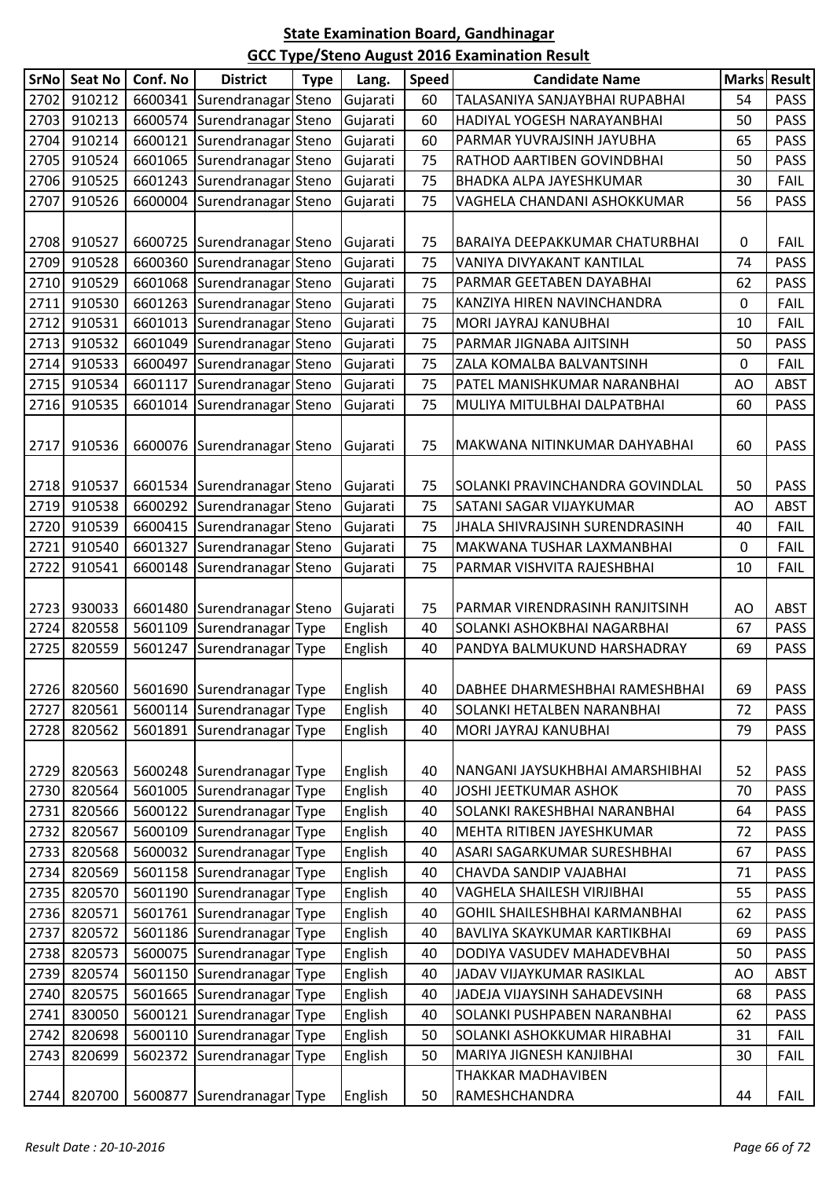**State Examination Board, Gandhinagar**

**GCC Type/Steno August 2016 Examination Result**

| SrNo | Seat No | Conf. No | District | Type | Lang. | Speed | Candidate Name | Marks | Result |
|---|---|---|---|---|---|---|---|---|---|
| 2702 | 910212 | 6600341 | Surendranagar | Steno | Gujarati | 60 | TALASANIYA SANJAYBHAI RUPABHAI | 54 | PASS |
| 2703 | 910213 | 6600574 | Surendranagar | Steno | Gujarati | 60 | HADIYAL YOGESH NARAYANBHAI | 50 | PASS |
| 2704 | 910214 | 6600121 | Surendranagar | Steno | Gujarati | 60 | PARMAR YUVRAJSINH JAYUBHA | 65 | PASS |
| 2705 | 910524 | 6601065 | Surendranagar | Steno | Gujarati | 75 | RATHOD AARTIBEN GOVINDBHAI | 50 | PASS |
| 2706 | 910525 | 6601243 | Surendranagar | Steno | Gujarati | 75 | BHADKA ALPA JAYESHKUMAR | 30 | FAIL |
| 2707 | 910526 | 6600004 | Surendranagar | Steno | Gujarati | 75 | VAGHELA CHANDANI ASHOKKUMAR | 56 | PASS |
| 2708 | 910527 | 6600725 | Surendranagar | Steno | Gujarati | 75 | BARAIYA DEEPAKKUMAR CHATURBHAI | 0 | FAIL |
| 2709 | 910528 | 6600360 | Surendranagar | Steno | Gujarati | 75 | VANIYA DIVYAKANT KANTILAL | 74 | PASS |
| 2710 | 910529 | 6601068 | Surendranagar | Steno | Gujarati | 75 | PARMAR GEETABEN DAYABHAI | 62 | PASS |
| 2711 | 910530 | 6601263 | Surendranagar | Steno | Gujarati | 75 | KANZIYA HIREN NAVINCHANDRA | 0 | FAIL |
| 2712 | 910531 | 6601013 | Surendranagar | Steno | Gujarati | 75 | MORI JAYRAJ KANUBHAI | 10 | FAIL |
| 2713 | 910532 | 6601049 | Surendranagar | Steno | Gujarati | 75 | PARMAR JIGNABA AJITSINH | 50 | PASS |
| 2714 | 910533 | 6600497 | Surendranagar | Steno | Gujarati | 75 | ZALA KOMALBA BALVANTSINH | 0 | FAIL |
| 2715 | 910534 | 6601117 | Surendranagar | Steno | Gujarati | 75 | PATEL MANISHKUMAR NARANBHAI | AO | ABST |
| 2716 | 910535 | 6601014 | Surendranagar | Steno | Gujarati | 75 | MULIYA MITULBHAI DALPATBHAI | 60 | PASS |
| 2717 | 910536 | 6600076 | Surendranagar | Steno | Gujarati | 75 | MAKWANA NITINKUMAR DAHYABHAI | 60 | PASS |
| 2718 | 910537 | 6601534 | Surendranagar | Steno | Gujarati | 75 | SOLANKI PRAVINCHANDRA GOVINDLAL | 50 | PASS |
| 2719 | 910538 | 6600292 | Surendranagar | Steno | Gujarati | 75 | SATANI SAGAR VIJAYKUMAR | AO | ABST |
| 2720 | 910539 | 6600415 | Surendranagar | Steno | Gujarati | 75 | JHALA SHIVRAJSINH SURENDRASINH | 40 | FAIL |
| 2721 | 910540 | 6601327 | Surendranagar | Steno | Gujarati | 75 | MAKWANA TUSHAR LAXMANBHAI | 0 | FAIL |
| 2722 | 910541 | 6600148 | Surendranagar | Steno | Gujarati | 75 | PARMAR VISHVITA RAJESHBHAI | 10 | FAIL |
| 2723 | 930033 | 6601480 | Surendranagar | Steno | Gujarati | 75 | PARMAR VIRENDRASINH RANJITSINH | AO | ABST |
| 2724 | 820558 | 5601109 | Surendranagar | Type | English | 40 | SOLANKI ASHOKBHAI NAGARBHAI | 67 | PASS |
| 2725 | 820559 | 5601247 | Surendranagar | Type | English | 40 | PANDYA BALMUKUND HARSHADRAY | 69 | PASS |
| 2726 | 820560 | 5601690 | Surendranagar | Type | English | 40 | DABHEE DHARMESHBHAI RAMESHBHAI | 69 | PASS |
| 2727 | 820561 | 5600114 | Surendranagar | Type | English | 40 | SOLANKI HETALBEN NARANBHAI | 72 | PASS |
| 2728 | 820562 | 5601891 | Surendranagar | Type | English | 40 | MORI JAYRAJ KANUBHAI | 79 | PASS |
| 2729 | 820563 | 5600248 | Surendranagar | Type | English | 40 | NANGANI JAYSUKHBHAI AMARSHIBHAI | 52 | PASS |
| 2730 | 820564 | 5601005 | Surendranagar | Type | English | 40 | JOSHI JEETKUMAR ASHOK | 70 | PASS |
| 2731 | 820566 | 5600122 | Surendranagar | Type | English | 40 | SOLANKI RAKESHBHAI NARANBHAI | 64 | PASS |
| 2732 | 820567 | 5600109 | Surendranagar | Type | English | 40 | MEHTA RITIBEN JAYESHKUMAR | 72 | PASS |
| 2733 | 820568 | 5600032 | Surendranagar | Type | English | 40 | ASARI SAGARKUMAR SURESHBHAI | 67 | PASS |
| 2734 | 820569 | 5601158 | Surendranagar | Type | English | 40 | CHAVDA SANDIP VAJABHAI | 71 | PASS |
| 2735 | 820570 | 5601190 | Surendranagar | Type | English | 40 | VAGHELA SHAILESH VIRJIBHAI | 55 | PASS |
| 2736 | 820571 | 5601761 | Surendranagar | Type | English | 40 | GOHIL SHAILESHBHAI KARMANBHAI | 62 | PASS |
| 2737 | 820572 | 5601186 | Surendranagar | Type | English | 40 | BAVLIYA SKAYKUMAR KARTIKBHAI | 69 | PASS |
| 2738 | 820573 | 5600075 | Surendranagar | Type | English | 40 | DODIYA VASUDEV MAHADEVBHAI | 50 | PASS |
| 2739 | 820574 | 5601150 | Surendranagar | Type | English | 40 | JADAV VIJAYKUMAR RASIKLAL | AO | ABST |
| 2740 | 820575 | 5601665 | Surendranagar | Type | English | 40 | JADEJA VIJAYSINH SAHADEVSINH | 68 | PASS |
| 2741 | 830050 | 5600121 | Surendranagar | Type | English | 40 | SOLANKI PUSHPABEN NARANBHAI | 62 | PASS |
| 2742 | 820698 | 5600110 | Surendranagar | Type | English | 50 | SOLANKI ASHOKKUMAR HIRABHAI | 31 | FAIL |
| 2743 | 820699 | 5602372 | Surendranagar | Type | English | 50 | MARIYA JIGNESH KANJIBHAI | 30 | FAIL |
| 2744 | 820700 | 5600877 | Surendranagar | Type | English | 50 | THAKKAR MADHAVIBEN RAMESHCHANDRA | 44 | FAIL |

*Result Date : 20-10-2016*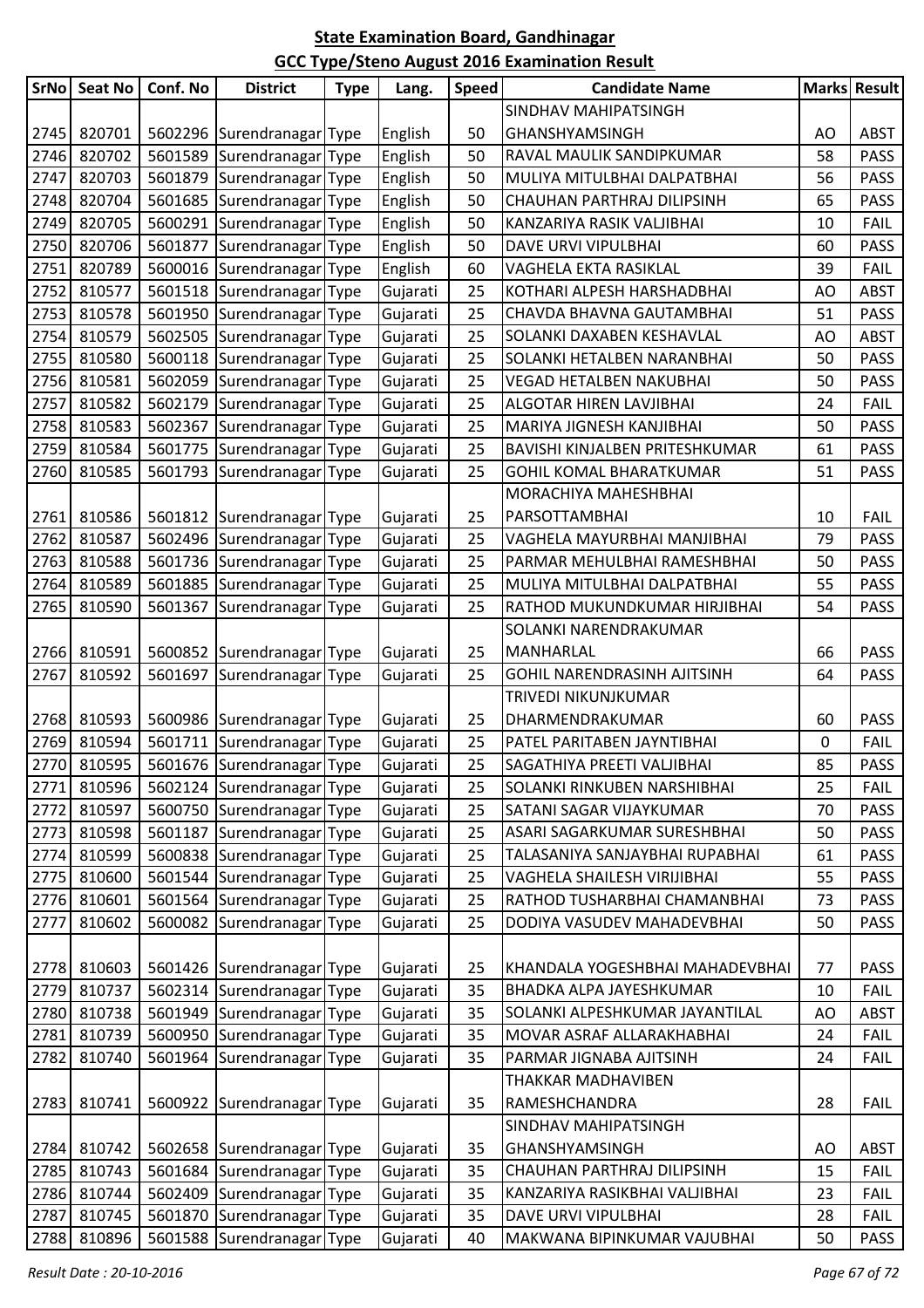**State Examination Board, Gandhinagar**

**GCC Type/Steno August 2016 Examination Result**

| SrNo | Seat No | Conf. No | District | Type | Lang. | Speed | Candidate Name | Marks | Result |
|---|---|---|---|---|---|---|---|---|---|
| 2745 | 820701 | 5602296 | Surendranagar | Type | English | 50 | SINDHAV MAHIPATSINGH GHANSHYAMSINGH | AO | ABST |
| 2746 | 820702 | 5601589 | Surendranagar | Type | English | 50 | RAVAL MAULIK SANDIPKUMAR | 58 | PASS |
| 2747 | 820703 | 5601879 | Surendranagar | Type | English | 50 | MULIYA MITULBHAI DALPATBHAI | 56 | PASS |
| 2748 | 820704 | 5601685 | Surendranagar | Type | English | 50 | CHAUHAN PARTHRAJ DILIPSINH | 65 | PASS |
| 2749 | 820705 | 5600291 | Surendranagar | Type | English | 50 | KANZARIYA RASIK VALJIBHAI | 10 | FAIL |
| 2750 | 820706 | 5601877 | Surendranagar | Type | English | 50 | DAVE URVI VIPULBHAI | 60 | PASS |
| 2751 | 820789 | 5600016 | Surendranagar | Type | English | 60 | VAGHELA EKTA RASIKLAL | 39 | FAIL |
| 2752 | 810577 | 5601518 | Surendranagar | Type | Gujarati | 25 | KOTHARI ALPESH HARSHADBHAI | AO | ABST |
| 2753 | 810578 | 5601950 | Surendranagar | Type | Gujarati | 25 | CHAVDA BHAVNA GAUTAMBHAI | 51 | PASS |
| 2754 | 810579 | 5602505 | Surendranagar | Type | Gujarati | 25 | SOLANKI DAXABEN KESHAVLAL | AO | ABST |
| 2755 | 810580 | 5600118 | Surendranagar | Type | Gujarati | 25 | SOLANKI HETALBEN NARANBHAI | 50 | PASS |
| 2756 | 810581 | 5602059 | Surendranagar | Type | Gujarati | 25 | VEGAD HETALBEN NAKUBHAI | 50 | PASS |
| 2757 | 810582 | 5602179 | Surendranagar | Type | Gujarati | 25 | ALGOTAR HIREN LAVJIBHAI | 24 | FAIL |
| 2758 | 810583 | 5602367 | Surendranagar | Type | Gujarati | 25 | MARIYA JIGNESH KANJIBHAI | 50 | PASS |
| 2759 | 810584 | 5601775 | Surendranagar | Type | Gujarati | 25 | BAVISHI KINJALBEN PRITESHKUMAR | 61 | PASS |
| 2760 | 810585 | 5601793 | Surendranagar | Type | Gujarati | 25 | GOHIL KOMAL BHARATKUMAR | 51 | PASS |
| 2761 | 810586 | 5601812 | Surendranagar | Type | Gujarati | 25 | MORACHIYA MAHESHBHAI PARSOTTAMBHAI | 10 | FAIL |
| 2762 | 810587 | 5602496 | Surendranagar | Type | Gujarati | 25 | VAGHELA MAYURBHAI MANJIBHAI | 79 | PASS |
| 2763 | 810588 | 5601736 | Surendranagar | Type | Gujarati | 25 | PARMAR MEHULBHAI RAMESHBHAI | 50 | PASS |
| 2764 | 810589 | 5601885 | Surendranagar | Type | Gujarati | 25 | MULIYA MITULBHAI DALPATBHAI | 55 | PASS |
| 2765 | 810590 | 5601367 | Surendranagar | Type | Gujarati | 25 | RATHOD MUKUNDKUMAR HIRJIBHAI | 54 | PASS |
| 2766 | 810591 | 5600852 | Surendranagar | Type | Gujarati | 25 | SOLANKI NARENDRAKUMAR MANHARLAL | 66 | PASS |
| 2767 | 810592 | 5601697 | Surendranagar | Type | Gujarati | 25 | GOHIL NARENDRASINH AJITSINH | 64 | PASS |
| 2768 | 810593 | 5600986 | Surendranagar | Type | Gujarati | 25 | TRIVEDI NIKUNJKUMAR DHARMENDRAKUMAR | 60 | PASS |
| 2769 | 810594 | 5601711 | Surendranagar | Type | Gujarati | 25 | PATEL PARITABEN JAYNTIBHAI | 0 | FAIL |
| 2770 | 810595 | 5601676 | Surendranagar | Type | Gujarati | 25 | SAGATHIYA PREETI VALJIBHAI | 85 | PASS |
| 2771 | 810596 | 5602124 | Surendranagar | Type | Gujarati | 25 | SOLANKI RINKUBEN NARSHIBHAI | 25 | FAIL |
| 2772 | 810597 | 5600750 | Surendranagar | Type | Gujarati | 25 | SATANI SAGAR VIJAYKUMAR | 70 | PASS |
| 2773 | 810598 | 5601187 | Surendranagar | Type | Gujarati | 25 | ASARI SAGARKUMAR SURESHBHAI | 50 | PASS |
| 2774 | 810599 | 5600838 | Surendranagar | Type | Gujarati | 25 | TALASANIYA SANJAYBHAI RUPABHAI | 61 | PASS |
| 2775 | 810600 | 5601544 | Surendranagar | Type | Gujarati | 25 | VAGHELA SHAILESH VIRIJIBHAI | 55 | PASS |
| 2776 | 810601 | 5601564 | Surendranagar | Type | Gujarati | 25 | RATHOD TUSHARBHAI CHAMANBHAI | 73 | PASS |
| 2777 | 810602 | 5600082 | Surendranagar | Type | Gujarati | 25 | DODIYA VASUDEV MAHADEVBHAI | 50 | PASS |
| 2778 | 810603 | 5601426 | Surendranagar | Type | Gujarati | 25 | KHANDALA YOGESHBHAI MAHADEVBHAI | 77 | PASS |
| 2779 | 810737 | 5602314 | Surendranagar | Type | Gujarati | 35 | BHADKA ALPA JAYESHKUMAR | 10 | FAIL |
| 2780 | 810738 | 5601949 | Surendranagar | Type | Gujarati | 35 | SOLANKI ALPESHKUMAR JAYANTILAL | AO | ABST |
| 2781 | 810739 | 5600950 | Surendranagar | Type | Gujarati | 35 | MOVAR ASRAF ALLARAKHABHAI | 24 | FAIL |
| 2782 | 810740 | 5601964 | Surendranagar | Type | Gujarati | 35 | PARMAR JIGNABA AJITSINH | 24 | FAIL |
| 2783 | 810741 | 5600922 | Surendranagar | Type | Gujarati | 35 | THAKKAR MADHAVIBEN RAMESHCHANDRA | 28 | FAIL |
| 2784 | 810742 | 5602658 | Surendranagar | Type | Gujarati | 35 | SINDHAV MAHIPATSINGH GHANSHYAMSINGH | AO | ABST |
| 2785 | 810743 | 5601684 | Surendranagar | Type | Gujarati | 35 | CHAUHAN PARTHRAJ DILIPSINH | 15 | FAIL |
| 2786 | 810744 | 5602409 | Surendranagar | Type | Gujarati | 35 | KANZARIYA RASIKBHAI VALJIBHAI | 23 | FAIL |
| 2787 | 810745 | 5601870 | Surendranagar | Type | Gujarati | 35 | DAVE URVI VIPULBHAI | 28 | FAIL |
| 2788 | 810896 | 5601588 | Surendranagar | Type | Gujarati | 40 | MAKWANA BIPINKUMAR VAJUBHAI | 50 | PASS |

*Result Date : 20-10-2016*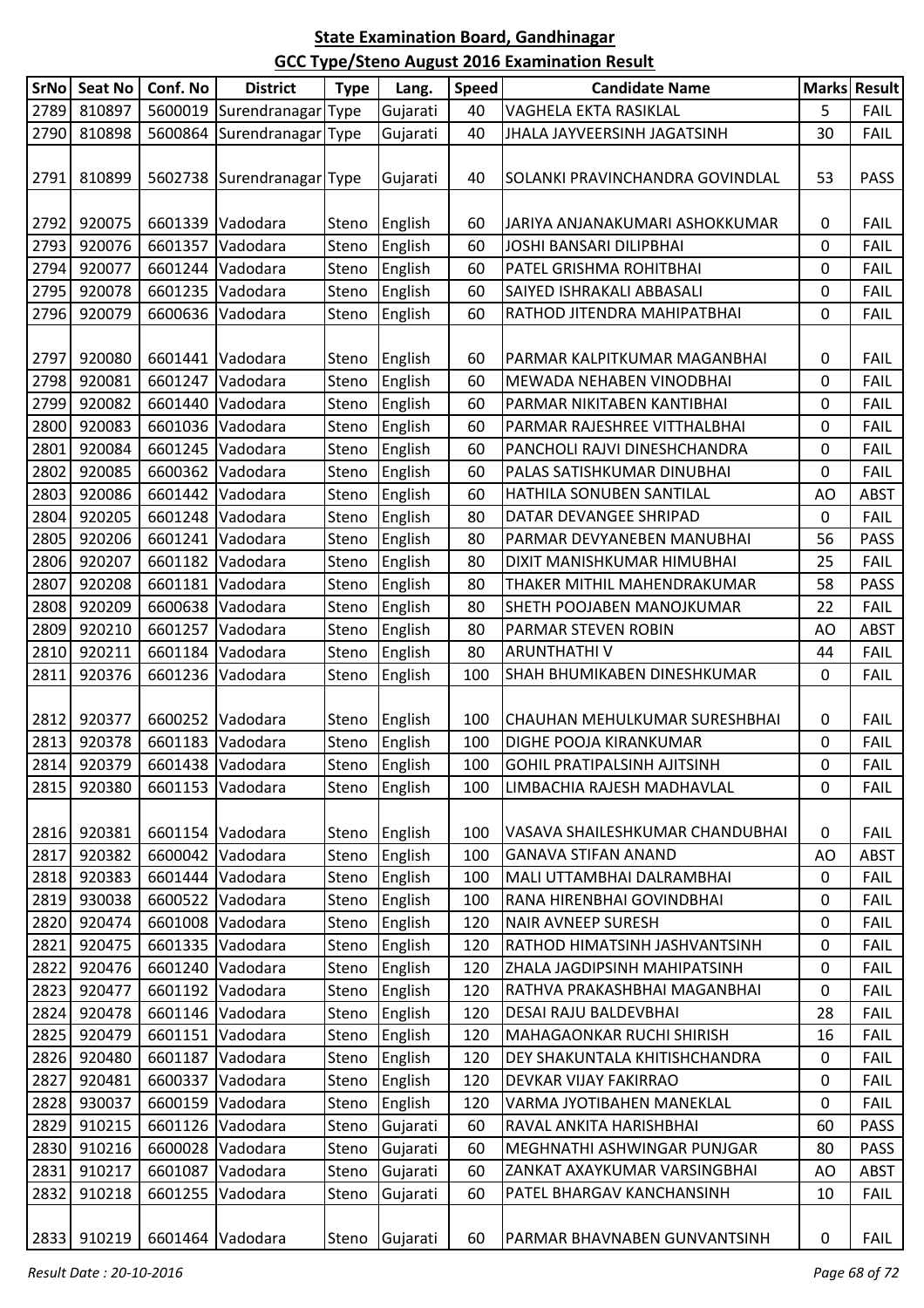# State Examination Board, Gandhinagar

## GCC Type/Steno August 2016 Examination Result

| SrNo | Seat No | Conf. No | District | Type | Lang. | Speed | Candidate Name | Marks | Result |
|---|---|---|---|---|---|---|---|---|---|
| 2789 | 810897 | 5600019 | Surendranagar | Type | Gujarati | 40 | VAGHELA EKTA RASIKLAL | 5 | FAIL |
| 2790 | 810898 | 5600864 | Surendranagar | Type | Gujarati | 40 | JHALA JAYVEERSINH JAGATSINH | 30 | FAIL |
| 2791 | 810899 | 5602738 | Surendranagar | Type | Gujarati | 40 | SOLANKI PRAVINCHANDRA GOVINDLAL | 53 | PASS |
| 2792 | 920075 | 6601339 | Vadodara | Steno | English | 60 | JARIYA ANJANAKUMARI ASHOKKUMAR | 0 | FAIL |
| 2793 | 920076 | 6601357 | Vadodara | Steno | English | 60 | JOSHI BANSARI DILIPBHAI | 0 | FAIL |
| 2794 | 920077 | 6601244 | Vadodara | Steno | English | 60 | PATEL GRISHMA ROHITBHAI | 0 | FAIL |
| 2795 | 920078 | 6601235 | Vadodara | Steno | English | 60 | SAIYED ISHRAKALI ABBASALI | 0 | FAIL |
| 2796 | 920079 | 6600636 | Vadodara | Steno | English | 60 | RATHOD JITENDRA MAHIPATBHAI | 0 | FAIL |
| 2797 | 920080 | 6601441 | Vadodara | Steno | English | 60 | PARMAR KALPITKUMAR MAGANBHAI | 0 | FAIL |
| 2798 | 920081 | 6601247 | Vadodara | Steno | English | 60 | MEWADA NEHABEN VINODBHAI | 0 | FAIL |
| 2799 | 920082 | 6601440 | Vadodara | Steno | English | 60 | PARMAR NIKITABEN KANTIBHAI | 0 | FAIL |
| 2800 | 920083 | 6601036 | Vadodara | Steno | English | 60 | PARMAR RAJESHREE VITTHALBHAI | 0 | FAIL |
| 2801 | 920084 | 6601245 | Vadodara | Steno | English | 60 | PANCHOLI RAJVI DINESHCHANDRA | 0 | FAIL |
| 2802 | 920085 | 6600362 | Vadodara | Steno | English | 60 | PALAS SATISHKUMAR DINUBHAI | 0 | FAIL |
| 2803 | 920086 | 6601442 | Vadodara | Steno | English | 60 | HATHILA SONUBEN SANTILAL | AO | ABST |
| 2804 | 920205 | 6601248 | Vadodara | Steno | English | 80 | DATAR DEVANGEE SHRIPAD | 0 | FAIL |
| 2805 | 920206 | 6601241 | Vadodara | Steno | English | 80 | PARMAR DEVYANEBEN MANUBHAI | 56 | PASS |
| 2806 | 920207 | 6601182 | Vadodara | Steno | English | 80 | DIXIT MANISHKUMAR HIMUBHAI | 25 | FAIL |
| 2807 | 920208 | 6601181 | Vadodara | Steno | English | 80 | THAKER MITHIL MAHENDRAKUMAR | 58 | PASS |
| 2808 | 920209 | 6600638 | Vadodara | Steno | English | 80 | SHETH POOJABEN MANOJKUMAR | 22 | FAIL |
| 2809 | 920210 | 6601257 | Vadodara | Steno | English | 80 | PARMAR STEVEN ROBIN | AO | ABST |
| 2810 | 920211 | 6601184 | Vadodara | Steno | English | 80 | ARUNTHATHI V | 44 | FAIL |
| 2811 | 920376 | 6601236 | Vadodara | Steno | English | 100 | SHAH BHUMIKABEN DINESHKUMAR | 0 | FAIL |
| 2812 | 920377 | 6600252 | Vadodara | Steno | English | 100 | CHAUHAN MEHULKUMAR SURESHBHAI | 0 | FAIL |
| 2813 | 920378 | 6601183 | Vadodara | Steno | English | 100 | DIGHE POOJA KIRANKUMAR | 0 | FAIL |
| 2814 | 920379 | 6601438 | Vadodara | Steno | English | 100 | GOHIL PRATIPALSINH AJITSINH | 0 | FAIL |
| 2815 | 920380 | 6601153 | Vadodara | Steno | English | 100 | LIMBACHIA RAJESH MADHAVLAL | 0 | FAIL |
| 2816 | 920381 | 6601154 | Vadodara | Steno | English | 100 | VASAVA SHAILESHKUMAR CHANDUBHAI | 0 | FAIL |
| 2817 | 920382 | 6600042 | Vadodara | Steno | English | 100 | GANAVA STIFAN ANAND | AO | ABST |
| 2818 | 920383 | 6601444 | Vadodara | Steno | English | 100 | MALI UTTAMBHAI DALRAMBHAI | 0 | FAIL |
| 2819 | 930038 | 6600522 | Vadodara | Steno | English | 100 | RANA HIRENBHAI GOVINDBHAI | 0 | FAIL |
| 2820 | 920474 | 6601008 | Vadodara | Steno | English | 120 | NAIR AVNEEP SURESH | 0 | FAIL |
| 2821 | 920475 | 6601335 | Vadodara | Steno | English | 120 | RATHOD HIMATSINH JASHVANTSINH | 0 | FAIL |
| 2822 | 920476 | 6601240 | Vadodara | Steno | English | 120 | ZHALA JAGDIPSINH MAHIPATSINH | 0 | FAIL |
| 2823 | 920477 | 6601192 | Vadodara | Steno | English | 120 | RATHVA PRAKASHBHAI MAGANBHAI | 0 | FAIL |
| 2824 | 920478 | 6601146 | Vadodara | Steno | English | 120 | DESAI RAJU BALDEVBHAI | 28 | FAIL |
| 2825 | 920479 | 6601151 | Vadodara | Steno | English | 120 | MAHAGAONKAR RUCHI SHIRISH | 16 | FAIL |
| 2826 | 920480 | 6601187 | Vadodara | Steno | English | 120 | DEY SHAKUNTALA KHITISHCHANDRA | 0 | FAIL |
| 2827 | 920481 | 6600337 | Vadodara | Steno | English | 120 | DEVKAR VIJAY FAKIRRAO | 0 | FAIL |
| 2828 | 930037 | 6600159 | Vadodara | Steno | English | 120 | VARMA JYOTIBAHEN MANEKLAL | 0 | FAIL |
| 2829 | 910215 | 6601126 | Vadodara | Steno | Gujarati | 60 | RAVAL ANKITA HARISHBHAI | 60 | PASS |
| 2830 | 910216 | 6600028 | Vadodara | Steno | Gujarati | 60 | MEGHNATHI ASHWINGAR PUNJGAR | 80 | PASS |
| 2831 | 910217 | 6601087 | Vadodara | Steno | Gujarati | 60 | ZANKAT AXAYKUMAR VARSINGBHAI | AO | ABST |
| 2832 | 910218 | 6601255 | Vadodara | Steno | Gujarati | 60 | PATEL BHARGAV KANCHANSINH | 10 | FAIL |
| 2833 | 910219 | 6601464 | Vadodara | Steno | Gujarati | 60 | PARMAR BHAVNABEN GUNVANTSINH | 0 | FAIL |

*Result Date : 20-10-2016*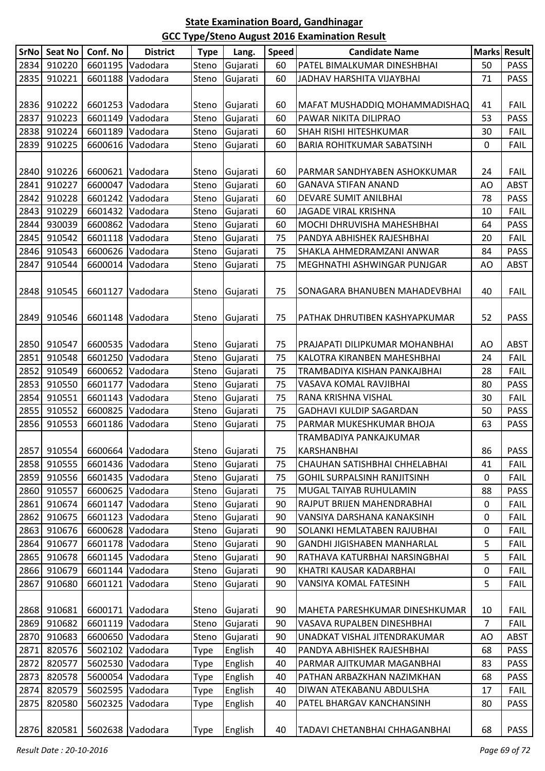## State Examination Board, Gandhinagar

## GCC Type/Steno August 2016 Examination Result

| SrNo | Seat No | Conf. No | District | Type | Lang. | Speed | Candidate Name | Marks | Result |
|---|---|---|---|---|---|---|---|---|---|
| 2834 | 910220 | 6601195 | Vadodara | Steno | Gujarati | 60 | PATEL BIMALKUMAR DINESHBHAI | 50 | PASS |
| 2835 | 910221 | 6601188 | Vadodara | Steno | Gujarati | 60 | JADHAV HARSHITA VIJAYBHAI | 71 | PASS |
| 2836 | 910222 | 6601253 | Vadodara | Steno | Gujarati | 60 | MAFAT MUSHADDIQ MOHAMMADISHAQ | 41 | FAIL |
| 2837 | 910223 | 6601149 | Vadodara | Steno | Gujarati | 60 | PAWAR NIKITA DILIPRAO | 53 | PASS |
| 2838 | 910224 | 6601189 | Vadodara | Steno | Gujarati | 60 | SHAH RISHI HITESHKUMAR | 30 | FAIL |
| 2839 | 910225 | 6600616 | Vadodara | Steno | Gujarati | 60 | BARIA ROHITKUMAR SABATSINH | 0 | FAIL |
| 2840 | 910226 | 6600621 | Vadodara | Steno | Gujarati | 60 | PARMAR SANDHYABEN ASHOKKUMAR | 24 | FAIL |
| 2841 | 910227 | 6600047 | Vadodara | Steno | Gujarati | 60 | GANAVA STIFAN ANAND | AO | ABST |
| 2842 | 910228 | 6601242 | Vadodara | Steno | Gujarati | 60 | DEVARE SUMIT ANILBHAI | 78 | PASS |
| 2843 | 910229 | 6601432 | Vadodara | Steno | Gujarati | 60 | JAGADE VIRAL KRISHNA | 10 | FAIL |
| 2844 | 930039 | 6600862 | Vadodara | Steno | Gujarati | 60 | MOCHI DHRUVISHA MAHESHBHAI | 64 | PASS |
| 2845 | 910542 | 6601118 | Vadodara | Steno | Gujarati | 75 | PANDYA ABHISHEK RAJESHBHAI | 20 | FAIL |
| 2846 | 910543 | 6600626 | Vadodara | Steno | Gujarati | 75 | SHAKLA AHMEDRAMZANI ANWAR | 84 | PASS |
| 2847 | 910544 | 6600014 | Vadodara | Steno | Gujarati | 75 | MEGHNATHI ASHWINGAR PUNJGAR | AO | ABST |
| 2848 | 910545 | 6601127 | Vadodara | Steno | Gujarati | 75 | SONAGARA BHANUBEN MAHADEVBHAI | 40 | FAIL |
| 2849 | 910546 | 6601148 | Vadodara | Steno | Gujarati | 75 | PATHAK DHRUTIBEN KASHYAPKUMAR | 52 | PASS |
| 2850 | 910547 | 6600535 | Vadodara | Steno | Gujarati | 75 | PRAJAPATI DILIPKUMAR MOHANBHAI | AO | ABST |
| 2851 | 910548 | 6601250 | Vadodara | Steno | Gujarati | 75 | KALOTRA KIRANBEN MAHESHBHAI | 24 | FAIL |
| 2852 | 910549 | 6600652 | Vadodara | Steno | Gujarati | 75 | TRAMBADIYA KISHAN PANKAJBHAI | 28 | FAIL |
| 2853 | 910550 | 6601177 | Vadodara | Steno | Gujarati | 75 | VASAVA KOMAL RAVJIBHAI | 80 | PASS |
| 2854 | 910551 | 6601143 | Vadodara | Steno | Gujarati | 75 | RANA KRISHNA VISHAL | 30 | FAIL |
| 2855 | 910552 | 6600825 | Vadodara | Steno | Gujarati | 75 | GADHAVI KULDIP SAGARDAN | 50 | PASS |
| 2856 | 910553 | 6601186 | Vadodara | Steno | Gujarati | 75 | PARMAR MUKESHKUMAR BHOJA | 63 | PASS |
| 2857 | 910554 | 6600664 | Vadodara | Steno | Gujarati | 75 | TRAMBADIYA PANKAJKUMAR KARSHANBHAI | 86 | PASS |
| 2858 | 910555 | 6601436 | Vadodara | Steno | Gujarati | 75 | CHAUHAN SATISHBHAI CHHELABHAI | 41 | FAIL |
| 2859 | 910556 | 6601435 | Vadodara | Steno | Gujarati | 75 | GOHIL SURPALSINH RANJITSINH | 0 | FAIL |
| 2860 | 910557 | 6600625 | Vadodara | Steno | Gujarati | 75 | MUGAL TAIYAB RUHULAMIN | 88 | PASS |
| 2861 | 910674 | 6601147 | Vadodara | Steno | Gujarati | 90 | RAJPUT BRIJEN MAHENDRABHAI | 0 | FAIL |
| 2862 | 910675 | 6601123 | Vadodara | Steno | Gujarati | 90 | VANSIYA DARSHANA KANAKSINH | 0 | FAIL |
| 2863 | 910676 | 6600628 | Vadodara | Steno | Gujarati | 90 | SOLANKI HEMLATABEN RAJUBHAI | 0 | FAIL |
| 2864 | 910677 | 6601178 | Vadodara | Steno | Gujarati | 90 | GANDHI JIGISHABEN MANHARLAL | 5 | FAIL |
| 2865 | 910678 | 6601145 | Vadodara | Steno | Gujarati | 90 | RATHAVA KATURBHAI NARSINGBHAI | 5 | FAIL |
| 2866 | 910679 | 6601144 | Vadodara | Steno | Gujarati | 90 | KHATRI KAUSAR KADARBHAI | 0 | FAIL |
| 2867 | 910680 | 6601121 | Vadodara | Steno | Gujarati | 90 | VANSIYA KOMAL FATESINH | 5 | FAIL |
| 2868 | 910681 | 6600171 | Vadodara | Steno | Gujarati | 90 | MAHETA PARESHKUMAR DINESHKUMAR | 10 | FAIL |
| 2869 | 910682 | 6601119 | Vadodara | Steno | Gujarati | 90 | VASAVA RUPALBEN DINESHBHAI | 7 | FAIL |
| 2870 | 910683 | 6600650 | Vadodara | Steno | Gujarati | 90 | UNADKAT VISHAL JITENDRAKUMAR | AO | ABST |
| 2871 | 820576 | 5602102 | Vadodara | Type | English | 40 | PANDYA ABHISHEK RAJESHBHAI | 68 | PASS |
| 2872 | 820577 | 5602530 | Vadodara | Type | English | 40 | PARMAR AJITKUMAR MAGANBHAI | 83 | PASS |
| 2873 | 820578 | 5600054 | Vadodara | Type | English | 40 | PATHAN ARBAZKHAN NAZIMKHAN | 68 | PASS |
| 2874 | 820579 | 5602595 | Vadodara | Type | English | 40 | DIWAN ATEKABANU ABDULSHA | 17 | FAIL |
| 2875 | 820580 | 5602325 | Vadodara | Type | English | 40 | PATEL BHARGAV KANCHANSINH | 80 | PASS |
| 2876 | 820581 | 5602638 | Vadodara | Type | English | 40 | TADAVI CHETANBHAI CHHAGANBHAI | 68 | PASS |

*Result Date : 20-10-2016*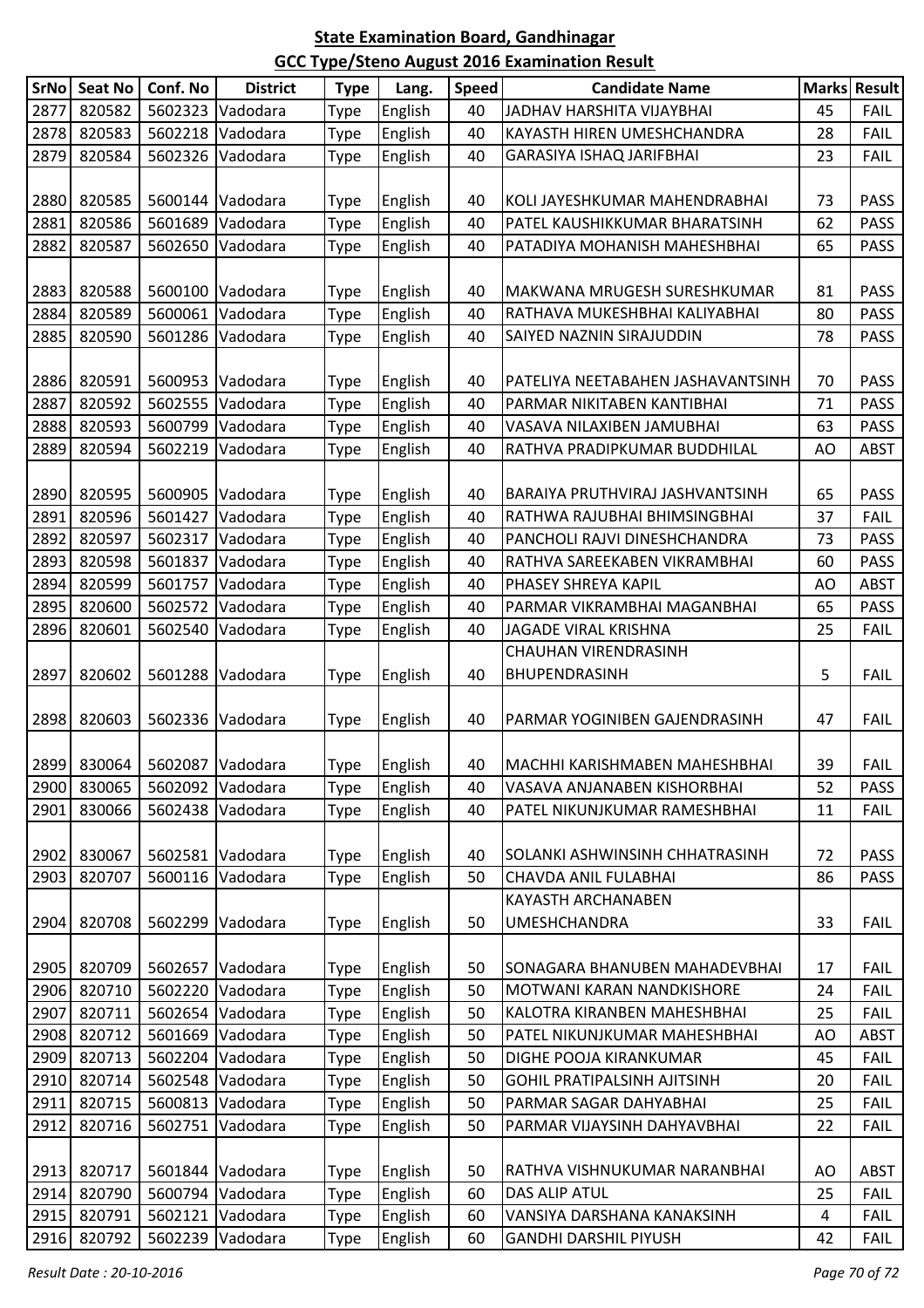# State Examination Board, Gandhinagar

## GCC Type/Steno August 2016 Examination Result

| SrNo | Seat No | Conf. No | District | Type | Lang. | Speed | Candidate Name | Marks | Result |
|---|---|---|---|---|---|---|---|---|---|
| 2877 | 820582 | 5602323 | Vadodara | Type | English | 40 | JADHAV HARSHITA VIJAYBHAI | 45 | FAIL |
| 2878 | 820583 | 5602218 | Vadodara | Type | English | 40 | KAYASTH HIREN UMESHCHANDRA | 28 | FAIL |
| 2879 | 820584 | 5602326 | Vadodara | Type | English | 40 | GARASIYA ISHAQ JARIFBHAI | 23 | FAIL |
| 2880 | 820585 | 5600144 | Vadodara | Type | English | 40 | KOLI JAYESHKUMAR MAHENDRABHAI | 73 | PASS |
| 2881 | 820586 | 5601689 | Vadodara | Type | English | 40 | PATEL KAUSHIKKUMAR BHARATSINH | 62 | PASS |
| 2882 | 820587 | 5602650 | Vadodara | Type | English | 40 | PATADIYA MOHANISH MAHESHBHAI | 65 | PASS |
| 2883 | 820588 | 5600100 | Vadodara | Type | English | 40 | MAKWANA MRUGESH SURESHKUMAR | 81 | PASS |
| 2884 | 820589 | 5600061 | Vadodara | Type | English | 40 | RATHAVA MUKESHBHAI KALIYABHAI | 80 | PASS |
| 2885 | 820590 | 5601286 | Vadodara | Type | English | 40 | SAIYED NAZNIN SIRAJUDDIN | 78 | PASS |
| 2886 | 820591 | 5600953 | Vadodara | Type | English | 40 | PATELIYA NEETABAHEN JASHAVANTSINH | 70 | PASS |
| 2887 | 820592 | 5602555 | Vadodara | Type | English | 40 | PARMAR NIKITABEN KANTIBHAI | 71 | PASS |
| 2888 | 820593 | 5600799 | Vadodara | Type | English | 40 | VASAVA NILAXIBEN JAMUBHAI | 63 | PASS |
| 2889 | 820594 | 5602219 | Vadodara | Type | English | 40 | RATHVA PRADIPKUMAR BUDDHILAL | AO | ABST |
| 2890 | 820595 | 5600905 | Vadodara | Type | English | 40 | BARAIYA PRUTHVIRAJ JASHVANTSINH | 65 | PASS |
| 2891 | 820596 | 5601427 | Vadodara | Type | English | 40 | RATHWA RAJUBHAI BHIMSINGBHAI | 37 | FAIL |
| 2892 | 820597 | 5602317 | Vadodara | Type | English | 40 | PANCHOLI RAJVI DINESHCHANDRA | 73 | PASS |
| 2893 | 820598 | 5601837 | Vadodara | Type | English | 40 | RATHVA SAREEKABEN VIKRAMBHAI | 60 | PASS |
| 2894 | 820599 | 5601757 | Vadodara | Type | English | 40 | PHASEY SHREYA KAPIL | AO | ABST |
| 2895 | 820600 | 5602572 | Vadodara | Type | English | 40 | PARMAR VIKRAMBHAI MAGANBHAI | 65 | PASS |
| 2896 | 820601 | 5602540 | Vadodara | Type | English | 40 | JAGADE VIRAL KRISHNA | 25 | FAIL |
| 2897 | 820602 | 5601288 | Vadodara | Type | English | 40 | CHAUHAN VIRENDRASINH BHUPENDRASINH | 5 | FAIL |
| 2898 | 820603 | 5602336 | Vadodara | Type | English | 40 | PARMAR YOGINIBEN GAJENDRASINH | 47 | FAIL |
| 2899 | 830064 | 5602087 | Vadodara | Type | English | 40 | MACHHI KARISHMABEN MAHESHBHAI | 39 | FAIL |
| 2900 | 830065 | 5602092 | Vadodara | Type | English | 40 | VASAVA ANJANABEN KISHORBHAI | 52 | PASS |
| 2901 | 830066 | 5602438 | Vadodara | Type | English | 40 | PATEL NIKUNJKUMAR RAMESHBHAI | 11 | FAIL |
| 2902 | 830067 | 5602581 | Vadodara | Type | English | 40 | SOLANKI ASHWINSINH CHHATRASINH | 72 | PASS |
| 2903 | 820707 | 5600116 | Vadodara | Type | English | 50 | CHAVDA ANIL FULABHAI | 86 | PASS |
| 2904 | 820708 | 5602299 | Vadodara | Type | English | 50 | KAYASTH ARCHANABEN UMESHCHANDRA | 33 | FAIL |
| 2905 | 820709 | 5602657 | Vadodara | Type | English | 50 | SONAGARA BHANUBEN MAHADEVBHAI | 17 | FAIL |
| 2906 | 820710 | 5602220 | Vadodara | Type | English | 50 | MOTWANI KARAN NANDKISHORE | 24 | FAIL |
| 2907 | 820711 | 5602654 | Vadodara | Type | English | 50 | KALOTRA KIRANBEN MAHESHBHAI | 25 | FAIL |
| 2908 | 820712 | 5601669 | Vadodara | Type | English | 50 | PATEL NIKUNJKUMAR MAHESHBHAI | AO | ABST |
| 2909 | 820713 | 5602204 | Vadodara | Type | English | 50 | DIGHE POOJA KIRANKUMAR | 45 | FAIL |
| 2910 | 820714 | 5602548 | Vadodara | Type | English | 50 | GOHIL PRATIPALSINH AJITSINH | 20 | FAIL |
| 2911 | 820715 | 5600813 | Vadodara | Type | English | 50 | PARMAR SAGAR DAHYABHAI | 25 | FAIL |
| 2912 | 820716 | 5602751 | Vadodara | Type | English | 50 | PARMAR VIJAYSINH DAHYAVBHAI | 22 | FAIL |
| 2913 | 820717 | 5601844 | Vadodara | Type | English | 50 | RATHVA VISHNUKUMAR NARANBHAI | AO | ABST |
| 2914 | 820790 | 5600794 | Vadodara | Type | English | 60 | DAS ALIP ATUL | 25 | FAIL |
| 2915 | 820791 | 5602121 | Vadodara | Type | English | 60 | VANSIYA DARSHANA KANAKSINH | 4 | FAIL |
| 2916 | 820792 | 5602239 | Vadodara | Type | English | 60 | GANDHI DARSHIL PIYUSH | 42 | FAIL |

*Result Date : 20-10-2016*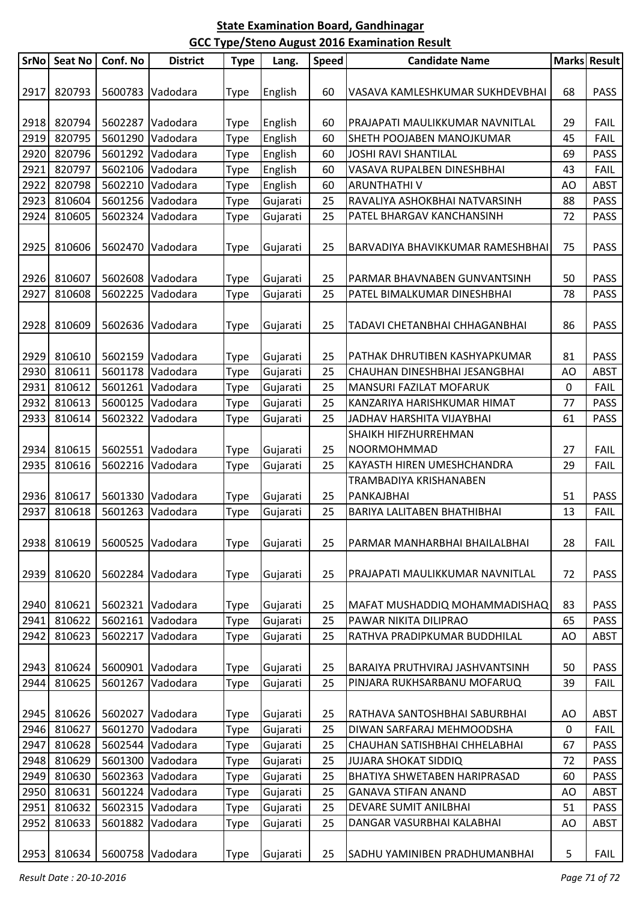## State Examination Board, Gandhinagar

## GCC Type/Steno August 2016 Examination Result

| SrNo | Seat No | Conf. No | District | Type | Lang. | Speed | Candidate Name | Marks | Result |
|---|---|---|---|---|---|---|---|---|---|
| 2917 | 820793 | 5600783 | Vadodara | Type | English | 60 | VASAVA KAMLESHKUMAR SUKHDEVBHAI | 68 | PASS |
| 2918 | 820794 | 5602287 | Vadodara | Type | English | 60 | PRAJAPATI MAULIKKUMAR NAVNITLAL | 29 | FAIL |
| 2919 | 820795 | 5601290 | Vadodara | Type | English | 60 | SHETH POOJABEN MANOJKUMAR | 45 | FAIL |
| 2920 | 820796 | 5601292 | Vadodara | Type | English | 60 | JOSHI RAVI SHANTILAL | 69 | PASS |
| 2921 | 820797 | 5602106 | Vadodara | Type | English | 60 | VASAVA RUPALBEN DINESHBHAI | 43 | FAIL |
| 2922 | 820798 | 5602210 | Vadodara | Type | English | 60 | ARUNTHATHI V | AO | ABST |
| 2923 | 810604 | 5601256 | Vadodara | Type | Gujarati | 25 | RAVALIYA ASHOKBHAI NATVARSINH | 88 | PASS |
| 2924 | 810605 | 5602324 | Vadodara | Type | Gujarati | 25 | PATEL BHARGAV KANCHANSINH | 72 | PASS |
| 2925 | 810606 | 5602470 | Vadodara | Type | Gujarati | 25 | BARVADIYA BHAVIKKUMAR RAMESHBHAI | 75 | PASS |
| 2926 | 810607 | 5602608 | Vadodara | Type | Gujarati | 25 | PARMAR BHAVNABEN GUNVANTSINH | 50 | PASS |
| 2927 | 810608 | 5602225 | Vadodara | Type | Gujarati | 25 | PATEL BIMALKUMAR DINESHBHAI | 78 | PASS |
| 2928 | 810609 | 5602636 | Vadodara | Type | Gujarati | 25 | TADAVI CHETANBHAI CHHAGANBHAI | 86 | PASS |
| 2929 | 810610 | 5602159 | Vadodara | Type | Gujarati | 25 | PATHAK DHRUTIBEN KASHYAPKUMAR | 81 | PASS |
| 2930 | 810611 | 5601178 | Vadodara | Type | Gujarati | 25 | CHAUHAN DINESHBHAI JESANGBHAI | AO | ABST |
| 2931 | 810612 | 5601261 | Vadodara | Type | Gujarati | 25 | MANSURI FAZILAT MOFARUK | 0 | FAIL |
| 2932 | 810613 | 5600125 | Vadodara | Type | Gujarati | 25 | KANZARIYA HARISHKUMAR HIMAT | 77 | PASS |
| 2933 | 810614 | 5602322 | Vadodara | Type | Gujarati | 25 | JADHAV HARSHITA VIJAYBHAI | 61 | PASS |
| 2934 | 810615 | 5602551 | Vadodara | Type | Gujarati | 25 | SHAIKH HIFZHURREHMAN NOORMOHMMAD | 27 | FAIL |
| 2935 | 810616 | 5602216 | Vadodara | Type | Gujarati | 25 | KAYASTH HIREN UMESHCHANDRA | 29 | FAIL |
| 2936 | 810617 | 5601330 | Vadodara | Type | Gujarati | 25 | TRAMBADIYA KRISHANABEN PANKAJBHAI | 51 | PASS |
| 2937 | 810618 | 5601263 | Vadodara | Type | Gujarati | 25 | BARIYA LALITABEN BHATHIBHAI | 13 | FAIL |
| 2938 | 810619 | 5600525 | Vadodara | Type | Gujarati | 25 | PARMAR MANHARBHAI BHAILALBHAI | 28 | FAIL |
| 2939 | 810620 | 5602284 | Vadodara | Type | Gujarati | 25 | PRAJAPATI MAULIKKUMAR NAVNITLAL | 72 | PASS |
| 2940 | 810621 | 5602321 | Vadodara | Type | Gujarati | 25 | MAFAT MUSHADDIQ MOHAMMADISHAQ | 83 | PASS |
| 2941 | 810622 | 5602161 | Vadodara | Type | Gujarati | 25 | PAWAR NIKITA DILIPRAO | 65 | PASS |
| 2942 | 810623 | 5602217 | Vadodara | Type | Gujarati | 25 | RATHVA PRADIPKUMAR BUDDHILAL | AO | ABST |
| 2943 | 810624 | 5600901 | Vadodara | Type | Gujarati | 25 | BARAIYA PRUTHVIRAJ JASHVANTSINH | 50 | PASS |
| 2944 | 810625 | 5601267 | Vadodara | Type | Gujarati | 25 | PINJARA RUKHSARBANU MOFARUQ | 39 | FAIL |
| 2945 | 810626 | 5602027 | Vadodara | Type | Gujarati | 25 | RATHAVA SANTOSHBHAI SABURBHAI | AO | ABST |
| 2946 | 810627 | 5601270 | Vadodara | Type | Gujarati | 25 | DIWAN SARFARAJ MEHMOODSHA | 0 | FAIL |
| 2947 | 810628 | 5602544 | Vadodara | Type | Gujarati | 25 | CHAUHAN SATISHBHAI CHHELABHAI | 67 | PASS |
| 2948 | 810629 | 5601300 | Vadodara | Type | Gujarati | 25 | JUJARA SHOKAT SIDDIQ | 72 | PASS |
| 2949 | 810630 | 5602363 | Vadodara | Type | Gujarati | 25 | BHATIYA SHWETABEN HARIPRASAD | 60 | PASS |
| 2950 | 810631 | 5601224 | Vadodara | Type | Gujarati | 25 | GANAVA STIFAN ANAND | AO | ABST |
| 2951 | 810632 | 5602315 | Vadodara | Type | Gujarati | 25 | DEVARE SUMIT ANILBHAI | 51 | PASS |
| 2952 | 810633 | 5601882 | Vadodara | Type | Gujarati | 25 | DANGAR VASURBHAI KALABHAI | AO | ABST |
| 2953 | 810634 | 5600758 | Vadodara | Type | Gujarati | 25 | SADHU YAMINIBEN PRADHUMANBHAI | 5 | FAIL |

*Result Date : 20-10-2016*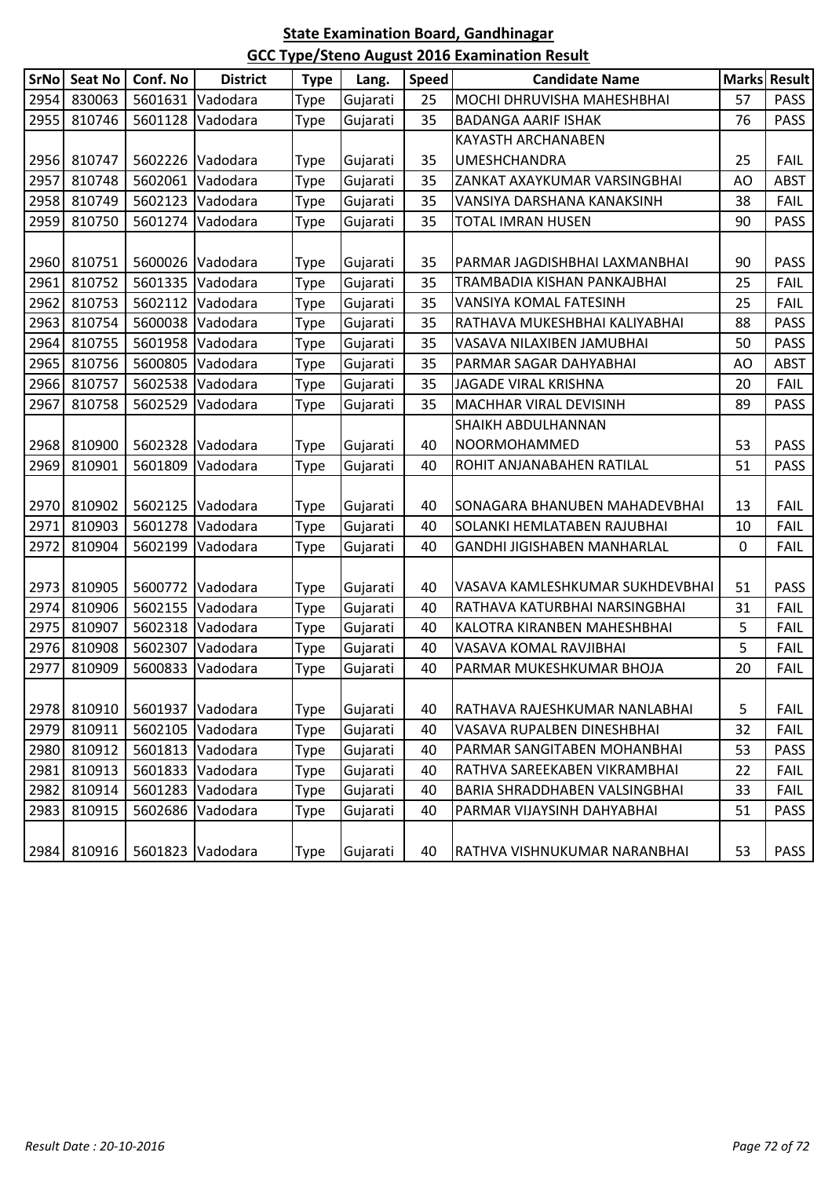**State Examination Board, Gandhinagar**

**GCC Type/Steno August 2016 Examination Result**

| SrNo | Seat No | Conf. No | District | Type | Lang. | Speed | Candidate Name | Marks | Result |
|---|---|---|---|---|---|---|---|---|---|
| 2954 | 830063 | 5601631 | Vadodara | Type | Gujarati | 25 | MOCHI DHRUVISHA MAHESHBHAI | 57 | PASS |
| 2955 | 810746 | 5601128 | Vadodara | Type | Gujarati | 35 | BADANGA AARIF ISHAK | 76 | PASS |
| 2956 | 810747 | 5602226 | Vadodara | Type | Gujarati | 35 | KAYASTH ARCHANABEN UMESHCHANDRA | 25 | FAIL |
| 2957 | 810748 | 5602061 | Vadodara | Type | Gujarati | 35 | ZANKAT AXAYKUMAR VARSINGBHAI | AO | ABST |
| 2958 | 810749 | 5602123 | Vadodara | Type | Gujarati | 35 | VANSIYA DARSHANA KANAKSINH | 38 | FAIL |
| 2959 | 810750 | 5601274 | Vadodara | Type | Gujarati | 35 | TOTAL IMRAN HUSEN | 90 | PASS |
| 2960 | 810751 | 5600026 | Vadodara | Type | Gujarati | 35 | PARMAR JAGDISHBHAI LAXMANBHAI | 90 | PASS |
| 2961 | 810752 | 5601335 | Vadodara | Type | Gujarati | 35 | TRAMBADIA KISHAN PANKAJBHAI | 25 | FAIL |
| 2962 | 810753 | 5602112 | Vadodara | Type | Gujarati | 35 | VANSIYA KOMAL FATESINH | 25 | FAIL |
| 2963 | 810754 | 5600038 | Vadodara | Type | Gujarati | 35 | RATHAVA MUKESHBHAI KALIYABHAI | 88 | PASS |
| 2964 | 810755 | 5601958 | Vadodara | Type | Gujarati | 35 | VASAVA NILAXIBEN JAMUBHAI | 50 | PASS |
| 2965 | 810756 | 5600805 | Vadodara | Type | Gujarati | 35 | PARMAR SAGAR DAHYABHAI | AO | ABST |
| 2966 | 810757 | 5602538 | Vadodara | Type | Gujarati | 35 | JAGADE VIRAL KRISHNA | 20 | FAIL |
| 2967 | 810758 | 5602529 | Vadodara | Type | Gujarati | 35 | MACHHAR VIRAL DEVISINH | 89 | PASS |
| 2968 | 810900 | 5602328 | Vadodara | Type | Gujarati | 40 | SHAIKH ABDULHANNAN NOORMOHAMMED | 53 | PASS |
| 2969 | 810901 | 5601809 | Vadodara | Type | Gujarati | 40 | ROHIT ANJANABAHEN RATILAL | 51 | PASS |
| 2970 | 810902 | 5602125 | Vadodara | Type | Gujarati | 40 | SONAGARA BHANUBEN MAHADEVBHAI | 13 | FAIL |
| 2971 | 810903 | 5601278 | Vadodara | Type | Gujarati | 40 | SOLANKI HEMLATABEN RAJUBHAI | 10 | FAIL |
| 2972 | 810904 | 5602199 | Vadodara | Type | Gujarati | 40 | GANDHI JIGISHABEN MANHARLAL | 0 | FAIL |
| 2973 | 810905 | 5600772 | Vadodara | Type | Gujarati | 40 | VASAVA KAMLESHKUMAR SUKHDEVBHAI | 51 | PASS |
| 2974 | 810906 | 5602155 | Vadodara | Type | Gujarati | 40 | RATHAVA KATURBHAI NARSINGBHAI | 31 | FAIL |
| 2975 | 810907 | 5602318 | Vadodara | Type | Gujarati | 40 | KALOTRA KIRANBEN MAHESHBHAI | 5 | FAIL |
| 2976 | 810908 | 5602307 | Vadodara | Type | Gujarati | 40 | VASAVA KOMAL RAVJIBHAI | 5 | FAIL |
| 2977 | 810909 | 5600833 | Vadodara | Type | Gujarati | 40 | PARMAR MUKESHKUMAR BHOJA | 20 | FAIL |
| 2978 | 810910 | 5601937 | Vadodara | Type | Gujarati | 40 | RATHAVA RAJESHKUMAR NANLABHAI | 5 | FAIL |
| 2979 | 810911 | 5602105 | Vadodara | Type | Gujarati | 40 | VASAVA RUPALBEN DINESHBHAI | 32 | FAIL |
| 2980 | 810912 | 5601813 | Vadodara | Type | Gujarati | 40 | PARMAR SANGITABEN MOHANBHAI | 53 | PASS |
| 2981 | 810913 | 5601833 | Vadodara | Type | Gujarati | 40 | RATHVA SAREEKABEN VIKRAMBHAI | 22 | FAIL |
| 2982 | 810914 | 5601283 | Vadodara | Type | Gujarati | 40 | BARIA SHRADDHABEN VALSINGBHAI | 33 | FAIL |
| 2983 | 810915 | 5602686 | Vadodara | Type | Gujarati | 40 | PARMAR VIJAYSINH DAHYABHAI | 51 | PASS |
| 2984 | 810916 | 5601823 | Vadodara | Type | Gujarati | 40 | RATHVA VISHNUKUMAR NARANBHAI | 53 | PASS |

*Result Date : 20-10-2016*